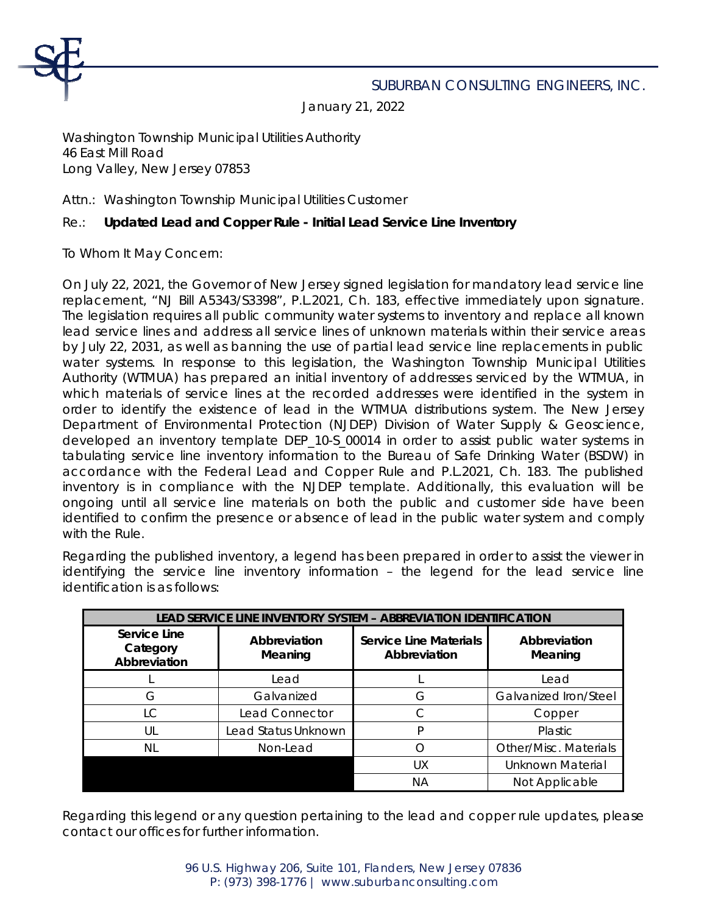SUBURBAN CONSULTING ENGINEERS, INC.

January 21, 2022

Washington Township Municipal Utilities Authority
46 East Mill Road
Long Valley, New Jersey 07853

Attn.: Washington Township Municipal Utilities Customer

Re.: **Updated Lead and Copper Rule - Initial Lead Service Line Inventory**

To Whom It May Concern:

On July 22, 2021, the Governor of New Jersey signed legislation for mandatory lead service line replacement, "NJ Bill A5343/S3398", P.L.2021, Ch. 183, effective immediately upon signature. The legislation requires all public community water systems to inventory and replace all known lead service lines and address all service lines of unknown materials within their service areas by July 22, 2031, as well as banning the use of partial lead service line replacements in public water systems. In response to this legislation, the Washington Township Municipal Utilities Authority (WTMUA) has prepared an initial inventory of addresses serviced by the WTMUA, in which materials of service lines at the recorded addresses were identified in the system in order to identify the existence of lead in the WTMUA distributions system. The New Jersey Department of Environmental Protection (NJDEP) Division of Water Supply & Geoscience, developed an inventory template DEP_10-S_00014 in order to assist public water systems in tabulating service line inventory information to the Bureau of Safe Drinking Water (BSDW) in accordance with the Federal Lead and Copper Rule and P.L.2021, Ch. 183. The published inventory is in compliance with the NJDEP template. Additionally, this evaluation will be ongoing until all service line materials on both the public and customer side have been identified to confirm the presence or absence of lead in the public water system and comply with the Rule.

Regarding the published inventory, a legend has been prepared in order to assist the viewer in identifying the service line inventory information – the legend for the lead service line identification is as follows:

| LEAD SERVICE LINE INVENTORY SYSTEM – ABBREVIATION IDENTIFICATION | | | |
|---|---|---|---|
| **Service Line Category Abbreviation** | **Abbreviation Meaning** | **Service Line Materials Abbreviation** | **Abbreviation Meaning** |
| L | Lead | L | Lead |
| G | Galvanized | G | Galvanized Iron/Steel |
| LC | Lead Connector | C | Copper |
| UL | Lead Status Unknown | P | Plastic |
| NL | Non-Lead | O | Other/Misc. Materials |
| | | UX | Unknown Material |
| | | NA | Not Applicable |

Regarding this legend or any question pertaining to the lead and copper rule updates, please contact our offices for further information.

96 U.S. Highway 206, Suite 101, Flanders, New Jersey 07836
P: (973) 398-1776 | www.suburbanconsulting.com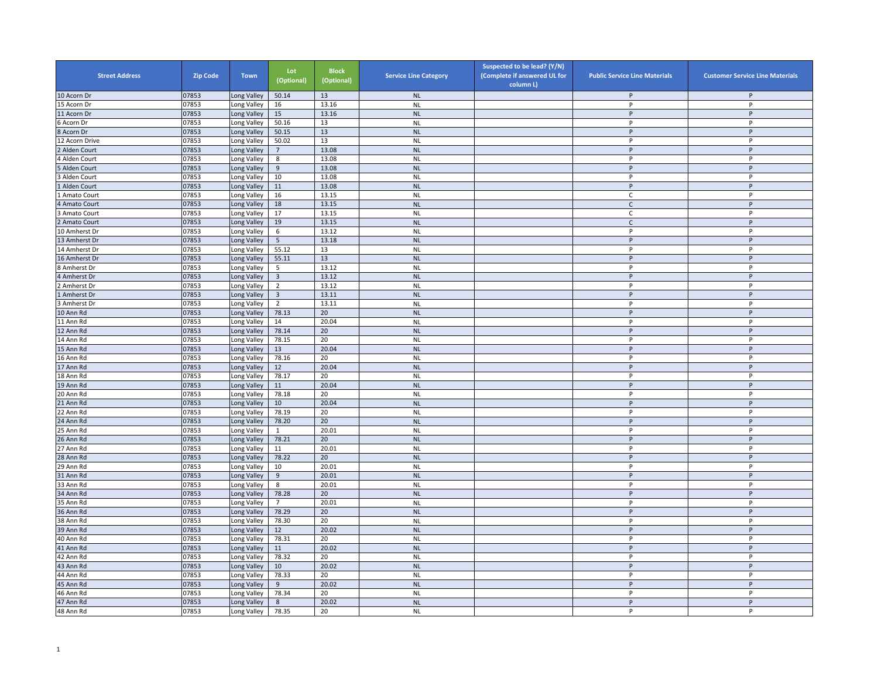| Street Address | Zip Code | Town | Lot (Optional) | Block (Optional) | Service Line Category | Suspected to be lead? (Y/N) (Complete if answered UL for column L) | Public Service Line Materials | Customer Service Line Materials |
|---|---|---|---|---|---|---|---|---|
| 10 Acorn Dr | 07853 | Long Valley | 50.14 | 13 | NL | | P | P |
| 15 Acorn Dr | 07853 | Long Valley | 16 | 13.16 | NL | | P | P |
| 11 Acorn Dr | 07853 | Long Valley | 15 | 13.16 | NL | | P | P |
| 6 Acorn Dr | 07853 | Long Valley | 50.16 | 13 | NL | | P | P |
| 8 Acorn Dr | 07853 | Long Valley | 50.15 | 13 | NL | | P | P |
| 12 Acorn Drive | 07853 | Long Valley | 50.02 | 13 | NL | | P | P |
| 2 Alden Court | 07853 | Long Valley | 7 | 13.08 | NL | | P | P |
| 4 Alden Court | 07853 | Long Valley | 8 | 13.08 | NL | | P | P |
| 5 Alden Court | 07853 | Long Valley | 9 | 13.08 | NL | | P | P |
| 3 Alden Court | 07853 | Long Valley | 10 | 13.08 | NL | | P | P |
| 1 Alden Court | 07853 | Long Valley | 11 | 13.08 | NL | | P | P |
| 1 Amato Court | 07853 | Long Valley | 16 | 13.15 | NL | | C | P |
| 4 Amato Court | 07853 | Long Valley | 18 | 13.15 | NL | | C | P |
| 3 Amato Court | 07853 | Long Valley | 17 | 13.15 | NL | | C | P |
| 2 Amato Court | 07853 | Long Valley | 19 | 13.15 | NL | | C | P |
| 10 Amherst Dr | 07853 | Long Valley | 6 | 13.12 | NL | | P | P |
| 13 Amherst Dr | 07853 | Long Valley | 5 | 13.18 | NL | | P | P |
| 14 Amherst Dr | 07853 | Long Valley | 55.12 | 13 | NL | | P | P |
| 16 Amherst Dr | 07853 | Long Valley | 55.11 | 13 | NL | | P | P |
| 8 Amherst Dr | 07853 | Long Valley | 5 | 13.12 | NL | | P | P |
| 4 Amherst Dr | 07853 | Long Valley | 3 | 13.12 | NL | | P | P |
| 2 Amherst Dr | 07853 | Long Valley | 2 | 13.12 | NL | | P | P |
| 1 Amherst Dr | 07853 | Long Valley | 3 | 13.11 | NL | | P | P |
| 3 Amherst Dr | 07853 | Long Valley | 2 | 13.11 | NL | | P | P |
| 10 Ann Rd | 07853 | Long Valley | 78.13 | 20 | NL | | P | P |
| 11 Ann Rd | 07853 | Long Valley | 14 | 20.04 | NL | | P | P |
| 12 Ann Rd | 07853 | Long Valley | 78.14 | 20 | NL | | P | P |
| 14 Ann Rd | 07853 | Long Valley | 78.15 | 20 | NL | | P | P |
| 15 Ann Rd | 07853 | Long Valley | 13 | 20.04 | NL | | P | P |
| 16 Ann Rd | 07853 | Long Valley | 78.16 | 20 | NL | | P | P |
| 17 Ann Rd | 07853 | Long Valley | 12 | 20.04 | NL | | P | P |
| 18 Ann Rd | 07853 | Long Valley | 78.17 | 20 | NL | | P | P |
| 19 Ann Rd | 07853 | Long Valley | 11 | 20.04 | NL | | P | P |
| 20 Ann Rd | 07853 | Long Valley | 78.18 | 20 | NL | | P | P |
| 21 Ann Rd | 07853 | Long Valley | 10 | 20.04 | NL | | P | P |
| 22 Ann Rd | 07853 | Long Valley | 78.19 | 20 | NL | | P | P |
| 24 Ann Rd | 07853 | Long Valley | 78.20 | 20 | NL | | P | P |
| 25 Ann Rd | 07853 | Long Valley | 1 | 20.01 | NL | | P | P |
| 26 Ann Rd | 07853 | Long Valley | 78.21 | 20 | NL | | P | P |
| 27 Ann Rd | 07853 | Long Valley | 11 | 20.01 | NL | | P | P |
| 28 Ann Rd | 07853 | Long Valley | 78.22 | 20 | NL | | P | P |
| 29 Ann Rd | 07853 | Long Valley | 10 | 20.01 | NL | | P | P |
| 31 Ann Rd | 07853 | Long Valley | 9 | 20.01 | NL | | P | P |
| 33 Ann Rd | 07853 | Long Valley | 8 | 20.01 | NL | | P | P |
| 34 Ann Rd | 07853 | Long Valley | 78.28 | 20 | NL | | P | P |
| 35 Ann Rd | 07853 | Long Valley | 7 | 20.01 | NL | | P | P |
| 36 Ann Rd | 07853 | Long Valley | 78.29 | 20 | NL | | P | P |
| 38 Ann Rd | 07853 | Long Valley | 78.30 | 20 | NL | | P | P |
| 39 Ann Rd | 07853 | Long Valley | 12 | 20.02 | NL | | P | P |
| 40 Ann Rd | 07853 | Long Valley | 78.31 | 20 | NL | | P | P |
| 41 Ann Rd | 07853 | Long Valley | 11 | 20.02 | NL | | P | P |
| 42 Ann Rd | 07853 | Long Valley | 78.32 | 20 | NL | | P | P |
| 43 Ann Rd | 07853 | Long Valley | 10 | 20.02 | NL | | P | P |
| 44 Ann Rd | 07853 | Long Valley | 78.33 | 20 | NL | | P | P |
| 45 Ann Rd | 07853 | Long Valley | 9 | 20.02 | NL | | P | P |
| 46 Ann Rd | 07853 | Long Valley | 78.34 | 20 | NL | | P | P |
| 47 Ann Rd | 07853 | Long Valley | 8 | 20.02 | NL | | P | P |
| 48 Ann Rd | 07853 | Long Valley | 78.35 | 20 | NL | | P | P |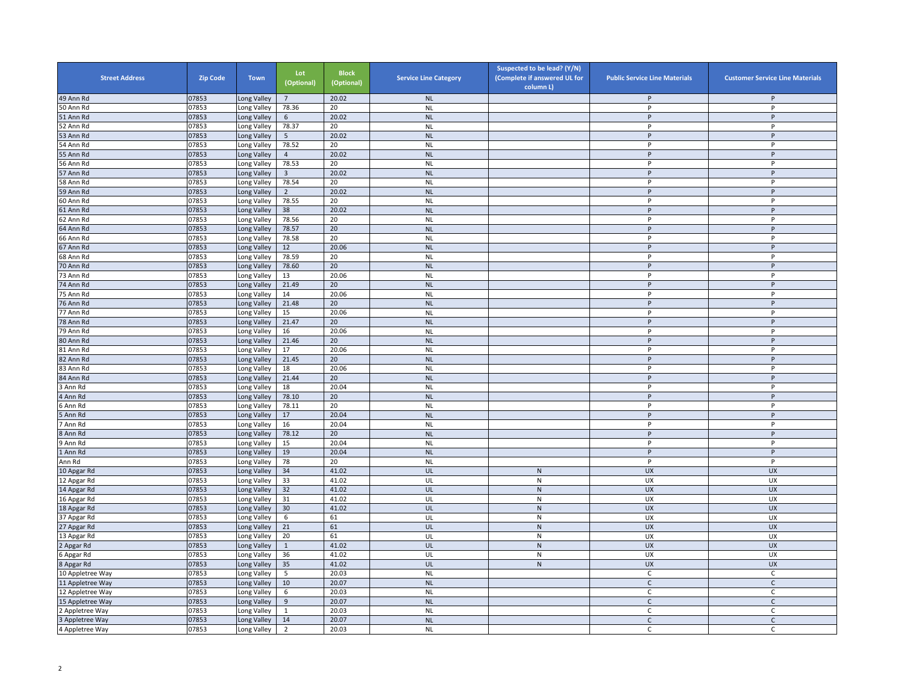| Street Address | Zip Code | Town | Lot (Optional) | Block (Optional) | Service Line Category | Suspected to be lead? (Y/N) (Complete if answered UL for column L) | Public Service Line Materials | Customer Service Line Materials |
|---|---|---|---|---|---|---|---|---|
| 49 Ann Rd | 07853 | Long Valley | 7 | 20.02 | NL | | P | P |
| 50 Ann Rd | 07853 | Long Valley | 78.36 | 20 | NL | | P | P |
| 51 Ann Rd | 07853 | Long Valley | 6 | 20.02 | NL | | P | P |
| 52 Ann Rd | 07853 | Long Valley | 78.37 | 20 | NL | | P | P |
| 53 Ann Rd | 07853 | Long Valley | 5 | 20.02 | NL | | P | P |
| 54 Ann Rd | 07853 | Long Valley | 78.52 | 20 | NL | | P | P |
| 55 Ann Rd | 07853 | Long Valley | 4 | 20.02 | NL | | P | P |
| 56 Ann Rd | 07853 | Long Valley | 78.53 | 20 | NL | | P | P |
| 57 Ann Rd | 07853 | Long Valley | 3 | 20.02 | NL | | P | P |
| 58 Ann Rd | 07853 | Long Valley | 78.54 | 20 | NL | | P | P |
| 59 Ann Rd | 07853 | Long Valley | 2 | 20.02 | NL | | P | P |
| 60 Ann Rd | 07853 | Long Valley | 78.55 | 20 | NL | | P | P |
| 61 Ann Rd | 07853 | Long Valley | 38 | 20.02 | NL | | P | P |
| 62 Ann Rd | 07853 | Long Valley | 78.56 | 20 | NL | | P | P |
| 64 Ann Rd | 07853 | Long Valley | 78.57 | 20 | NL | | P | P |
| 66 Ann Rd | 07853 | Long Valley | 78.58 | 20 | NL | | P | P |
| 67 Ann Rd | 07853 | Long Valley | 12 | 20.06 | NL | | P | P |
| 68 Ann Rd | 07853 | Long Valley | 78.59 | 20 | NL | | P | P |
| 70 Ann Rd | 07853 | Long Valley | 78.60 | 20 | NL | | P | P |
| 73 Ann Rd | 07853 | Long Valley | 13 | 20.06 | NL | | P | P |
| 74 Ann Rd | 07853 | Long Valley | 21.49 | 20 | NL | | P | P |
| 75 Ann Rd | 07853 | Long Valley | 14 | 20.06 | NL | | P | P |
| 76 Ann Rd | 07853 | Long Valley | 21.48 | 20 | NL | | P | P |
| 77 Ann Rd | 07853 | Long Valley | 15 | 20.06 | NL | | P | P |
| 78 Ann Rd | 07853 | Long Valley | 21.47 | 20 | NL | | P | P |
| 79 Ann Rd | 07853 | Long Valley | 16 | 20.06 | NL | | P | P |
| 80 Ann Rd | 07853 | Long Valley | 21.46 | 20 | NL | | P | P |
| 81 Ann Rd | 07853 | Long Valley | 17 | 20.06 | NL | | P | P |
| 82 Ann Rd | 07853 | Long Valley | 21.45 | 20 | NL | | P | P |
| 83 Ann Rd | 07853 | Long Valley | 18 | 20.06 | NL | | P | P |
| 84 Ann Rd | 07853 | Long Valley | 21.44 | 20 | NL | | P | P |
| 3 Ann Rd | 07853 | Long Valley | 18 | 20.04 | NL | | P | P |
| 4 Ann Rd | 07853 | Long Valley | 78.10 | 20 | NL | | P | P |
| 6 Ann Rd | 07853 | Long Valley | 78.11 | 20 | NL | | P | P |
| 5 Ann Rd | 07853 | Long Valley | 17 | 20.04 | NL | | P | P |
| 7 Ann Rd | 07853 | Long Valley | 16 | 20.04 | NL | | P | P |
| 8 Ann Rd | 07853 | Long Valley | 78.12 | 20 | NL | | P | P |
| 9 Ann Rd | 07853 | Long Valley | 15 | 20.04 | NL | | P | P |
| 1 Ann Rd | 07853 | Long Valley | 19 | 20.04 | NL | | P | P |
| Ann Rd | 07853 | Long Valley | 78 | 20 | NL | | P | P |
| 10 Apgar Rd | 07853 | Long Valley | 34 | 41.02 | UL | N | UX | UX |
| 12 Apgar Rd | 07853 | Long Valley | 33 | 41.02 | UL | N | UX | UX |
| 14 Apgar Rd | 07853 | Long Valley | 32 | 41.02 | UL | N | UX | UX |
| 16 Apgar Rd | 07853 | Long Valley | 31 | 41.02 | UL | N | UX | UX |
| 18 Apgar Rd | 07853 | Long Valley | 30 | 41.02 | UL | N | UX | UX |
| 37 Apgar Rd | 07853 | Long Valley | 6 | 61 | UL | N | UX | UX |
| 27 Apgar Rd | 07853 | Long Valley | 21 | 61 | UL | N | UX | UX |
| 13 Apgar Rd | 07853 | Long Valley | 20 | 61 | UL | N | UX | UX |
| 2 Apgar Rd | 07853 | Long Valley | 1 | 41.02 | UL | N | UX | UX |
| 6 Apgar Rd | 07853 | Long Valley | 36 | 41.02 | UL | N | UX | UX |
| 8 Apgar Rd | 07853 | Long Valley | 35 | 41.02 | UL | N | UX | UX |
| 10 Appletree Way | 07853 | Long Valley | 5 | 20.03 | NL | | C | C |
| 11 Appletree Way | 07853 | Long Valley | 10 | 20.07 | NL | | C | C |
| 12 Appletree Way | 07853 | Long Valley | 6 | 20.03 | NL | | C | C |
| 15 Appletree Way | 07853 | Long Valley | 9 | 20.07 | NL | | C | C |
| 2 Appletree Way | 07853 | Long Valley | 1 | 20.03 | NL | | C | C |
| 3 Appletree Way | 07853 | Long Valley | 14 | 20.07 | NL | | C | C |
| 4 Appletree Way | 07853 | Long Valley | 2 | 20.03 | NL | | C | C |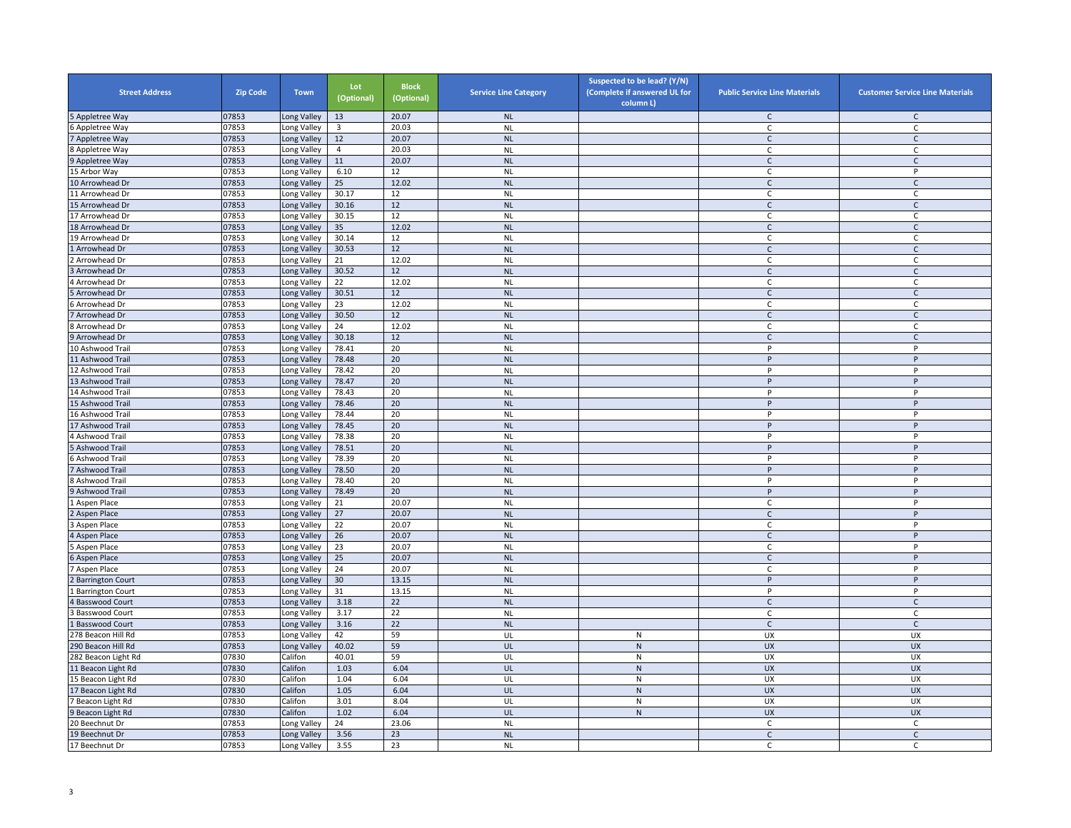| Street Address | Zip Code | Town | Lot (Optional) | Block (Optional) | Service Line Category | Suspected to be lead? (Y/N) (Complete if answered UL for column L) | Public Service Line Materials | Customer Service Line Materials |
|---|---|---|---|---|---|---|---|---|
| 5 Appletree Way | 07853 | Long Valley | 13 | 20.07 | NL | | C | C |
| 6 Appletree Way | 07853 | Long Valley | 3 | 20.03 | NL | | C | C |
| 7 Appletree Way | 07853 | Long Valley | 12 | 20.07 | NL | | C | C |
| 8 Appletree Way | 07853 | Long Valley | 4 | 20.03 | NL | | C | C |
| 9 Appletree Way | 07853 | Long Valley | 11 | 20.07 | NL | | C | C |
| 15 Arbor Way | 07853 | Long Valley | 6.10 | 12 | NL | | C | P |
| 10 Arrowhead Dr | 07853 | Long Valley | 25 | 12.02 | NL | | C | C |
| 11 Arrowhead Dr | 07853 | Long Valley | 30.17 | 12 | NL | | C | C |
| 15 Arrowhead Dr | 07853 | Long Valley | 30.16 | 12 | NL | | C | C |
| 17 Arrowhead Dr | 07853 | Long Valley | 30.15 | 12 | NL | | C | C |
| 18 Arrowhead Dr | 07853 | Long Valley | 35 | 12.02 | NL | | C | C |
| 19 Arrowhead Dr | 07853 | Long Valley | 30.14 | 12 | NL | | C | C |
| 1 Arrowhead Dr | 07853 | Long Valley | 30.53 | 12 | NL | | C | C |
| 2 Arrowhead Dr | 07853 | Long Valley | 21 | 12.02 | NL | | C | C |
| 3 Arrowhead Dr | 07853 | Long Valley | 30.52 | 12 | NL | | C | C |
| 4 Arrowhead Dr | 07853 | Long Valley | 22 | 12.02 | NL | | C | C |
| 5 Arrowhead Dr | 07853 | Long Valley | 30.51 | 12 | NL | | C | C |
| 6 Arrowhead Dr | 07853 | Long Valley | 23 | 12.02 | NL | | C | C |
| 7 Arrowhead Dr | 07853 | Long Valley | 30.50 | 12 | NL | | C | C |
| 8 Arrowhead Dr | 07853 | Long Valley | 24 | 12.02 | NL | | C | C |
| 9 Arrowhead Dr | 07853 | Long Valley | 30.18 | 12 | NL | | C | C |
| 10 Ashwood Trail | 07853 | Long Valley | 78.41 | 20 | NL | | P | P |
| 11 Ashwood Trail | 07853 | Long Valley | 78.48 | 20 | NL | | P | P |
| 12 Ashwood Trail | 07853 | Long Valley | 78.42 | 20 | NL | | P | P |
| 13 Ashwood Trail | 07853 | Long Valley | 78.47 | 20 | NL | | P | P |
| 14 Ashwood Trail | 07853 | Long Valley | 78.43 | 20 | NL | | P | P |
| 15 Ashwood Trail | 07853 | Long Valley | 78.46 | 20 | NL | | P | P |
| 16 Ashwood Trail | 07853 | Long Valley | 78.44 | 20 | NL | | P | P |
| 17 Ashwood Trail | 07853 | Long Valley | 78.45 | 20 | NL | | P | P |
| 4 Ashwood Trail | 07853 | Long Valley | 78.38 | 20 | NL | | P | P |
| 5 Ashwood Trail | 07853 | Long Valley | 78.51 | 20 | NL | | P | P |
| 6 Ashwood Trail | 07853 | Long Valley | 78.39 | 20 | NL | | P | P |
| 7 Ashwood Trail | 07853 | Long Valley | 78.50 | 20 | NL | | P | P |
| 8 Ashwood Trail | 07853 | Long Valley | 78.40 | 20 | NL | | P | P |
| 9 Ashwood Trail | 07853 | Long Valley | 78.49 | 20 | NL | | P | P |
| 1 Aspen Place | 07853 | Long Valley | 21 | 20.07 | NL | | C | P |
| 2 Aspen Place | 07853 | Long Valley | 27 | 20.07 | NL | | C | P |
| 3 Aspen Place | 07853 | Long Valley | 22 | 20.07 | NL | | C | P |
| 4 Aspen Place | 07853 | Long Valley | 26 | 20.07 | NL | | C | P |
| 5 Aspen Place | 07853 | Long Valley | 23 | 20.07 | NL | | C | P |
| 6 Aspen Place | 07853 | Long Valley | 25 | 20.07 | NL | | C | P |
| 7 Aspen Place | 07853 | Long Valley | 24 | 20.07 | NL | | C | P |
| 2 Barrington Court | 07853 | Long Valley | 30 | 13.15 | NL | | P | P |
| 1 Barrington Court | 07853 | Long Valley | 31 | 13.15 | NL | | P | P |
| 4 Basswood Court | 07853 | Long Valley | 3.18 | 22 | NL | | C | C |
| 3 Basswood Court | 07853 | Long Valley | 3.17 | 22 | NL | | C | C |
| 1 Basswood Court | 07853 | Long Valley | 3.16 | 22 | NL | | C | C |
| 278 Beacon Hill Rd | 07853 | Long Valley | 42 | 59 | UL | N | UX | UX |
| 290 Beacon Hill Rd | 07853 | Long Valley | 40.02 | 59 | UL | N | UX | UX |
| 282 Beacon Light Rd | 07830 | Califon | 40.01 | 59 | UL | N | UX | UX |
| 11 Beacon Light Rd | 07830 | Califon | 1.03 | 6.04 | UL | N | UX | UX |
| 15 Beacon Light Rd | 07830 | Califon | 1.04 | 6.04 | UL | N | UX | UX |
| 17 Beacon Light Rd | 07830 | Califon | 1.05 | 6.04 | UL | N | UX | UX |
| 7 Beacon Light Rd | 07830 | Califon | 3.01 | 8.04 | UL | N | UX | UX |
| 9 Beacon Light Rd | 07830 | Califon | 1.02 | 6.04 | UL | N | UX | UX |
| 20 Beechnut Dr | 07853 | Long Valley | 24 | 23.06 | NL | | C | C |
| 19 Beechnut Dr | 07853 | Long Valley | 3.56 | 23 | NL | | C | C |
| 17 Beechnut Dr | 07853 | Long Valley | 3.55 | 23 | NL | | C | C |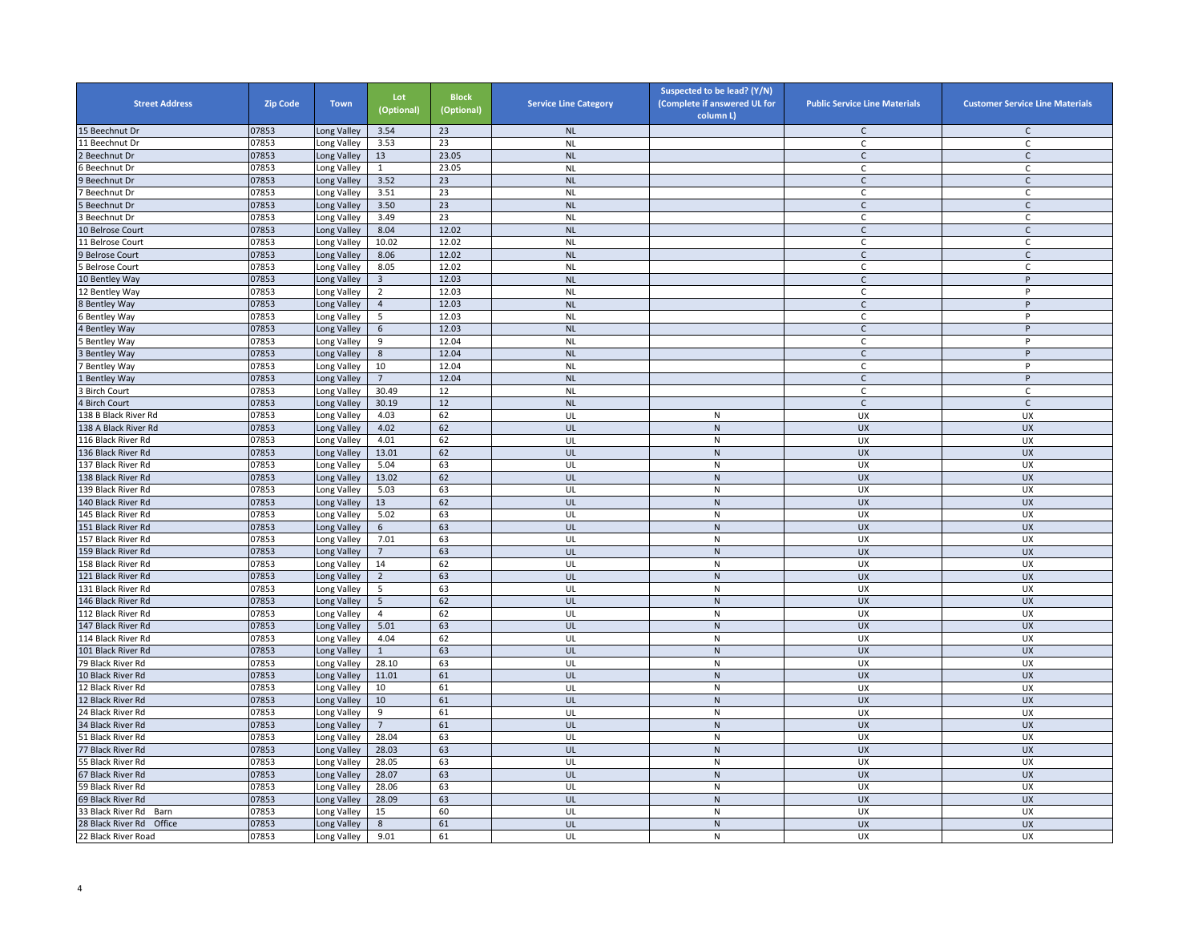| Street Address | Zip Code | Town | Lot (Optional) | Block (Optional) | Service Line Category | Suspected to be lead? (Y/N) (Complete if answered UL for column L) | Public Service Line Materials | Customer Service Line Materials |
|---|---|---|---|---|---|---|---|---|
| 15 Beechnut Dr | 07853 | Long Valley | 3.54 | 23 | NL | | C | C |
| 11 Beechnut Dr | 07853 | Long Valley | 3.53 | 23 | NL | | C | C |
| 2 Beechnut Dr | 07853 | Long Valley | 13 | 23.05 | NL | | C | C |
| 6 Beechnut Dr | 07853 | Long Valley | 1 | 23.05 | NL | | C | C |
| 9 Beechnut Dr | 07853 | Long Valley | 3.52 | 23 | NL | | C | C |
| 7 Beechnut Dr | 07853 | Long Valley | 3.51 | 23 | NL | | C | C |
| 5 Beechnut Dr | 07853 | Long Valley | 3.50 | 23 | NL | | C | C |
| 3 Beechnut Dr | 07853 | Long Valley | 3.49 | 23 | NL | | C | C |
| 10 Belrose Court | 07853 | Long Valley | 8.04 | 12.02 | NL | | C | C |
| 11 Belrose Court | 07853 | Long Valley | 10.02 | 12.02 | NL | | C | C |
| 9 Belrose Court | 07853 | Long Valley | 8.06 | 12.02 | NL | | C | C |
| 5 Belrose Court | 07853 | Long Valley | 8.05 | 12.02 | NL | | C | C |
| 10 Bentley Way | 07853 | Long Valley | 3 | 12.03 | NL | | C | P |
| 12 Bentley Way | 07853 | Long Valley | 2 | 12.03 | NL | | C | P |
| 8 Bentley Way | 07853 | Long Valley | 4 | 12.03 | NL | | C | P |
| 6 Bentley Way | 07853 | Long Valley | 5 | 12.03 | NL | | C | P |
| 4 Bentley Way | 07853 | Long Valley | 6 | 12.03 | NL | | C | P |
| 5 Bentley Way | 07853 | Long Valley | 9 | 12.04 | NL | | C | P |
| 3 Bentley Way | 07853 | Long Valley | 8 | 12.04 | NL | | C | P |
| 7 Bentley Way | 07853 | Long Valley | 10 | 12.04 | NL | | C | P |
| 1 Bentley Way | 07853 | Long Valley | 7 | 12.04 | NL | | C | P |
| 3 Birch Court | 07853 | Long Valley | 30.49 | 12 | NL | | C | C |
| 4 Birch Court | 07853 | Long Valley | 30.19 | 12 | NL | | C | C |
| 138 B Black River Rd | 07853 | Long Valley | 4.03 | 62 | UL | N | UX | UX |
| 138 A Black River Rd | 07853 | Long Valley | 4.02 | 62 | UL | N | UX | UX |
| 116 Black River Rd | 07853 | Long Valley | 4.01 | 62 | UL | N | UX | UX |
| 136 Black River Rd | 07853 | Long Valley | 13.01 | 62 | UL | N | UX | UX |
| 137 Black River Rd | 07853 | Long Valley | 5.04 | 63 | UL | N | UX | UX |
| 138 Black River Rd | 07853 | Long Valley | 13.02 | 62 | UL | N | UX | UX |
| 139 Black River Rd | 07853 | Long Valley | 5.03 | 63 | UL | N | UX | UX |
| 140 Black River Rd | 07853 | Long Valley | 13 | 62 | UL | N | UX | UX |
| 145 Black River Rd | 07853 | Long Valley | 5.02 | 63 | UL | N | UX | UX |
| 151 Black River Rd | 07853 | Long Valley | 6 | 63 | UL | N | UX | UX |
| 157 Black River Rd | 07853 | Long Valley | 7.01 | 63 | UL | N | UX | UX |
| 159 Black River Rd | 07853 | Long Valley | 7 | 63 | UL | N | UX | UX |
| 158 Black River Rd | 07853 | Long Valley | 14 | 62 | UL | N | UX | UX |
| 121 Black River Rd | 07853 | Long Valley | 2 | 63 | UL | N | UX | UX |
| 131 Black River Rd | 07853 | Long Valley | 5 | 63 | UL | N | UX | UX |
| 146 Black River Rd | 07853 | Long Valley | 5 | 62 | UL | N | UX | UX |
| 112 Black River Rd | 07853 | Long Valley | 4 | 62 | UL | N | UX | UX |
| 147 Black River Rd | 07853 | Long Valley | 5.01 | 63 | UL | N | UX | UX |
| 114 Black River Rd | 07853 | Long Valley | 4.04 | 62 | UL | N | UX | UX |
| 101 Black River Rd | 07853 | Long Valley | 1 | 63 | UL | N | UX | UX |
| 79 Black River Rd | 07853 | Long Valley | 28.10 | 63 | UL | N | UX | UX |
| 10 Black River Rd | 07853 | Long Valley | 11.01 | 61 | UL | N | UX | UX |
| 12 Black River Rd | 07853 | Long Valley | 10 | 61 | UL | N | UX | UX |
| 12 Black River Rd | 07853 | Long Valley | 10 | 61 | UL | N | UX | UX |
| 24 Black River Rd | 07853 | Long Valley | 9 | 61 | UL | N | UX | UX |
| 34 Black River Rd | 07853 | Long Valley | 7 | 61 | UL | N | UX | UX |
| 51 Black River Rd | 07853 | Long Valley | 28.04 | 63 | UL | N | UX | UX |
| 77 Black River Rd | 07853 | Long Valley | 28.03 | 63 | UL | N | UX | UX |
| 55 Black River Rd | 07853 | Long Valley | 28.05 | 63 | UL | N | UX | UX |
| 67 Black River Rd | 07853 | Long Valley | 28.07 | 63 | UL | N | UX | UX |
| 59 Black River Rd | 07853 | Long Valley | 28.06 | 63 | UL | N | UX | UX |
| 69 Black River Rd | 07853 | Long Valley | 28.09 | 63 | UL | N | UX | UX |
| 33 Black River Rd Barn | 07853 | Long Valley | 15 | 60 | UL | N | UX | UX |
| 28 Black River Rd Office | 07853 | Long Valley | 8 | 61 | UL | N | UX | UX |
| 22 Black River Road | 07853 | Long Valley | 9.01 | 61 | UL | N | UX | UX |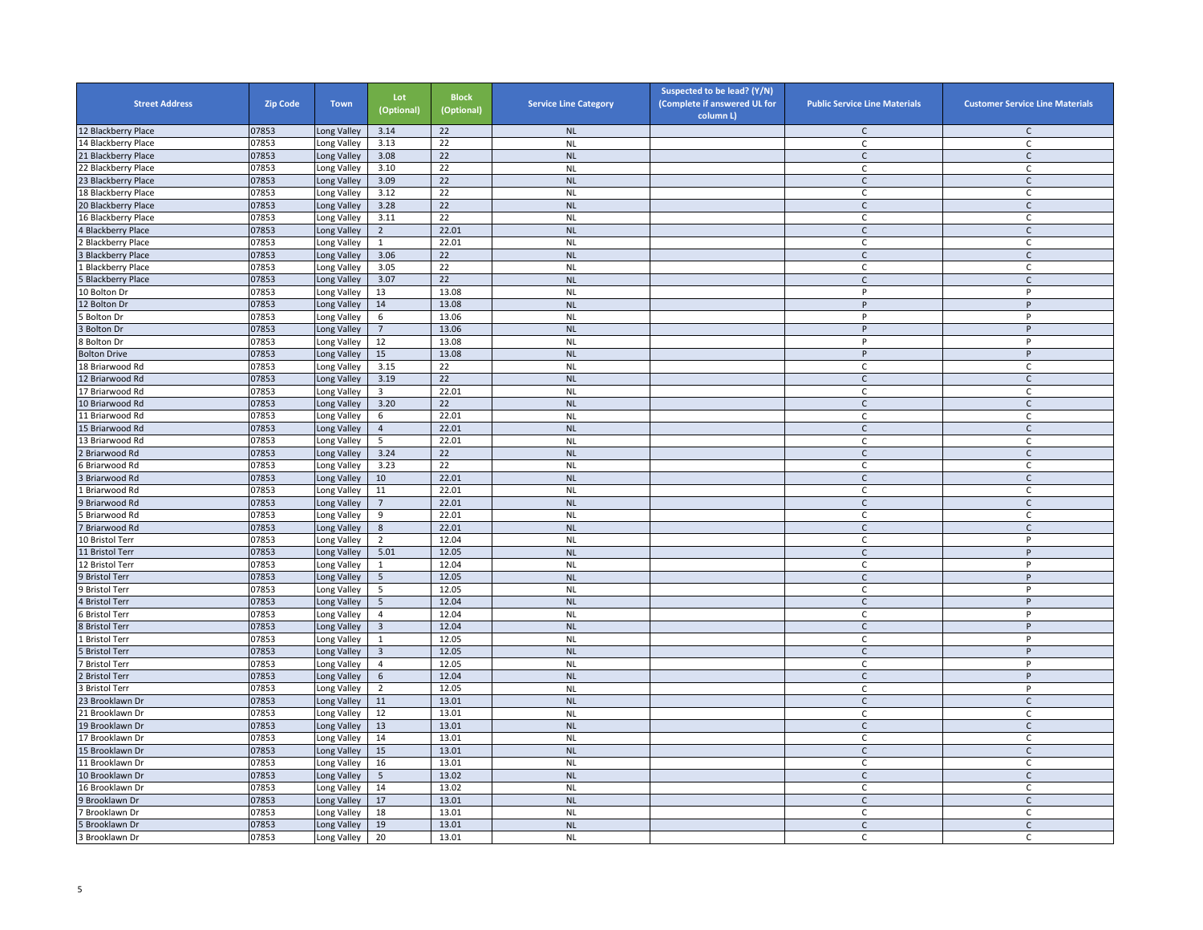| Street Address | Zip Code | Town | Lot (Optional) | Block (Optional) | Service Line Category | Suspected to be lead? (Y/N) (Complete if answered UL for column L) | Public Service Line Materials | Customer Service Line Materials |
|---|---|---|---|---|---|---|---|---|
| 12 Blackberry Place | 07853 | Long Valley | 3.14 | 22 | NL | | C | C |
| 14 Blackberry Place | 07853 | Long Valley | 3.13 | 22 | NL | | C | C |
| 21 Blackberry Place | 07853 | Long Valley | 3.08 | 22 | NL | | C | C |
| 22 Blackberry Place | 07853 | Long Valley | 3.10 | 22 | NL | | C | C |
| 23 Blackberry Place | 07853 | Long Valley | 3.09 | 22 | NL | | C | C |
| 18 Blackberry Place | 07853 | Long Valley | 3.12 | 22 | NL | | C | C |
| 20 Blackberry Place | 07853 | Long Valley | 3.28 | 22 | NL | | C | C |
| 16 Blackberry Place | 07853 | Long Valley | 3.11 | 22 | NL | | C | C |
| 4 Blackberry Place | 07853 | Long Valley | 2 | 22.01 | NL | | C | C |
| 2 Blackberry Place | 07853 | Long Valley | 1 | 22.01 | NL | | C | C |
| 3 Blackberry Place | 07853 | Long Valley | 3.06 | 22 | NL | | C | C |
| 1 Blackberry Place | 07853 | Long Valley | 3.05 | 22 | NL | | C | C |
| 5 Blackberry Place | 07853 | Long Valley | 3.07 | 22 | NL | | C | C |
| 10 Bolton Dr | 07853 | Long Valley | 13 | 13.08 | NL | | P | P |
| 12 Bolton Dr | 07853 | Long Valley | 14 | 13.08 | NL | | P | P |
| 5 Bolton Dr | 07853 | Long Valley | 6 | 13.06 | NL | | P | P |
| 3 Bolton Dr | 07853 | Long Valley | 7 | 13.06 | NL | | P | P |
| 8 Bolton Dr | 07853 | Long Valley | 12 | 13.08 | NL | | P | P |
| Bolton Drive | 07853 | Long Valley | 15 | 13.08 | NL | | P | P |
| 18 Briarwood Rd | 07853 | Long Valley | 3.15 | 22 | NL | | C | C |
| 12 Briarwood Rd | 07853 | Long Valley | 3.19 | 22 | NL | | C | C |
| 17 Briarwood Rd | 07853 | Long Valley | 3 | 22.01 | NL | | C | C |
| 10 Briarwood Rd | 07853 | Long Valley | 3.20 | 22 | NL | | C | C |
| 11 Briarwood Rd | 07853 | Long Valley | 6 | 22.01 | NL | | C | C |
| 15 Briarwood Rd | 07853 | Long Valley | 4 | 22.01 | NL | | C | C |
| 13 Briarwood Rd | 07853 | Long Valley | 5 | 22.01 | NL | | C | C |
| 2 Briarwood Rd | 07853 | Long Valley | 3.24 | 22 | NL | | C | C |
| 6 Briarwood Rd | 07853 | Long Valley | 3.23 | 22 | NL | | C | C |
| 3 Briarwood Rd | 07853 | Long Valley | 10 | 22.01 | NL | | C | C |
| 1 Briarwood Rd | 07853 | Long Valley | 11 | 22.01 | NL | | C | C |
| 9 Briarwood Rd | 07853 | Long Valley | 7 | 22.01 | NL | | C | C |
| 5 Briarwood Rd | 07853 | Long Valley | 9 | 22.01 | NL | | C | C |
| 7 Briarwood Rd | 07853 | Long Valley | 8 | 22.01 | NL | | C | C |
| 10 Bristol Terr | 07853 | Long Valley | 2 | 12.04 | NL | | C | P |
| 11 Bristol Terr | 07853 | Long Valley | 5.01 | 12.05 | NL | | C | P |
| 12 Bristol Terr | 07853 | Long Valley | 1 | 12.04 | NL | | C | P |
| 9 Bristol Terr | 07853 | Long Valley | 5 | 12.05 | NL | | C | P |
| 9 Bristol Terr | 07853 | Long Valley | 5 | 12.05 | NL | | C | P |
| 4 Bristol Terr | 07853 | Long Valley | 5 | 12.04 | NL | | C | P |
| 6 Bristol Terr | 07853 | Long Valley | 4 | 12.04 | NL | | C | P |
| 8 Bristol Terr | 07853 | Long Valley | 3 | 12.04 | NL | | C | P |
| 1 Bristol Terr | 07853 | Long Valley | 1 | 12.05 | NL | | C | P |
| 5 Bristol Terr | 07853 | Long Valley | 3 | 12.05 | NL | | C | P |
| 7 Bristol Terr | 07853 | Long Valley | 4 | 12.05 | NL | | C | P |
| 2 Bristol Terr | 07853 | Long Valley | 6 | 12.04 | NL | | C | P |
| 3 Bristol Terr | 07853 | Long Valley | 2 | 12.05 | NL | | C | P |
| 23 Brooklawn Dr | 07853 | Long Valley | 11 | 13.01 | NL | | C | C |
| 21 Brooklawn Dr | 07853 | Long Valley | 12 | 13.01 | NL | | C | C |
| 19 Brooklawn Dr | 07853 | Long Valley | 13 | 13.01 | NL | | C | C |
| 17 Brooklawn Dr | 07853 | Long Valley | 14 | 13.01 | NL | | C | C |
| 15 Brooklawn Dr | 07853 | Long Valley | 15 | 13.01 | NL | | C | C |
| 11 Brooklawn Dr | 07853 | Long Valley | 16 | 13.01 | NL | | C | C |
| 10 Brooklawn Dr | 07853 | Long Valley | 5 | 13.02 | NL | | C | C |
| 16 Brooklawn Dr | 07853 | Long Valley | 14 | 13.02 | NL | | C | C |
| 9 Brooklawn Dr | 07853 | Long Valley | 17 | 13.01 | NL | | C | C |
| 7 Brooklawn Dr | 07853 | Long Valley | 18 | 13.01 | NL | | C | C |
| 5 Brooklawn Dr | 07853 | Long Valley | 19 | 13.01 | NL | | C | C |
| 3 Brooklawn Dr | 07853 | Long Valley | 20 | 13.01 | NL | | C | C |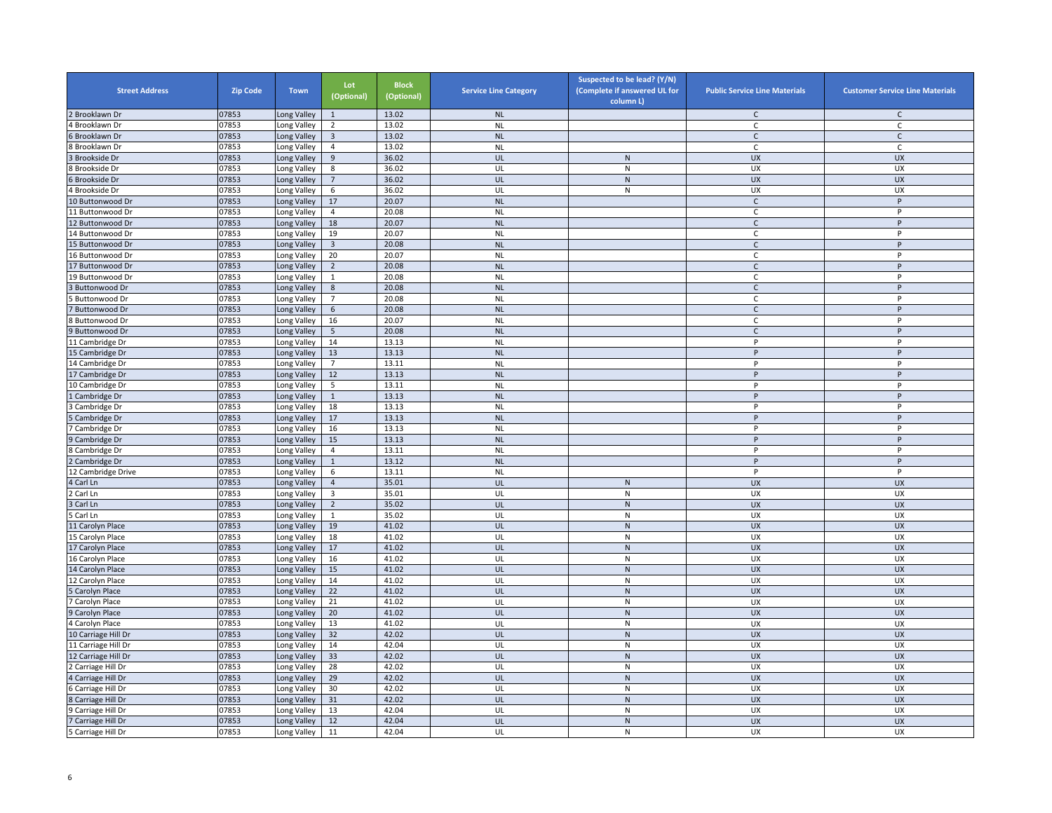| Street Address | Zip Code | Town | Lot (Optional) | Block (Optional) | Service Line Category | Suspected to be lead? (Y/N) (Complete if answered UL for column L) | Public Service Line Materials | Customer Service Line Materials |
|---|---|---|---|---|---|---|---|---|
| 2 Brooklawn Dr | 07853 | Long Valley | 1 | 13.02 | NL | | C | C |
| 4 Brooklawn Dr | 07853 | Long Valley | 2 | 13.02 | NL | | C | C |
| 6 Brooklawn Dr | 07853 | Long Valley | 3 | 13.02 | NL | | C | C |
| 8 Brooklawn Dr | 07853 | Long Valley | 4 | 13.02 | NL | | C | C |
| 3 Brookside Dr | 07853 | Long Valley | 9 | 36.02 | UL | N | UX | UX |
| 8 Brookside Dr | 07853 | Long Valley | 8 | 36.02 | UL | N | UX | UX |
| 6 Brookside Dr | 07853 | Long Valley | 7 | 36.02 | UL | N | UX | UX |
| 4 Brookside Dr | 07853 | Long Valley | 6 | 36.02 | UL | N | UX | UX |
| 10 Buttonwood Dr | 07853 | Long Valley | 17 | 20.07 | NL | | C | P |
| 11 Buttonwood Dr | 07853 | Long Valley | 4 | 20.08 | NL | | C | P |
| 12 Buttonwood Dr | 07853 | Long Valley | 18 | 20.07 | NL | | C | P |
| 14 Buttonwood Dr | 07853 | Long Valley | 19 | 20.07 | NL | | C | P |
| 15 Buttonwood Dr | 07853 | Long Valley | 3 | 20.08 | NL | | C | P |
| 16 Buttonwood Dr | 07853 | Long Valley | 20 | 20.07 | NL | | C | P |
| 17 Buttonwood Dr | 07853 | Long Valley | 2 | 20.08 | NL | | C | P |
| 19 Buttonwood Dr | 07853 | Long Valley | 1 | 20.08 | NL | | C | P |
| 3 Buttonwood Dr | 07853 | Long Valley | 8 | 20.08 | NL | | C | P |
| 5 Buttonwood Dr | 07853 | Long Valley | 7 | 20.08 | NL | | C | P |
| 7 Buttonwood Dr | 07853 | Long Valley | 6 | 20.08 | NL | | C | P |
| 8 Buttonwood Dr | 07853 | Long Valley | 16 | 20.07 | NL | | C | P |
| 9 Buttonwood Dr | 07853 | Long Valley | 5 | 20.08 | NL | | C | P |
| 11 Cambridge Dr | 07853 | Long Valley | 14 | 13.13 | NL | | P | P |
| 15 Cambridge Dr | 07853 | Long Valley | 13 | 13.13 | NL | | P | P |
| 14 Cambridge Dr | 07853 | Long Valley | 7 | 13.11 | NL | | P | P |
| 17 Cambridge Dr | 07853 | Long Valley | 12 | 13.13 | NL | | P | P |
| 10 Cambridge Dr | 07853 | Long Valley | 5 | 13.11 | NL | | P | P |
| 1 Cambridge Dr | 07853 | Long Valley | 1 | 13.13 | NL | | P | P |
| 3 Cambridge Dr | 07853 | Long Valley | 18 | 13.13 | NL | | P | P |
| 5 Cambridge Dr | 07853 | Long Valley | 17 | 13.13 | NL | | P | P |
| 7 Cambridge Dr | 07853 | Long Valley | 16 | 13.13 | NL | | P | P |
| 9 Cambridge Dr | 07853 | Long Valley | 15 | 13.13 | NL | | P | P |
| 8 Cambridge Dr | 07853 | Long Valley | 4 | 13.11 | NL | | P | P |
| 2 Cambridge Dr | 07853 | Long Valley | 1 | 13.12 | NL | | P | P |
| 12 Cambridge Drive | 07853 | Long Valley | 6 | 13.11 | NL | | P | P |
| 4 Carl Ln | 07853 | Long Valley | 4 | 35.01 | UL | N | UX | UX |
| 2 Carl Ln | 07853 | Long Valley | 3 | 35.01 | UL | N | UX | UX |
| 3 Carl Ln | 07853 | Long Valley | 2 | 35.02 | UL | N | UX | UX |
| 5 Carl Ln | 07853 | Long Valley | 1 | 35.02 | UL | N | UX | UX |
| 11 Carolyn Place | 07853 | Long Valley | 19 | 41.02 | UL | N | UX | UX |
| 15 Carolyn Place | 07853 | Long Valley | 18 | 41.02 | UL | N | UX | UX |
| 17 Carolyn Place | 07853 | Long Valley | 17 | 41.02 | UL | N | UX | UX |
| 16 Carolyn Place | 07853 | Long Valley | 16 | 41.02 | UL | N | UX | UX |
| 14 Carolyn Place | 07853 | Long Valley | 15 | 41.02 | UL | N | UX | UX |
| 12 Carolyn Place | 07853 | Long Valley | 14 | 41.02 | UL | N | UX | UX |
| 5 Carolyn Place | 07853 | Long Valley | 22 | 41.02 | UL | N | UX | UX |
| 7 Carolyn Place | 07853 | Long Valley | 21 | 41.02 | UL | N | UX | UX |
| 9 Carolyn Place | 07853 | Long Valley | 20 | 41.02 | UL | N | UX | UX |
| 4 Carolyn Place | 07853 | Long Valley | 13 | 41.02 | UL | N | UX | UX |
| 10 Carriage Hill Dr | 07853 | Long Valley | 32 | 42.02 | UL | N | UX | UX |
| 11 Carriage Hill Dr | 07853 | Long Valley | 14 | 42.04 | UL | N | UX | UX |
| 12 Carriage Hill Dr | 07853 | Long Valley | 33 | 42.02 | UL | N | UX | UX |
| 2 Carriage Hill Dr | 07853 | Long Valley | 28 | 42.02 | UL | N | UX | UX |
| 4 Carriage Hill Dr | 07853 | Long Valley | 29 | 42.02 | UL | N | UX | UX |
| 6 Carriage Hill Dr | 07853 | Long Valley | 30 | 42.02 | UL | N | UX | UX |
| 8 Carriage Hill Dr | 07853 | Long Valley | 31 | 42.02 | UL | N | UX | UX |
| 9 Carriage Hill Dr | 07853 | Long Valley | 13 | 42.04 | UL | N | UX | UX |
| 7 Carriage Hill Dr | 07853 | Long Valley | 12 | 42.04 | UL | N | UX | UX |
| 5 Carriage Hill Dr | 07853 | Long Valley | 11 | 42.04 | UL | N | UX | UX |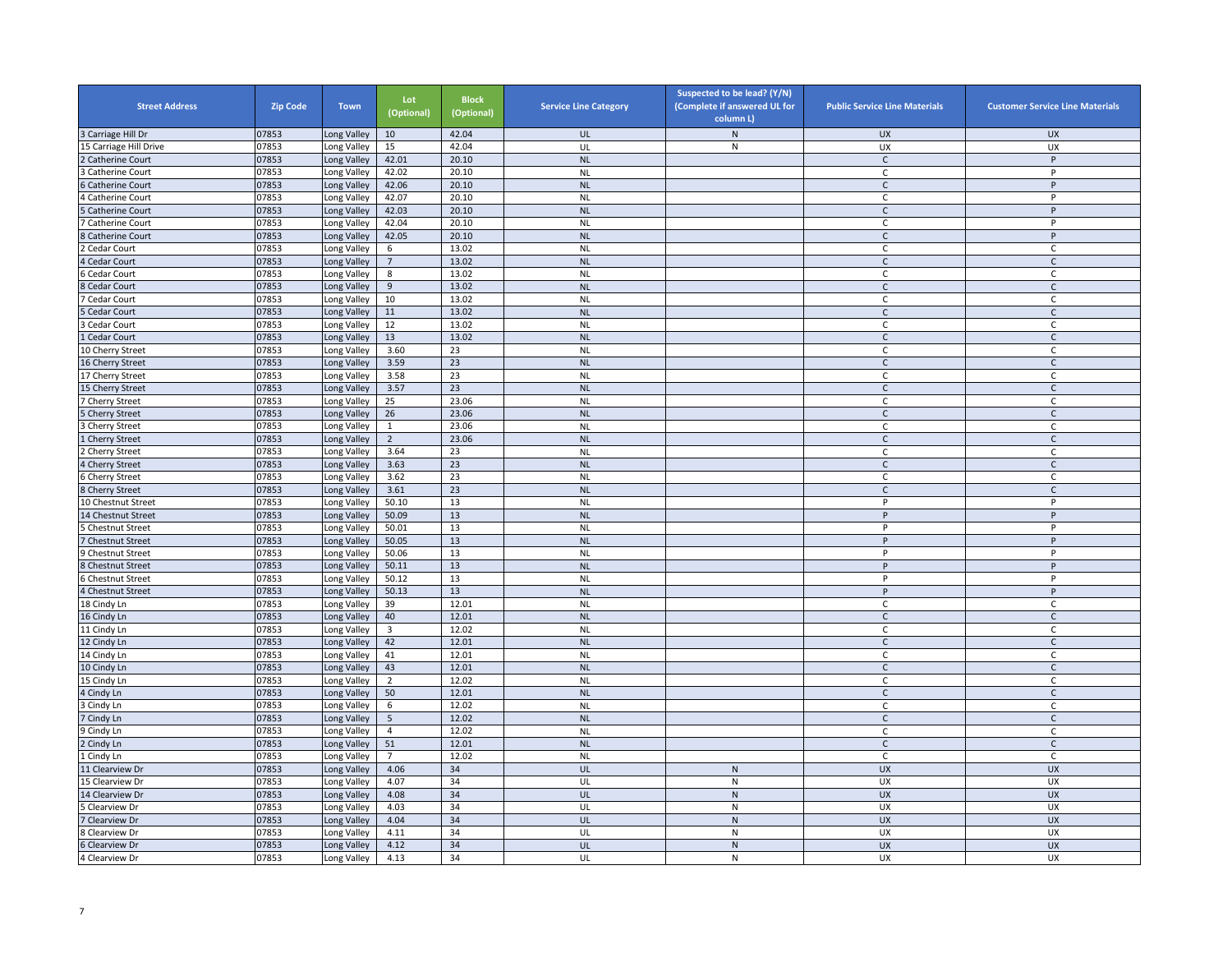| Street Address | Zip Code | Town | Lot (Optional) | Block (Optional) | Service Line Category | Suspected to be lead? (Y/N) (Complete if answered UL for column L) | Public Service Line Materials | Customer Service Line Materials |
|---|---|---|---|---|---|---|---|---|
| 3 Carriage Hill Dr | 07853 | Long Valley | 10 | 42.04 | UL | N | UX | UX |
| 15 Carriage Hill Drive | 07853 | Long Valley | 15 | 42.04 | UL | N | UX | UX |
| 2 Catherine Court | 07853 | Long Valley | 42.01 | 20.10 | NL | | C | P |
| 3 Catherine Court | 07853 | Long Valley | 42.02 | 20.10 | NL | | C | P |
| 6 Catherine Court | 07853 | Long Valley | 42.06 | 20.10 | NL | | C | P |
| 4 Catherine Court | 07853 | Long Valley | 42.07 | 20.10 | NL | | C | P |
| 5 Catherine Court | 07853 | Long Valley | 42.03 | 20.10 | NL | | C | P |
| 7 Catherine Court | 07853 | Long Valley | 42.04 | 20.10 | NL | | C | P |
| 8 Catherine Court | 07853 | Long Valley | 42.05 | 20.10 | NL | | C | P |
| 2 Cedar Court | 07853 | Long Valley | 6 | 13.02 | NL | | C | C |
| 4 Cedar Court | 07853 | Long Valley | 7 | 13.02 | NL | | C | C |
| 6 Cedar Court | 07853 | Long Valley | 8 | 13.02 | NL | | C | C |
| 8 Cedar Court | 07853 | Long Valley | 9 | 13.02 | NL | | C | C |
| 7 Cedar Court | 07853 | Long Valley | 10 | 13.02 | NL | | C | C |
| 5 Cedar Court | 07853 | Long Valley | 11 | 13.02 | NL | | C | C |
| 3 Cedar Court | 07853 | Long Valley | 12 | 13.02 | NL | | C | C |
| 1 Cedar Court | 07853 | Long Valley | 13 | 13.02 | NL | | C | C |
| 10 Cherry Street | 07853 | Long Valley | 3.60 | 23 | NL | | C | C |
| 16 Cherry Street | 07853 | Long Valley | 3.59 | 23 | NL | | C | C |
| 17 Cherry Street | 07853 | Long Valley | 3.58 | 23 | NL | | C | C |
| 15 Cherry Street | 07853 | Long Valley | 3.57 | 23 | NL | | C | C |
| 7 Cherry Street | 07853 | Long Valley | 25 | 23.06 | NL | | C | C |
| 5 Cherry Street | 07853 | Long Valley | 26 | 23.06 | NL | | C | C |
| 3 Cherry Street | 07853 | Long Valley | 1 | 23.06 | NL | | C | C |
| 1 Cherry Street | 07853 | Long Valley | 2 | 23.06 | NL | | C | C |
| 2 Cherry Street | 07853 | Long Valley | 3.64 | 23 | NL | | C | C |
| 4 Cherry Street | 07853 | Long Valley | 3.63 | 23 | NL | | C | C |
| 6 Cherry Street | 07853 | Long Valley | 3.62 | 23 | NL | | C | C |
| 8 Cherry Street | 07853 | Long Valley | 3.61 | 23 | NL | | C | C |
| 10 Chestnut Street | 07853 | Long Valley | 50.10 | 13 | NL | | P | P |
| 14 Chestnut Street | 07853 | Long Valley | 50.09 | 13 | NL | | P | P |
| 5 Chestnut Street | 07853 | Long Valley | 50.01 | 13 | NL | | P | P |
| 7 Chestnut Street | 07853 | Long Valley | 50.05 | 13 | NL | | P | P |
| 9 Chestnut Street | 07853 | Long Valley | 50.06 | 13 | NL | | P | P |
| 8 Chestnut Street | 07853 | Long Valley | 50.11 | 13 | NL | | P | P |
| 6 Chestnut Street | 07853 | Long Valley | 50.12 | 13 | NL | | P | P |
| 4 Chestnut Street | 07853 | Long Valley | 50.13 | 13 | NL | | P | P |
| 18 Cindy Ln | 07853 | Long Valley | 39 | 12.01 | NL | | C | C |
| 16 Cindy Ln | 07853 | Long Valley | 40 | 12.01 | NL | | C | C |
| 11 Cindy Ln | 07853 | Long Valley | 3 | 12.02 | NL | | C | C |
| 12 Cindy Ln | 07853 | Long Valley | 42 | 12.01 | NL | | C | C |
| 14 Cindy Ln | 07853 | Long Valley | 41 | 12.01 | NL | | C | C |
| 10 Cindy Ln | 07853 | Long Valley | 43 | 12.01 | NL | | C | C |
| 15 Cindy Ln | 07853 | Long Valley | 2 | 12.02 | NL | | C | C |
| 4 Cindy Ln | 07853 | Long Valley | 50 | 12.01 | NL | | C | C |
| 3 Cindy Ln | 07853 | Long Valley | 6 | 12.02 | NL | | C | C |
| 7 Cindy Ln | 07853 | Long Valley | 5 | 12.02 | NL | | C | C |
| 9 Cindy Ln | 07853 | Long Valley | 4 | 12.02 | NL | | C | C |
| 2 Cindy Ln | 07853 | Long Valley | 51 | 12.01 | NL | | C | C |
| 1 Cindy Ln | 07853 | Long Valley | 7 | 12.02 | NL | | C | C |
| 11 Clearview Dr | 07853 | Long Valley | 4.06 | 34 | UL | N | UX | UX |
| 15 Clearview Dr | 07853 | Long Valley | 4.07 | 34 | UL | N | UX | UX |
| 14 Clearview Dr | 07853 | Long Valley | 4.08 | 34 | UL | N | UX | UX |
| 5 Clearview Dr | 07853 | Long Valley | 4.03 | 34 | UL | N | UX | UX |
| 7 Clearview Dr | 07853 | Long Valley | 4.04 | 34 | UL | N | UX | UX |
| 8 Clearview Dr | 07853 | Long Valley | 4.11 | 34 | UL | N | UX | UX |
| 6 Clearview Dr | 07853 | Long Valley | 4.12 | 34 | UL | N | UX | UX |
| 4 Clearview Dr | 07853 | Long Valley | 4.13 | 34 | UL | N | UX | UX |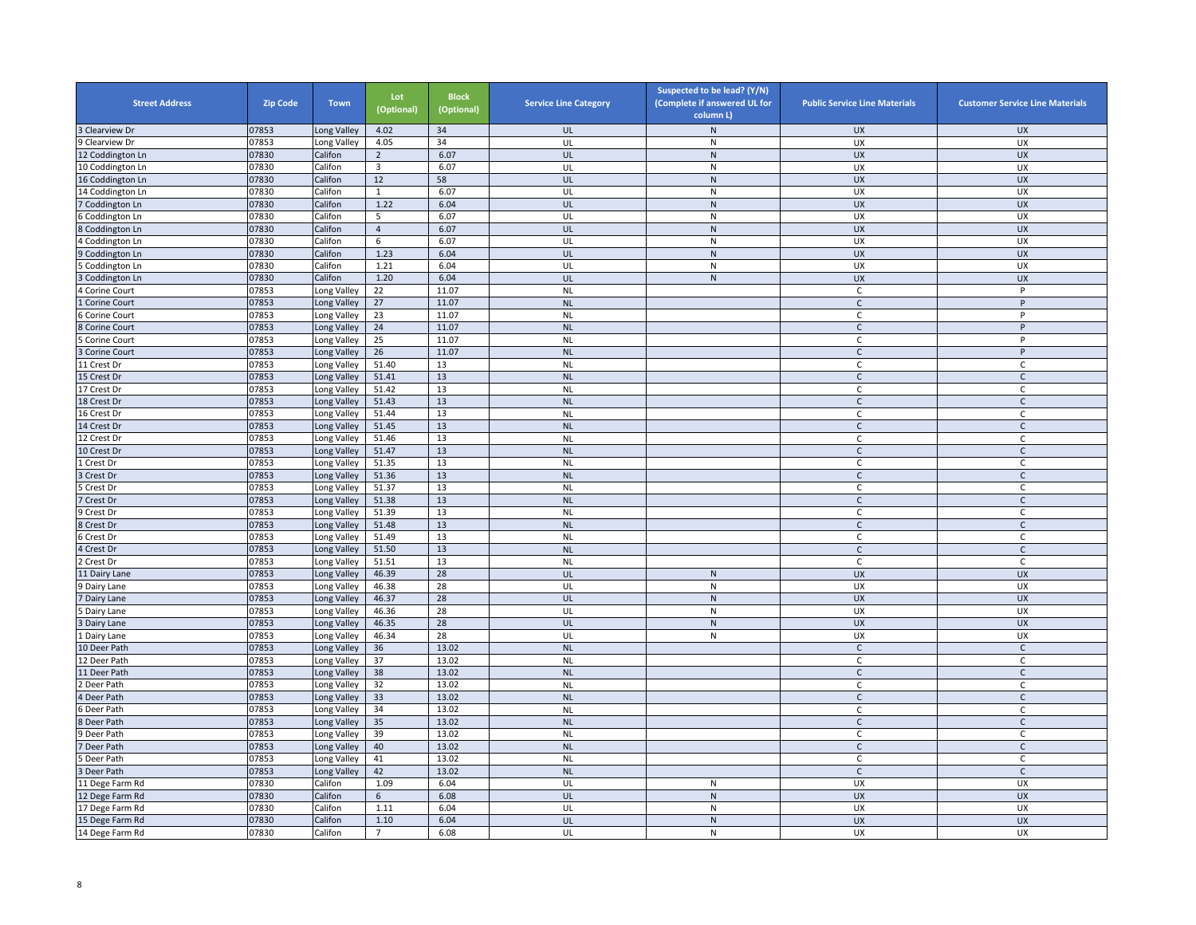| Street Address | Zip Code | Town | Lot (Optional) | Block (Optional) | Service Line Category | Suspected to be lead? (Y/N) (Complete if answered UL for column L) | Public Service Line Materials | Customer Service Line Materials |
|---|---|---|---|---|---|---|---|---|
| 3 Clearview Dr | 07853 | Long Valley | 4.02 | 34 | UL | N | UX | UX |
| 9 Clearview Dr | 07853 | Long Valley | 4.05 | 34 | UL | N | UX | UX |
| 12 Coddington Ln | 07830 | Califon | 2 | 6.07 | UL | N | UX | UX |
| 10 Coddington Ln | 07830 | Califon | 3 | 6.07 | UL | N | UX | UX |
| 16 Coddington Ln | 07830 | Califon | 12 | 58 | UL | N | UX | UX |
| 14 Coddington Ln | 07830 | Califon | 1 | 6.07 | UL | N | UX | UX |
| 7 Coddington Ln | 07830 | Califon | 1.22 | 6.04 | UL | N | UX | UX |
| 6 Coddington Ln | 07830 | Califon | 5 | 6.07 | UL | N | UX | UX |
| 8 Coddington Ln | 07830 | Califon | 4 | 6.07 | UL | N | UX | UX |
| 4 Coddington Ln | 07830 | Califon | 6 | 6.07 | UL | N | UX | UX |
| 9 Coddington Ln | 07830 | Califon | 1.23 | 6.04 | UL | N | UX | UX |
| 5 Coddington Ln | 07830 | Califon | 1.21 | 6.04 | UL | N | UX | UX |
| 3 Coddington Ln | 07830 | Califon | 1.20 | 6.04 | UL | N | UX | UX |
| 4 Corine Court | 07853 | Long Valley | 22 | 11.07 | NL | | C | P |
| 1 Corine Court | 07853 | Long Valley | 27 | 11.07 | NL | | C | P |
| 6 Corine Court | 07853 | Long Valley | 23 | 11.07 | NL | | C | P |
| 8 Corine Court | 07853 | Long Valley | 24 | 11.07 | NL | | C | P |
| 5 Corine Court | 07853 | Long Valley | 25 | 11.07 | NL | | C | P |
| 3 Corine Court | 07853 | Long Valley | 26 | 11.07 | NL | | C | P |
| 11 Crest Dr | 07853 | Long Valley | 51.40 | 13 | NL | | C | C |
| 15 Crest Dr | 07853 | Long Valley | 51.41 | 13 | NL | | C | C |
| 17 Crest Dr | 07853 | Long Valley | 51.42 | 13 | NL | | C | C |
| 18 Crest Dr | 07853 | Long Valley | 51.43 | 13 | NL | | C | C |
| 16 Crest Dr | 07853 | Long Valley | 51.44 | 13 | NL | | C | C |
| 14 Crest Dr | 07853 | Long Valley | 51.45 | 13 | NL | | C | C |
| 12 Crest Dr | 07853 | Long Valley | 51.46 | 13 | NL | | C | C |
| 10 Crest Dr | 07853 | Long Valley | 51.47 | 13 | NL | | C | C |
| 1 Crest Dr | 07853 | Long Valley | 51.35 | 13 | NL | | C | C |
| 3 Crest Dr | 07853 | Long Valley | 51.36 | 13 | NL | | C | C |
| 5 Crest Dr | 07853 | Long Valley | 51.37 | 13 | NL | | C | C |
| 7 Crest Dr | 07853 | Long Valley | 51.38 | 13 | NL | | C | C |
| 9 Crest Dr | 07853 | Long Valley | 51.39 | 13 | NL | | C | C |
| 8 Crest Dr | 07853 | Long Valley | 51.48 | 13 | NL | | C | C |
| 6 Crest Dr | 07853 | Long Valley | 51.49 | 13 | NL | | C | C |
| 4 Crest Dr | 07853 | Long Valley | 51.50 | 13 | NL | | C | C |
| 2 Crest Dr | 07853 | Long Valley | 51.51 | 13 | NL | | C | C |
| 11 Dairy Lane | 07853 | Long Valley | 46.39 | 28 | UL | N | UX | UX |
| 9 Dairy Lane | 07853 | Long Valley | 46.38 | 28 | UL | N | UX | UX |
| 7 Dairy Lane | 07853 | Long Valley | 46.37 | 28 | UL | N | UX | UX |
| 5 Dairy Lane | 07853 | Long Valley | 46.36 | 28 | UL | N | UX | UX |
| 3 Dairy Lane | 07853 | Long Valley | 46.35 | 28 | UL | N | UX | UX |
| 1 Dairy Lane | 07853 | Long Valley | 46.34 | 28 | UL | N | UX | UX |
| 10 Deer Path | 07853 | Long Valley | 36 | 13.02 | NL | | C | C |
| 12 Deer Path | 07853 | Long Valley | 37 | 13.02 | NL | | C | C |
| 11 Deer Path | 07853 | Long Valley | 38 | 13.02 | NL | | C | C |
| 2 Deer Path | 07853 | Long Valley | 32 | 13.02 | NL | | C | C |
| 4 Deer Path | 07853 | Long Valley | 33 | 13.02 | NL | | C | C |
| 6 Deer Path | 07853 | Long Valley | 34 | 13.02 | NL | | C | C |
| 8 Deer Path | 07853 | Long Valley | 35 | 13.02 | NL | | C | C |
| 9 Deer Path | 07853 | Long Valley | 39 | 13.02 | NL | | C | C |
| 7 Deer Path | 07853 | Long Valley | 40 | 13.02 | NL | | C | C |
| 5 Deer Path | 07853 | Long Valley | 41 | 13.02 | NL | | C | C |
| 3 Deer Path | 07853 | Long Valley | 42 | 13.02 | NL | | C | C |
| 11 Dege Farm Rd | 07830 | Califon | 1.09 | 6.04 | UL | N | UX | UX |
| 12 Dege Farm Rd | 07830 | Califon | 6 | 6.08 | UL | N | UX | UX |
| 17 Dege Farm Rd | 07830 | Califon | 1.11 | 6.04 | UL | N | UX | UX |
| 15 Dege Farm Rd | 07830 | Califon | 1.10 | 6.04 | UL | N | UX | UX |
| 14 Dege Farm Rd | 07830 | Califon | 7 | 6.08 | UL | N | UX | UX |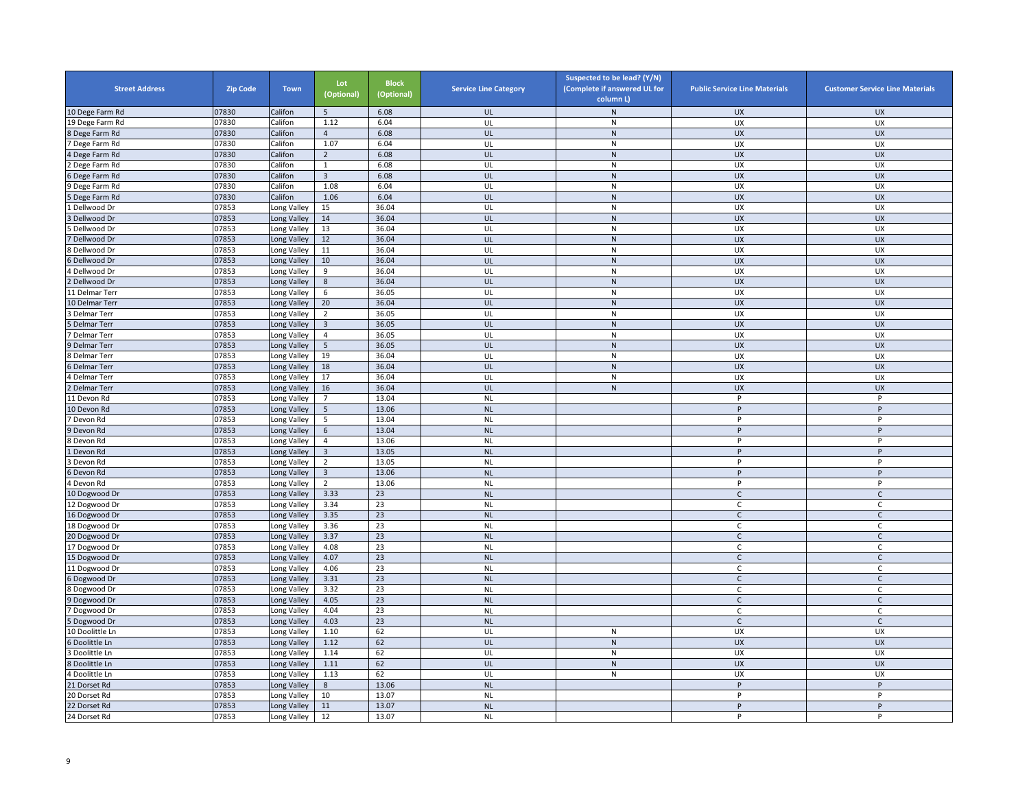| Street Address | Zip Code | Town | Lot (Optional) | Block (Optional) | Service Line Category | Suspected to be lead? (Y/N) (Complete if answered UL for column L) | Public Service Line Materials | Customer Service Line Materials |
|---|---|---|---|---|---|---|---|---|
| 10 Dege Farm Rd | 07830 | Califon | 5 | 6.08 | UL | N | UX | UX |
| 19 Dege Farm Rd | 07830 | Califon | 1.12 | 6.04 | UL | N | UX | UX |
| 8 Dege Farm Rd | 07830 | Califon | 4 | 6.08 | UL | N | UX | UX |
| 7 Dege Farm Rd | 07830 | Califon | 1.07 | 6.04 | UL | N | UX | UX |
| 4 Dege Farm Rd | 07830 | Califon | 2 | 6.08 | UL | N | UX | UX |
| 2 Dege Farm Rd | 07830 | Califon | 1 | 6.08 | UL | N | UX | UX |
| 6 Dege Farm Rd | 07830 | Califon | 3 | 6.08 | UL | N | UX | UX |
| 9 Dege Farm Rd | 07830 | Califon | 1.08 | 6.04 | UL | N | UX | UX |
| 5 Dege Farm Rd | 07830 | Califon | 1.06 | 6.04 | UL | N | UX | UX |
| 1 Dellwood Dr | 07853 | Long Valley | 15 | 36.04 | UL | N | UX | UX |
| 3 Dellwood Dr | 07853 | Long Valley | 14 | 36.04 | UL | N | UX | UX |
| 5 Dellwood Dr | 07853 | Long Valley | 13 | 36.04 | UL | N | UX | UX |
| 7 Dellwood Dr | 07853 | Long Valley | 12 | 36.04 | UL | N | UX | UX |
| 8 Dellwood Dr | 07853 | Long Valley | 11 | 36.04 | UL | N | UX | UX |
| 6 Dellwood Dr | 07853 | Long Valley | 10 | 36.04 | UL | N | UX | UX |
| 4 Dellwood Dr | 07853 | Long Valley | 9 | 36.04 | UL | N | UX | UX |
| 2 Dellwood Dr | 07853 | Long Valley | 8 | 36.04 | UL | N | UX | UX |
| 11 Delmar Terr | 07853 | Long Valley | 6 | 36.05 | UL | N | UX | UX |
| 10 Delmar Terr | 07853 | Long Valley | 20 | 36.04 | UL | N | UX | UX |
| 3 Delmar Terr | 07853 | Long Valley | 2 | 36.05 | UL | N | UX | UX |
| 5 Delmar Terr | 07853 | Long Valley | 3 | 36.05 | UL | N | UX | UX |
| 7 Delmar Terr | 07853 | Long Valley | 4 | 36.05 | UL | N | UX | UX |
| 9 Delmar Terr | 07853 | Long Valley | 5 | 36.05 | UL | N | UX | UX |
| 8 Delmar Terr | 07853 | Long Valley | 19 | 36.04 | UL | N | UX | UX |
| 6 Delmar Terr | 07853 | Long Valley | 18 | 36.04 | UL | N | UX | UX |
| 4 Delmar Terr | 07853 | Long Valley | 17 | 36.04 | UL | N | UX | UX |
| 2 Delmar Terr | 07853 | Long Valley | 16 | 36.04 | UL | N | UX | UX |
| 11 Devon Rd | 07853 | Long Valley | 7 | 13.04 | NL | | P | P |
| 10 Devon Rd | 07853 | Long Valley | 5 | 13.06 | NL | | P | P |
| 7 Devon Rd | 07853 | Long Valley | 5 | 13.04 | NL | | P | P |
| 9 Devon Rd | 07853 | Long Valley | 6 | 13.04 | NL | | P | P |
| 8 Devon Rd | 07853 | Long Valley | 4 | 13.06 | NL | | P | P |
| 1 Devon Rd | 07853 | Long Valley | 3 | 13.05 | NL | | P | P |
| 3 Devon Rd | 07853 | Long Valley | 2 | 13.05 | NL | | P | P |
| 6 Devon Rd | 07853 | Long Valley | 3 | 13.06 | NL | | P | P |
| 4 Devon Rd | 07853 | Long Valley | 2 | 13.06 | NL | | P | P |
| 10 Dogwood Dr | 07853 | Long Valley | 3.33 | 23 | NL | | C | C |
| 12 Dogwood Dr | 07853 | Long Valley | 3.34 | 23 | NL | | C | C |
| 16 Dogwood Dr | 07853 | Long Valley | 3.35 | 23 | NL | | C | C |
| 18 Dogwood Dr | 07853 | Long Valley | 3.36 | 23 | NL | | C | C |
| 20 Dogwood Dr | 07853 | Long Valley | 3.37 | 23 | NL | | C | C |
| 17 Dogwood Dr | 07853 | Long Valley | 4.08 | 23 | NL | | C | C |
| 15 Dogwood Dr | 07853 | Long Valley | 4.07 | 23 | NL | | C | C |
| 11 Dogwood Dr | 07853 | Long Valley | 4.06 | 23 | NL | | C | C |
| 6 Dogwood Dr | 07853 | Long Valley | 3.31 | 23 | NL | | C | C |
| 8 Dogwood Dr | 07853 | Long Valley | 3.32 | 23 | NL | | C | C |
| 9 Dogwood Dr | 07853 | Long Valley | 4.05 | 23 | NL | | C | C |
| 7 Dogwood Dr | 07853 | Long Valley | 4.04 | 23 | NL | | C | C |
| 5 Dogwood Dr | 07853 | Long Valley | 4.03 | 23 | NL | | C | C |
| 10 Doolittle Ln | 07853 | Long Valley | 1.10 | 62 | UL | N | UX | UX |
| 6 Doolittle Ln | 07853 | Long Valley | 1.12 | 62 | UL | N | UX | UX |
| 3 Doolittle Ln | 07853 | Long Valley | 1.14 | 62 | UL | N | UX | UX |
| 8 Doolittle Ln | 07853 | Long Valley | 1.11 | 62 | UL | N | UX | UX |
| 4 Doolittle Ln | 07853 | Long Valley | 1.13 | 62 | UL | N | UX | UX |
| 21 Dorset Rd | 07853 | Long Valley | 8 | 13.06 | NL | | P | P |
| 20 Dorset Rd | 07853 | Long Valley | 10 | 13.07 | NL | | P | P |
| 22 Dorset Rd | 07853 | Long Valley | 11 | 13.07 | NL | | P | P |
| 24 Dorset Rd | 07853 | Long Valley | 12 | 13.07 | NL | | P | P |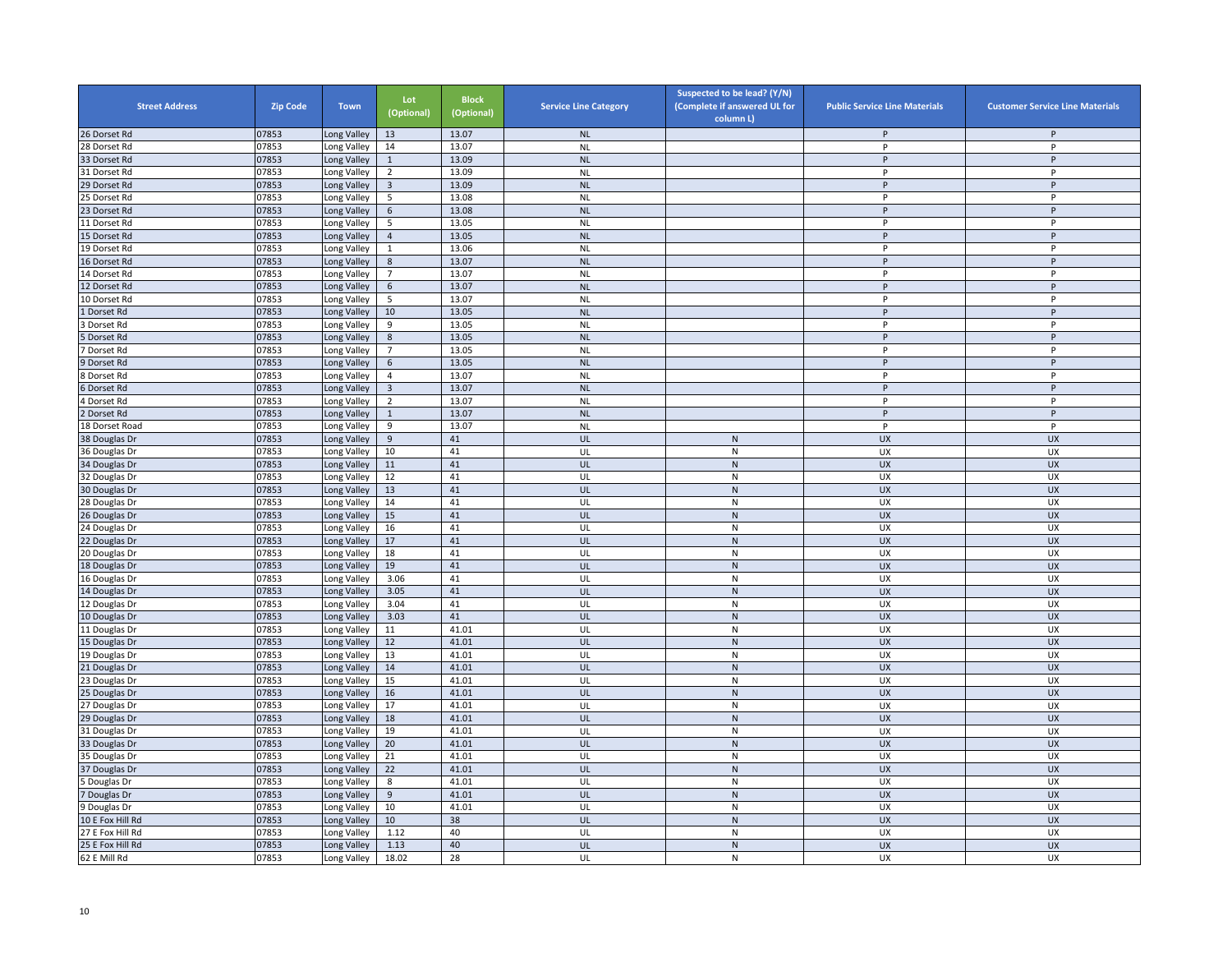| Street Address | Zip Code | Town | Lot (Optional) | Block (Optional) | Service Line Category | Suspected to be lead? (Y/N) (Complete if answered UL for column L) | Public Service Line Materials | Customer Service Line Materials |
|---|---|---|---|---|---|---|---|---|
| 26 Dorset Rd | 07853 | Long Valley | 13 | 13.07 | NL | | P | P |
| 28 Dorset Rd | 07853 | Long Valley | 14 | 13.07 | NL | | P | P |
| 33 Dorset Rd | 07853 | Long Valley | 1 | 13.09 | NL | | P | P |
| 31 Dorset Rd | 07853 | Long Valley | 2 | 13.09 | NL | | P | P |
| 29 Dorset Rd | 07853 | Long Valley | 3 | 13.09 | NL | | P | P |
| 25 Dorset Rd | 07853 | Long Valley | 5 | 13.08 | NL | | P | P |
| 23 Dorset Rd | 07853 | Long Valley | 6 | 13.08 | NL | | P | P |
| 11 Dorset Rd | 07853 | Long Valley | 5 | 13.05 | NL | | P | P |
| 15 Dorset Rd | 07853 | Long Valley | 4 | 13.05 | NL | | P | P |
| 19 Dorset Rd | 07853 | Long Valley | 1 | 13.06 | NL | | P | P |
| 16 Dorset Rd | 07853 | Long Valley | 8 | 13.07 | NL | | P | P |
| 14 Dorset Rd | 07853 | Long Valley | 7 | 13.07 | NL | | P | P |
| 12 Dorset Rd | 07853 | Long Valley | 6 | 13.07 | NL | | P | P |
| 10 Dorset Rd | 07853 | Long Valley | 5 | 13.07 | NL | | P | P |
| 1 Dorset Rd | 07853 | Long Valley | 10 | 13.05 | NL | | P | P |
| 3 Dorset Rd | 07853 | Long Valley | 9 | 13.05 | NL | | P | P |
| 5 Dorset Rd | 07853 | Long Valley | 8 | 13.05 | NL | | P | P |
| 7 Dorset Rd | 07853 | Long Valley | 7 | 13.05 | NL | | P | P |
| 9 Dorset Rd | 07853 | Long Valley | 6 | 13.05 | NL | | P | P |
| 8 Dorset Rd | 07853 | Long Valley | 4 | 13.07 | NL | | P | P |
| 6 Dorset Rd | 07853 | Long Valley | 3 | 13.07 | NL | | P | P |
| 4 Dorset Rd | 07853 | Long Valley | 2 | 13.07 | NL | | P | P |
| 2 Dorset Rd | 07853 | Long Valley | 1 | 13.07 | NL | | P | P |
| 18 Dorset Road | 07853 | Long Valley | 9 | 13.07 | NL | | P | P |
| 38 Douglas Dr | 07853 | Long Valley | 9 | 41 | UL | N | UX | UX |
| 36 Douglas Dr | 07853 | Long Valley | 10 | 41 | UL | N | UX | UX |
| 34 Douglas Dr | 07853 | Long Valley | 11 | 41 | UL | N | UX | UX |
| 32 Douglas Dr | 07853 | Long Valley | 12 | 41 | UL | N | UX | UX |
| 30 Douglas Dr | 07853 | Long Valley | 13 | 41 | UL | N | UX | UX |
| 28 Douglas Dr | 07853 | Long Valley | 14 | 41 | UL | N | UX | UX |
| 26 Douglas Dr | 07853 | Long Valley | 15 | 41 | UL | N | UX | UX |
| 24 Douglas Dr | 07853 | Long Valley | 16 | 41 | UL | N | UX | UX |
| 22 Douglas Dr | 07853 | Long Valley | 17 | 41 | UL | N | UX | UX |
| 20 Douglas Dr | 07853 | Long Valley | 18 | 41 | UL | N | UX | UX |
| 18 Douglas Dr | 07853 | Long Valley | 19 | 41 | UL | N | UX | UX |
| 16 Douglas Dr | 07853 | Long Valley | 3.06 | 41 | UL | N | UX | UX |
| 14 Douglas Dr | 07853 | Long Valley | 3.05 | 41 | UL | N | UX | UX |
| 12 Douglas Dr | 07853 | Long Valley | 3.04 | 41 | UL | N | UX | UX |
| 10 Douglas Dr | 07853 | Long Valley | 3.03 | 41 | UL | N | UX | UX |
| 11 Douglas Dr | 07853 | Long Valley | 11 | 41.01 | UL | N | UX | UX |
| 15 Douglas Dr | 07853 | Long Valley | 12 | 41.01 | UL | N | UX | UX |
| 19 Douglas Dr | 07853 | Long Valley | 13 | 41.01 | UL | N | UX | UX |
| 21 Douglas Dr | 07853 | Long Valley | 14 | 41.01 | UL | N | UX | UX |
| 23 Douglas Dr | 07853 | Long Valley | 15 | 41.01 | UL | N | UX | UX |
| 25 Douglas Dr | 07853 | Long Valley | 16 | 41.01 | UL | N | UX | UX |
| 27 Douglas Dr | 07853 | Long Valley | 17 | 41.01 | UL | N | UX | UX |
| 29 Douglas Dr | 07853 | Long Valley | 18 | 41.01 | UL | N | UX | UX |
| 31 Douglas Dr | 07853 | Long Valley | 19 | 41.01 | UL | N | UX | UX |
| 33 Douglas Dr | 07853 | Long Valley | 20 | 41.01 | UL | N | UX | UX |
| 35 Douglas Dr | 07853 | Long Valley | 21 | 41.01 | UL | N | UX | UX |
| 37 Douglas Dr | 07853 | Long Valley | 22 | 41.01 | UL | N | UX | UX |
| 5 Douglas Dr | 07853 | Long Valley | 8 | 41.01 | UL | N | UX | UX |
| 7 Douglas Dr | 07853 | Long Valley | 9 | 41.01 | UL | N | UX | UX |
| 9 Douglas Dr | 07853 | Long Valley | 10 | 41.01 | UL | N | UX | UX |
| 10 E Fox Hill Rd | 07853 | Long Valley | 10 | 38 | UL | N | UX | UX |
| 27 E Fox Hill Rd | 07853 | Long Valley | 1.12 | 40 | UL | N | UX | UX |
| 25 E Fox Hill Rd | 07853 | Long Valley | 1.13 | 40 | UL | N | UX | UX |
| 62 E Mill Rd | 07853 | Long Valley | 18.02 | 28 | UL | N | UX | UX |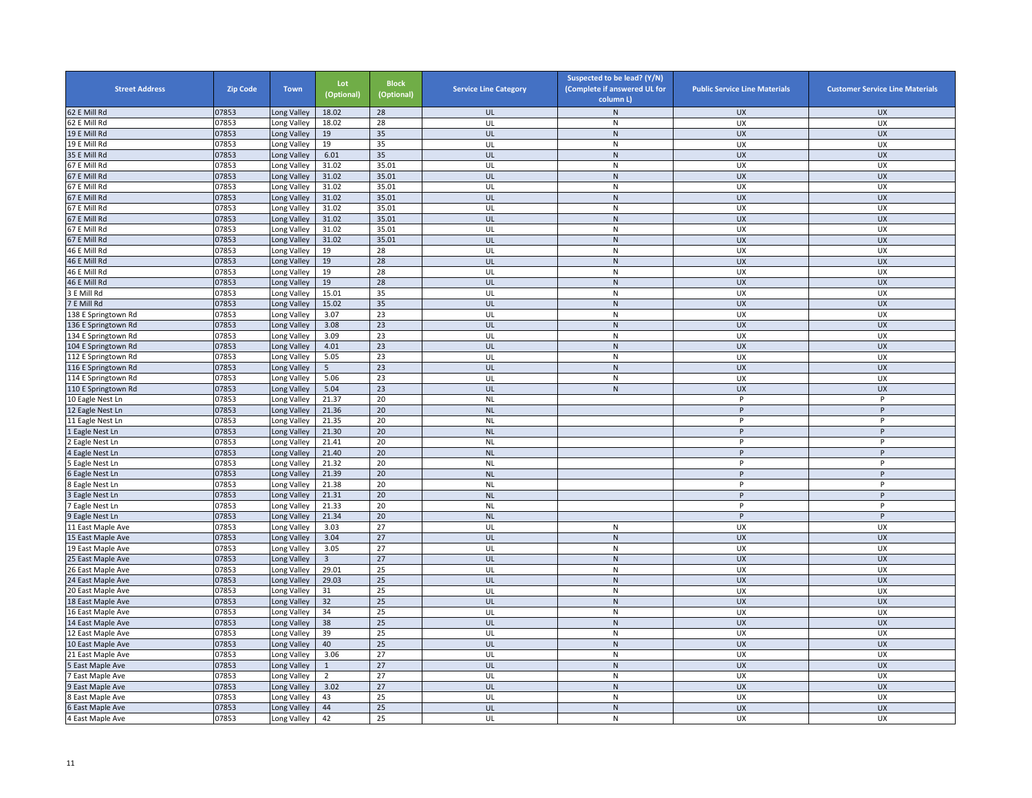| Street Address | Zip Code | Town | Lot (Optional) | Block (Optional) | Service Line Category | Suspected to be lead? (Y/N) (Complete if answered UL for column L) | Public Service Line Materials | Customer Service Line Materials |
|---|---|---|---|---|---|---|---|---|
| 62 E Mill Rd | 07853 | Long Valley | 18.02 | 28 | UL | N | UX | UX |
| 62 E Mill Rd | 07853 | Long Valley | 18.02 | 28 | UL | N | UX | UX |
| 19 E Mill Rd | 07853 | Long Valley | 19 | 35 | UL | N | UX | UX |
| 19 E Mill Rd | 07853 | Long Valley | 19 | 35 | UL | N | UX | UX |
| 35 E Mill Rd | 07853 | Long Valley | 6.01 | 35 | UL | N | UX | UX |
| 67 E Mill Rd | 07853 | Long Valley | 31.02 | 35.01 | UL | N | UX | UX |
| 67 E Mill Rd | 07853 | Long Valley | 31.02 | 35.01 | UL | N | UX | UX |
| 67 E Mill Rd | 07853 | Long Valley | 31.02 | 35.01 | UL | N | UX | UX |
| 67 E Mill Rd | 07853 | Long Valley | 31.02 | 35.01 | UL | N | UX | UX |
| 67 E Mill Rd | 07853 | Long Valley | 31.02 | 35.01 | UL | N | UX | UX |
| 67 E Mill Rd | 07853 | Long Valley | 31.02 | 35.01 | UL | N | UX | UX |
| 67 E Mill Rd | 07853 | Long Valley | 31.02 | 35.01 | UL | N | UX | UX |
| 67 E Mill Rd | 07853 | Long Valley | 31.02 | 35.01 | UL | N | UX | UX |
| 46 E Mill Rd | 07853 | Long Valley | 19 | 28 | UL | N | UX | UX |
| 46 E Mill Rd | 07853 | Long Valley | 19 | 28 | UL | N | UX | UX |
| 46 E Mill Rd | 07853 | Long Valley | 19 | 28 | UL | N | UX | UX |
| 46 E Mill Rd | 07853 | Long Valley | 19 | 28 | UL | N | UX | UX |
| 3 E Mill Rd | 07853 | Long Valley | 15.01 | 35 | UL | N | UX | UX |
| 7 E Mill Rd | 07853 | Long Valley | 15.02 | 35 | UL | N | UX | UX |
| 138 E Springtown Rd | 07853 | Long Valley | 3.07 | 23 | UL | N | UX | UX |
| 136 E Springtown Rd | 07853 | Long Valley | 3.08 | 23 | UL | N | UX | UX |
| 134 E Springtown Rd | 07853 | Long Valley | 3.09 | 23 | UL | N | UX | UX |
| 104 E Springtown Rd | 07853 | Long Valley | 4.01 | 23 | UL | N | UX | UX |
| 112 E Springtown Rd | 07853 | Long Valley | 5.05 | 23 | UL | N | UX | UX |
| 116 E Springtown Rd | 07853 | Long Valley | 5 | 23 | UL | N | UX | UX |
| 114 E Springtown Rd | 07853 | Long Valley | 5.06 | 23 | UL | N | UX | UX |
| 110 E Springtown Rd | 07853 | Long Valley | 5.04 | 23 | UL | N | UX | UX |
| 10 Eagle Nest Ln | 07853 | Long Valley | 21.37 | 20 | NL | | P | P |
| 12 Eagle Nest Ln | 07853 | Long Valley | 21.36 | 20 | NL | | P | P |
| 11 Eagle Nest Ln | 07853 | Long Valley | 21.35 | 20 | NL | | P | P |
| 1 Eagle Nest Ln | 07853 | Long Valley | 21.30 | 20 | NL | | P | P |
| 2 Eagle Nest Ln | 07853 | Long Valley | 21.41 | 20 | NL | | P | P |
| 4 Eagle Nest Ln | 07853 | Long Valley | 21.40 | 20 | NL | | P | P |
| 5 Eagle Nest Ln | 07853 | Long Valley | 21.32 | 20 | NL | | P | P |
| 6 Eagle Nest Ln | 07853 | Long Valley | 21.39 | 20 | NL | | P | P |
| 8 Eagle Nest Ln | 07853 | Long Valley | 21.38 | 20 | NL | | P | P |
| 3 Eagle Nest Ln | 07853 | Long Valley | 21.31 | 20 | NL | | P | P |
| 7 Eagle Nest Ln | 07853 | Long Valley | 21.33 | 20 | NL | | P | P |
| 9 Eagle Nest Ln | 07853 | Long Valley | 21.34 | 20 | NL | | P | P |
| 11 East Maple Ave | 07853 | Long Valley | 3.03 | 27 | UL | N | UX | UX |
| 15 East Maple Ave | 07853 | Long Valley | 3.04 | 27 | UL | N | UX | UX |
| 19 East Maple Ave | 07853 | Long Valley | 3.05 | 27 | UL | N | UX | UX |
| 25 East Maple Ave | 07853 | Long Valley | 3 | 27 | UL | N | UX | UX |
| 26 East Maple Ave | 07853 | Long Valley | 29.01 | 25 | UL | N | UX | UX |
| 24 East Maple Ave | 07853 | Long Valley | 29.03 | 25 | UL | N | UX | UX |
| 20 East Maple Ave | 07853 | Long Valley | 31 | 25 | UL | N | UX | UX |
| 18 East Maple Ave | 07853 | Long Valley | 32 | 25 | UL | N | UX | UX |
| 16 East Maple Ave | 07853 | Long Valley | 34 | 25 | UL | N | UX | UX |
| 14 East Maple Ave | 07853 | Long Valley | 38 | 25 | UL | N | UX | UX |
| 12 East Maple Ave | 07853 | Long Valley | 39 | 25 | UL | N | UX | UX |
| 10 East Maple Ave | 07853 | Long Valley | 40 | 25 | UL | N | UX | UX |
| 21 East Maple Ave | 07853 | Long Valley | 3.06 | 27 | UL | N | UX | UX |
| 5 East Maple Ave | 07853 | Long Valley | 1 | 27 | UL | N | UX | UX |
| 7 East Maple Ave | 07853 | Long Valley | 2 | 27 | UL | N | UX | UX |
| 9 East Maple Ave | 07853 | Long Valley | 3.02 | 27 | UL | N | UX | UX |
| 8 East Maple Ave | 07853 | Long Valley | 43 | 25 | UL | N | UX | UX |
| 6 East Maple Ave | 07853 | Long Valley | 44 | 25 | UL | N | UX | UX |
| 4 East Maple Ave | 07853 | Long Valley | 42 | 25 | UL | N | UX | UX |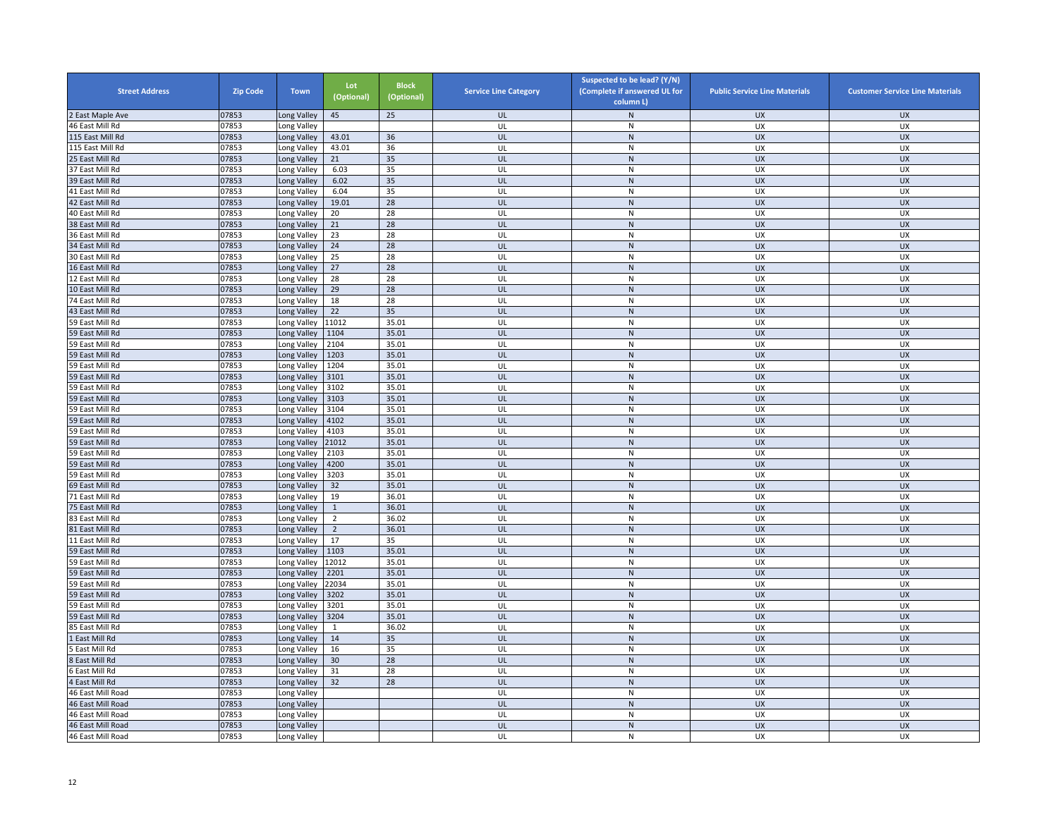| Street Address | Zip Code | Town | Lot (Optional) | Block (Optional) | Service Line Category | Suspected to be lead? (Y/N) (Complete if answered UL for column L) | Public Service Line Materials | Customer Service Line Materials |
|---|---|---|---|---|---|---|---|---|
| 2 East Maple Ave | 07853 | Long Valley | 45 | 25 | UL | N | UX | UX |
| 46 East Mill Rd | 07853 | Long Valley | | | UL | N | UX | UX |
| 115 East Mill Rd | 07853 | Long Valley | 43.01 | 36 | UL | N | UX | UX |
| 115 East Mill Rd | 07853 | Long Valley | 43.01 | 36 | UL | N | UX | UX |
| 25 East Mill Rd | 07853 | Long Valley | 21 | 35 | UL | N | UX | UX |
| 37 East Mill Rd | 07853 | Long Valley | 6.03 | 35 | UL | N | UX | UX |
| 39 East Mill Rd | 07853 | Long Valley | 6.02 | 35 | UL | N | UX | UX |
| 41 East Mill Rd | 07853 | Long Valley | 6.04 | 35 | UL | N | UX | UX |
| 42 East Mill Rd | 07853 | Long Valley | 19.01 | 28 | UL | N | UX | UX |
| 40 East Mill Rd | 07853 | Long Valley | 20 | 28 | UL | N | UX | UX |
| 38 East Mill Rd | 07853 | Long Valley | 21 | 28 | UL | N | UX | UX |
| 36 East Mill Rd | 07853 | Long Valley | 23 | 28 | UL | N | UX | UX |
| 34 East Mill Rd | 07853 | Long Valley | 24 | 28 | UL | N | UX | UX |
| 30 East Mill Rd | 07853 | Long Valley | 25 | 28 | UL | N | UX | UX |
| 16 East Mill Rd | 07853 | Long Valley | 27 | 28 | UL | N | UX | UX |
| 12 East Mill Rd | 07853 | Long Valley | 28 | 28 | UL | N | UX | UX |
| 10 East Mill Rd | 07853 | Long Valley | 29 | 28 | UL | N | UX | UX |
| 74 East Mill Rd | 07853 | Long Valley | 18 | 28 | UL | N | UX | UX |
| 43 East Mill Rd | 07853 | Long Valley | 22 | 35 | UL | N | UX | UX |
| 59 East Mill Rd | 07853 | Long Valley | 11012 | 35.01 | UL | N | UX | UX |
| 59 East Mill Rd | 07853 | Long Valley | 1104 | 35.01 | UL | N | UX | UX |
| 59 East Mill Rd | 07853 | Long Valley | 2104 | 35.01 | UL | N | UX | UX |
| 59 East Mill Rd | 07853 | Long Valley | 1203 | 35.01 | UL | N | UX | UX |
| 59 East Mill Rd | 07853 | Long Valley | 1204 | 35.01 | UL | N | UX | UX |
| 59 East Mill Rd | 07853 | Long Valley | 3101 | 35.01 | UL | N | UX | UX |
| 59 East Mill Rd | 07853 | Long Valley | 3102 | 35.01 | UL | N | UX | UX |
| 59 East Mill Rd | 07853 | Long Valley | 3103 | 35.01 | UL | N | UX | UX |
| 59 East Mill Rd | 07853 | Long Valley | 3104 | 35.01 | UL | N | UX | UX |
| 59 East Mill Rd | 07853 | Long Valley | 4102 | 35.01 | UL | N | UX | UX |
| 59 East Mill Rd | 07853 | Long Valley | 4103 | 35.01 | UL | N | UX | UX |
| 59 East Mill Rd | 07853 | Long Valley | 21012 | 35.01 | UL | N | UX | UX |
| 59 East Mill Rd | 07853 | Long Valley | 2103 | 35.01 | UL | N | UX | UX |
| 59 East Mill Rd | 07853 | Long Valley | 4200 | 35.01 | UL | N | UX | UX |
| 59 East Mill Rd | 07853 | Long Valley | 3203 | 35.01 | UL | N | UX | UX |
| 69 East Mill Rd | 07853 | Long Valley | 32 | 35.01 | UL | N | UX | UX |
| 71 East Mill Rd | 07853 | Long Valley | 19 | 36.01 | UL | N | UX | UX |
| 75 East Mill Rd | 07853 | Long Valley | 1 | 36.01 | UL | N | UX | UX |
| 83 East Mill Rd | 07853 | Long Valley | 2 | 36.02 | UL | N | UX | UX |
| 81 East Mill Rd | 07853 | Long Valley | 2 | 36.01 | UL | N | UX | UX |
| 11 East Mill Rd | 07853 | Long Valley | 17 | 35 | UL | N | UX | UX |
| 59 East Mill Rd | 07853 | Long Valley | 1103 | 35.01 | UL | N | UX | UX |
| 59 East Mill Rd | 07853 | Long Valley | 12012 | 35.01 | UL | N | UX | UX |
| 59 East Mill Rd | 07853 | Long Valley | 2201 | 35.01 | UL | N | UX | UX |
| 59 East Mill Rd | 07853 | Long Valley | 22034 | 35.01 | UL | N | UX | UX |
| 59 East Mill Rd | 07853 | Long Valley | 3202 | 35.01 | UL | N | UX | UX |
| 59 East Mill Rd | 07853 | Long Valley | 3201 | 35.01 | UL | N | UX | UX |
| 59 East Mill Rd | 07853 | Long Valley | 3204 | 35.01 | UL | N | UX | UX |
| 85 East Mill Rd | 07853 | Long Valley | 1 | 36.02 | UL | N | UX | UX |
| 1 East Mill Rd | 07853 | Long Valley | 14 | 35 | UL | N | UX | UX |
| 5 East Mill Rd | 07853 | Long Valley | 16 | 35 | UL | N | UX | UX |
| 8 East Mill Rd | 07853 | Long Valley | 30 | 28 | UL | N | UX | UX |
| 6 East Mill Rd | 07853 | Long Valley | 31 | 28 | UL | N | UX | UX |
| 4 East Mill Rd | 07853 | Long Valley | 32 | 28 | UL | N | UX | UX |
| 46 East Mill Road | 07853 | Long Valley | | | UL | N | UX | UX |
| 46 East Mill Road | 07853 | Long Valley | | | UL | N | UX | UX |
| 46 East Mill Road | 07853 | Long Valley | | | UL | N | UX | UX |
| 46 East Mill Road | 07853 | Long Valley | | | UL | N | UX | UX |
| 46 East Mill Road | 07853 | Long Valley | | | UL | N | UX | UX |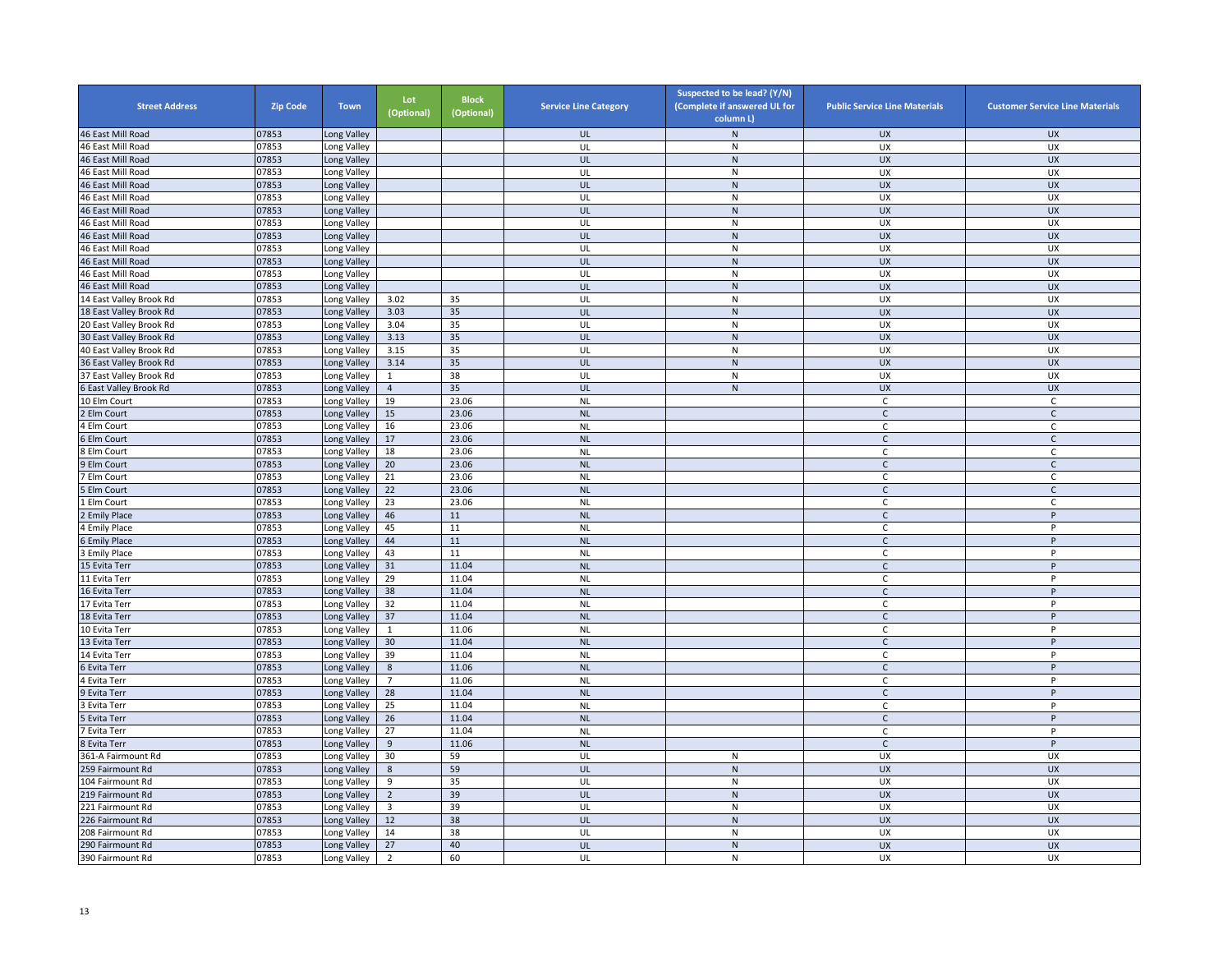| Street Address | Zip Code | Town | Lot (Optional) | Block (Optional) | Service Line Category | Suspected to be lead? (Y/N) (Complete if answered UL for column L) | Public Service Line Materials | Customer Service Line Materials |
|---|---|---|---|---|---|---|---|---|
| 46 East Mill Road | 07853 | Long Valley | | | UL | N | UX | UX |
| 46 East Mill Road | 07853 | Long Valley | | | UL | N | UX | UX |
| 46 East Mill Road | 07853 | Long Valley | | | UL | N | UX | UX |
| 46 East Mill Road | 07853 | Long Valley | | | UL | N | UX | UX |
| 46 East Mill Road | 07853 | Long Valley | | | UL | N | UX | UX |
| 46 East Mill Road | 07853 | Long Valley | | | UL | N | UX | UX |
| 46 East Mill Road | 07853 | Long Valley | | | UL | N | UX | UX |
| 46 East Mill Road | 07853 | Long Valley | | | UL | N | UX | UX |
| 46 East Mill Road | 07853 | Long Valley | | | UL | N | UX | UX |
| 46 East Mill Road | 07853 | Long Valley | | | UL | N | UX | UX |
| 46 East Mill Road | 07853 | Long Valley | | | UL | N | UX | UX |
| 46 East Mill Road | 07853 | Long Valley | | | UL | N | UX | UX |
| 46 East Mill Road | 07853 | Long Valley | | | UL | N | UX | UX |
| 14 East Valley Brook Rd | 07853 | Long Valley | 3.02 | 35 | UL | N | UX | UX |
| 18 East Valley Brook Rd | 07853 | Long Valley | 3.03 | 35 | UL | N | UX | UX |
| 20 East Valley Brook Rd | 07853 | Long Valley | 3.04 | 35 | UL | N | UX | UX |
| 30 East Valley Brook Rd | 07853 | Long Valley | 3.13 | 35 | UL | N | UX | UX |
| 40 East Valley Brook Rd | 07853 | Long Valley | 3.15 | 35 | UL | N | UX | UX |
| 36 East Valley Brook Rd | 07853 | Long Valley | 3.14 | 35 | UL | N | UX | UX |
| 37 East Valley Brook Rd | 07853 | Long Valley | 1 | 38 | UL | N | UX | UX |
| 6 East Valley Brook Rd | 07853 | Long Valley | 4 | 35 | UL | N | UX | UX |
| 10 Elm Court | 07853 | Long Valley | 19 | 23.06 | NL | | C | C |
| 2 Elm Court | 07853 | Long Valley | 15 | 23.06 | NL | | C | C |
| 4 Elm Court | 07853 | Long Valley | 16 | 23.06 | NL | | C | C |
| 6 Elm Court | 07853 | Long Valley | 17 | 23.06 | NL | | C | C |
| 8 Elm Court | 07853 | Long Valley | 18 | 23.06 | NL | | C | C |
| 9 Elm Court | 07853 | Long Valley | 20 | 23.06 | NL | | C | C |
| 7 Elm Court | 07853 | Long Valley | 21 | 23.06 | NL | | C | C |
| 5 Elm Court | 07853 | Long Valley | 22 | 23.06 | NL | | C | C |
| 1 Elm Court | 07853 | Long Valley | 23 | 23.06 | NL | | C | C |
| 2 Emily Place | 07853 | Long Valley | 46 | 11 | NL | | C | P |
| 4 Emily Place | 07853 | Long Valley | 45 | 11 | NL | | C | P |
| 6 Emily Place | 07853 | Long Valley | 44 | 11 | NL | | C | P |
| 3 Emily Place | 07853 | Long Valley | 43 | 11 | NL | | C | P |
| 15 Evita Terr | 07853 | Long Valley | 31 | 11.04 | NL | | C | P |
| 11 Evita Terr | 07853 | Long Valley | 29 | 11.04 | NL | | C | P |
| 16 Evita Terr | 07853 | Long Valley | 38 | 11.04 | NL | | C | P |
| 17 Evita Terr | 07853 | Long Valley | 32 | 11.04 | NL | | C | P |
| 18 Evita Terr | 07853 | Long Valley | 37 | 11.04 | NL | | C | P |
| 10 Evita Terr | 07853 | Long Valley | 1 | 11.06 | NL | | C | P |
| 13 Evita Terr | 07853 | Long Valley | 30 | 11.04 | NL | | C | P |
| 14 Evita Terr | 07853 | Long Valley | 39 | 11.04 | NL | | C | P |
| 6 Evita Terr | 07853 | Long Valley | 8 | 11.06 | NL | | C | P |
| 4 Evita Terr | 07853 | Long Valley | 7 | 11.06 | NL | | C | P |
| 9 Evita Terr | 07853 | Long Valley | 28 | 11.04 | NL | | C | P |
| 3 Evita Terr | 07853 | Long Valley | 25 | 11.04 | NL | | C | P |
| 5 Evita Terr | 07853 | Long Valley | 26 | 11.04 | NL | | C | P |
| 7 Evita Terr | 07853 | Long Valley | 27 | 11.04 | NL | | C | P |
| 8 Evita Terr | 07853 | Long Valley | 9 | 11.06 | NL | | C | P |
| 361-A Fairmount Rd | 07853 | Long Valley | 30 | 59 | UL | N | UX | UX |
| 259 Fairmount Rd | 07853 | Long Valley | 8 | 59 | UL | N | UX | UX |
| 104 Fairmount Rd | 07853 | Long Valley | 9 | 35 | UL | N | UX | UX |
| 219 Fairmount Rd | 07853 | Long Valley | 2 | 39 | UL | N | UX | UX |
| 221 Fairmount Rd | 07853 | Long Valley | 3 | 39 | UL | N | UX | UX |
| 226 Fairmount Rd | 07853 | Long Valley | 12 | 38 | UL | N | UX | UX |
| 208 Fairmount Rd | 07853 | Long Valley | 14 | 38 | UL | N | UX | UX |
| 290 Fairmount Rd | 07853 | Long Valley | 27 | 40 | UL | N | UX | UX |
| 390 Fairmount Rd | 07853 | Long Valley | 2 | 60 | UL | N | UX | UX |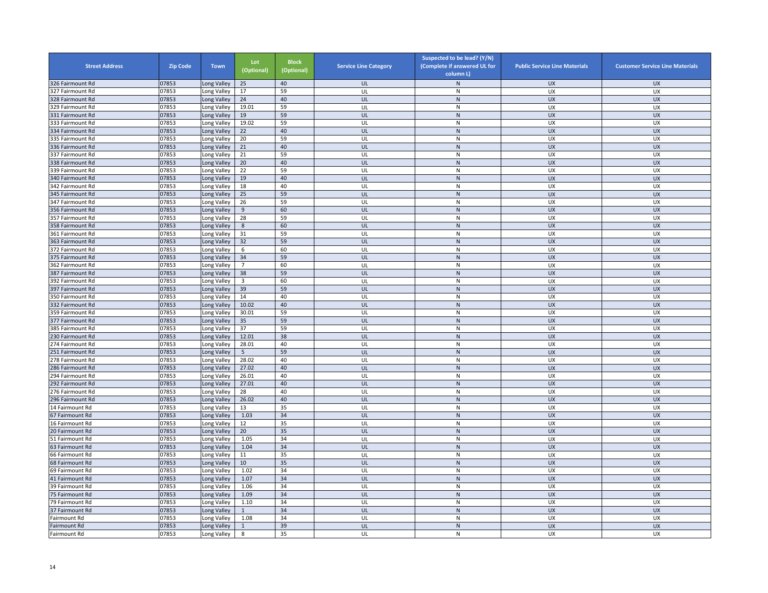| Street Address | Zip Code | Town | Lot (Optional) | Block (Optional) | Service Line Category | Suspected to be lead? (Y/N) (Complete if answered UL for column L) | Public Service Line Materials | Customer Service Line Materials |
|---|---|---|---|---|---|---|---|---|
| 326 Fairmount Rd | 07853 | Long Valley | 25 | 40 | UL | N | UX | UX |
| 327 Fairmount Rd | 07853 | Long Valley | 17 | 59 | UL | N | UX | UX |
| 328 Fairmount Rd | 07853 | Long Valley | 24 | 40 | UL | N | UX | UX |
| 329 Fairmount Rd | 07853 | Long Valley | 19.01 | 59 | UL | N | UX | UX |
| 331 Fairmount Rd | 07853 | Long Valley | 19 | 59 | UL | N | UX | UX |
| 333 Fairmount Rd | 07853 | Long Valley | 19.02 | 59 | UL | N | UX | UX |
| 334 Fairmount Rd | 07853 | Long Valley | 22 | 40 | UL | N | UX | UX |
| 335 Fairmount Rd | 07853 | Long Valley | 20 | 59 | UL | N | UX | UX |
| 336 Fairmount Rd | 07853 | Long Valley | 21 | 40 | UL | N | UX | UX |
| 337 Fairmount Rd | 07853 | Long Valley | 21 | 59 | UL | N | UX | UX |
| 338 Fairmount Rd | 07853 | Long Valley | 20 | 40 | UL | N | UX | UX |
| 339 Fairmount Rd | 07853 | Long Valley | 22 | 59 | UL | N | UX | UX |
| 340 Fairmount Rd | 07853 | Long Valley | 19 | 40 | UL | N | UX | UX |
| 342 Fairmount Rd | 07853 | Long Valley | 18 | 40 | UL | N | UX | UX |
| 345 Fairmount Rd | 07853 | Long Valley | 25 | 59 | UL | N | UX | UX |
| 347 Fairmount Rd | 07853 | Long Valley | 26 | 59 | UL | N | UX | UX |
| 356 Fairmount Rd | 07853 | Long Valley | 9 | 60 | UL | N | UX | UX |
| 357 Fairmount Rd | 07853 | Long Valley | 28 | 59 | UL | N | UX | UX |
| 358 Fairmount Rd | 07853 | Long Valley | 8 | 60 | UL | N | UX | UX |
| 361 Fairmount Rd | 07853 | Long Valley | 31 | 59 | UL | N | UX | UX |
| 363 Fairmount Rd | 07853 | Long Valley | 32 | 59 | UL | N | UX | UX |
| 372 Fairmount Rd | 07853 | Long Valley | 6 | 60 | UL | N | UX | UX |
| 375 Fairmount Rd | 07853 | Long Valley | 34 | 59 | UL | N | UX | UX |
| 362 Fairmount Rd | 07853 | Long Valley | 7 | 60 | UL | N | UX | UX |
| 387 Fairmount Rd | 07853 | Long Valley | 38 | 59 | UL | N | UX | UX |
| 392 Fairmount Rd | 07853 | Long Valley | 3 | 60 | UL | N | UX | UX |
| 397 Fairmount Rd | 07853 | Long Valley | 39 | 59 | UL | N | UX | UX |
| 350 Fairmount Rd | 07853 | Long Valley | 14 | 40 | UL | N | UX | UX |
| 332 Fairmount Rd | 07853 | Long Valley | 10.02 | 40 | UL | N | UX | UX |
| 359 Fairmount Rd | 07853 | Long Valley | 30.01 | 59 | UL | N | UX | UX |
| 377 Fairmount Rd | 07853 | Long Valley | 35 | 59 | UL | N | UX | UX |
| 385 Fairmount Rd | 07853 | Long Valley | 37 | 59 | UL | N | UX | UX |
| 230 Fairmount Rd | 07853 | Long Valley | 12.01 | 38 | UL | N | UX | UX |
| 274 Fairmount Rd | 07853 | Long Valley | 28.01 | 40 | UL | N | UX | UX |
| 251 Fairmount Rd | 07853 | Long Valley | 5 | 59 | UL | N | UX | UX |
| 278 Fairmount Rd | 07853 | Long Valley | 28.02 | 40 | UL | N | UX | UX |
| 286 Fairmount Rd | 07853 | Long Valley | 27.02 | 40 | UL | N | UX | UX |
| 294 Fairmount Rd | 07853 | Long Valley | 26.01 | 40 | UL | N | UX | UX |
| 292 Fairmount Rd | 07853 | Long Valley | 27.01 | 40 | UL | N | UX | UX |
| 276 Fairmount Rd | 07853 | Long Valley | 28 | 40 | UL | N | UX | UX |
| 296 Fairmount Rd | 07853 | Long Valley | 26.02 | 40 | UL | N | UX | UX |
| 14 Fairmount Rd | 07853 | Long Valley | 13 | 35 | UL | N | UX | UX |
| 67 Fairmount Rd | 07853 | Long Valley | 1.03 | 34 | UL | N | UX | UX |
| 16 Fairmount Rd | 07853 | Long Valley | 12 | 35 | UL | N | UX | UX |
| 20 Fairmount Rd | 07853 | Long Valley | 20 | 35 | UL | N | UX | UX |
| 51 Fairmount Rd | 07853 | Long Valley | 1.05 | 34 | UL | N | UX | UX |
| 63 Fairmount Rd | 07853 | Long Valley | 1.04 | 34 | UL | N | UX | UX |
| 66 Fairmount Rd | 07853 | Long Valley | 11 | 35 | UL | N | UX | UX |
| 68 Fairmount Rd | 07853 | Long Valley | 10 | 35 | UL | N | UX | UX |
| 69 Fairmount Rd | 07853 | Long Valley | 1.02 | 34 | UL | N | UX | UX |
| 41 Fairmount Rd | 07853 | Long Valley | 1.07 | 34 | UL | N | UX | UX |
| 39 Fairmount Rd | 07853 | Long Valley | 1.06 | 34 | UL | N | UX | UX |
| 75 Fairmount Rd | 07853 | Long Valley | 1.09 | 34 | UL | N | UX | UX |
| 79 Fairmount Rd | 07853 | Long Valley | 1.10 | 34 | UL | N | UX | UX |
| 37 Fairmount Rd | 07853 | Long Valley | 1 | 34 | UL | N | UX | UX |
| Fairmount Rd | 07853 | Long Valley | 1.08 | 34 | UL | N | UX | UX |
| Fairmount Rd | 07853 | Long Valley | 1 | 39 | UL | N | UX | UX |
| Fairmount Rd | 07853 | Long Valley | 8 | 35 | UL | N | UX | UX |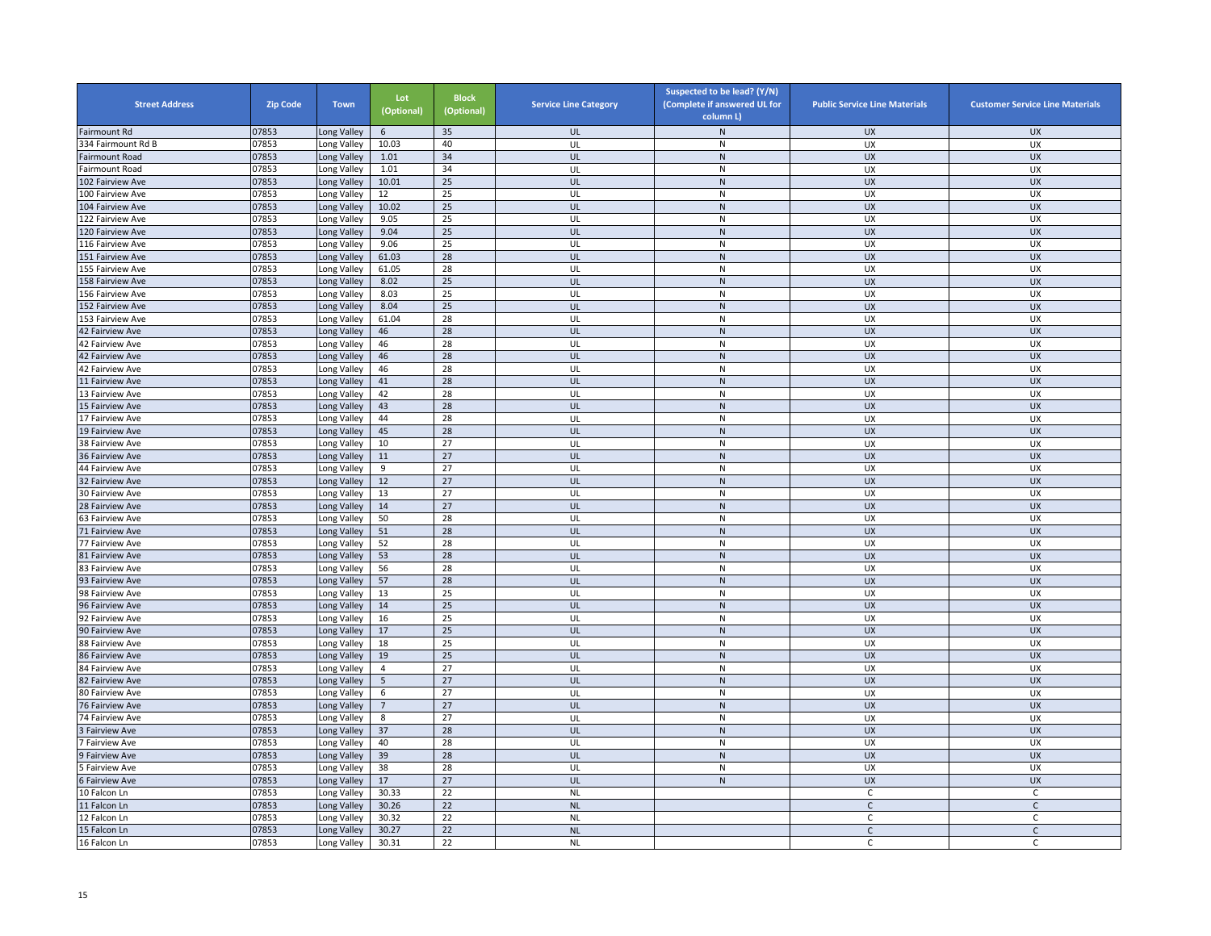| Street Address | Zip Code | Town | Lot (Optional) | Block (Optional) | Service Line Category | Suspected to be lead? (Y/N) (Complete if answered UL for column L) | Public Service Line Materials | Customer Service Line Materials |
|---|---|---|---|---|---|---|---|---|
| Fairmount Rd | 07853 | Long Valley | 6 | 35 | UL | N | UX | UX |
| 334 Fairmount Rd B | 07853 | Long Valley | 10.03 | 40 | UL | N | UX | UX |
| Fairmount Road | 07853 | Long Valley | 1.01 | 34 | UL | N | UX | UX |
| Fairmount Road | 07853 | Long Valley | 1.01 | 34 | UL | N | UX | UX |
| 102 Fairview Ave | 07853 | Long Valley | 10.01 | 25 | UL | N | UX | UX |
| 100 Fairview Ave | 07853 | Long Valley | 12 | 25 | UL | N | UX | UX |
| 104 Fairview Ave | 07853 | Long Valley | 10.02 | 25 | UL | N | UX | UX |
| 122 Fairview Ave | 07853 | Long Valley | 9.05 | 25 | UL | N | UX | UX |
| 120 Fairview Ave | 07853 | Long Valley | 9.04 | 25 | UL | N | UX | UX |
| 116 Fairview Ave | 07853 | Long Valley | 9.06 | 25 | UL | N | UX | UX |
| 151 Fairview Ave | 07853 | Long Valley | 61.03 | 28 | UL | N | UX | UX |
| 155 Fairview Ave | 07853 | Long Valley | 61.05 | 28 | UL | N | UX | UX |
| 158 Fairview Ave | 07853 | Long Valley | 8.02 | 25 | UL | N | UX | UX |
| 156 Fairview Ave | 07853 | Long Valley | 8.03 | 25 | UL | N | UX | UX |
| 152 Fairview Ave | 07853 | Long Valley | 8.04 | 25 | UL | N | UX | UX |
| 153 Fairview Ave | 07853 | Long Valley | 61.04 | 28 | UL | N | UX | UX |
| 42 Fairview Ave | 07853 | Long Valley | 46 | 28 | UL | N | UX | UX |
| 42 Fairview Ave | 07853 | Long Valley | 46 | 28 | UL | N | UX | UX |
| 42 Fairview Ave | 07853 | Long Valley | 46 | 28 | UL | N | UX | UX |
| 42 Fairview Ave | 07853 | Long Valley | 46 | 28 | UL | N | UX | UX |
| 11 Fairview Ave | 07853 | Long Valley | 41 | 28 | UL | N | UX | UX |
| 13 Fairview Ave | 07853 | Long Valley | 42 | 28 | UL | N | UX | UX |
| 15 Fairview Ave | 07853 | Long Valley | 43 | 28 | UL | N | UX | UX |
| 17 Fairview Ave | 07853 | Long Valley | 44 | 28 | UL | N | UX | UX |
| 19 Fairview Ave | 07853 | Long Valley | 45 | 28 | UL | N | UX | UX |
| 38 Fairview Ave | 07853 | Long Valley | 10 | 27 | UL | N | UX | UX |
| 36 Fairview Ave | 07853 | Long Valley | 11 | 27 | UL | N | UX | UX |
| 44 Fairview Ave | 07853 | Long Valley | 9 | 27 | UL | N | UX | UX |
| 32 Fairview Ave | 07853 | Long Valley | 12 | 27 | UL | N | UX | UX |
| 30 Fairview Ave | 07853 | Long Valley | 13 | 27 | UL | N | UX | UX |
| 28 Fairview Ave | 07853 | Long Valley | 14 | 27 | UL | N | UX | UX |
| 63 Fairview Ave | 07853 | Long Valley | 50 | 28 | UL | N | UX | UX |
| 71 Fairview Ave | 07853 | Long Valley | 51 | 28 | UL | N | UX | UX |
| 77 Fairview Ave | 07853 | Long Valley | 52 | 28 | UL | N | UX | UX |
| 81 Fairview Ave | 07853 | Long Valley | 53 | 28 | UL | N | UX | UX |
| 83 Fairview Ave | 07853 | Long Valley | 56 | 28 | UL | N | UX | UX |
| 93 Fairview Ave | 07853 | Long Valley | 57 | 28 | UL | N | UX | UX |
| 98 Fairview Ave | 07853 | Long Valley | 13 | 25 | UL | N | UX | UX |
| 96 Fairview Ave | 07853 | Long Valley | 14 | 25 | UL | N | UX | UX |
| 92 Fairview Ave | 07853 | Long Valley | 16 | 25 | UL | N | UX | UX |
| 90 Fairview Ave | 07853 | Long Valley | 17 | 25 | UL | N | UX | UX |
| 88 Fairview Ave | 07853 | Long Valley | 18 | 25 | UL | N | UX | UX |
| 86 Fairview Ave | 07853 | Long Valley | 19 | 25 | UL | N | UX | UX |
| 84 Fairview Ave | 07853 | Long Valley | 4 | 27 | UL | N | UX | UX |
| 82 Fairview Ave | 07853 | Long Valley | 5 | 27 | UL | N | UX | UX |
| 80 Fairview Ave | 07853 | Long Valley | 6 | 27 | UL | N | UX | UX |
| 76 Fairview Ave | 07853 | Long Valley | 7 | 27 | UL | N | UX | UX |
| 74 Fairview Ave | 07853 | Long Valley | 8 | 27 | UL | N | UX | UX |
| 3 Fairview Ave | 07853 | Long Valley | 37 | 28 | UL | N | UX | UX |
| 7 Fairview Ave | 07853 | Long Valley | 40 | 28 | UL | N | UX | UX |
| 9 Fairview Ave | 07853 | Long Valley | 39 | 28 | UL | N | UX | UX |
| 5 Fairview Ave | 07853 | Long Valley | 38 | 28 | UL | N | UX | UX |
| 6 Fairview Ave | 07853 | Long Valley | 17 | 27 | UL | N | UX | UX |
| 10 Falcon Ln | 07853 | Long Valley | 30.33 | 22 | NL | | C | C |
| 11 Falcon Ln | 07853 | Long Valley | 30.26 | 22 | NL | | C | C |
| 12 Falcon Ln | 07853 | Long Valley | 30.32 | 22 | NL | | C | C |
| 15 Falcon Ln | 07853 | Long Valley | 30.27 | 22 | NL | | C | C |
| 16 Falcon Ln | 07853 | Long Valley | 30.31 | 22 | NL | | C | C |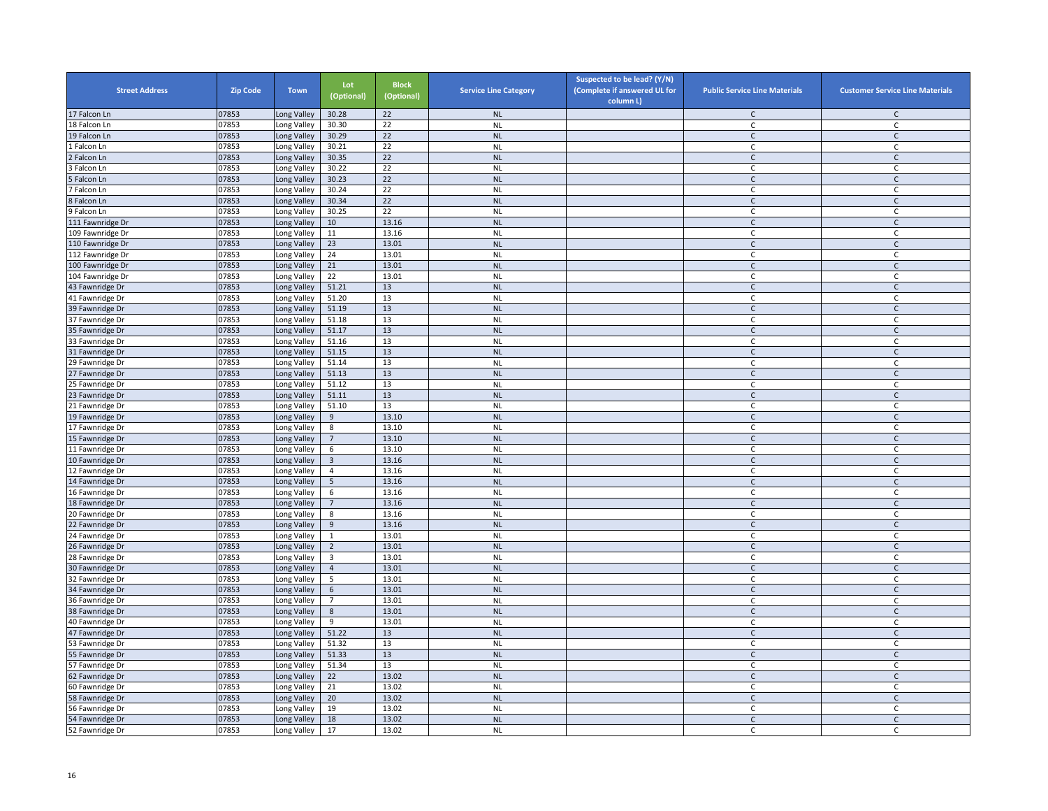| Street Address | Zip Code | Town | Lot (Optional) | Block (Optional) | Service Line Category | Suspected to be lead? (Y/N) (Complete if answered UL for column L) | Public Service Line Materials | Customer Service Line Materials |
|---|---|---|---|---|---|---|---|---|
| 17 Falcon Ln | 07853 | Long Valley | 30.28 | 22 | NL | | C | C |
| 18 Falcon Ln | 07853 | Long Valley | 30.30 | 22 | NL | | C | C |
| 19 Falcon Ln | 07853 | Long Valley | 30.29 | 22 | NL | | C | C |
| 1 Falcon Ln | 07853 | Long Valley | 30.21 | 22 | NL | | C | C |
| 2 Falcon Ln | 07853 | Long Valley | 30.35 | 22 | NL | | C | C |
| 3 Falcon Ln | 07853 | Long Valley | 30.22 | 22 | NL | | C | C |
| 5 Falcon Ln | 07853 | Long Valley | 30.23 | 22 | NL | | C | C |
| 7 Falcon Ln | 07853 | Long Valley | 30.24 | 22 | NL | | C | C |
| 8 Falcon Ln | 07853 | Long Valley | 30.34 | 22 | NL | | C | C |
| 9 Falcon Ln | 07853 | Long Valley | 30.25 | 22 | NL | | C | C |
| 111 Fawnridge Dr | 07853 | Long Valley | 10 | 13.16 | NL | | C | C |
| 109 Fawnridge Dr | 07853 | Long Valley | 11 | 13.16 | NL | | C | C |
| 110 Fawnridge Dr | 07853 | Long Valley | 23 | 13.01 | NL | | C | C |
| 112 Fawnridge Dr | 07853 | Long Valley | 24 | 13.01 | NL | | C | C |
| 100 Fawnridge Dr | 07853 | Long Valley | 21 | 13.01 | NL | | C | C |
| 104 Fawnridge Dr | 07853 | Long Valley | 22 | 13.01 | NL | | C | C |
| 43 Fawnridge Dr | 07853 | Long Valley | 51.21 | 13 | NL | | C | C |
| 41 Fawnridge Dr | 07853 | Long Valley | 51.20 | 13 | NL | | C | C |
| 39 Fawnridge Dr | 07853 | Long Valley | 51.19 | 13 | NL | | C | C |
| 37 Fawnridge Dr | 07853 | Long Valley | 51.18 | 13 | NL | | C | C |
| 35 Fawnridge Dr | 07853 | Long Valley | 51.17 | 13 | NL | | C | C |
| 33 Fawnridge Dr | 07853 | Long Valley | 51.16 | 13 | NL | | C | C |
| 31 Fawnridge Dr | 07853 | Long Valley | 51.15 | 13 | NL | | C | C |
| 29 Fawnridge Dr | 07853 | Long Valley | 51.14 | 13 | NL | | C | C |
| 27 Fawnridge Dr | 07853 | Long Valley | 51.13 | 13 | NL | | C | C |
| 25 Fawnridge Dr | 07853 | Long Valley | 51.12 | 13 | NL | | C | C |
| 23 Fawnridge Dr | 07853 | Long Valley | 51.11 | 13 | NL | | C | C |
| 21 Fawnridge Dr | 07853 | Long Valley | 51.10 | 13 | NL | | C | C |
| 19 Fawnridge Dr | 07853 | Long Valley | 9 | 13.10 | NL | | C | C |
| 17 Fawnridge Dr | 07853 | Long Valley | 8 | 13.10 | NL | | C | C |
| 15 Fawnridge Dr | 07853 | Long Valley | 7 | 13.10 | NL | | C | C |
| 11 Fawnridge Dr | 07853 | Long Valley | 6 | 13.10 | NL | | C | C |
| 10 Fawnridge Dr | 07853 | Long Valley | 3 | 13.16 | NL | | C | C |
| 12 Fawnridge Dr | 07853 | Long Valley | 4 | 13.16 | NL | | C | C |
| 14 Fawnridge Dr | 07853 | Long Valley | 5 | 13.16 | NL | | C | C |
| 16 Fawnridge Dr | 07853 | Long Valley | 6 | 13.16 | NL | | C | C |
| 18 Fawnridge Dr | 07853 | Long Valley | 7 | 13.16 | NL | | C | C |
| 20 Fawnridge Dr | 07853 | Long Valley | 8 | 13.16 | NL | | C | C |
| 22 Fawnridge Dr | 07853 | Long Valley | 9 | 13.16 | NL | | C | C |
| 24 Fawnridge Dr | 07853 | Long Valley | 1 | 13.01 | NL | | C | C |
| 26 Fawnridge Dr | 07853 | Long Valley | 2 | 13.01 | NL | | C | C |
| 28 Fawnridge Dr | 07853 | Long Valley | 3 | 13.01 | NL | | C | C |
| 30 Fawnridge Dr | 07853 | Long Valley | 4 | 13.01 | NL | | C | C |
| 32 Fawnridge Dr | 07853 | Long Valley | 5 | 13.01 | NL | | C | C |
| 34 Fawnridge Dr | 07853 | Long Valley | 6 | 13.01 | NL | | C | C |
| 36 Fawnridge Dr | 07853 | Long Valley | 7 | 13.01 | NL | | C | C |
| 38 Fawnridge Dr | 07853 | Long Valley | 8 | 13.01 | NL | | C | C |
| 40 Fawnridge Dr | 07853 | Long Valley | 9 | 13.01 | NL | | C | C |
| 47 Fawnridge Dr | 07853 | Long Valley | 51.22 | 13 | NL | | C | C |
| 53 Fawnridge Dr | 07853 | Long Valley | 51.32 | 13 | NL | | C | C |
| 55 Fawnridge Dr | 07853 | Long Valley | 51.33 | 13 | NL | | C | C |
| 57 Fawnridge Dr | 07853 | Long Valley | 51.34 | 13 | NL | | C | C |
| 62 Fawnridge Dr | 07853 | Long Valley | 22 | 13.02 | NL | | C | C |
| 60 Fawnridge Dr | 07853 | Long Valley | 21 | 13.02 | NL | | C | C |
| 58 Fawnridge Dr | 07853 | Long Valley | 20 | 13.02 | NL | | C | C |
| 56 Fawnridge Dr | 07853 | Long Valley | 19 | 13.02 | NL | | C | C |
| 54 Fawnridge Dr | 07853 | Long Valley | 18 | 13.02 | NL | | C | C |
| 52 Fawnridge Dr | 07853 | Long Valley | 17 | 13.02 | NL | | C | C |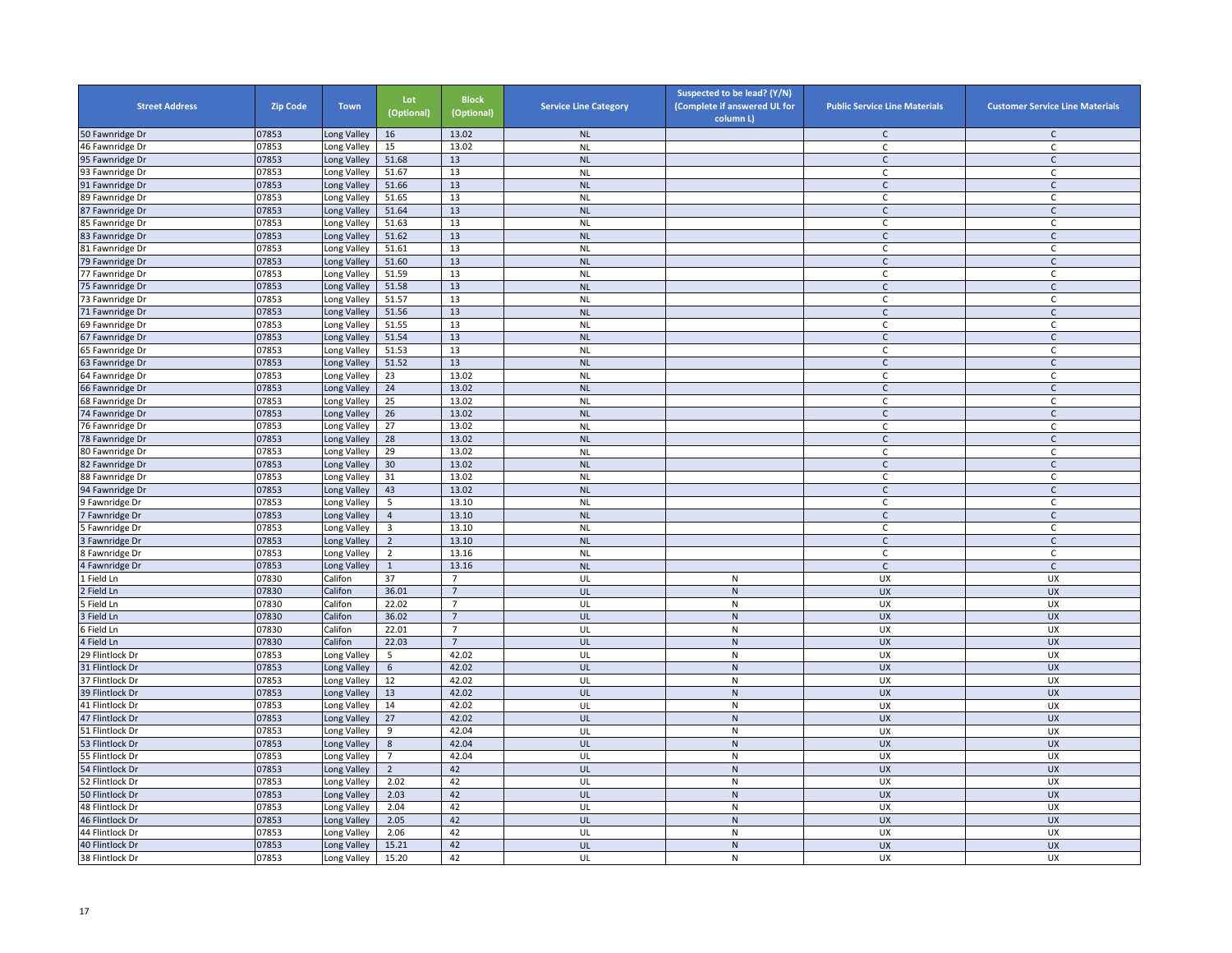| Street Address | Zip Code | Town | Lot (Optional) | Block (Optional) | Service Line Category | Suspected to be lead? (Y/N) (Complete if answered UL for column L) | Public Service Line Materials | Customer Service Line Materials |
|---|---|---|---|---|---|---|---|---|
| 50 Fawnridge Dr | 07853 | Long Valley | 16 | 13.02 | NL | | C | C |
| 46 Fawnridge Dr | 07853 | Long Valley | 15 | 13.02 | NL | | C | C |
| 95 Fawnridge Dr | 07853 | Long Valley | 51.68 | 13 | NL | | C | C |
| 93 Fawnridge Dr | 07853 | Long Valley | 51.67 | 13 | NL | | C | C |
| 91 Fawnridge Dr | 07853 | Long Valley | 51.66 | 13 | NL | | C | C |
| 89 Fawnridge Dr | 07853 | Long Valley | 51.65 | 13 | NL | | C | C |
| 87 Fawnridge Dr | 07853 | Long Valley | 51.64 | 13 | NL | | C | C |
| 85 Fawnridge Dr | 07853 | Long Valley | 51.63 | 13 | NL | | C | C |
| 83 Fawnridge Dr | 07853 | Long Valley | 51.62 | 13 | NL | | C | C |
| 81 Fawnridge Dr | 07853 | Long Valley | 51.61 | 13 | NL | | C | C |
| 79 Fawnridge Dr | 07853 | Long Valley | 51.60 | 13 | NL | | C | C |
| 77 Fawnridge Dr | 07853 | Long Valley | 51.59 | 13 | NL | | C | C |
| 75 Fawnridge Dr | 07853 | Long Valley | 51.58 | 13 | NL | | C | C |
| 73 Fawnridge Dr | 07853 | Long Valley | 51.57 | 13 | NL | | C | C |
| 71 Fawnridge Dr | 07853 | Long Valley | 51.56 | 13 | NL | | C | C |
| 69 Fawnridge Dr | 07853 | Long Valley | 51.55 | 13 | NL | | C | C |
| 67 Fawnridge Dr | 07853 | Long Valley | 51.54 | 13 | NL | | C | C |
| 65 Fawnridge Dr | 07853 | Long Valley | 51.53 | 13 | NL | | C | C |
| 63 Fawnridge Dr | 07853 | Long Valley | 51.52 | 13 | NL | | C | C |
| 64 Fawnridge Dr | 07853 | Long Valley | 23 | 13.02 | NL | | C | C |
| 66 Fawnridge Dr | 07853 | Long Valley | 24 | 13.02 | NL | | C | C |
| 68 Fawnridge Dr | 07853 | Long Valley | 25 | 13.02 | NL | | C | C |
| 74 Fawnridge Dr | 07853 | Long Valley | 26 | 13.02 | NL | | C | C |
| 76 Fawnridge Dr | 07853 | Long Valley | 27 | 13.02 | NL | | C | C |
| 78 Fawnridge Dr | 07853 | Long Valley | 28 | 13.02 | NL | | C | C |
| 80 Fawnridge Dr | 07853 | Long Valley | 29 | 13.02 | NL | | C | C |
| 82 Fawnridge Dr | 07853 | Long Valley | 30 | 13.02 | NL | | C | C |
| 88 Fawnridge Dr | 07853 | Long Valley | 31 | 13.02 | NL | | C | C |
| 94 Fawnridge Dr | 07853 | Long Valley | 43 | 13.02 | NL | | C | C |
| 9 Fawnridge Dr | 07853 | Long Valley | 5 | 13.10 | NL | | C | C |
| 7 Fawnridge Dr | 07853 | Long Valley | 4 | 13.10 | NL | | C | C |
| 5 Fawnridge Dr | 07853 | Long Valley | 3 | 13.10 | NL | | C | C |
| 3 Fawnridge Dr | 07853 | Long Valley | 2 | 13.10 | NL | | C | C |
| 8 Fawnridge Dr | 07853 | Long Valley | 2 | 13.16 | NL | | C | C |
| 4 Fawnridge Dr | 07853 | Long Valley | 1 | 13.16 | NL | | C | C |
| 1 Field Ln | 07830 | Califon | 37 | 7 | UL | N | UX | UX |
| 2 Field Ln | 07830 | Califon | 36.01 | 7 | UL | N | UX | UX |
| 5 Field Ln | 07830 | Califon | 22.02 | 7 | UL | N | UX | UX |
| 3 Field Ln | 07830 | Califon | 36.02 | 7 | UL | N | UX | UX |
| 6 Field Ln | 07830 | Califon | 22.01 | 7 | UL | N | UX | UX |
| 4 Field Ln | 07830 | Califon | 22.03 | 7 | UL | N | UX | UX |
| 29 Flintlock Dr | 07853 | Long Valley | 5 | 42.02 | UL | N | UX | UX |
| 31 Flintlock Dr | 07853 | Long Valley | 6 | 42.02 | UL | N | UX | UX |
| 37 Flintlock Dr | 07853 | Long Valley | 12 | 42.02 | UL | N | UX | UX |
| 39 Flintlock Dr | 07853 | Long Valley | 13 | 42.02 | UL | N | UX | UX |
| 41 Flintlock Dr | 07853 | Long Valley | 14 | 42.02 | UL | N | UX | UX |
| 47 Flintlock Dr | 07853 | Long Valley | 27 | 42.02 | UL | N | UX | UX |
| 51 Flintlock Dr | 07853 | Long Valley | 9 | 42.04 | UL | N | UX | UX |
| 53 Flintlock Dr | 07853 | Long Valley | 8 | 42.04 | UL | N | UX | UX |
| 55 Flintlock Dr | 07853 | Long Valley | 7 | 42.04 | UL | N | UX | UX |
| 54 Flintlock Dr | 07853 | Long Valley | 2 | 42 | UL | N | UX | UX |
| 52 Flintlock Dr | 07853 | Long Valley | 2.02 | 42 | UL | N | UX | UX |
| 50 Flintlock Dr | 07853 | Long Valley | 2.03 | 42 | UL | N | UX | UX |
| 48 Flintlock Dr | 07853 | Long Valley | 2.04 | 42 | UL | N | UX | UX |
| 46 Flintlock Dr | 07853 | Long Valley | 2.05 | 42 | UL | N | UX | UX |
| 44 Flintlock Dr | 07853 | Long Valley | 2.06 | 42 | UL | N | UX | UX |
| 40 Flintlock Dr | 07853 | Long Valley | 15.21 | 42 | UL | N | UX | UX |
| 38 Flintlock Dr | 07853 | Long Valley | 15.20 | 42 | UL | N | UX | UX |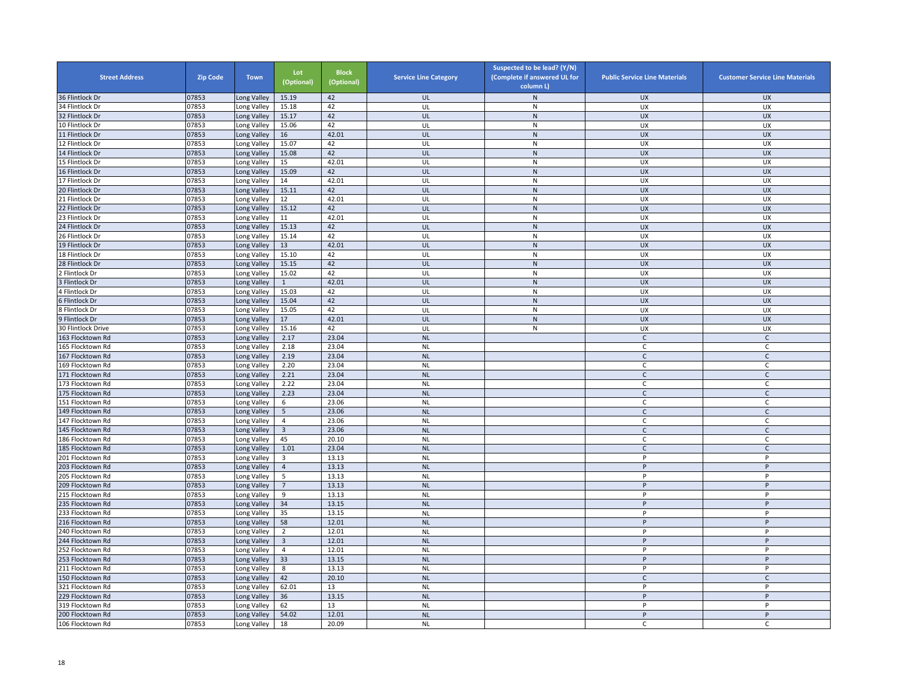| Street Address | Zip Code | Town | Lot (Optional) | Block (Optional) | Service Line Category | Suspected to be lead? (Y/N) (Complete if answered UL for column L) | Public Service Line Materials | Customer Service Line Materials |
|---|---|---|---|---|---|---|---|---|
| 36 Flintlock Dr | 07853 | Long Valley | 15.19 | 42 | UL | N | UX | UX |
| 34 Flintlock Dr | 07853 | Long Valley | 15.18 | 42 | UL | N | UX | UX |
| 32 Flintlock Dr | 07853 | Long Valley | 15.17 | 42 | UL | N | UX | UX |
| 10 Flintlock Dr | 07853 | Long Valley | 15.06 | 42 | UL | N | UX | UX |
| 11 Flintlock Dr | 07853 | Long Valley | 16 | 42.01 | UL | N | UX | UX |
| 12 Flintlock Dr | 07853 | Long Valley | 15.07 | 42 | UL | N | UX | UX |
| 14 Flintlock Dr | 07853 | Long Valley | 15.08 | 42 | UL | N | UX | UX |
| 15 Flintlock Dr | 07853 | Long Valley | 15 | 42.01 | UL | N | UX | UX |
| 16 Flintlock Dr | 07853 | Long Valley | 15.09 | 42 | UL | N | UX | UX |
| 17 Flintlock Dr | 07853 | Long Valley | 14 | 42.01 | UL | N | UX | UX |
| 20 Flintlock Dr | 07853 | Long Valley | 15.11 | 42 | UL | N | UX | UX |
| 21 Flintlock Dr | 07853 | Long Valley | 12 | 42.01 | UL | N | UX | UX |
| 22 Flintlock Dr | 07853 | Long Valley | 15.12 | 42 | UL | N | UX | UX |
| 23 Flintlock Dr | 07853 | Long Valley | 11 | 42.01 | UL | N | UX | UX |
| 24 Flintlock Dr | 07853 | Long Valley | 15.13 | 42 | UL | N | UX | UX |
| 26 Flintlock Dr | 07853 | Long Valley | 15.14 | 42 | UL | N | UX | UX |
| 19 Flintlock Dr | 07853 | Long Valley | 13 | 42.01 | UL | N | UX | UX |
| 18 Flintlock Dr | 07853 | Long Valley | 15.10 | 42 | UL | N | UX | UX |
| 28 Flintlock Dr | 07853 | Long Valley | 15.15 | 42 | UL | N | UX | UX |
| 2 Flintlock Dr | 07853 | Long Valley | 15.02 | 42 | UL | N | UX | UX |
| 3 Flintlock Dr | 07853 | Long Valley | 1 | 42.01 | UL | N | UX | UX |
| 4 Flintlock Dr | 07853 | Long Valley | 15.03 | 42 | UL | N | UX | UX |
| 6 Flintlock Dr | 07853 | Long Valley | 15.04 | 42 | UL | N | UX | UX |
| 8 Flintlock Dr | 07853 | Long Valley | 15.05 | 42 | UL | N | UX | UX |
| 9 Flintlock Dr | 07853 | Long Valley | 17 | 42.01 | UL | N | UX | UX |
| 30 Flintlock Drive | 07853 | Long Valley | 15.16 | 42 | UL | N | UX | UX |
| 163 Flocktown Rd | 07853 | Long Valley | 2.17 | 23.04 | NL | | C | C |
| 165 Flocktown Rd | 07853 | Long Valley | 2.18 | 23.04 | NL | | C | C |
| 167 Flocktown Rd | 07853 | Long Valley | 2.19 | 23.04 | NL | | C | C |
| 169 Flocktown Rd | 07853 | Long Valley | 2.20 | 23.04 | NL | | C | C |
| 171 Flocktown Rd | 07853 | Long Valley | 2.21 | 23.04 | NL | | C | C |
| 173 Flocktown Rd | 07853 | Long Valley | 2.22 | 23.04 | NL | | C | C |
| 175 Flocktown Rd | 07853 | Long Valley | 2.23 | 23.04 | NL | | C | C |
| 151 Flocktown Rd | 07853 | Long Valley | 6 | 23.06 | NL | | C | C |
| 149 Flocktown Rd | 07853 | Long Valley | 5 | 23.06 | NL | | C | C |
| 147 Flocktown Rd | 07853 | Long Valley | 4 | 23.06 | NL | | C | C |
| 145 Flocktown Rd | 07853 | Long Valley | 3 | 23.06 | NL | | C | C |
| 186 Flocktown Rd | 07853 | Long Valley | 45 | 20.10 | NL | | C | C |
| 185 Flocktown Rd | 07853 | Long Valley | 1.01 | 23.04 | NL | | C | C |
| 201 Flocktown Rd | 07853 | Long Valley | 3 | 13.13 | NL | | P | P |
| 203 Flocktown Rd | 07853 | Long Valley | 4 | 13.13 | NL | | P | P |
| 205 Flocktown Rd | 07853 | Long Valley | 5 | 13.13 | NL | | P | P |
| 209 Flocktown Rd | 07853 | Long Valley | 7 | 13.13 | NL | | P | P |
| 215 Flocktown Rd | 07853 | Long Valley | 9 | 13.13 | NL | | P | P |
| 235 Flocktown Rd | 07853 | Long Valley | 34 | 13.15 | NL | | P | P |
| 233 Flocktown Rd | 07853 | Long Valley | 35 | 13.15 | NL | | P | P |
| 216 Flocktown Rd | 07853 | Long Valley | 58 | 12.01 | NL | | P | P |
| 240 Flocktown Rd | 07853 | Long Valley | 2 | 12.01 | NL | | P | P |
| 244 Flocktown Rd | 07853 | Long Valley | 3 | 12.01 | NL | | P | P |
| 252 Flocktown Rd | 07853 | Long Valley | 4 | 12.01 | NL | | P | P |
| 253 Flocktown Rd | 07853 | Long Valley | 33 | 13.15 | NL | | P | P |
| 211 Flocktown Rd | 07853 | Long Valley | 8 | 13.13 | NL | | P | P |
| 150 Flocktown Rd | 07853 | Long Valley | 42 | 20.10 | NL | | C | C |
| 321 Flocktown Rd | 07853 | Long Valley | 62.01 | 13 | NL | | P | P |
| 229 Flocktown Rd | 07853 | Long Valley | 36 | 13.15 | NL | | P | P |
| 319 Flocktown Rd | 07853 | Long Valley | 62 | 13 | NL | | P | P |
| 200 Flocktown Rd | 07853 | Long Valley | 54.02 | 12.01 | NL | | P | P |
| 106 Flocktown Rd | 07853 | Long Valley | 18 | 20.09 | NL | | C | C |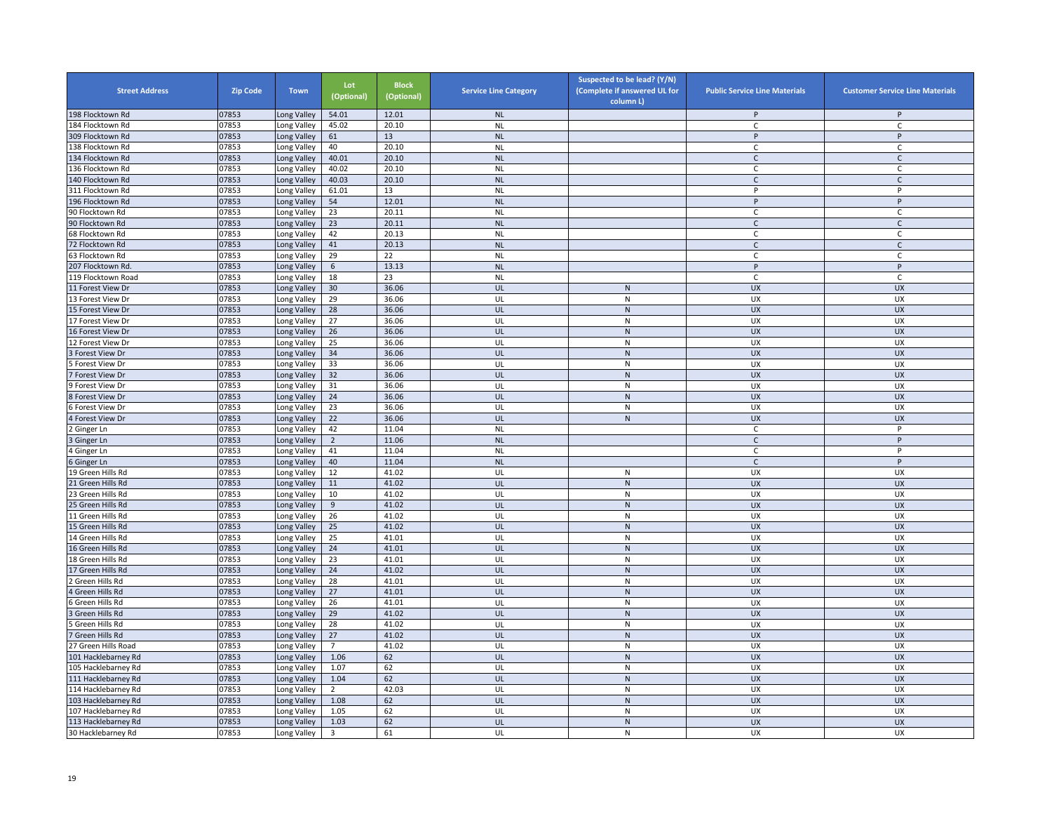| Street Address | Zip Code | Town | Lot (Optional) | Block (Optional) | Service Line Category | Suspected to be lead? (Y/N) (Complete if answered UL for column L) | Public Service Line Materials | Customer Service Line Materials |
|---|---|---|---|---|---|---|---|---|
| 198 Flocktown Rd | 07853 | Long Valley | 54.01 | 12.01 | NL | | P | P |
| 184 Flocktown Rd | 07853 | Long Valley | 45.02 | 20.10 | NL | | C | C |
| 309 Flocktown Rd | 07853 | Long Valley | 61 | 13 | NL | | P | P |
| 138 Flocktown Rd | 07853 | Long Valley | 40 | 20.10 | NL | | C | C |
| 134 Flocktown Rd | 07853 | Long Valley | 40.01 | 20.10 | NL | | C | C |
| 136 Flocktown Rd | 07853 | Long Valley | 40.02 | 20.10 | NL | | C | C |
| 140 Flocktown Rd | 07853 | Long Valley | 40.03 | 20.10 | NL | | C | C |
| 311 Flocktown Rd | 07853 | Long Valley | 61.01 | 13 | NL | | P | P |
| 196 Flocktown Rd | 07853 | Long Valley | 54 | 12.01 | NL | | P | P |
| 90 Flocktown Rd | 07853 | Long Valley | 23 | 20.11 | NL | | C | C |
| 90 Flocktown Rd | 07853 | Long Valley | 23 | 20.11 | NL | | C | C |
| 68 Flocktown Rd | 07853 | Long Valley | 42 | 20.13 | NL | | C | C |
| 72 Flocktown Rd | 07853 | Long Valley | 41 | 20.13 | NL | | C | C |
| 63 Flocktown Rd | 07853 | Long Valley | 29 | 22 | NL | | C | C |
| 207 Flocktown Rd. | 07853 | Long Valley | 6 | 13.13 | NL | | P | P |
| 119 Flocktown Road | 07853 | Long Valley | 18 | 23 | NL | | C | C |
| 11 Forest View Dr | 07853 | Long Valley | 30 | 36.06 | UL | N | UX | UX |
| 13 Forest View Dr | 07853 | Long Valley | 29 | 36.06 | UL | N | UX | UX |
| 15 Forest View Dr | 07853 | Long Valley | 28 | 36.06 | UL | N | UX | UX |
| 17 Forest View Dr | 07853 | Long Valley | 27 | 36.06 | UL | N | UX | UX |
| 16 Forest View Dr | 07853 | Long Valley | 26 | 36.06 | UL | N | UX | UX |
| 12 Forest View Dr | 07853 | Long Valley | 25 | 36.06 | UL | N | UX | UX |
| 3 Forest View Dr | 07853 | Long Valley | 34 | 36.06 | UL | N | UX | UX |
| 5 Forest View Dr | 07853 | Long Valley | 33 | 36.06 | UL | N | UX | UX |
| 7 Forest View Dr | 07853 | Long Valley | 32 | 36.06 | UL | N | UX | UX |
| 9 Forest View Dr | 07853 | Long Valley | 31 | 36.06 | UL | N | UX | UX |
| 8 Forest View Dr | 07853 | Long Valley | 24 | 36.06 | UL | N | UX | UX |
| 6 Forest View Dr | 07853 | Long Valley | 23 | 36.06 | UL | N | UX | UX |
| 4 Forest View Dr | 07853 | Long Valley | 22 | 36.06 | UL | N | UX | UX |
| 2 Ginger Ln | 07853 | Long Valley | 42 | 11.04 | NL | | C | P |
| 3 Ginger Ln | 07853 | Long Valley | 2 | 11.06 | NL | | C | P |
| 4 Ginger Ln | 07853 | Long Valley | 41 | 11.04 | NL | | C | P |
| 6 Ginger Ln | 07853 | Long Valley | 40 | 11.04 | NL | | C | P |
| 19 Green Hills Rd | 07853 | Long Valley | 12 | 41.02 | UL | N | UX | UX |
| 21 Green Hills Rd | 07853 | Long Valley | 11 | 41.02 | UL | N | UX | UX |
| 23 Green Hills Rd | 07853 | Long Valley | 10 | 41.02 | UL | N | UX | UX |
| 25 Green Hills Rd | 07853 | Long Valley | 9 | 41.02 | UL | N | UX | UX |
| 11 Green Hills Rd | 07853 | Long Valley | 26 | 41.02 | UL | N | UX | UX |
| 15 Green Hills Rd | 07853 | Long Valley | 25 | 41.02 | UL | N | UX | UX |
| 14 Green Hills Rd | 07853 | Long Valley | 25 | 41.01 | UL | N | UX | UX |
| 16 Green Hills Rd | 07853 | Long Valley | 24 | 41.01 | UL | N | UX | UX |
| 18 Green Hills Rd | 07853 | Long Valley | 23 | 41.01 | UL | N | UX | UX |
| 17 Green Hills Rd | 07853 | Long Valley | 24 | 41.02 | UL | N | UX | UX |
| 2 Green Hills Rd | 07853 | Long Valley | 28 | 41.01 | UL | N | UX | UX |
| 4 Green Hills Rd | 07853 | Long Valley | 27 | 41.01 | UL | N | UX | UX |
| 6 Green Hills Rd | 07853 | Long Valley | 26 | 41.01 | UL | N | UX | UX |
| 3 Green Hills Rd | 07853 | Long Valley | 29 | 41.02 | UL | N | UX | UX |
| 5 Green Hills Rd | 07853 | Long Valley | 28 | 41.02 | UL | N | UX | UX |
| 7 Green Hills Rd | 07853 | Long Valley | 27 | 41.02 | UL | N | UX | UX |
| 27 Green Hills Road | 07853 | Long Valley | 7 | 41.02 | UL | N | UX | UX |
| 101 Hacklebarney Rd | 07853 | Long Valley | 1.06 | 62 | UL | N | UX | UX |
| 105 Hacklebarney Rd | 07853 | Long Valley | 1.07 | 62 | UL | N | UX | UX |
| 111 Hacklebarney Rd | 07853 | Long Valley | 1.04 | 62 | UL | N | UX | UX |
| 114 Hacklebarney Rd | 07853 | Long Valley | 2 | 42.03 | UL | N | UX | UX |
| 103 Hacklebarney Rd | 07853 | Long Valley | 1.08 | 62 | UL | N | UX | UX |
| 107 Hacklebarney Rd | 07853 | Long Valley | 1.05 | 62 | UL | N | UX | UX |
| 113 Hacklebarney Rd | 07853 | Long Valley | 1.03 | 62 | UL | N | UX | UX |
| 30 Hacklebarney Rd | 07853 | Long Valley | 3 | 61 | UL | N | UX | UX |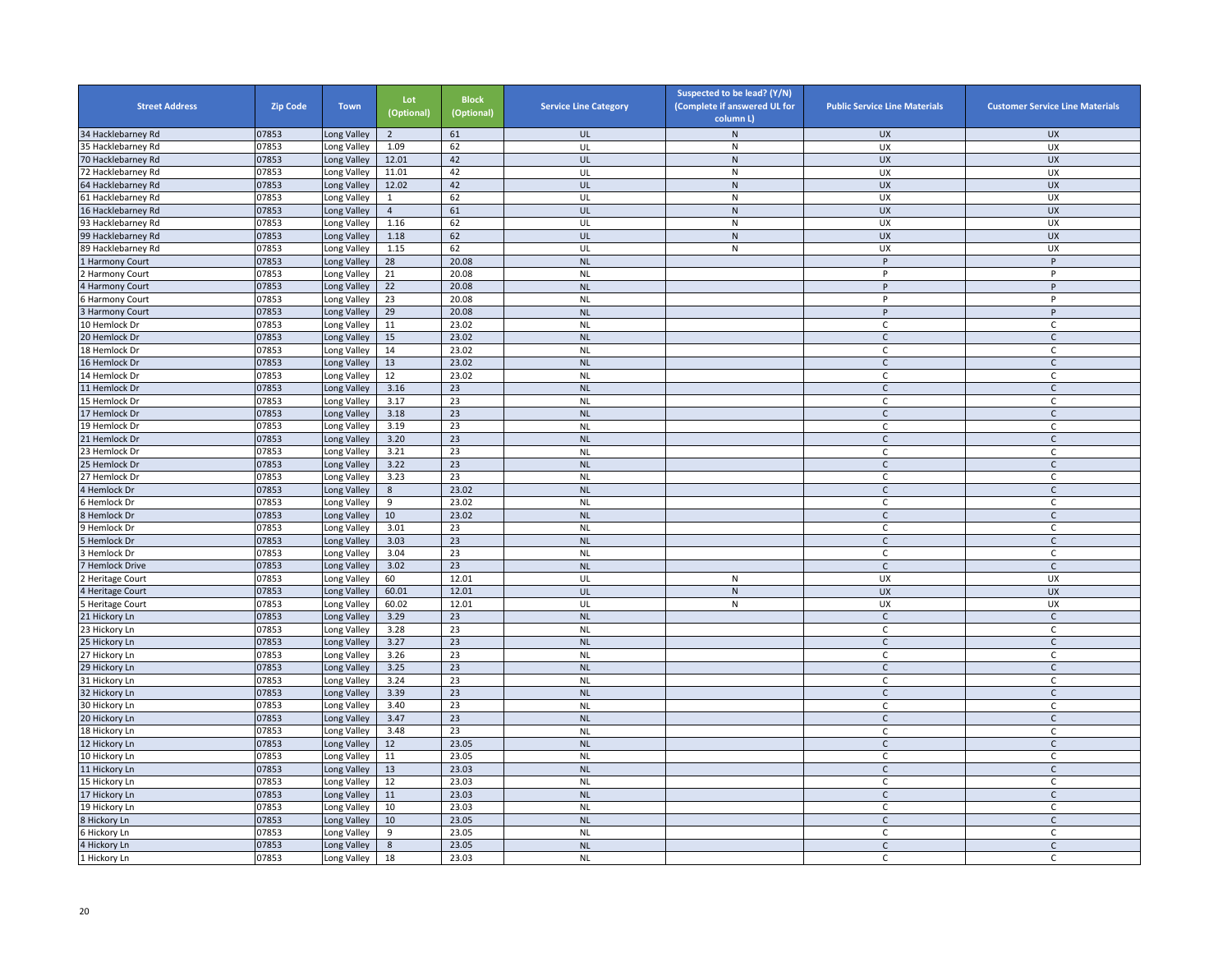| Street Address | Zip Code | Town | Lot (Optional) | Block (Optional) | Service Line Category | Suspected to be lead? (Y/N) (Complete if answered UL for column L) | Public Service Line Materials | Customer Service Line Materials |
|---|---|---|---|---|---|---|---|---|
| 34 Hacklebarney Rd | 07853 | Long Valley | 2 | 61 | UL | N | UX | UX |
| 35 Hacklebarney Rd | 07853 | Long Valley | 1.09 | 62 | UL | N | UX | UX |
| 70 Hacklebarney Rd | 07853 | Long Valley | 12.01 | 42 | UL | N | UX | UX |
| 72 Hacklebarney Rd | 07853 | Long Valley | 11.01 | 42 | UL | N | UX | UX |
| 64 Hacklebarney Rd | 07853 | Long Valley | 12.02 | 42 | UL | N | UX | UX |
| 61 Hacklebarney Rd | 07853 | Long Valley | 1 | 62 | UL | N | UX | UX |
| 16 Hacklebarney Rd | 07853 | Long Valley | 4 | 61 | UL | N | UX | UX |
| 93 Hacklebarney Rd | 07853 | Long Valley | 1.16 | 62 | UL | N | UX | UX |
| 99 Hacklebarney Rd | 07853 | Long Valley | 1.18 | 62 | UL | N | UX | UX |
| 89 Hacklebarney Rd | 07853 | Long Valley | 1.15 | 62 | UL | N | UX | UX |
| 1 Harmony Court | 07853 | Long Valley | 28 | 20.08 | NL | | P | P |
| 2 Harmony Court | 07853 | Long Valley | 21 | 20.08 | NL | | P | P |
| 4 Harmony Court | 07853 | Long Valley | 22 | 20.08 | NL | | P | P |
| 6 Harmony Court | 07853 | Long Valley | 23 | 20.08 | NL | | P | P |
| 3 Harmony Court | 07853 | Long Valley | 29 | 20.08 | NL | | P | P |
| 10 Hemlock Dr | 07853 | Long Valley | 11 | 23.02 | NL | | C | C |
| 20 Hemlock Dr | 07853 | Long Valley | 15 | 23.02 | NL | | C | C |
| 18 Hemlock Dr | 07853 | Long Valley | 14 | 23.02 | NL | | C | C |
| 16 Hemlock Dr | 07853 | Long Valley | 13 | 23.02 | NL | | C | C |
| 14 Hemlock Dr | 07853 | Long Valley | 12 | 23.02 | NL | | C | C |
| 11 Hemlock Dr | 07853 | Long Valley | 3.16 | 23 | NL | | C | C |
| 15 Hemlock Dr | 07853 | Long Valley | 3.17 | 23 | NL | | C | C |
| 17 Hemlock Dr | 07853 | Long Valley | 3.18 | 23 | NL | | C | C |
| 19 Hemlock Dr | 07853 | Long Valley | 3.19 | 23 | NL | | C | C |
| 21 Hemlock Dr | 07853 | Long Valley | 3.20 | 23 | NL | | C | C |
| 23 Hemlock Dr | 07853 | Long Valley | 3.21 | 23 | NL | | C | C |
| 25 Hemlock Dr | 07853 | Long Valley | 3.22 | 23 | NL | | C | C |
| 27 Hemlock Dr | 07853 | Long Valley | 3.23 | 23 | NL | | C | C |
| 4 Hemlock Dr | 07853 | Long Valley | 8 | 23.02 | NL | | C | C |
| 6 Hemlock Dr | 07853 | Long Valley | 9 | 23.02 | NL | | C | C |
| 8 Hemlock Dr | 07853 | Long Valley | 10 | 23.02 | NL | | C | C |
| 9 Hemlock Dr | 07853 | Long Valley | 3.01 | 23 | NL | | C | C |
| 5 Hemlock Dr | 07853 | Long Valley | 3.03 | 23 | NL | | C | C |
| 3 Hemlock Dr | 07853 | Long Valley | 3.04 | 23 | NL | | C | C |
| 7 Hemlock Drive | 07853 | Long Valley | 3.02 | 23 | NL | | C | C |
| 2 Heritage Court | 07853 | Long Valley | 60 | 12.01 | UL | N | UX | UX |
| 4 Heritage Court | 07853 | Long Valley | 60.01 | 12.01 | UL | N | UX | UX |
| 5 Heritage Court | 07853 | Long Valley | 60.02 | 12.01 | UL | N | UX | UX |
| 21 Hickory Ln | 07853 | Long Valley | 3.29 | 23 | NL | | C | C |
| 23 Hickory Ln | 07853 | Long Valley | 3.28 | 23 | NL | | C | C |
| 25 Hickory Ln | 07853 | Long Valley | 3.27 | 23 | NL | | C | C |
| 27 Hickory Ln | 07853 | Long Valley | 3.26 | 23 | NL | | C | C |
| 29 Hickory Ln | 07853 | Long Valley | 3.25 | 23 | NL | | C | C |
| 31 Hickory Ln | 07853 | Long Valley | 3.24 | 23 | NL | | C | C |
| 32 Hickory Ln | 07853 | Long Valley | 3.39 | 23 | NL | | C | C |
| 30 Hickory Ln | 07853 | Long Valley | 3.40 | 23 | NL | | C | C |
| 20 Hickory Ln | 07853 | Long Valley | 3.47 | 23 | NL | | C | C |
| 18 Hickory Ln | 07853 | Long Valley | 3.48 | 23 | NL | | C | C |
| 12 Hickory Ln | 07853 | Long Valley | 12 | 23.05 | NL | | C | C |
| 10 Hickory Ln | 07853 | Long Valley | 11 | 23.05 | NL | | C | C |
| 11 Hickory Ln | 07853 | Long Valley | 13 | 23.03 | NL | | C | C |
| 15 Hickory Ln | 07853 | Long Valley | 12 | 23.03 | NL | | C | C |
| 17 Hickory Ln | 07853 | Long Valley | 11 | 23.03 | NL | | C | C |
| 19 Hickory Ln | 07853 | Long Valley | 10 | 23.03 | NL | | C | C |
| 8 Hickory Ln | 07853 | Long Valley | 10 | 23.05 | NL | | C | C |
| 6 Hickory Ln | 07853 | Long Valley | 9 | 23.05 | NL | | C | C |
| 4 Hickory Ln | 07853 | Long Valley | 8 | 23.05 | NL | | C | C |
| 1 Hickory Ln | 07853 | Long Valley | 18 | 23.03 | NL | | C | C |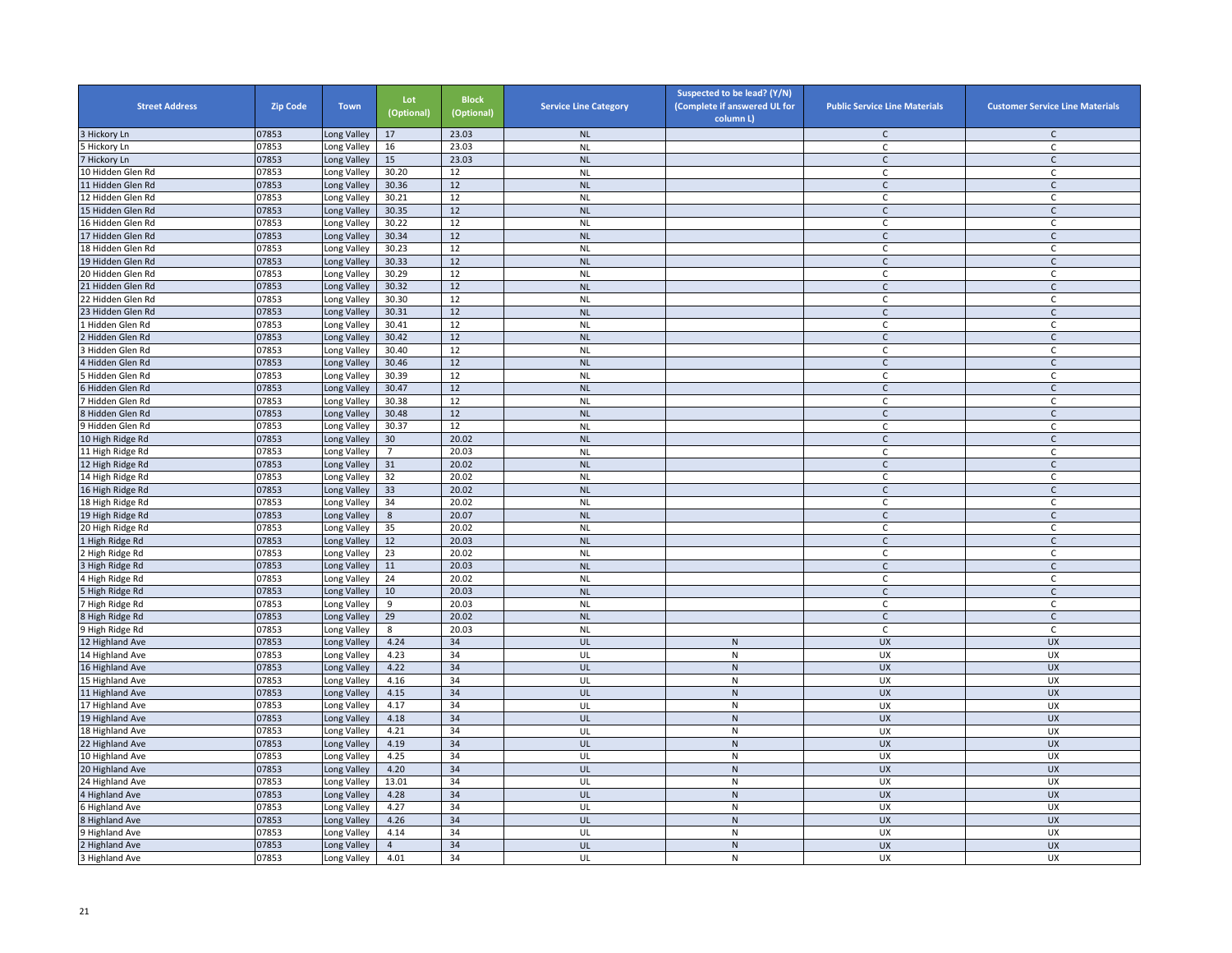| Street Address | Zip Code | Town | Lot (Optional) | Block (Optional) | Service Line Category | Suspected to be lead? (Y/N) (Complete if answered UL for column L) | Public Service Line Materials | Customer Service Line Materials |
|---|---|---|---|---|---|---|---|---|
| 3 Hickory Ln | 07853 | Long Valley | 17 | 23.03 | NL | | C | C |
| 5 Hickory Ln | 07853 | Long Valley | 16 | 23.03 | NL | | C | C |
| 7 Hickory Ln | 07853 | Long Valley | 15 | 23.03 | NL | | C | C |
| 10 Hidden Glen Rd | 07853 | Long Valley | 30.20 | 12 | NL | | C | C |
| 11 Hidden Glen Rd | 07853 | Long Valley | 30.36 | 12 | NL | | C | C |
| 12 Hidden Glen Rd | 07853 | Long Valley | 30.21 | 12 | NL | | C | C |
| 15 Hidden Glen Rd | 07853 | Long Valley | 30.35 | 12 | NL | | C | C |
| 16 Hidden Glen Rd | 07853 | Long Valley | 30.22 | 12 | NL | | C | C |
| 17 Hidden Glen Rd | 07853 | Long Valley | 30.34 | 12 | NL | | C | C |
| 18 Hidden Glen Rd | 07853 | Long Valley | 30.23 | 12 | NL | | C | C |
| 19 Hidden Glen Rd | 07853 | Long Valley | 30.33 | 12 | NL | | C | C |
| 20 Hidden Glen Rd | 07853 | Long Valley | 30.29 | 12 | NL | | C | C |
| 21 Hidden Glen Rd | 07853 | Long Valley | 30.32 | 12 | NL | | C | C |
| 22 Hidden Glen Rd | 07853 | Long Valley | 30.30 | 12 | NL | | C | C |
| 23 Hidden Glen Rd | 07853 | Long Valley | 30.31 | 12 | NL | | C | C |
| 1 Hidden Glen Rd | 07853 | Long Valley | 30.41 | 12 | NL | | C | C |
| 2 Hidden Glen Rd | 07853 | Long Valley | 30.42 | 12 | NL | | C | C |
| 3 Hidden Glen Rd | 07853 | Long Valley | 30.40 | 12 | NL | | C | C |
| 4 Hidden Glen Rd | 07853 | Long Valley | 30.46 | 12 | NL | | C | C |
| 5 Hidden Glen Rd | 07853 | Long Valley | 30.39 | 12 | NL | | C | C |
| 6 Hidden Glen Rd | 07853 | Long Valley | 30.47 | 12 | NL | | C | C |
| 7 Hidden Glen Rd | 07853 | Long Valley | 30.38 | 12 | NL | | C | C |
| 8 Hidden Glen Rd | 07853 | Long Valley | 30.48 | 12 | NL | | C | C |
| 9 Hidden Glen Rd | 07853 | Long Valley | 30.37 | 12 | NL | | C | C |
| 10 High Ridge Rd | 07853 | Long Valley | 30 | 20.02 | NL | | C | C |
| 11 High Ridge Rd | 07853 | Long Valley | 7 | 20.03 | NL | | C | C |
| 12 High Ridge Rd | 07853 | Long Valley | 31 | 20.02 | NL | | C | C |
| 14 High Ridge Rd | 07853 | Long Valley | 32 | 20.02 | NL | | C | C |
| 16 High Ridge Rd | 07853 | Long Valley | 33 | 20.02 | NL | | C | C |
| 18 High Ridge Rd | 07853 | Long Valley | 34 | 20.02 | NL | | C | C |
| 19 High Ridge Rd | 07853 | Long Valley | 8 | 20.07 | NL | | C | C |
| 20 High Ridge Rd | 07853 | Long Valley | 35 | 20.02 | NL | | C | C |
| 1 High Ridge Rd | 07853 | Long Valley | 12 | 20.03 | NL | | C | C |
| 2 High Ridge Rd | 07853 | Long Valley | 23 | 20.02 | NL | | C | C |
| 3 High Ridge Rd | 07853 | Long Valley | 11 | 20.03 | NL | | C | C |
| 4 High Ridge Rd | 07853 | Long Valley | 24 | 20.02 | NL | | C | C |
| 5 High Ridge Rd | 07853 | Long Valley | 10 | 20.03 | NL | | C | C |
| 7 High Ridge Rd | 07853 | Long Valley | 9 | 20.03 | NL | | C | C |
| 8 High Ridge Rd | 07853 | Long Valley | 29 | 20.02 | NL | | C | C |
| 9 High Ridge Rd | 07853 | Long Valley | 8 | 20.03 | NL | | C | C |
| 12 Highland Ave | 07853 | Long Valley | 4.24 | 34 | UL | N | UX | UX |
| 14 Highland Ave | 07853 | Long Valley | 4.23 | 34 | UL | N | UX | UX |
| 16 Highland Ave | 07853 | Long Valley | 4.22 | 34 | UL | N | UX | UX |
| 15 Highland Ave | 07853 | Long Valley | 4.16 | 34 | UL | N | UX | UX |
| 11 Highland Ave | 07853 | Long Valley | 4.15 | 34 | UL | N | UX | UX |
| 17 Highland Ave | 07853 | Long Valley | 4.17 | 34 | UL | N | UX | UX |
| 19 Highland Ave | 07853 | Long Valley | 4.18 | 34 | UL | N | UX | UX |
| 18 Highland Ave | 07853 | Long Valley | 4.21 | 34 | UL | N | UX | UX |
| 22 Highland Ave | 07853 | Long Valley | 4.19 | 34 | UL | N | UX | UX |
| 10 Highland Ave | 07853 | Long Valley | 4.25 | 34 | UL | N | UX | UX |
| 20 Highland Ave | 07853 | Long Valley | 4.20 | 34 | UL | N | UX | UX |
| 24 Highland Ave | 07853 | Long Valley | 13.01 | 34 | UL | N | UX | UX |
| 4 Highland Ave | 07853 | Long Valley | 4.28 | 34 | UL | N | UX | UX |
| 6 Highland Ave | 07853 | Long Valley | 4.27 | 34 | UL | N | UX | UX |
| 8 Highland Ave | 07853 | Long Valley | 4.26 | 34 | UL | N | UX | UX |
| 9 Highland Ave | 07853 | Long Valley | 4.14 | 34 | UL | N | UX | UX |
| 2 Highland Ave | 07853 | Long Valley | 4 | 34 | UL | N | UX | UX |
| 3 Highland Ave | 07853 | Long Valley | 4.01 | 34 | UL | N | UX | UX |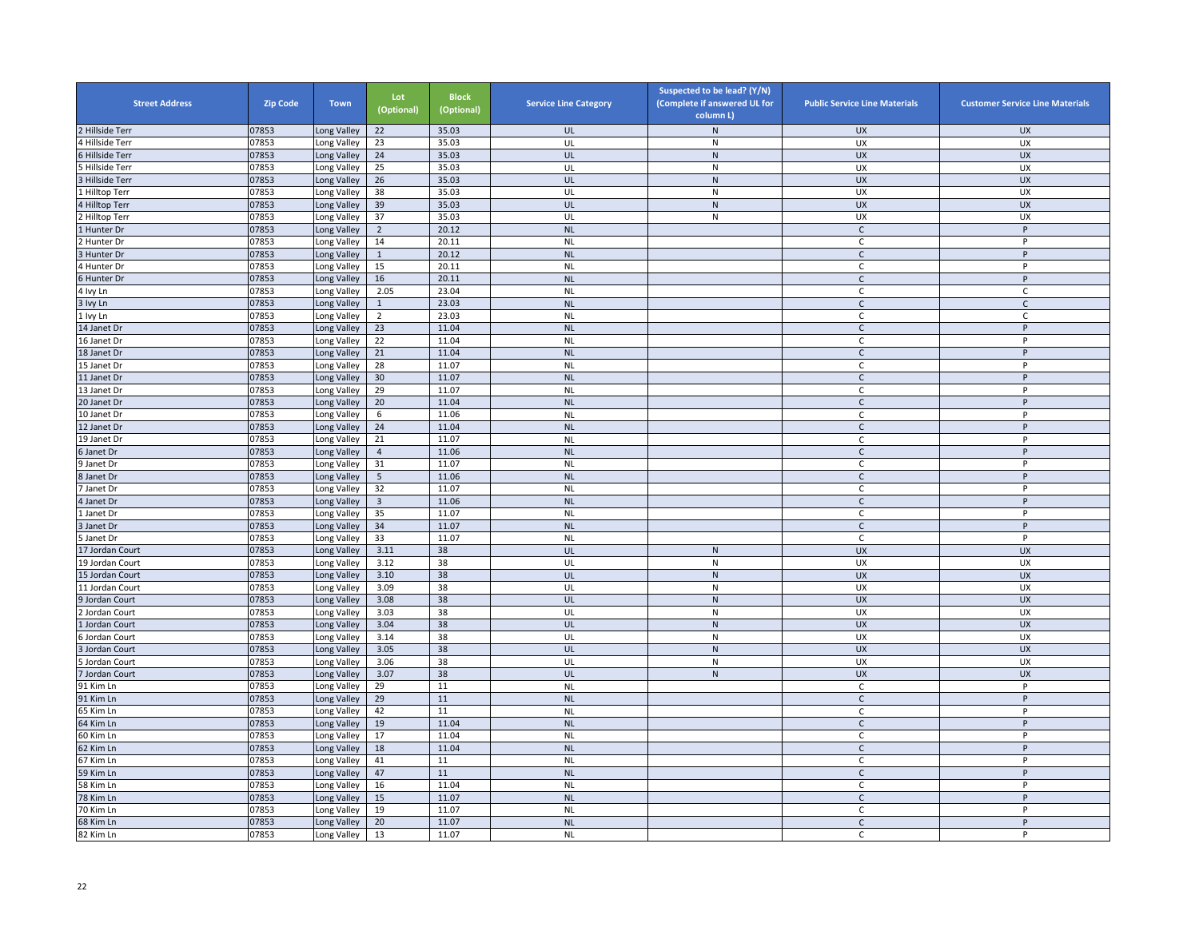| Street Address | Zip Code | Town | Lot (Optional) | Block (Optional) | Service Line Category | Suspected to be lead? (Y/N) (Complete if answered UL for column L) | Public Service Line Materials | Customer Service Line Materials |
|---|---|---|---|---|---|---|---|---|
| 2 Hillside Terr | 07853 | Long Valley | 22 | 35.03 | UL | N | UX | UX |
| 4 Hillside Terr | 07853 | Long Valley | 23 | 35.03 | UL | N | UX | UX |
| 6 Hillside Terr | 07853 | Long Valley | 24 | 35.03 | UL | N | UX | UX |
| 5 Hillside Terr | 07853 | Long Valley | 25 | 35.03 | UL | N | UX | UX |
| 3 Hillside Terr | 07853 | Long Valley | 26 | 35.03 | UL | N | UX | UX |
| 1 Hilltop Terr | 07853 | Long Valley | 38 | 35.03 | UL | N | UX | UX |
| 4 Hilltop Terr | 07853 | Long Valley | 39 | 35.03 | UL | N | UX | UX |
| 2 Hilltop Terr | 07853 | Long Valley | 37 | 35.03 | UL | N | UX | UX |
| 1 Hunter Dr | 07853 | Long Valley | 2 | 20.12 | NL | | C | P |
| 2 Hunter Dr | 07853 | Long Valley | 14 | 20.11 | NL | | C | P |
| 3 Hunter Dr | 07853 | Long Valley | 1 | 20.12 | NL | | C | P |
| 4 Hunter Dr | 07853 | Long Valley | 15 | 20.11 | NL | | C | P |
| 6 Hunter Dr | 07853 | Long Valley | 16 | 20.11 | NL | | C | P |
| 4 Ivy Ln | 07853 | Long Valley | 2.05 | 23.04 | NL | | C | C |
| 3 Ivy Ln | 07853 | Long Valley | 1 | 23.03 | NL | | C | C |
| 1 Ivy Ln | 07853 | Long Valley | 2 | 23.03 | NL | | C | C |
| 14 Janet Dr | 07853 | Long Valley | 23 | 11.04 | NL | | C | P |
| 16 Janet Dr | 07853 | Long Valley | 22 | 11.04 | NL | | C | P |
| 18 Janet Dr | 07853 | Long Valley | 21 | 11.04 | NL | | C | P |
| 15 Janet Dr | 07853 | Long Valley | 28 | 11.07 | NL | | C | P |
| 11 Janet Dr | 07853 | Long Valley | 30 | 11.07 | NL | | C | P |
| 13 Janet Dr | 07853 | Long Valley | 29 | 11.07 | NL | | C | P |
| 20 Janet Dr | 07853 | Long Valley | 20 | 11.04 | NL | | C | P |
| 10 Janet Dr | 07853 | Long Valley | 6 | 11.06 | NL | | C | P |
| 12 Janet Dr | 07853 | Long Valley | 24 | 11.04 | NL | | C | P |
| 19 Janet Dr | 07853 | Long Valley | 21 | 11.07 | NL | | C | P |
| 6 Janet Dr | 07853 | Long Valley | 4 | 11.06 | NL | | C | P |
| 9 Janet Dr | 07853 | Long Valley | 31 | 11.07 | NL | | C | P |
| 8 Janet Dr | 07853 | Long Valley | 5 | 11.06 | NL | | C | P |
| 7 Janet Dr | 07853 | Long Valley | 32 | 11.07 | NL | | C | P |
| 4 Janet Dr | 07853 | Long Valley | 3 | 11.06 | NL | | C | P |
| 1 Janet Dr | 07853 | Long Valley | 35 | 11.07 | NL | | C | P |
| 3 Janet Dr | 07853 | Long Valley | 34 | 11.07 | NL | | C | P |
| 5 Janet Dr | 07853 | Long Valley | 33 | 11.07 | NL | | C | P |
| 17 Jordan Court | 07853 | Long Valley | 3.11 | 38 | UL | N | UX | UX |
| 19 Jordan Court | 07853 | Long Valley | 3.12 | 38 | UL | N | UX | UX |
| 15 Jordan Court | 07853 | Long Valley | 3.10 | 38 | UL | N | UX | UX |
| 11 Jordan Court | 07853 | Long Valley | 3.09 | 38 | UL | N | UX | UX |
| 9 Jordan Court | 07853 | Long Valley | 3.08 | 38 | UL | N | UX | UX |
| 2 Jordan Court | 07853 | Long Valley | 3.03 | 38 | UL | N | UX | UX |
| 1 Jordan Court | 07853 | Long Valley | 3.04 | 38 | UL | N | UX | UX |
| 6 Jordan Court | 07853 | Long Valley | 3.14 | 38 | UL | N | UX | UX |
| 3 Jordan Court | 07853 | Long Valley | 3.05 | 38 | UL | N | UX | UX |
| 5 Jordan Court | 07853 | Long Valley | 3.06 | 38 | UL | N | UX | UX |
| 7 Jordan Court | 07853 | Long Valley | 3.07 | 38 | UL | N | UX | UX |
| 91 Kim Ln | 07853 | Long Valley | 29 | 11 | NL | | C | P |
| 91 Kim Ln | 07853 | Long Valley | 29 | 11 | NL | | C | P |
| 65 Kim Ln | 07853 | Long Valley | 42 | 11 | NL | | C | P |
| 64 Kim Ln | 07853 | Long Valley | 19 | 11.04 | NL | | C | P |
| 60 Kim Ln | 07853 | Long Valley | 17 | 11.04 | NL | | C | P |
| 62 Kim Ln | 07853 | Long Valley | 18 | 11.04 | NL | | C | P |
| 67 Kim Ln | 07853 | Long Valley | 41 | 11 | NL | | C | P |
| 59 Kim Ln | 07853 | Long Valley | 47 | 11 | NL | | C | P |
| 58 Kim Ln | 07853 | Long Valley | 16 | 11.04 | NL | | C | P |
| 78 Kim Ln | 07853 | Long Valley | 15 | 11.07 | NL | | C | P |
| 70 Kim Ln | 07853 | Long Valley | 19 | 11.07 | NL | | C | P |
| 68 Kim Ln | 07853 | Long Valley | 20 | 11.07 | NL | | C | P |
| 82 Kim Ln | 07853 | Long Valley | 13 | 11.07 | NL | | C | P |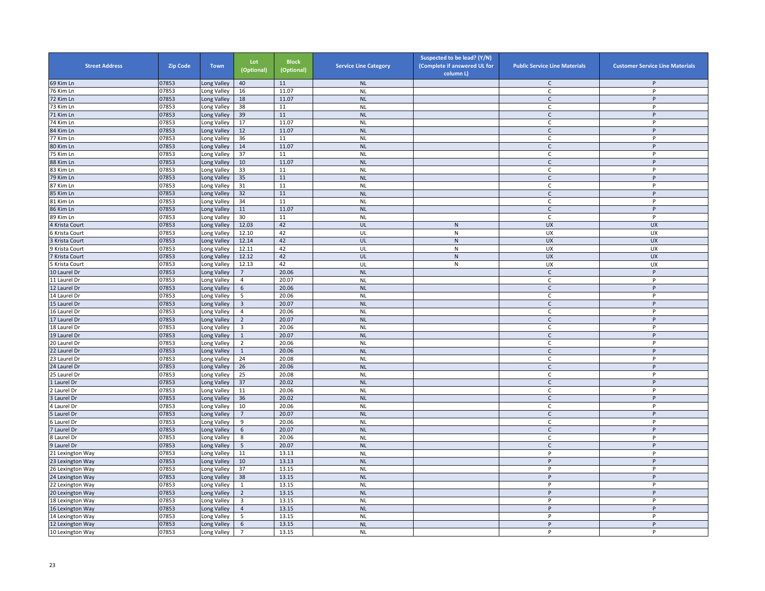| Street Address | Zip Code | Town | Lot (Optional) | Block (Optional) | Service Line Category | Suspected to be lead? (Y/N) (Complete if answered UL for column L) | Public Service Line Materials | Customer Service Line Materials |
|---|---|---|---|---|---|---|---|---|
| 69 Kim Ln | 07853 | Long Valley | 40 | 11 | NL | | C | P |
| 76 Kim Ln | 07853 | Long Valley | 16 | 11.07 | NL | | C | P |
| 72 Kim Ln | 07853 | Long Valley | 18 | 11.07 | NL | | C | P |
| 73 Kim Ln | 07853 | Long Valley | 38 | 11 | NL | | C | P |
| 71 Kim Ln | 07853 | Long Valley | 39 | 11 | NL | | C | P |
| 74 Kim Ln | 07853 | Long Valley | 17 | 11.07 | NL | | C | P |
| 84 Kim Ln | 07853 | Long Valley | 12 | 11.07 | NL | | C | P |
| 77 Kim Ln | 07853 | Long Valley | 36 | 11 | NL | | C | P |
| 80 Kim Ln | 07853 | Long Valley | 14 | 11.07 | NL | | C | P |
| 75 Kim Ln | 07853 | Long Valley | 37 | 11 | NL | | C | P |
| 88 Kim Ln | 07853 | Long Valley | 10 | 11.07 | NL | | C | P |
| 83 Kim Ln | 07853 | Long Valley | 33 | 11 | NL | | C | P |
| 79 Kim Ln | 07853 | Long Valley | 35 | 11 | NL | | C | P |
| 87 Kim Ln | 07853 | Long Valley | 31 | 11 | NL | | C | P |
| 85 Kim Ln | 07853 | Long Valley | 32 | 11 | NL | | C | P |
| 81 Kim Ln | 07853 | Long Valley | 34 | 11 | NL | | C | P |
| 86 Kim Ln | 07853 | Long Valley | 11 | 11.07 | NL | | C | P |
| 89 Kim Ln | 07853 | Long Valley | 30 | 11 | NL | | C | P |
| 4 Krista Court | 07853 | Long Valley | 12.03 | 42 | UL | N | UX | UX |
| 6 Krista Court | 07853 | Long Valley | 12.10 | 42 | UL | N | UX | UX |
| 3 Krista Court | 07853 | Long Valley | 12.14 | 42 | UL | N | UX | UX |
| 9 Krista Court | 07853 | Long Valley | 12.11 | 42 | UL | N | UX | UX |
| 7 Krista Court | 07853 | Long Valley | 12.12 | 42 | UL | N | UX | UX |
| 5 Krista Court | 07853 | Long Valley | 12.13 | 42 | UL | N | UX | UX |
| 10 Laurel Dr | 07853 | Long Valley | 7 | 20.06 | NL | | C | P |
| 11 Laurel Dr | 07853 | Long Valley | 4 | 20.07 | NL | | C | P |
| 12 Laurel Dr | 07853 | Long Valley | 6 | 20.06 | NL | | C | P |
| 14 Laurel Dr | 07853 | Long Valley | 5 | 20.06 | NL | | C | P |
| 15 Laurel Dr | 07853 | Long Valley | 3 | 20.07 | NL | | C | P |
| 16 Laurel Dr | 07853 | Long Valley | 4 | 20.06 | NL | | C | P |
| 17 Laurel Dr | 07853 | Long Valley | 2 | 20.07 | NL | | C | P |
| 18 Laurel Dr | 07853 | Long Valley | 3 | 20.06 | NL | | C | P |
| 19 Laurel Dr | 07853 | Long Valley | 1 | 20.07 | NL | | C | P |
| 20 Laurel Dr | 07853 | Long Valley | 2 | 20.06 | NL | | C | P |
| 22 Laurel Dr | 07853 | Long Valley | 1 | 20.06 | NL | | C | P |
| 23 Laurel Dr | 07853 | Long Valley | 24 | 20.08 | NL | | C | P |
| 24 Laurel Dr | 07853 | Long Valley | 26 | 20.06 | NL | | C | P |
| 25 Laurel Dr | 07853 | Long Valley | 25 | 20.08 | NL | | C | P |
| 1 Laurel Dr | 07853 | Long Valley | 37 | 20.02 | NL | | C | P |
| 2 Laurel Dr | 07853 | Long Valley | 11 | 20.06 | NL | | C | P |
| 3 Laurel Dr | 07853 | Long Valley | 36 | 20.02 | NL | | C | P |
| 4 Laurel Dr | 07853 | Long Valley | 10 | 20.06 | NL | | C | P |
| 5 Laurel Dr | 07853 | Long Valley | 7 | 20.07 | NL | | C | P |
| 6 Laurel Dr | 07853 | Long Valley | 9 | 20.06 | NL | | C | P |
| 7 Laurel Dr | 07853 | Long Valley | 6 | 20.07 | NL | | C | P |
| 8 Laurel Dr | 07853 | Long Valley | 8 | 20.06 | NL | | C | P |
| 9 Laurel Dr | 07853 | Long Valley | 5 | 20.07 | NL | | C | P |
| 21 Lexington Way | 07853 | Long Valley | 11 | 13.13 | NL | | P | P |
| 23 Lexington Way | 07853 | Long Valley | 10 | 13.13 | NL | | P | P |
| 26 Lexington Way | 07853 | Long Valley | 37 | 13.15 | NL | | P | P |
| 24 Lexington Way | 07853 | Long Valley | 38 | 13.15 | NL | | P | P |
| 22 Lexington Way | 07853 | Long Valley | 1 | 13.15 | NL | | P | P |
| 20 Lexington Way | 07853 | Long Valley | 2 | 13.15 | NL | | P | P |
| 18 Lexington Way | 07853 | Long Valley | 3 | 13.15 | NL | | P | P |
| 16 Lexington Way | 07853 | Long Valley | 4 | 13.15 | NL | | P | P |
| 14 Lexington Way | 07853 | Long Valley | 5 | 13.15 | NL | | P | P |
| 12 Lexington Way | 07853 | Long Valley | 6 | 13.15 | NL | | P | P |
| 10 Lexington Way | 07853 | Long Valley | 7 | 13.15 | NL | | P | P |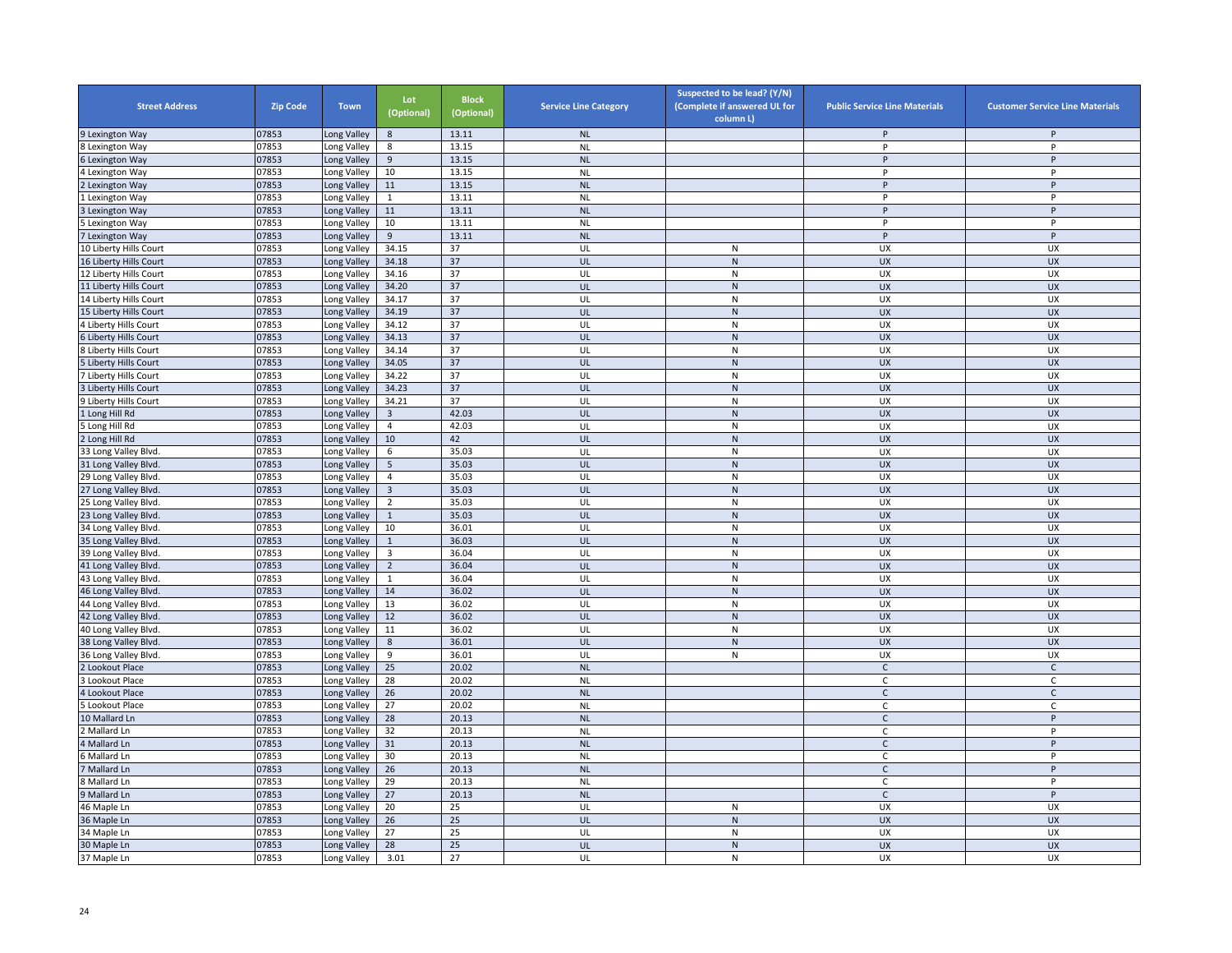| Street Address | Zip Code | Town | Lot (Optional) | Block (Optional) | Service Line Category | Suspected to be lead? (Y/N) (Complete if answered UL for column L) | Public Service Line Materials | Customer Service Line Materials |
|---|---|---|---|---|---|---|---|---|
| 9 Lexington Way | 07853 | Long Valley | 8 | 13.11 | NL | | P | P |
| 8 Lexington Way | 07853 | Long Valley | 8 | 13.15 | NL | | P | P |
| 6 Lexington Way | 07853 | Long Valley | 9 | 13.15 | NL | | P | P |
| 4 Lexington Way | 07853 | Long Valley | 10 | 13.15 | NL | | P | P |
| 2 Lexington Way | 07853 | Long Valley | 11 | 13.15 | NL | | P | P |
| 1 Lexington Way | 07853 | Long Valley | 1 | 13.11 | NL | | P | P |
| 3 Lexington Way | 07853 | Long Valley | 11 | 13.11 | NL | | P | P |
| 5 Lexington Way | 07853 | Long Valley | 10 | 13.11 | NL | | P | P |
| 7 Lexington Way | 07853 | Long Valley | 9 | 13.11 | NL | | P | P |
| 10 Liberty Hills Court | 07853 | Long Valley | 34.15 | 37 | UL | N | UX | UX |
| 16 Liberty Hills Court | 07853 | Long Valley | 34.18 | 37 | UL | N | UX | UX |
| 12 Liberty Hills Court | 07853 | Long Valley | 34.16 | 37 | UL | N | UX | UX |
| 11 Liberty Hills Court | 07853 | Long Valley | 34.20 | 37 | UL | N | UX | UX |
| 14 Liberty Hills Court | 07853 | Long Valley | 34.17 | 37 | UL | N | UX | UX |
| 15 Liberty Hills Court | 07853 | Long Valley | 34.19 | 37 | UL | N | UX | UX |
| 4 Liberty Hills Court | 07853 | Long Valley | 34.12 | 37 | UL | N | UX | UX |
| 6 Liberty Hills Court | 07853 | Long Valley | 34.13 | 37 | UL | N | UX | UX |
| 8 Liberty Hills Court | 07853 | Long Valley | 34.14 | 37 | UL | N | UX | UX |
| 5 Liberty Hills Court | 07853 | Long Valley | 34.05 | 37 | UL | N | UX | UX |
| 7 Liberty Hills Court | 07853 | Long Valley | 34.22 | 37 | UL | N | UX | UX |
| 3 Liberty Hills Court | 07853 | Long Valley | 34.23 | 37 | UL | N | UX | UX |
| 9 Liberty Hills Court | 07853 | Long Valley | 34.21 | 37 | UL | N | UX | UX |
| 1 Long Hill Rd | 07853 | Long Valley | 3 | 42.03 | UL | N | UX | UX |
| 5 Long Hill Rd | 07853 | Long Valley | 4 | 42.03 | UL | N | UX | UX |
| 2 Long Hill Rd | 07853 | Long Valley | 10 | 42 | UL | N | UX | UX |
| 33 Long Valley Blvd. | 07853 | Long Valley | 6 | 35.03 | UL | N | UX | UX |
| 31 Long Valley Blvd. | 07853 | Long Valley | 5 | 35.03 | UL | N | UX | UX |
| 29 Long Valley Blvd. | 07853 | Long Valley | 4 | 35.03 | UL | N | UX | UX |
| 27 Long Valley Blvd. | 07853 | Long Valley | 3 | 35.03 | UL | N | UX | UX |
| 25 Long Valley Blvd. | 07853 | Long Valley | 2 | 35.03 | UL | N | UX | UX |
| 23 Long Valley Blvd. | 07853 | Long Valley | 1 | 35.03 | UL | N | UX | UX |
| 34 Long Valley Blvd. | 07853 | Long Valley | 10 | 36.01 | UL | N | UX | UX |
| 35 Long Valley Blvd. | 07853 | Long Valley | 1 | 36.03 | UL | N | UX | UX |
| 39 Long Valley Blvd. | 07853 | Long Valley | 3 | 36.04 | UL | N | UX | UX |
| 41 Long Valley Blvd. | 07853 | Long Valley | 2 | 36.04 | UL | N | UX | UX |
| 43 Long Valley Blvd. | 07853 | Long Valley | 1 | 36.04 | UL | N | UX | UX |
| 46 Long Valley Blvd. | 07853 | Long Valley | 14 | 36.02 | UL | N | UX | UX |
| 44 Long Valley Blvd. | 07853 | Long Valley | 13 | 36.02 | UL | N | UX | UX |
| 42 Long Valley Blvd. | 07853 | Long Valley | 12 | 36.02 | UL | N | UX | UX |
| 40 Long Valley Blvd. | 07853 | Long Valley | 11 | 36.02 | UL | N | UX | UX |
| 38 Long Valley Blvd. | 07853 | Long Valley | 8 | 36.01 | UL | N | UX | UX |
| 36 Long Valley Blvd. | 07853 | Long Valley | 9 | 36.01 | UL | N | UX | UX |
| 2 Lookout Place | 07853 | Long Valley | 25 | 20.02 | NL | | C | C |
| 3 Lookout Place | 07853 | Long Valley | 28 | 20.02 | NL | | C | C |
| 4 Lookout Place | 07853 | Long Valley | 26 | 20.02 | NL | | C | C |
| 5 Lookout Place | 07853 | Long Valley | 27 | 20.02 | NL | | C | C |
| 10 Mallard Ln | 07853 | Long Valley | 28 | 20.13 | NL | | C | P |
| 2 Mallard Ln | 07853 | Long Valley | 32 | 20.13 | NL | | C | P |
| 4 Mallard Ln | 07853 | Long Valley | 31 | 20.13 | NL | | C | P |
| 6 Mallard Ln | 07853 | Long Valley | 30 | 20.13 | NL | | C | P |
| 7 Mallard Ln | 07853 | Long Valley | 26 | 20.13 | NL | | C | P |
| 8 Mallard Ln | 07853 | Long Valley | 29 | 20.13 | NL | | C | P |
| 9 Mallard Ln | 07853 | Long Valley | 27 | 20.13 | NL | | C | P |
| 46 Maple Ln | 07853 | Long Valley | 20 | 25 | UL | N | UX | UX |
| 36 Maple Ln | 07853 | Long Valley | 26 | 25 | UL | N | UX | UX |
| 34 Maple Ln | 07853 | Long Valley | 27 | 25 | UL | N | UX | UX |
| 30 Maple Ln | 07853 | Long Valley | 28 | 25 | UL | N | UX | UX |
| 37 Maple Ln | 07853 | Long Valley | 3.01 | 27 | UL | N | UX | UX |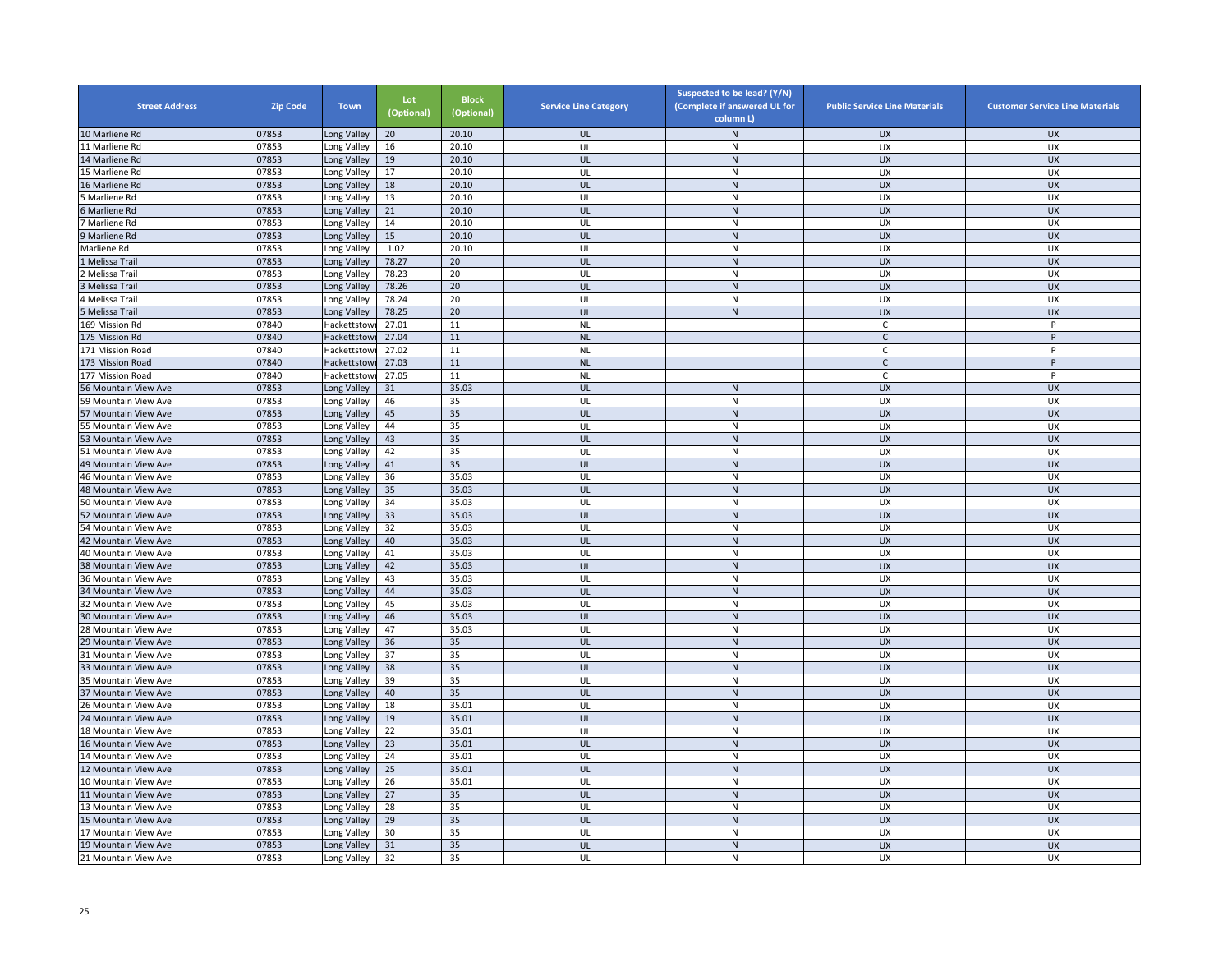| Street Address | Zip Code | Town | Lot (Optional) | Block (Optional) | Service Line Category | Suspected to be lead? (Y/N) (Complete if answered UL for column L) | Public Service Line Materials | Customer Service Line Materials |
|---|---|---|---|---|---|---|---|---|
| 10 Marliene Rd | 07853 | Long Valley | 20 | 20.10 | UL | N | UX | UX |
| 11 Marliene Rd | 07853 | Long Valley | 16 | 20.10 | UL | N | UX | UX |
| 14 Marliene Rd | 07853 | Long Valley | 19 | 20.10 | UL | N | UX | UX |
| 15 Marliene Rd | 07853 | Long Valley | 17 | 20.10 | UL | N | UX | UX |
| 16 Marliene Rd | 07853 | Long Valley | 18 | 20.10 | UL | N | UX | UX |
| 5 Marliene Rd | 07853 | Long Valley | 13 | 20.10 | UL | N | UX | UX |
| 6 Marliene Rd | 07853 | Long Valley | 21 | 20.10 | UL | N | UX | UX |
| 7 Marliene Rd | 07853 | Long Valley | 14 | 20.10 | UL | N | UX | UX |
| 9 Marliene Rd | 07853 | Long Valley | 15 | 20.10 | UL | N | UX | UX |
| Marliene Rd | 07853 | Long Valley | 1.02 | 20.10 | UL | N | UX | UX |
| 1 Melissa Trail | 07853 | Long Valley | 78.27 | 20 | UL | N | UX | UX |
| 2 Melissa Trail | 07853 | Long Valley | 78.23 | 20 | UL | N | UX | UX |
| 3 Melissa Trail | 07853 | Long Valley | 78.26 | 20 | UL | N | UX | UX |
| 4 Melissa Trail | 07853 | Long Valley | 78.24 | 20 | UL | N | UX | UX |
| 5 Melissa Trail | 07853 | Long Valley | 78.25 | 20 | UL | N | UX | UX |
| 169 Mission Rd | 07840 | Hackettstown | 27.01 | 11 | NL | | C | P |
| 175 Mission Rd | 07840 | Hackettstown | 27.04 | 11 | NL | | C | P |
| 171 Mission Road | 07840 | Hackettstown | 27.02 | 11 | NL | | C | P |
| 173 Mission Road | 07840 | Hackettstown | 27.03 | 11 | NL | | C | P |
| 177 Mission Road | 07840 | Hackettstown | 27.05 | 11 | NL | | C | P |
| 56 Mountain View Ave | 07853 | Long Valley | 31 | 35.03 | UL | N | UX | UX |
| 59 Mountain View Ave | 07853 | Long Valley | 46 | 35 | UL | N | UX | UX |
| 57 Mountain View Ave | 07853 | Long Valley | 45 | 35 | UL | N | UX | UX |
| 55 Mountain View Ave | 07853 | Long Valley | 44 | 35 | UL | N | UX | UX |
| 53 Mountain View Ave | 07853 | Long Valley | 43 | 35 | UL | N | UX | UX |
| 51 Mountain View Ave | 07853 | Long Valley | 42 | 35 | UL | N | UX | UX |
| 49 Mountain View Ave | 07853 | Long Valley | 41 | 35 | UL | N | UX | UX |
| 46 Mountain View Ave | 07853 | Long Valley | 36 | 35.03 | UL | N | UX | UX |
| 48 Mountain View Ave | 07853 | Long Valley | 35 | 35.03 | UL | N | UX | UX |
| 50 Mountain View Ave | 07853 | Long Valley | 34 | 35.03 | UL | N | UX | UX |
| 52 Mountain View Ave | 07853 | Long Valley | 33 | 35.03 | UL | N | UX | UX |
| 54 Mountain View Ave | 07853 | Long Valley | 32 | 35.03 | UL | N | UX | UX |
| 42 Mountain View Ave | 07853 | Long Valley | 40 | 35.03 | UL | N | UX | UX |
| 40 Mountain View Ave | 07853 | Long Valley | 41 | 35.03 | UL | N | UX | UX |
| 38 Mountain View Ave | 07853 | Long Valley | 42 | 35.03 | UL | N | UX | UX |
| 36 Mountain View Ave | 07853 | Long Valley | 43 | 35.03 | UL | N | UX | UX |
| 34 Mountain View Ave | 07853 | Long Valley | 44 | 35.03 | UL | N | UX | UX |
| 32 Mountain View Ave | 07853 | Long Valley | 45 | 35.03 | UL | N | UX | UX |
| 30 Mountain View Ave | 07853 | Long Valley | 46 | 35.03 | UL | N | UX | UX |
| 28 Mountain View Ave | 07853 | Long Valley | 47 | 35.03 | UL | N | UX | UX |
| 29 Mountain View Ave | 07853 | Long Valley | 36 | 35 | UL | N | UX | UX |
| 31 Mountain View Ave | 07853 | Long Valley | 37 | 35 | UL | N | UX | UX |
| 33 Mountain View Ave | 07853 | Long Valley | 38 | 35 | UL | N | UX | UX |
| 35 Mountain View Ave | 07853 | Long Valley | 39 | 35 | UL | N | UX | UX |
| 37 Mountain View Ave | 07853 | Long Valley | 40 | 35 | UL | N | UX | UX |
| 26 Mountain View Ave | 07853 | Long Valley | 18 | 35.01 | UL | N | UX | UX |
| 24 Mountain View Ave | 07853 | Long Valley | 19 | 35.01 | UL | N | UX | UX |
| 18 Mountain View Ave | 07853 | Long Valley | 22 | 35.01 | UL | N | UX | UX |
| 16 Mountain View Ave | 07853 | Long Valley | 23 | 35.01 | UL | N | UX | UX |
| 14 Mountain View Ave | 07853 | Long Valley | 24 | 35.01 | UL | N | UX | UX |
| 12 Mountain View Ave | 07853 | Long Valley | 25 | 35.01 | UL | N | UX | UX |
| 10 Mountain View Ave | 07853 | Long Valley | 26 | 35.01 | UL | N | UX | UX |
| 11 Mountain View Ave | 07853 | Long Valley | 27 | 35 | UL | N | UX | UX |
| 13 Mountain View Ave | 07853 | Long Valley | 28 | 35 | UL | N | UX | UX |
| 15 Mountain View Ave | 07853 | Long Valley | 29 | 35 | UL | N | UX | UX |
| 17 Mountain View Ave | 07853 | Long Valley | 30 | 35 | UL | N | UX | UX |
| 19 Mountain View Ave | 07853 | Long Valley | 31 | 35 | UL | N | UX | UX |
| 21 Mountain View Ave | 07853 | Long Valley | 32 | 35 | UL | N | UX | UX |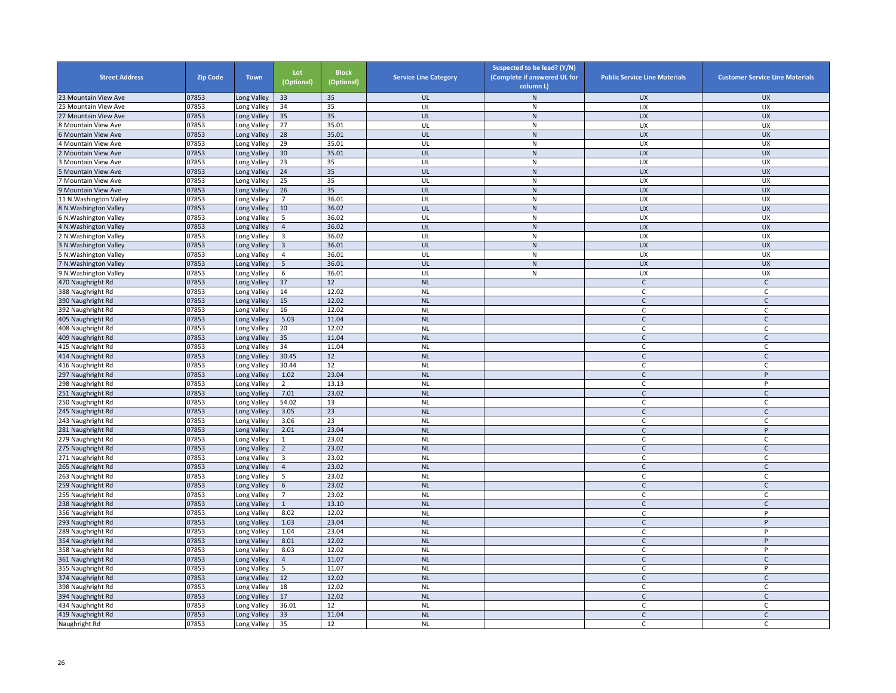| Street Address | Zip Code | Town | Lot (Optional) | Block (Optional) | Service Line Category | Suspected to be lead? (Y/N) (Complete if answered UL for column L) | Public Service Line Materials | Customer Service Line Materials |
|---|---|---|---|---|---|---|---|---|
| 23 Mountain View Ave | 07853 | Long Valley | 33 | 35 | UL | N | UX | UX |
| 25 Mountain View Ave | 07853 | Long Valley | 34 | 35 | UL | N | UX | UX |
| 27 Mountain View Ave | 07853 | Long Valley | 35 | 35 | UL | N | UX | UX |
| 8 Mountain View Ave | 07853 | Long Valley | 27 | 35.01 | UL | N | UX | UX |
| 6 Mountain View Ave | 07853 | Long Valley | 28 | 35.01 | UL | N | UX | UX |
| 4 Mountain View Ave | 07853 | Long Valley | 29 | 35.01 | UL | N | UX | UX |
| 2 Mountain View Ave | 07853 | Long Valley | 30 | 35.01 | UL | N | UX | UX |
| 3 Mountain View Ave | 07853 | Long Valley | 23 | 35 | UL | N | UX | UX |
| 5 Mountain View Ave | 07853 | Long Valley | 24 | 35 | UL | N | UX | UX |
| 7 Mountain View Ave | 07853 | Long Valley | 25 | 35 | UL | N | UX | UX |
| 9 Mountain View Ave | 07853 | Long Valley | 26 | 35 | UL | N | UX | UX |
| 11 N.Washington Valley | 07853 | Long Valley | 7 | 36.01 | UL | N | UX | UX |
| 8 N.Washington Valley | 07853 | Long Valley | 10 | 36.02 | UL | N | UX | UX |
| 6 N.Washington Valley | 07853 | Long Valley | 5 | 36.02 | UL | N | UX | UX |
| 4 N.Washington Valley | 07853 | Long Valley | 4 | 36.02 | UL | N | UX | UX |
| 2 N.Washington Valley | 07853 | Long Valley | 3 | 36.02 | UL | N | UX | UX |
| 3 N.Washington Valley | 07853 | Long Valley | 3 | 36.01 | UL | N | UX | UX |
| 5 N.Washington Valley | 07853 | Long Valley | 4 | 36.01 | UL | N | UX | UX |
| 7 N.Washington Valley | 07853 | Long Valley | 5 | 36.01 | UL | N | UX | UX |
| 9 N.Washington Valley | 07853 | Long Valley | 6 | 36.01 | UL | N | UX | UX |
| 470 Naughright Rd | 07853 | Long Valley | 37 | 12 | NL | | C | C |
| 388 Naughright Rd | 07853 | Long Valley | 14 | 12.02 | NL | | C | C |
| 390 Naughright Rd | 07853 | Long Valley | 15 | 12.02 | NL | | C | C |
| 392 Naughright Rd | 07853 | Long Valley | 16 | 12.02 | NL | | C | C |
| 405 Naughright Rd | 07853 | Long Valley | 5.03 | 11.04 | NL | | C | C |
| 408 Naughright Rd | 07853 | Long Valley | 20 | 12.02 | NL | | C | C |
| 409 Naughright Rd | 07853 | Long Valley | 35 | 11.04 | NL | | C | C |
| 415 Naughright Rd | 07853 | Long Valley | 34 | 11.04 | NL | | C | C |
| 414 Naughright Rd | 07853 | Long Valley | 30.45 | 12 | NL | | C | C |
| 416 Naughright Rd | 07853 | Long Valley | 30.44 | 12 | NL | | C | C |
| 297 Naughright Rd | 07853 | Long Valley | 1.02 | 23.04 | NL | | C | P |
| 298 Naughright Rd | 07853 | Long Valley | 2 | 13.13 | NL | | C | P |
| 251 Naughright Rd | 07853 | Long Valley | 7.01 | 23.02 | NL | | C | C |
| 250 Naughright Rd | 07853 | Long Valley | 54.02 | 13 | NL | | C | C |
| 245 Naughright Rd | 07853 | Long Valley | 3.05 | 23 | NL | | C | C |
| 243 Naughright Rd | 07853 | Long Valley | 3.06 | 23 | NL | | C | C |
| 281 Naughright Rd | 07853 | Long Valley | 2.01 | 23.04 | NL | | C | P |
| 279 Naughright Rd | 07853 | Long Valley | 1 | 23.02 | NL | | C | C |
| 275 Naughright Rd | 07853 | Long Valley | 2 | 23.02 | NL | | C | C |
| 271 Naughright Rd | 07853 | Long Valley | 3 | 23.02 | NL | | C | C |
| 265 Naughright Rd | 07853 | Long Valley | 4 | 23.02 | NL | | C | C |
| 263 Naughright Rd | 07853 | Long Valley | 5 | 23.02 | NL | | C | C |
| 259 Naughright Rd | 07853 | Long Valley | 6 | 23.02 | NL | | C | C |
| 255 Naughright Rd | 07853 | Long Valley | 7 | 23.02 | NL | | C | C |
| 238 Naughright Rd | 07853 | Long Valley | 1 | 13.10 | NL | | C | C |
| 356 Naughright Rd | 07853 | Long Valley | 8.02 | 12.02 | NL | | C | P |
| 293 Naughright Rd | 07853 | Long Valley | 1.03 | 23.04 | NL | | C | P |
| 289 Naughright Rd | 07853 | Long Valley | 1.04 | 23.04 | NL | | C | P |
| 354 Naughright Rd | 07853 | Long Valley | 8.01 | 12.02 | NL | | C | P |
| 358 Naughright Rd | 07853 | Long Valley | 8.03 | 12.02 | NL | | C | P |
| 361 Naughright Rd | 07853 | Long Valley | 4 | 11.07 | NL | | C | C |
| 355 Naughright Rd | 07853 | Long Valley | 5 | 11.07 | NL | | C | P |
| 374 Naughright Rd | 07853 | Long Valley | 12 | 12.02 | NL | | C | C |
| 398 Naughright Rd | 07853 | Long Valley | 18 | 12.02 | NL | | C | C |
| 394 Naughright Rd | 07853 | Long Valley | 17 | 12.02 | NL | | C | C |
| 434 Naughright Rd | 07853 | Long Valley | 36.01 | 12 | NL | | C | C |
| 419 Naughright Rd | 07853 | Long Valley | 33 | 11.04 | NL | | C | C |
| Naughright Rd | 07853 | Long Valley | 35 | 12 | NL | | C | C |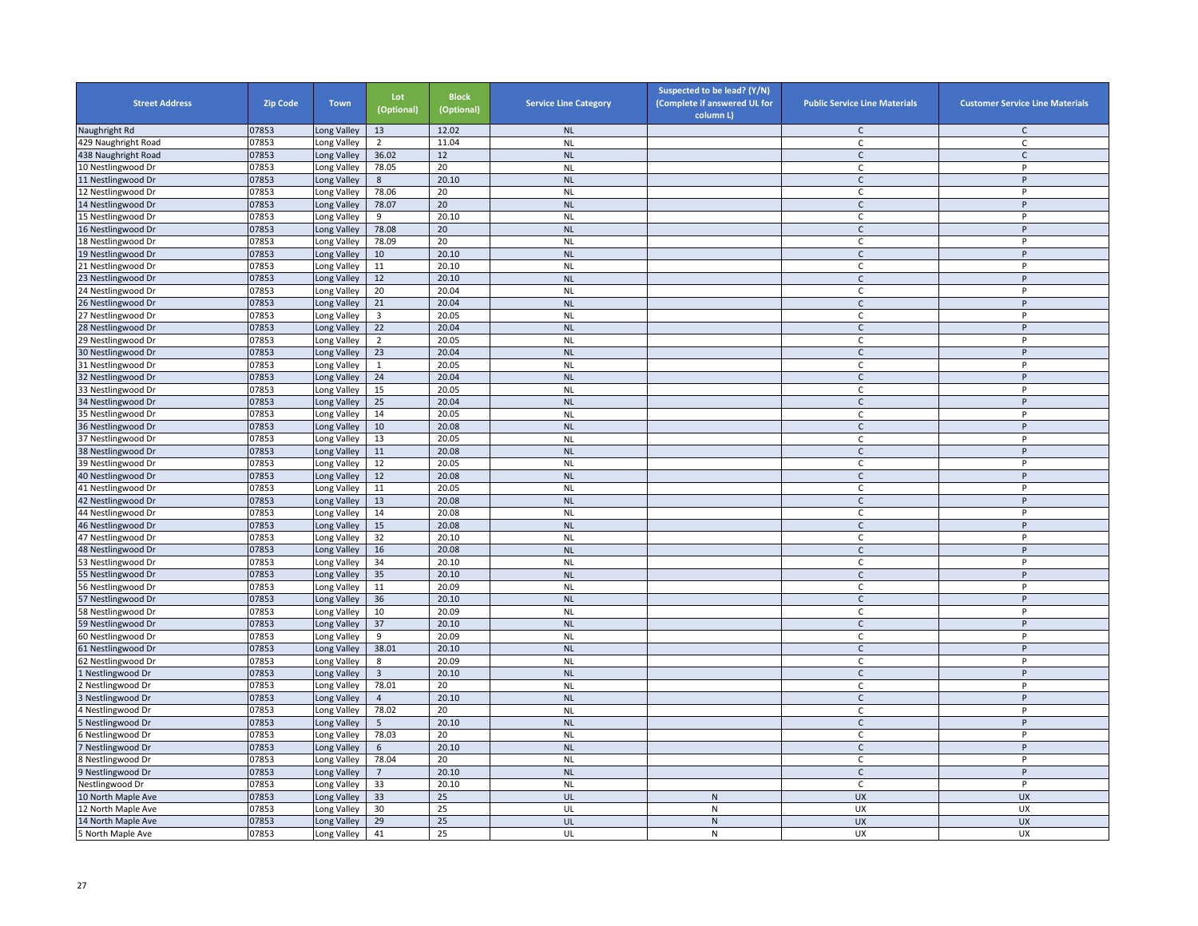| Street Address | Zip Code | Town | Lot (Optional) | Block (Optional) | Service Line Category | Suspected to be lead? (Y/N) (Complete if answered UL for column L) | Public Service Line Materials | Customer Service Line Materials |
|---|---|---|---|---|---|---|---|---|
| Naughright Rd | 07853 | Long Valley | 13 | 12.02 | NL | | C | C |
| 429 Naughright Road | 07853 | Long Valley | 2 | 11.04 | NL | | C | C |
| 438 Naughright Road | 07853 | Long Valley | 36.02 | 12 | NL | | C | C |
| 10 Nestlingwood Dr | 07853 | Long Valley | 78.05 | 20 | NL | | C | P |
| 11 Nestlingwood Dr | 07853 | Long Valley | 8 | 20.10 | NL | | C | P |
| 12 Nestlingwood Dr | 07853 | Long Valley | 78.06 | 20 | NL | | C | P |
| 14 Nestlingwood Dr | 07853 | Long Valley | 78.07 | 20 | NL | | C | P |
| 15 Nestlingwood Dr | 07853 | Long Valley | 9 | 20.10 | NL | | C | P |
| 16 Nestlingwood Dr | 07853 | Long Valley | 78.08 | 20 | NL | | C | P |
| 18 Nestlingwood Dr | 07853 | Long Valley | 78.09 | 20 | NL | | C | P |
| 19 Nestlingwood Dr | 07853 | Long Valley | 10 | 20.10 | NL | | C | P |
| 21 Nestlingwood Dr | 07853 | Long Valley | 11 | 20.10 | NL | | C | P |
| 23 Nestlingwood Dr | 07853 | Long Valley | 12 | 20.10 | NL | | C | P |
| 24 Nestlingwood Dr | 07853 | Long Valley | 20 | 20.04 | NL | | C | P |
| 26 Nestlingwood Dr | 07853 | Long Valley | 21 | 20.04 | NL | | C | P |
| 27 Nestlingwood Dr | 07853 | Long Valley | 3 | 20.05 | NL | | C | P |
| 28 Nestlingwood Dr | 07853 | Long Valley | 22 | 20.04 | NL | | C | P |
| 29 Nestlingwood Dr | 07853 | Long Valley | 2 | 20.05 | NL | | C | P |
| 30 Nestlingwood Dr | 07853 | Long Valley | 23 | 20.04 | NL | | C | P |
| 31 Nestlingwood Dr | 07853 | Long Valley | 1 | 20.05 | NL | | C | P |
| 32 Nestlingwood Dr | 07853 | Long Valley | 24 | 20.04 | NL | | C | P |
| 33 Nestlingwood Dr | 07853 | Long Valley | 15 | 20.05 | NL | | C | P |
| 34 Nestlingwood Dr | 07853 | Long Valley | 25 | 20.04 | NL | | C | P |
| 35 Nestlingwood Dr | 07853 | Long Valley | 14 | 20.05 | NL | | C | P |
| 36 Nestlingwood Dr | 07853 | Long Valley | 10 | 20.08 | NL | | C | P |
| 37 Nestlingwood Dr | 07853 | Long Valley | 13 | 20.05 | NL | | C | P |
| 38 Nestlingwood Dr | 07853 | Long Valley | 11 | 20.08 | NL | | C | P |
| 39 Nestlingwood Dr | 07853 | Long Valley | 12 | 20.05 | NL | | C | P |
| 40 Nestlingwood Dr | 07853 | Long Valley | 12 | 20.08 | NL | | C | P |
| 41 Nestlingwood Dr | 07853 | Long Valley | 11 | 20.05 | NL | | C | P |
| 42 Nestlingwood Dr | 07853 | Long Valley | 13 | 20.08 | NL | | C | P |
| 44 Nestlingwood Dr | 07853 | Long Valley | 14 | 20.08 | NL | | C | P |
| 46 Nestlingwood Dr | 07853 | Long Valley | 15 | 20.08 | NL | | C | P |
| 47 Nestlingwood Dr | 07853 | Long Valley | 32 | 20.10 | NL | | C | P |
| 48 Nestlingwood Dr | 07853 | Long Valley | 16 | 20.08 | NL | | C | P |
| 53 Nestlingwood Dr | 07853 | Long Valley | 34 | 20.10 | NL | | C | P |
| 55 Nestlingwood Dr | 07853 | Long Valley | 35 | 20.10 | NL | | C | P |
| 56 Nestlingwood Dr | 07853 | Long Valley | 11 | 20.09 | NL | | C | P |
| 57 Nestlingwood Dr | 07853 | Long Valley | 36 | 20.10 | NL | | C | P |
| 58 Nestlingwood Dr | 07853 | Long Valley | 10 | 20.09 | NL | | C | P |
| 59 Nestlingwood Dr | 07853 | Long Valley | 37 | 20.10 | NL | | C | P |
| 60 Nestlingwood Dr | 07853 | Long Valley | 9 | 20.09 | NL | | C | P |
| 61 Nestlingwood Dr | 07853 | Long Valley | 38.01 | 20.10 | NL | | C | P |
| 62 Nestlingwood Dr | 07853 | Long Valley | 8 | 20.09 | NL | | C | P |
| 1 Nestlingwood Dr | 07853 | Long Valley | 3 | 20.10 | NL | | C | P |
| 2 Nestlingwood Dr | 07853 | Long Valley | 78.01 | 20 | NL | | C | P |
| 3 Nestlingwood Dr | 07853 | Long Valley | 4 | 20.10 | NL | | C | P |
| 4 Nestlingwood Dr | 07853 | Long Valley | 78.02 | 20 | NL | | C | P |
| 5 Nestlingwood Dr | 07853 | Long Valley | 5 | 20.10 | NL | | C | P |
| 6 Nestlingwood Dr | 07853 | Long Valley | 78.03 | 20 | NL | | C | P |
| 7 Nestlingwood Dr | 07853 | Long Valley | 6 | 20.10 | NL | | C | P |
| 8 Nestlingwood Dr | 07853 | Long Valley | 78.04 | 20 | NL | | C | P |
| 9 Nestlingwood Dr | 07853 | Long Valley | 7 | 20.10 | NL | | C | P |
| Nestlingwood Dr | 07853 | Long Valley | 33 | 20.10 | NL | | C | P |
| 10 North Maple Ave | 07853 | Long Valley | 33 | 25 | UL | N | UX | UX |
| 12 North Maple Ave | 07853 | Long Valley | 30 | 25 | UL | N | UX | UX |
| 14 North Maple Ave | 07853 | Long Valley | 29 | 25 | UL | N | UX | UX |
| 5 North Maple Ave | 07853 | Long Valley | 41 | 25 | UL | N | UX | UX |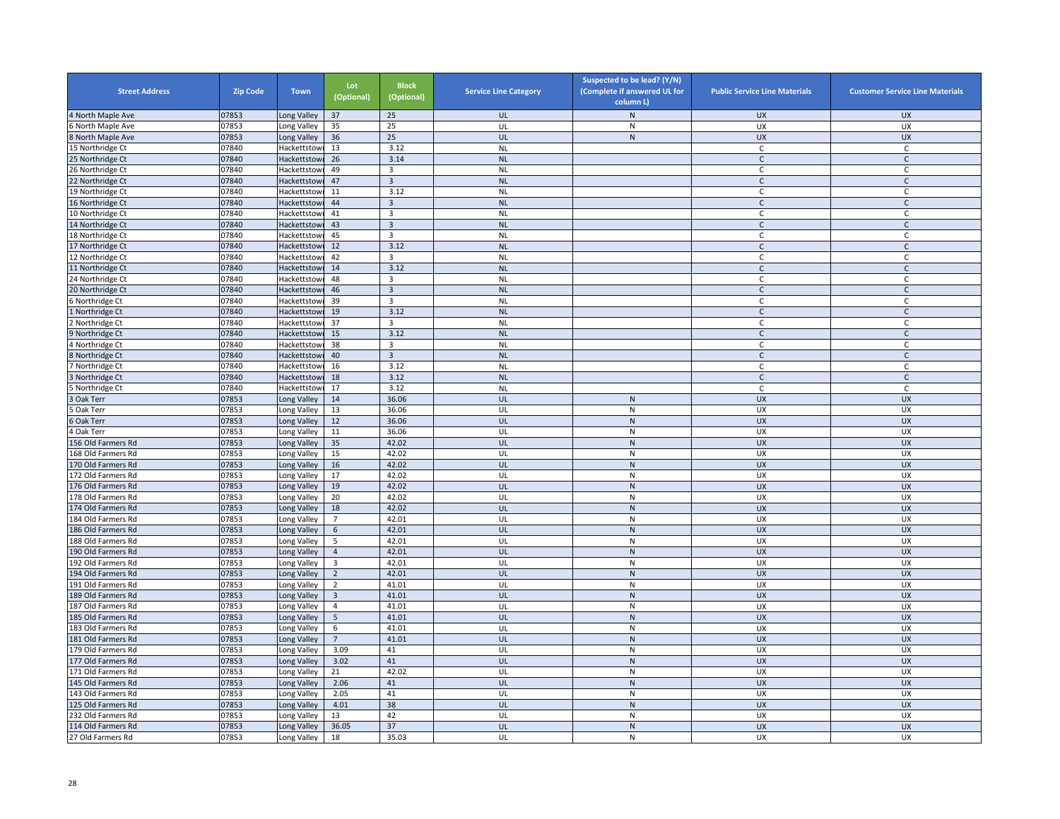| Street Address | Zip Code | Town | Lot (Optional) | Block (Optional) | Service Line Category | Suspected to be lead? (Y/N) (Complete if answered UL for column L) | Public Service Line Materials | Customer Service Line Materials |
|---|---|---|---|---|---|---|---|---|
| 4 North Maple Ave | 07853 | Long Valley | 37 | 25 | UL | N | UX | UX |
| 6 North Maple Ave | 07853 | Long Valley | 35 | 25 | UL | N | UX | UX |
| 8 North Maple Ave | 07853 | Long Valley | 36 | 25 | UL | N | UX | UX |
| 15 Northridge Ct | 07840 | Hackettstow | 13 | 3.12 | NL | | C | C |
| 25 Northridge Ct | 07840 | Hackettstow | 26 | 3.14 | NL | | C | C |
| 26 Northridge Ct | 07840 | Hackettstow | 49 | 3 | NL | | C | C |
| 22 Northridge Ct | 07840 | Hackettstow | 47 | 3 | NL | | C | C |
| 19 Northridge Ct | 07840 | Hackettstow | 11 | 3.12 | NL | | C | C |
| 16 Northridge Ct | 07840 | Hackettstow | 44 | 3 | NL | | C | C |
| 10 Northridge Ct | 07840 | Hackettstow | 41 | 3 | NL | | C | C |
| 14 Northridge Ct | 07840 | Hackettstow | 43 | 3 | NL | | C | C |
| 18 Northridge Ct | 07840 | Hackettstow | 45 | 3 | NL | | C | C |
| 17 Northridge Ct | 07840 | Hackettstow | 12 | 3.12 | NL | | C | C |
| 12 Northridge Ct | 07840 | Hackettstow | 42 | 3 | NL | | C | C |
| 11 Northridge Ct | 07840 | Hackettstow | 14 | 3.12 | NL | | C | C |
| 24 Northridge Ct | 07840 | Hackettstow | 48 | 3 | NL | | C | C |
| 20 Northridge Ct | 07840 | Hackettstow | 46 | 3 | NL | | C | C |
| 6 Northridge Ct | 07840 | Hackettstow | 39 | 3 | NL | | C | C |
| 1 Northridge Ct | 07840 | Hackettstow | 19 | 3.12 | NL | | C | C |
| 2 Northridge Ct | 07840 | Hackettstow | 37 | 3 | NL | | C | C |
| 9 Northridge Ct | 07840 | Hackettstow | 15 | 3.12 | NL | | C | C |
| 4 Northridge Ct | 07840 | Hackettstow | 38 | 3 | NL | | C | C |
| 8 Northridge Ct | 07840 | Hackettstow | 40 | 3 | NL | | C | C |
| 7 Northridge Ct | 07840 | Hackettstow | 16 | 3.12 | NL | | C | C |
| 3 Northridge Ct | 07840 | Hackettstow | 18 | 3.12 | NL | | C | C |
| 5 Northridge Ct | 07840 | Hackettstow | 17 | 3.12 | NL | | C | C |
| 3 Oak Terr | 07853 | Long Valley | 14 | 36.06 | UL | N | UX | UX |
| 5 Oak Terr | 07853 | Long Valley | 13 | 36.06 | UL | N | UX | UX |
| 6 Oak Terr | 07853 | Long Valley | 12 | 36.06 | UL | N | UX | UX |
| 4 Oak Terr | 07853 | Long Valley | 11 | 36.06 | UL | N | UX | UX |
| 156 Old Farmers Rd | 07853 | Long Valley | 35 | 42.02 | UL | N | UX | UX |
| 168 Old Farmers Rd | 07853 | Long Valley | 15 | 42.02 | UL | N | UX | UX |
| 170 Old Farmers Rd | 07853 | Long Valley | 16 | 42.02 | UL | N | UX | UX |
| 172 Old Farmers Rd | 07853 | Long Valley | 17 | 42.02 | UL | N | UX | UX |
| 176 Old Farmers Rd | 07853 | Long Valley | 19 | 42.02 | UL | N | UX | UX |
| 178 Old Farmers Rd | 07853 | Long Valley | 20 | 42.02 | UL | N | UX | UX |
| 174 Old Farmers Rd | 07853 | Long Valley | 18 | 42.02 | UL | N | UX | UX |
| 184 Old Farmers Rd | 07853 | Long Valley | 7 | 42.01 | UL | N | UX | UX |
| 186 Old Farmers Rd | 07853 | Long Valley | 6 | 42.01 | UL | N | UX | UX |
| 188 Old Farmers Rd | 07853 | Long Valley | 5 | 42.01 | UL | N | UX | UX |
| 190 Old Farmers Rd | 07853 | Long Valley | 4 | 42.01 | UL | N | UX | UX |
| 192 Old Farmers Rd | 07853 | Long Valley | 3 | 42.01 | UL | N | UX | UX |
| 194 Old Farmers Rd | 07853 | Long Valley | 2 | 42.01 | UL | N | UX | UX |
| 191 Old Farmers Rd | 07853 | Long Valley | 2 | 41.01 | UL | N | UX | UX |
| 189 Old Farmers Rd | 07853 | Long Valley | 3 | 41.01 | UL | N | UX | UX |
| 187 Old Farmers Rd | 07853 | Long Valley | 4 | 41.01 | UL | N | UX | UX |
| 185 Old Farmers Rd | 07853 | Long Valley | 5 | 41.01 | UL | N | UX | UX |
| 183 Old Farmers Rd | 07853 | Long Valley | 6 | 41.01 | UL | N | UX | UX |
| 181 Old Farmers Rd | 07853 | Long Valley | 7 | 41.01 | UL | N | UX | UX |
| 179 Old Farmers Rd | 07853 | Long Valley | 3.09 | 41 | UL | N | UX | UX |
| 177 Old Farmers Rd | 07853 | Long Valley | 3.02 | 41 | UL | N | UX | UX |
| 171 Old Farmers Rd | 07853 | Long Valley | 21 | 42.02 | UL | N | UX | UX |
| 145 Old Farmers Rd | 07853 | Long Valley | 2.06 | 41 | UL | N | UX | UX |
| 143 Old Farmers Rd | 07853 | Long Valley | 2.05 | 41 | UL | N | UX | UX |
| 125 Old Farmers Rd | 07853 | Long Valley | 4.01 | 38 | UL | N | UX | UX |
| 232 Old Farmers Rd | 07853 | Long Valley | 13 | 42 | UL | N | UX | UX |
| 114 Old Farmers Rd | 07853 | Long Valley | 36.05 | 37 | UL | N | UX | UX |
| 27 Old Farmers Rd | 07853 | Long Valley | 18 | 35.03 | UL | N | UX | UX |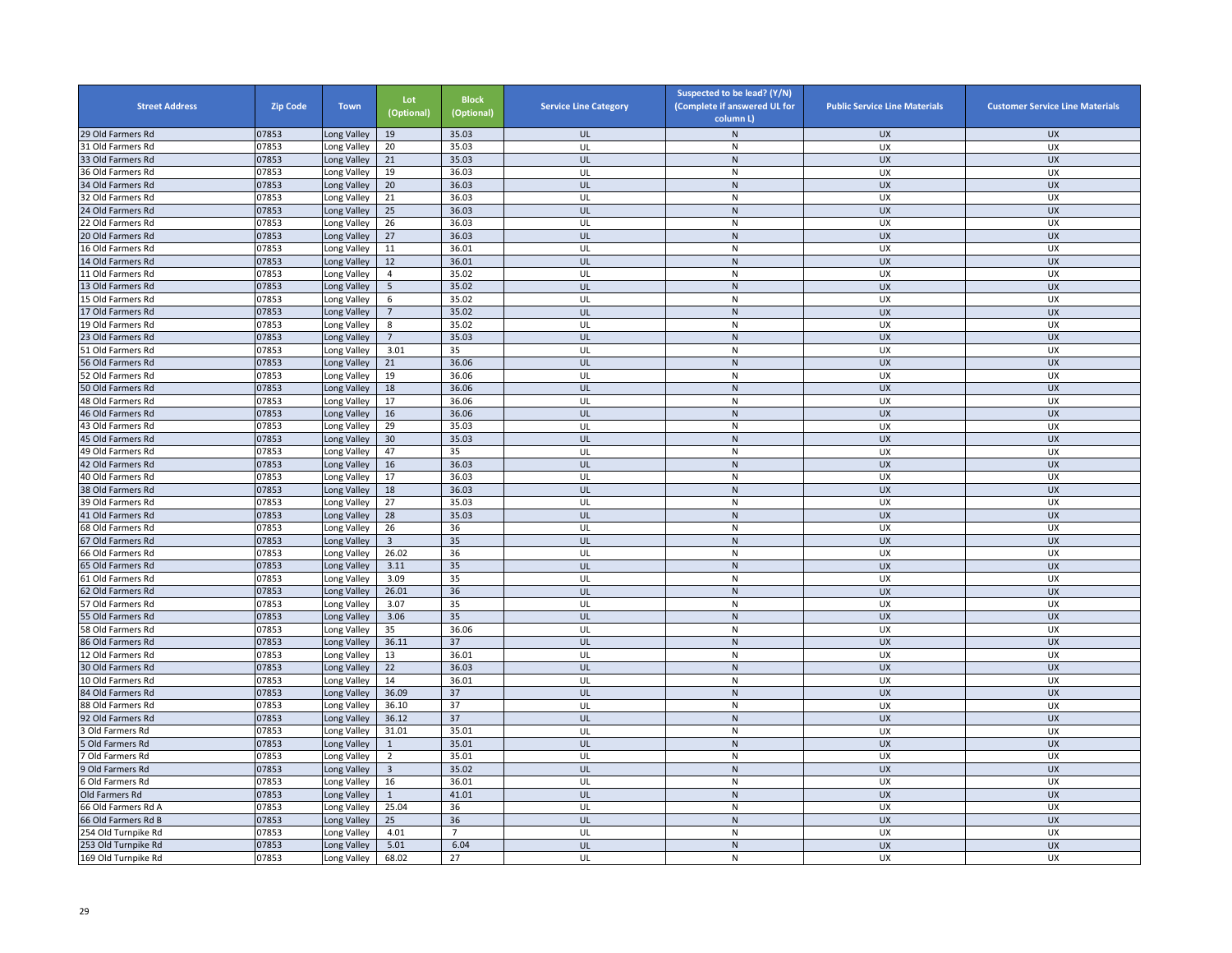| Street Address | Zip Code | Town | Lot (Optional) | Block (Optional) | Service Line Category | Suspected to be lead? (Y/N) (Complete if answered UL for column L) | Public Service Line Materials | Customer Service Line Materials |
|---|---|---|---|---|---|---|---|---|
| 29 Old Farmers Rd | 07853 | Long Valley | 19 | 35.03 | UL | N | UX | UX |
| 31 Old Farmers Rd | 07853 | Long Valley | 20 | 35.03 | UL | N | UX | UX |
| 33 Old Farmers Rd | 07853 | Long Valley | 21 | 35.03 | UL | N | UX | UX |
| 36 Old Farmers Rd | 07853 | Long Valley | 19 | 36.03 | UL | N | UX | UX |
| 34 Old Farmers Rd | 07853 | Long Valley | 20 | 36.03 | UL | N | UX | UX |
| 32 Old Farmers Rd | 07853 | Long Valley | 21 | 36.03 | UL | N | UX | UX |
| 24 Old Farmers Rd | 07853 | Long Valley | 25 | 36.03 | UL | N | UX | UX |
| 22 Old Farmers Rd | 07853 | Long Valley | 26 | 36.03 | UL | N | UX | UX |
| 20 Old Farmers Rd | 07853 | Long Valley | 27 | 36.03 | UL | N | UX | UX |
| 16 Old Farmers Rd | 07853 | Long Valley | 11 | 36.01 | UL | N | UX | UX |
| 14 Old Farmers Rd | 07853 | Long Valley | 12 | 36.01 | UL | N | UX | UX |
| 11 Old Farmers Rd | 07853 | Long Valley | 4 | 35.02 | UL | N | UX | UX |
| 13 Old Farmers Rd | 07853 | Long Valley | 5 | 35.02 | UL | N | UX | UX |
| 15 Old Farmers Rd | 07853 | Long Valley | 6 | 35.02 | UL | N | UX | UX |
| 17 Old Farmers Rd | 07853 | Long Valley | 7 | 35.02 | UL | N | UX | UX |
| 19 Old Farmers Rd | 07853 | Long Valley | 8 | 35.02 | UL | N | UX | UX |
| 23 Old Farmers Rd | 07853 | Long Valley | 7 | 35.03 | UL | N | UX | UX |
| 51 Old Farmers Rd | 07853 | Long Valley | 3.01 | 35 | UL | N | UX | UX |
| 56 Old Farmers Rd | 07853 | Long Valley | 21 | 36.06 | UL | N | UX | UX |
| 52 Old Farmers Rd | 07853 | Long Valley | 19 | 36.06 | UL | N | UX | UX |
| 50 Old Farmers Rd | 07853 | Long Valley | 18 | 36.06 | UL | N | UX | UX |
| 48 Old Farmers Rd | 07853 | Long Valley | 17 | 36.06 | UL | N | UX | UX |
| 46 Old Farmers Rd | 07853 | Long Valley | 16 | 36.06 | UL | N | UX | UX |
| 43 Old Farmers Rd | 07853 | Long Valley | 29 | 35.03 | UL | N | UX | UX |
| 45 Old Farmers Rd | 07853 | Long Valley | 30 | 35.03 | UL | N | UX | UX |
| 49 Old Farmers Rd | 07853 | Long Valley | 47 | 35 | UL | N | UX | UX |
| 42 Old Farmers Rd | 07853 | Long Valley | 16 | 36.03 | UL | N | UX | UX |
| 40 Old Farmers Rd | 07853 | Long Valley | 17 | 36.03 | UL | N | UX | UX |
| 38 Old Farmers Rd | 07853 | Long Valley | 18 | 36.03 | UL | N | UX | UX |
| 39 Old Farmers Rd | 07853 | Long Valley | 27 | 35.03 | UL | N | UX | UX |
| 41 Old Farmers Rd | 07853 | Long Valley | 28 | 35.03 | UL | N | UX | UX |
| 68 Old Farmers Rd | 07853 | Long Valley | 26 | 36 | UL | N | UX | UX |
| 67 Old Farmers Rd | 07853 | Long Valley | 3 | 35 | UL | N | UX | UX |
| 66 Old Farmers Rd | 07853 | Long Valley | 26.02 | 36 | UL | N | UX | UX |
| 65 Old Farmers Rd | 07853 | Long Valley | 3.11 | 35 | UL | N | UX | UX |
| 61 Old Farmers Rd | 07853 | Long Valley | 3.09 | 35 | UL | N | UX | UX |
| 62 Old Farmers Rd | 07853 | Long Valley | 26.01 | 36 | UL | N | UX | UX |
| 57 Old Farmers Rd | 07853 | Long Valley | 3.07 | 35 | UL | N | UX | UX |
| 55 Old Farmers Rd | 07853 | Long Valley | 3.06 | 35 | UL | N | UX | UX |
| 58 Old Farmers Rd | 07853 | Long Valley | 35 | 36.06 | UL | N | UX | UX |
| 86 Old Farmers Rd | 07853 | Long Valley | 36.11 | 37 | UL | N | UX | UX |
| 12 Old Farmers Rd | 07853 | Long Valley | 13 | 36.01 | UL | N | UX | UX |
| 30 Old Farmers Rd | 07853 | Long Valley | 22 | 36.03 | UL | N | UX | UX |
| 10 Old Farmers Rd | 07853 | Long Valley | 14 | 36.01 | UL | N | UX | UX |
| 84 Old Farmers Rd | 07853 | Long Valley | 36.09 | 37 | UL | N | UX | UX |
| 88 Old Farmers Rd | 07853 | Long Valley | 36.10 | 37 | UL | N | UX | UX |
| 92 Old Farmers Rd | 07853 | Long Valley | 36.12 | 37 | UL | N | UX | UX |
| 3 Old Farmers Rd | 07853 | Long Valley | 31.01 | 35.01 | UL | N | UX | UX |
| 5 Old Farmers Rd | 07853 | Long Valley | 1 | 35.01 | UL | N | UX | UX |
| 7 Old Farmers Rd | 07853 | Long Valley | 2 | 35.01 | UL | N | UX | UX |
| 9 Old Farmers Rd | 07853 | Long Valley | 3 | 35.02 | UL | N | UX | UX |
| 6 Old Farmers Rd | 07853 | Long Valley | 16 | 36.01 | UL | N | UX | UX |
| Old Farmers Rd | 07853 | Long Valley | 1 | 41.01 | UL | N | UX | UX |
| 66 Old Farmers Rd A | 07853 | Long Valley | 25.04 | 36 | UL | N | UX | UX |
| 66 Old Farmers Rd B | 07853 | Long Valley | 25 | 36 | UL | N | UX | UX |
| 254 Old Turnpike Rd | 07853 | Long Valley | 4.01 | 7 | UL | N | UX | UX |
| 253 Old Turnpike Rd | 07853 | Long Valley | 5.01 | 6.04 | UL | N | UX | UX |
| 169 Old Turnpike Rd | 07853 | Long Valley | 68.02 | 27 | UL | N | UX | UX |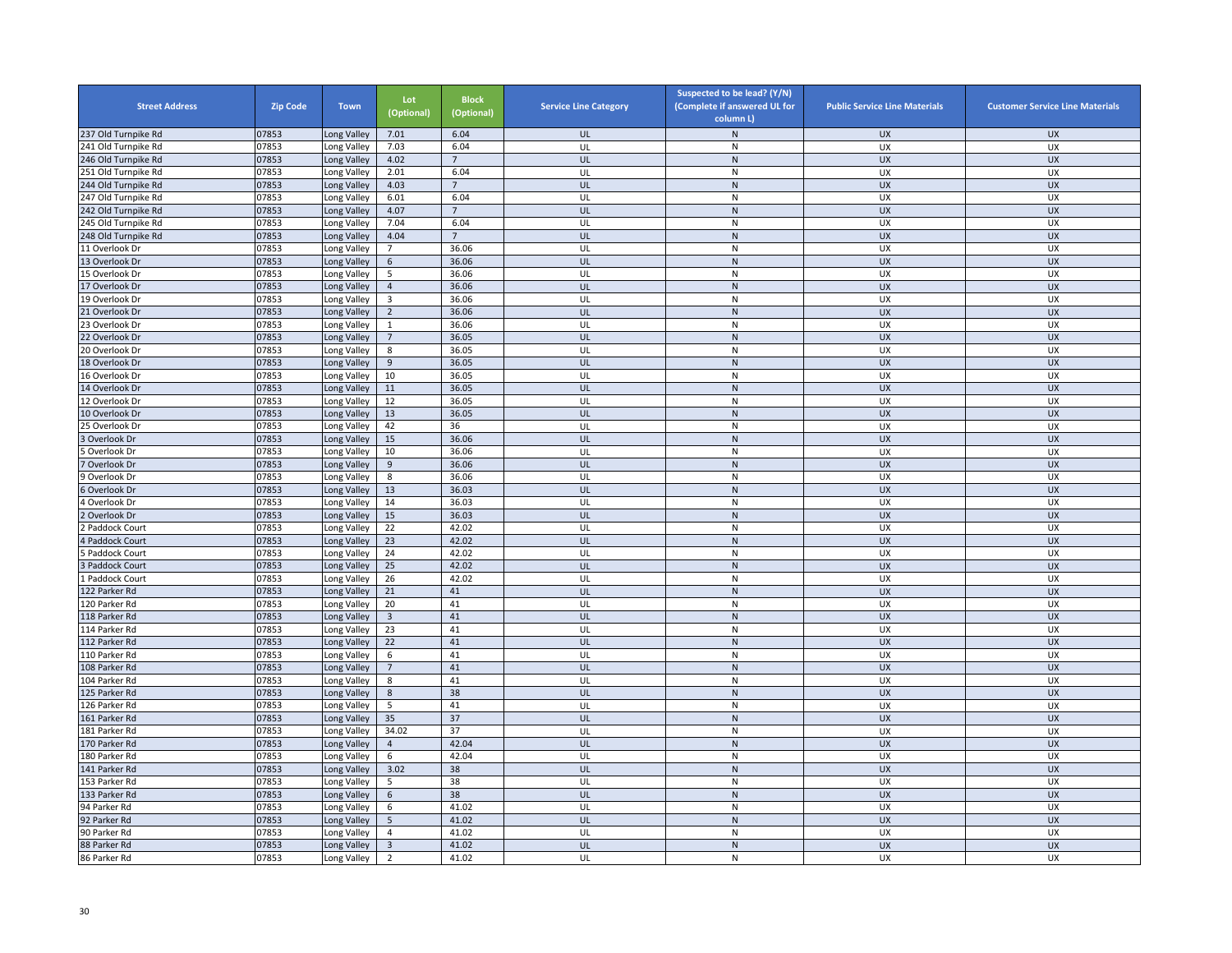| Street Address | Zip Code | Town | Lot (Optional) | Block (Optional) | Service Line Category | Suspected to be lead? (Y/N) (Complete if answered UL for column L) | Public Service Line Materials | Customer Service Line Materials |
|---|---|---|---|---|---|---|---|---|
| 237 Old Turnpike Rd | 07853 | Long Valley | 7.01 | 6.04 | UL | N | UX | UX |
| 241 Old Turnpike Rd | 07853 | Long Valley | 7.03 | 6.04 | UL | N | UX | UX |
| 246 Old Turnpike Rd | 07853 | Long Valley | 4.02 | 7 | UL | N | UX | UX |
| 251 Old Turnpike Rd | 07853 | Long Valley | 2.01 | 6.04 | UL | N | UX | UX |
| 244 Old Turnpike Rd | 07853 | Long Valley | 4.03 | 7 | UL | N | UX | UX |
| 247 Old Turnpike Rd | 07853 | Long Valley | 6.01 | 6.04 | UL | N | UX | UX |
| 242 Old Turnpike Rd | 07853 | Long Valley | 4.07 | 7 | UL | N | UX | UX |
| 245 Old Turnpike Rd | 07853 | Long Valley | 7.04 | 6.04 | UL | N | UX | UX |
| 248 Old Turnpike Rd | 07853 | Long Valley | 4.04 | 7 | UL | N | UX | UX |
| 11 Overlook Dr | 07853 | Long Valley | 7 | 36.06 | UL | N | UX | UX |
| 13 Overlook Dr | 07853 | Long Valley | 6 | 36.06 | UL | N | UX | UX |
| 15 Overlook Dr | 07853 | Long Valley | 5 | 36.06 | UL | N | UX | UX |
| 17 Overlook Dr | 07853 | Long Valley | 4 | 36.06 | UL | N | UX | UX |
| 19 Overlook Dr | 07853 | Long Valley | 3 | 36.06 | UL | N | UX | UX |
| 21 Overlook Dr | 07853 | Long Valley | 2 | 36.06 | UL | N | UX | UX |
| 23 Overlook Dr | 07853 | Long Valley | 1 | 36.06 | UL | N | UX | UX |
| 22 Overlook Dr | 07853 | Long Valley | 7 | 36.05 | UL | N | UX | UX |
| 20 Overlook Dr | 07853 | Long Valley | 8 | 36.05 | UL | N | UX | UX |
| 18 Overlook Dr | 07853 | Long Valley | 9 | 36.05 | UL | N | UX | UX |
| 16 Overlook Dr | 07853 | Long Valley | 10 | 36.05 | UL | N | UX | UX |
| 14 Overlook Dr | 07853 | Long Valley | 11 | 36.05 | UL | N | UX | UX |
| 12 Overlook Dr | 07853 | Long Valley | 12 | 36.05 | UL | N | UX | UX |
| 10 Overlook Dr | 07853 | Long Valley | 13 | 36.05 | UL | N | UX | UX |
| 25 Overlook Dr | 07853 | Long Valley | 42 | 36 | UL | N | UX | UX |
| 3 Overlook Dr | 07853 | Long Valley | 15 | 36.06 | UL | N | UX | UX |
| 5 Overlook Dr | 07853 | Long Valley | 10 | 36.06 | UL | N | UX | UX |
| 7 Overlook Dr | 07853 | Long Valley | 9 | 36.06 | UL | N | UX | UX |
| 9 Overlook Dr | 07853 | Long Valley | 8 | 36.06 | UL | N | UX | UX |
| 6 Overlook Dr | 07853 | Long Valley | 13 | 36.03 | UL | N | UX | UX |
| 4 Overlook Dr | 07853 | Long Valley | 14 | 36.03 | UL | N | UX | UX |
| 2 Overlook Dr | 07853 | Long Valley | 15 | 36.03 | UL | N | UX | UX |
| 2 Paddock Court | 07853 | Long Valley | 22 | 42.02 | UL | N | UX | UX |
| 4 Paddock Court | 07853 | Long Valley | 23 | 42.02 | UL | N | UX | UX |
| 5 Paddock Court | 07853 | Long Valley | 24 | 42.02 | UL | N | UX | UX |
| 3 Paddock Court | 07853 | Long Valley | 25 | 42.02 | UL | N | UX | UX |
| 1 Paddock Court | 07853 | Long Valley | 26 | 42.02 | UL | N | UX | UX |
| 122 Parker Rd | 07853 | Long Valley | 21 | 41 | UL | N | UX | UX |
| 120 Parker Rd | 07853 | Long Valley | 20 | 41 | UL | N | UX | UX |
| 118 Parker Rd | 07853 | Long Valley | 3 | 41 | UL | N | UX | UX |
| 114 Parker Rd | 07853 | Long Valley | 23 | 41 | UL | N | UX | UX |
| 112 Parker Rd | 07853 | Long Valley | 22 | 41 | UL | N | UX | UX |
| 110 Parker Rd | 07853 | Long Valley | 6 | 41 | UL | N | UX | UX |
| 108 Parker Rd | 07853 | Long Valley | 7 | 41 | UL | N | UX | UX |
| 104 Parker Rd | 07853 | Long Valley | 8 | 41 | UL | N | UX | UX |
| 125 Parker Rd | 07853 | Long Valley | 8 | 38 | UL | N | UX | UX |
| 126 Parker Rd | 07853 | Long Valley | 5 | 41 | UL | N | UX | UX |
| 161 Parker Rd | 07853 | Long Valley | 35 | 37 | UL | N | UX | UX |
| 181 Parker Rd | 07853 | Long Valley | 34.02 | 37 | UL | N | UX | UX |
| 170 Parker Rd | 07853 | Long Valley | 4 | 42.04 | UL | N | UX | UX |
| 180 Parker Rd | 07853 | Long Valley | 6 | 42.04 | UL | N | UX | UX |
| 141 Parker Rd | 07853 | Long Valley | 3.02 | 38 | UL | N | UX | UX |
| 153 Parker Rd | 07853 | Long Valley | 5 | 38 | UL | N | UX | UX |
| 133 Parker Rd | 07853 | Long Valley | 6 | 38 | UL | N | UX | UX |
| 94 Parker Rd | 07853 | Long Valley | 6 | 41.02 | UL | N | UX | UX |
| 92 Parker Rd | 07853 | Long Valley | 5 | 41.02 | UL | N | UX | UX |
| 90 Parker Rd | 07853 | Long Valley | 4 | 41.02 | UL | N | UX | UX |
| 88 Parker Rd | 07853 | Long Valley | 3 | 41.02 | UL | N | UX | UX |
| 86 Parker Rd | 07853 | Long Valley | 2 | 41.02 | UL | N | UX | UX |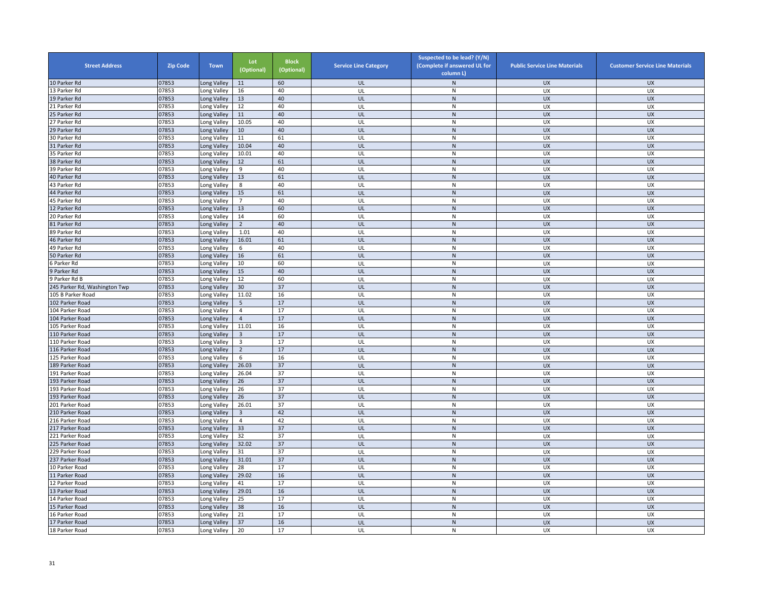| Street Address | Zip Code | Town | Lot (Optional) | Block (Optional) | Service Line Category | Suspected to be lead? (Y/N) (Complete if answered UL for column L) | Public Service Line Materials | Customer Service Line Materials |
|---|---|---|---|---|---|---|---|---|
| 10 Parker Rd | 07853 | Long Valley | 11 | 60 | UL | N | UX | UX |
| 13 Parker Rd | 07853 | Long Valley | 16 | 40 | UL | N | UX | UX |
| 19 Parker Rd | 07853 | Long Valley | 13 | 40 | UL | N | UX | UX |
| 21 Parker Rd | 07853 | Long Valley | 12 | 40 | UL | N | UX | UX |
| 25 Parker Rd | 07853 | Long Valley | 11 | 40 | UL | N | UX | UX |
| 27 Parker Rd | 07853 | Long Valley | 10.05 | 40 | UL | N | UX | UX |
| 29 Parker Rd | 07853 | Long Valley | 10 | 40 | UL | N | UX | UX |
| 30 Parker Rd | 07853 | Long Valley | 11 | 61 | UL | N | UX | UX |
| 31 Parker Rd | 07853 | Long Valley | 10.04 | 40 | UL | N | UX | UX |
| 35 Parker Rd | 07853 | Long Valley | 10.01 | 40 | UL | N | UX | UX |
| 38 Parker Rd | 07853 | Long Valley | 12 | 61 | UL | N | UX | UX |
| 39 Parker Rd | 07853 | Long Valley | 9 | 40 | UL | N | UX | UX |
| 40 Parker Rd | 07853 | Long Valley | 13 | 61 | UL | N | UX | UX |
| 43 Parker Rd | 07853 | Long Valley | 8 | 40 | UL | N | UX | UX |
| 44 Parker Rd | 07853 | Long Valley | 15 | 61 | UL | N | UX | UX |
| 45 Parker Rd | 07853 | Long Valley | 7 | 40 | UL | N | UX | UX |
| 12 Parker Rd | 07853 | Long Valley | 13 | 60 | UL | N | UX | UX |
| 20 Parker Rd | 07853 | Long Valley | 14 | 60 | UL | N | UX | UX |
| 81 Parker Rd | 07853 | Long Valley | 2 | 40 | UL | N | UX | UX |
| 89 Parker Rd | 07853 | Long Valley | 1.01 | 40 | UL | N | UX | UX |
| 46 Parker Rd | 07853 | Long Valley | 16.01 | 61 | UL | N | UX | UX |
| 49 Parker Rd | 07853 | Long Valley | 6 | 40 | UL | N | UX | UX |
| 50 Parker Rd | 07853 | Long Valley | 16 | 61 | UL | N | UX | UX |
| 6 Parker Rd | 07853 | Long Valley | 10 | 60 | UL | N | UX | UX |
| 9 Parker Rd | 07853 | Long Valley | 15 | 40 | UL | N | UX | UX |
| 9 Parker Rd B | 07853 | Long Valley | 12 | 60 | UL | N | UX | UX |
| 245 Parker Rd, Washington Twp | 07853 | Long Valley | 30 | 37 | UL | N | UX | UX |
| 105 B Parker Road | 07853 | Long Valley | 11.02 | 16 | UL | N | UX | UX |
| 102 Parker Road | 07853 | Long Valley | 5 | 17 | UL | N | UX | UX |
| 104 Parker Road | 07853 | Long Valley | 4 | 17 | UL | N | UX | UX |
| 104 Parker Road | 07853 | Long Valley | 4 | 17 | UL | N | UX | UX |
| 105 Parker Road | 07853 | Long Valley | 11.01 | 16 | UL | N | UX | UX |
| 110 Parker Road | 07853 | Long Valley | 3 | 17 | UL | N | UX | UX |
| 110 Parker Road | 07853 | Long Valley | 3 | 17 | UL | N | UX | UX |
| 116 Parker Road | 07853 | Long Valley | 2 | 17 | UL | N | UX | UX |
| 125 Parker Road | 07853 | Long Valley | 6 | 16 | UL | N | UX | UX |
| 189 Parker Road | 07853 | Long Valley | 26.03 | 37 | UL | N | UX | UX |
| 191 Parker Road | 07853 | Long Valley | 26.04 | 37 | UL | N | UX | UX |
| 193 Parker Road | 07853 | Long Valley | 26 | 37 | UL | N | UX | UX |
| 193 Parker Road | 07853 | Long Valley | 26 | 37 | UL | N | UX | UX |
| 193 Parker Road | 07853 | Long Valley | 26 | 37 | UL | N | UX | UX |
| 201 Parker Road | 07853 | Long Valley | 26.01 | 37 | UL | N | UX | UX |
| 210 Parker Road | 07853 | Long Valley | 3 | 42 | UL | N | UX | UX |
| 216 Parker Road | 07853 | Long Valley | 4 | 42 | UL | N | UX | UX |
| 217 Parker Road | 07853 | Long Valley | 33 | 37 | UL | N | UX | UX |
| 221 Parker Road | 07853 | Long Valley | 32 | 37 | UL | N | UX | UX |
| 225 Parker Road | 07853 | Long Valley | 32.02 | 37 | UL | N | UX | UX |
| 229 Parker Road | 07853 | Long Valley | 31 | 37 | UL | N | UX | UX |
| 237 Parker Road | 07853 | Long Valley | 31.01 | 37 | UL | N | UX | UX |
| 10 Parker Road | 07853 | Long Valley | 28 | 17 | UL | N | UX | UX |
| 11 Parker Road | 07853 | Long Valley | 29.02 | 16 | UL | N | UX | UX |
| 12 Parker Road | 07853 | Long Valley | 41 | 17 | UL | N | UX | UX |
| 13 Parker Road | 07853 | Long Valley | 29.01 | 16 | UL | N | UX | UX |
| 14 Parker Road | 07853 | Long Valley | 25 | 17 | UL | N | UX | UX |
| 15 Parker Road | 07853 | Long Valley | 38 | 16 | UL | N | UX | UX |
| 16 Parker Road | 07853 | Long Valley | 21 | 17 | UL | N | UX | UX |
| 17 Parker Road | 07853 | Long Valley | 37 | 16 | UL | N | UX | UX |
| 18 Parker Road | 07853 | Long Valley | 20 | 17 | UL | N | UX | UX |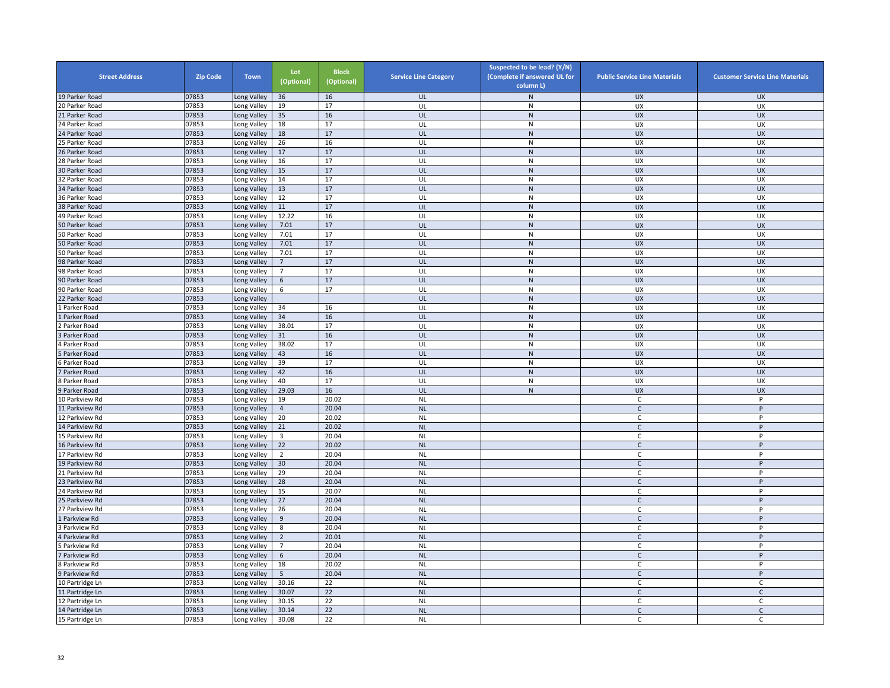| Street Address | Zip Code | Town | Lot (Optional) | Block (Optional) | Service Line Category | Suspected to be lead? (Y/N) (Complete if answered UL for column L) | Public Service Line Materials | Customer Service Line Materials |
|---|---|---|---|---|---|---|---|---|
| 19 Parker Road | 07853 | Long Valley | 36 | 16 | UL | N | UX | UX |
| 20 Parker Road | 07853 | Long Valley | 19 | 17 | UL | N | UX | UX |
| 21 Parker Road | 07853 | Long Valley | 35 | 16 | UL | N | UX | UX |
| 24 Parker Road | 07853 | Long Valley | 18 | 17 | UL | N | UX | UX |
| 24 Parker Road | 07853 | Long Valley | 18 | 17 | UL | N | UX | UX |
| 25 Parker Road | 07853 | Long Valley | 26 | 16 | UL | N | UX | UX |
| 26 Parker Road | 07853 | Long Valley | 17 | 17 | UL | N | UX | UX |
| 28 Parker Road | 07853 | Long Valley | 16 | 17 | UL | N | UX | UX |
| 30 Parker Road | 07853 | Long Valley | 15 | 17 | UL | N | UX | UX |
| 32 Parker Road | 07853 | Long Valley | 14 | 17 | UL | N | UX | UX |
| 34 Parker Road | 07853 | Long Valley | 13 | 17 | UL | N | UX | UX |
| 36 Parker Road | 07853 | Long Valley | 12 | 17 | UL | N | UX | UX |
| 38 Parker Road | 07853 | Long Valley | 11 | 17 | UL | N | UX | UX |
| 49 Parker Road | 07853 | Long Valley | 12.22 | 16 | UL | N | UX | UX |
| 50 Parker Road | 07853 | Long Valley | 7.01 | 17 | UL | N | UX | UX |
| 50 Parker Road | 07853 | Long Valley | 7.01 | 17 | UL | N | UX | UX |
| 50 Parker Road | 07853 | Long Valley | 7.01 | 17 | UL | N | UX | UX |
| 50 Parker Road | 07853 | Long Valley | 7.01 | 17 | UL | N | UX | UX |
| 98 Parker Road | 07853 | Long Valley | 7 | 17 | UL | N | UX | UX |
| 98 Parker Road | 07853 | Long Valley | 7 | 17 | UL | N | UX | UX |
| 90 Parker Road | 07853 | Long Valley | 6 | 17 | UL | N | UX | UX |
| 90 Parker Road | 07853 | Long Valley | 6 | 17 | UL | N | UX | UX |
| 22 Parker Road | 07853 | Long Valley | | | UL | N | UX | UX |
| 1 Parker Road | 07853 | Long Valley | 34 | 16 | UL | N | UX | UX |
| 1 Parker Road | 07853 | Long Valley | 34 | 16 | UL | N | UX | UX |
| 2 Parker Road | 07853 | Long Valley | 38.01 | 17 | UL | N | UX | UX |
| 3 Parker Road | 07853 | Long Valley | 31 | 16 | UL | N | UX | UX |
| 4 Parker Road | 07853 | Long Valley | 38.02 | 17 | UL | N | UX | UX |
| 5 Parker Road | 07853 | Long Valley | 43 | 16 | UL | N | UX | UX |
| 6 Parker Road | 07853 | Long Valley | 39 | 17 | UL | N | UX | UX |
| 7 Parker Road | 07853 | Long Valley | 42 | 16 | UL | N | UX | UX |
| 8 Parker Road | 07853 | Long Valley | 40 | 17 | UL | N | UX | UX |
| 9 Parker Road | 07853 | Long Valley | 29.03 | 16 | UL | N | UX | UX |
| 10 Parkview Rd | 07853 | Long Valley | 19 | 20.02 | NL | | C | P |
| 11 Parkview Rd | 07853 | Long Valley | 4 | 20.04 | NL | | C | P |
| 12 Parkview Rd | 07853 | Long Valley | 20 | 20.02 | NL | | C | P |
| 14 Parkview Rd | 07853 | Long Valley | 21 | 20.02 | NL | | C | P |
| 15 Parkview Rd | 07853 | Long Valley | 3 | 20.04 | NL | | C | P |
| 16 Parkview Rd | 07853 | Long Valley | 22 | 20.02 | NL | | C | P |
| 17 Parkview Rd | 07853 | Long Valley | 2 | 20.04 | NL | | C | P |
| 19 Parkview Rd | 07853 | Long Valley | 30 | 20.04 | NL | | C | P |
| 21 Parkview Rd | 07853 | Long Valley | 29 | 20.04 | NL | | C | P |
| 23 Parkview Rd | 07853 | Long Valley | 28 | 20.04 | NL | | C | P |
| 24 Parkview Rd | 07853 | Long Valley | 15 | 20.07 | NL | | C | P |
| 25 Parkview Rd | 07853 | Long Valley | 27 | 20.04 | NL | | C | P |
| 27 Parkview Rd | 07853 | Long Valley | 26 | 20.04 | NL | | C | P |
| 1 Parkview Rd | 07853 | Long Valley | 9 | 20.04 | NL | | C | P |
| 3 Parkview Rd | 07853 | Long Valley | 8 | 20.04 | NL | | C | P |
| 4 Parkview Rd | 07853 | Long Valley | 2 | 20.01 | NL | | C | P |
| 5 Parkview Rd | 07853 | Long Valley | 7 | 20.04 | NL | | C | P |
| 7 Parkview Rd | 07853 | Long Valley | 6 | 20.04 | NL | | C | P |
| 8 Parkview Rd | 07853 | Long Valley | 18 | 20.02 | NL | | C | P |
| 9 Parkview Rd | 07853 | Long Valley | 5 | 20.04 | NL | | C | P |
| 10 Partridge Ln | 07853 | Long Valley | 30.16 | 22 | NL | | C | C |
| 11 Partridge Ln | 07853 | Long Valley | 30.07 | 22 | NL | | C | C |
| 12 Partridge Ln | 07853 | Long Valley | 30.15 | 22 | NL | | C | C |
| 14 Partridge Ln | 07853 | Long Valley | 30.14 | 22 | NL | | C | C |
| 15 Partridge Ln | 07853 | Long Valley | 30.08 | 22 | NL | | C | C |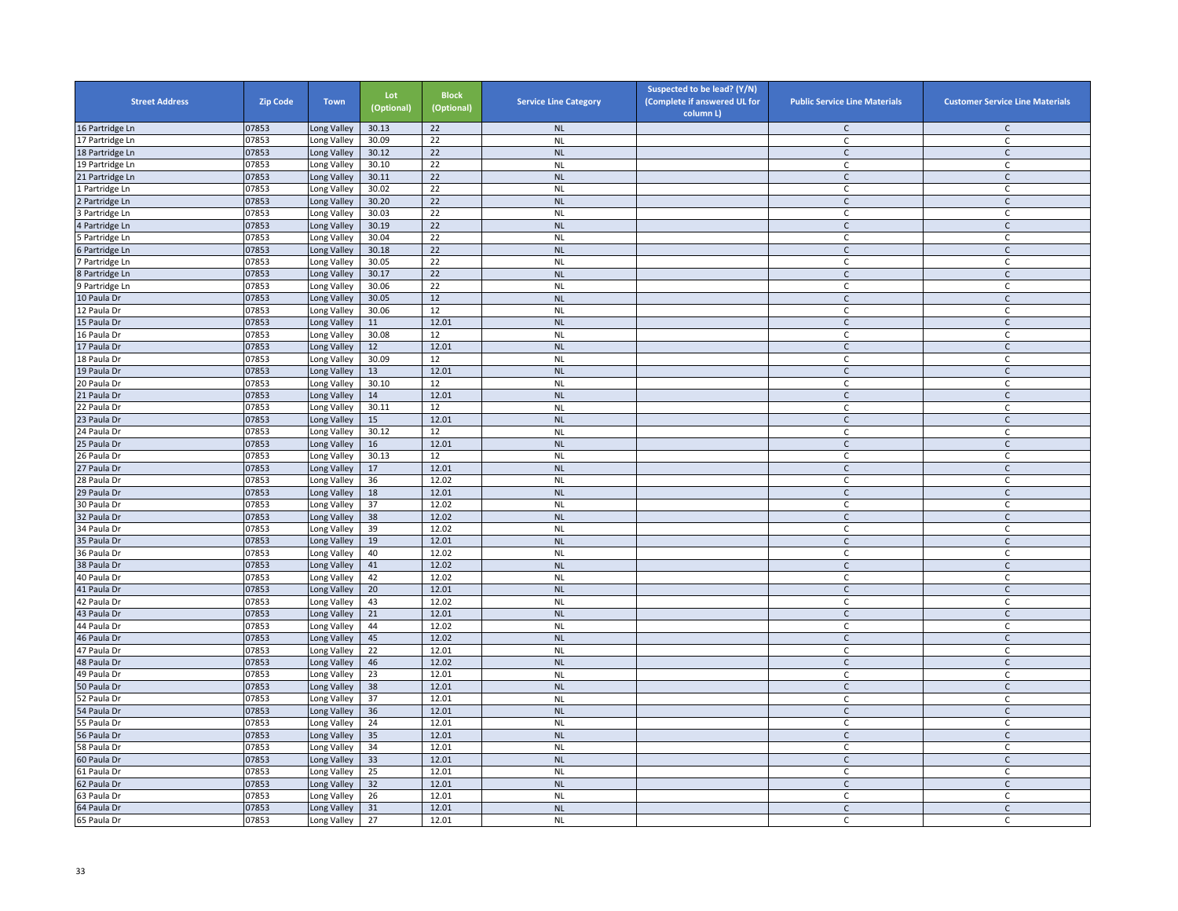| Street Address | Zip Code | Town | Lot (Optional) | Block (Optional) | Service Line Category | Suspected to be lead? (Y/N) (Complete if answered UL for column L) | Public Service Line Materials | Customer Service Line Materials |
|---|---|---|---|---|---|---|---|---|
| 16 Partridge Ln | 07853 | Long Valley | 30.13 | 22 | NL | | C | C |
| 17 Partridge Ln | 07853 | Long Valley | 30.09 | 22 | NL | | C | C |
| 18 Partridge Ln | 07853 | Long Valley | 30.12 | 22 | NL | | C | C |
| 19 Partridge Ln | 07853 | Long Valley | 30.10 | 22 | NL | | C | C |
| 21 Partridge Ln | 07853 | Long Valley | 30.11 | 22 | NL | | C | C |
| 1 Partridge Ln | 07853 | Long Valley | 30.02 | 22 | NL | | C | C |
| 2 Partridge Ln | 07853 | Long Valley | 30.20 | 22 | NL | | C | C |
| 3 Partridge Ln | 07853 | Long Valley | 30.03 | 22 | NL | | C | C |
| 4 Partridge Ln | 07853 | Long Valley | 30.19 | 22 | NL | | C | C |
| 5 Partridge Ln | 07853 | Long Valley | 30.04 | 22 | NL | | C | C |
| 6 Partridge Ln | 07853 | Long Valley | 30.18 | 22 | NL | | C | C |
| 7 Partridge Ln | 07853 | Long Valley | 30.05 | 22 | NL | | C | C |
| 8 Partridge Ln | 07853 | Long Valley | 30.17 | 22 | NL | | C | C |
| 9 Partridge Ln | 07853 | Long Valley | 30.06 | 22 | NL | | C | C |
| 10 Paula Dr | 07853 | Long Valley | 30.05 | 12 | NL | | C | C |
| 12 Paula Dr | 07853 | Long Valley | 30.06 | 12 | NL | | C | C |
| 15 Paula Dr | 07853 | Long Valley | 11 | 12.01 | NL | | C | C |
| 16 Paula Dr | 07853 | Long Valley | 30.08 | 12 | NL | | C | C |
| 17 Paula Dr | 07853 | Long Valley | 12 | 12.01 | NL | | C | C |
| 18 Paula Dr | 07853 | Long Valley | 30.09 | 12 | NL | | C | C |
| 19 Paula Dr | 07853 | Long Valley | 13 | 12.01 | NL | | C | C |
| 20 Paula Dr | 07853 | Long Valley | 30.10 | 12 | NL | | C | C |
| 21 Paula Dr | 07853 | Long Valley | 14 | 12.01 | NL | | C | C |
| 22 Paula Dr | 07853 | Long Valley | 30.11 | 12 | NL | | C | C |
| 23 Paula Dr | 07853 | Long Valley | 15 | 12.01 | NL | | C | C |
| 24 Paula Dr | 07853 | Long Valley | 30.12 | 12 | NL | | C | C |
| 25 Paula Dr | 07853 | Long Valley | 16 | 12.01 | NL | | C | C |
| 26 Paula Dr | 07853 | Long Valley | 30.13 | 12 | NL | | C | C |
| 27 Paula Dr | 07853 | Long Valley | 17 | 12.01 | NL | | C | C |
| 28 Paula Dr | 07853 | Long Valley | 36 | 12.02 | NL | | C | C |
| 29 Paula Dr | 07853 | Long Valley | 18 | 12.01 | NL | | C | C |
| 30 Paula Dr | 07853 | Long Valley | 37 | 12.02 | NL | | C | C |
| 32 Paula Dr | 07853 | Long Valley | 38 | 12.02 | NL | | C | C |
| 34 Paula Dr | 07853 | Long Valley | 39 | 12.02 | NL | | C | C |
| 35 Paula Dr | 07853 | Long Valley | 19 | 12.01 | NL | | C | C |
| 36 Paula Dr | 07853 | Long Valley | 40 | 12.02 | NL | | C | C |
| 38 Paula Dr | 07853 | Long Valley | 41 | 12.02 | NL | | C | C |
| 40 Paula Dr | 07853 | Long Valley | 42 | 12.02 | NL | | C | C |
| 41 Paula Dr | 07853 | Long Valley | 20 | 12.01 | NL | | C | C |
| 42 Paula Dr | 07853 | Long Valley | 43 | 12.02 | NL | | C | C |
| 43 Paula Dr | 07853 | Long Valley | 21 | 12.01 | NL | | C | C |
| 44 Paula Dr | 07853 | Long Valley | 44 | 12.02 | NL | | C | C |
| 46 Paula Dr | 07853 | Long Valley | 45 | 12.02 | NL | | C | C |
| 47 Paula Dr | 07853 | Long Valley | 22 | 12.01 | NL | | C | C |
| 48 Paula Dr | 07853 | Long Valley | 46 | 12.02 | NL | | C | C |
| 49 Paula Dr | 07853 | Long Valley | 23 | 12.01 | NL | | C | C |
| 50 Paula Dr | 07853 | Long Valley | 38 | 12.01 | NL | | C | C |
| 52 Paula Dr | 07853 | Long Valley | 37 | 12.01 | NL | | C | C |
| 54 Paula Dr | 07853 | Long Valley | 36 | 12.01 | NL | | C | C |
| 55 Paula Dr | 07853 | Long Valley | 24 | 12.01 | NL | | C | C |
| 56 Paula Dr | 07853 | Long Valley | 35 | 12.01 | NL | | C | C |
| 58 Paula Dr | 07853 | Long Valley | 34 | 12.01 | NL | | C | C |
| 60 Paula Dr | 07853 | Long Valley | 33 | 12.01 | NL | | C | C |
| 61 Paula Dr | 07853 | Long Valley | 25 | 12.01 | NL | | C | C |
| 62 Paula Dr | 07853 | Long Valley | 32 | 12.01 | NL | | C | C |
| 63 Paula Dr | 07853 | Long Valley | 26 | 12.01 | NL | | C | C |
| 64 Paula Dr | 07853 | Long Valley | 31 | 12.01 | NL | | C | C |
| 65 Paula Dr | 07853 | Long Valley | 27 | 12.01 | NL | | C | C |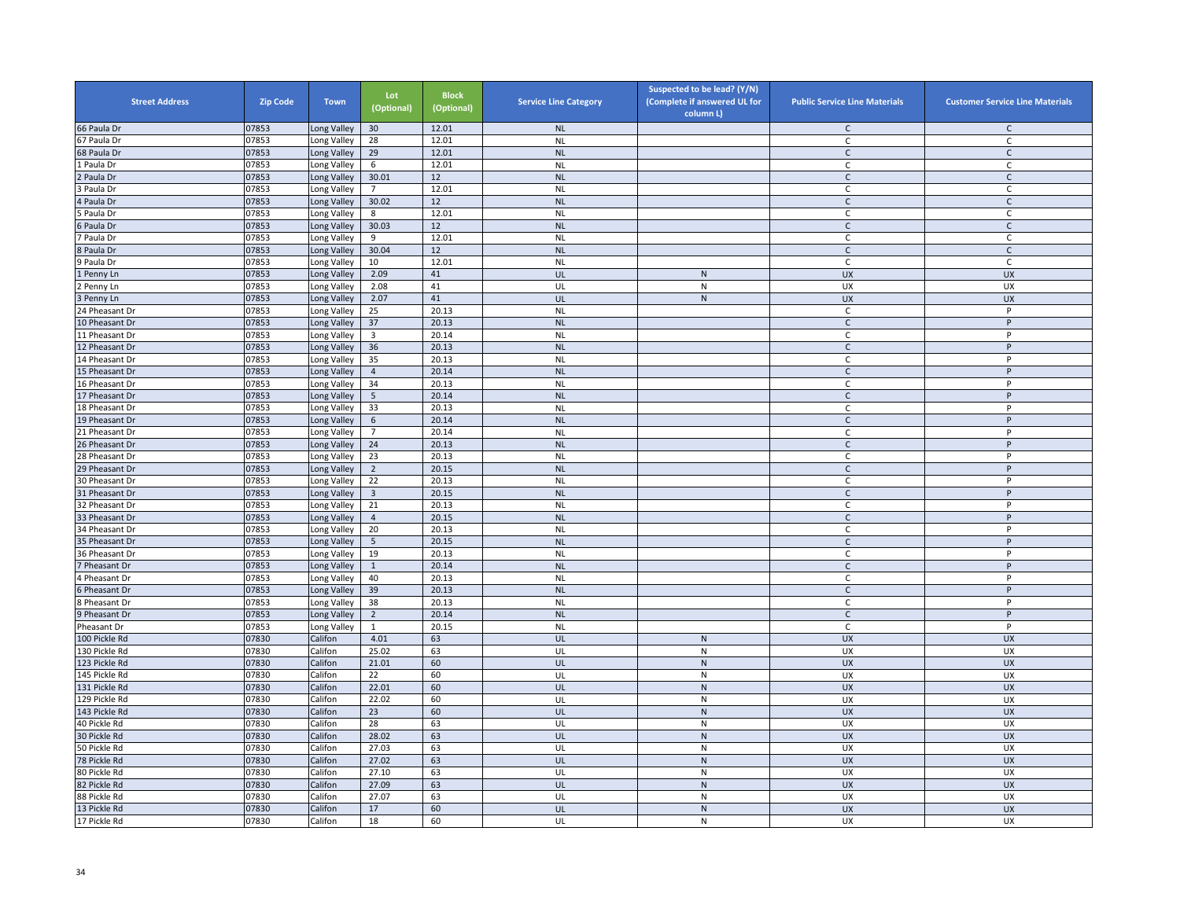| Street Address | Zip Code | Town | Lot (Optional) | Block (Optional) | Service Line Category | Suspected to be lead? (Y/N) (Complete if answered UL for column L) | Public Service Line Materials | Customer Service Line Materials |
|---|---|---|---|---|---|---|---|---|
| 66 Paula Dr | 07853 | Long Valley | 30 | 12.01 | NL | | C | C |
| 67 Paula Dr | 07853 | Long Valley | 28 | 12.01 | NL | | C | C |
| 68 Paula Dr | 07853 | Long Valley | 29 | 12.01 | NL | | C | C |
| 1 Paula Dr | 07853 | Long Valley | 6 | 12.01 | NL | | C | C |
| 2 Paula Dr | 07853 | Long Valley | 30.01 | 12 | NL | | C | C |
| 3 Paula Dr | 07853 | Long Valley | 7 | 12.01 | NL | | C | C |
| 4 Paula Dr | 07853 | Long Valley | 30.02 | 12 | NL | | C | C |
| 5 Paula Dr | 07853 | Long Valley | 8 | 12.01 | NL | | C | C |
| 6 Paula Dr | 07853 | Long Valley | 30.03 | 12 | NL | | C | C |
| 7 Paula Dr | 07853 | Long Valley | 9 | 12.01 | NL | | C | C |
| 8 Paula Dr | 07853 | Long Valley | 30.04 | 12 | NL | | C | C |
| 9 Paula Dr | 07853 | Long Valley | 10 | 12.01 | NL | | C | C |
| 1 Penny Ln | 07853 | Long Valley | 2.09 | 41 | UL | N | UX | UX |
| 2 Penny Ln | 07853 | Long Valley | 2.08 | 41 | UL | N | UX | UX |
| 3 Penny Ln | 07853 | Long Valley | 2.07 | 41 | UL | N | UX | UX |
| 24 Pheasant Dr | 07853 | Long Valley | 25 | 20.13 | NL | | C | P |
| 10 Pheasant Dr | 07853 | Long Valley | 37 | 20.13 | NL | | C | P |
| 11 Pheasant Dr | 07853 | Long Valley | 3 | 20.14 | NL | | C | P |
| 12 Pheasant Dr | 07853 | Long Valley | 36 | 20.13 | NL | | C | P |
| 14 Pheasant Dr | 07853 | Long Valley | 35 | 20.13 | NL | | C | P |
| 15 Pheasant Dr | 07853 | Long Valley | 4 | 20.14 | NL | | C | P |
| 16 Pheasant Dr | 07853 | Long Valley | 34 | 20.13 | NL | | C | P |
| 17 Pheasant Dr | 07853 | Long Valley | 5 | 20.14 | NL | | C | P |
| 18 Pheasant Dr | 07853 | Long Valley | 33 | 20.13 | NL | | C | P |
| 19 Pheasant Dr | 07853 | Long Valley | 6 | 20.14 | NL | | C | P |
| 21 Pheasant Dr | 07853 | Long Valley | 7 | 20.14 | NL | | C | P |
| 26 Pheasant Dr | 07853 | Long Valley | 24 | 20.13 | NL | | C | P |
| 28 Pheasant Dr | 07853 | Long Valley | 23 | 20.13 | NL | | C | P |
| 29 Pheasant Dr | 07853 | Long Valley | 2 | 20.15 | NL | | C | P |
| 30 Pheasant Dr | 07853 | Long Valley | 22 | 20.13 | NL | | C | P |
| 31 Pheasant Dr | 07853 | Long Valley | 3 | 20.15 | NL | | C | P |
| 32 Pheasant Dr | 07853 | Long Valley | 21 | 20.13 | NL | | C | P |
| 33 Pheasant Dr | 07853 | Long Valley | 4 | 20.15 | NL | | C | P |
| 34 Pheasant Dr | 07853 | Long Valley | 20 | 20.13 | NL | | C | P |
| 35 Pheasant Dr | 07853 | Long Valley | 5 | 20.15 | NL | | C | P |
| 36 Pheasant Dr | 07853 | Long Valley | 19 | 20.13 | NL | | C | P |
| 7 Pheasant Dr | 07853 | Long Valley | 1 | 20.14 | NL | | C | P |
| 4 Pheasant Dr | 07853 | Long Valley | 40 | 20.13 | NL | | C | P |
| 6 Pheasant Dr | 07853 | Long Valley | 39 | 20.13 | NL | | C | P |
| 8 Pheasant Dr | 07853 | Long Valley | 38 | 20.13 | NL | | C | P |
| 9 Pheasant Dr | 07853 | Long Valley | 2 | 20.14 | NL | | C | P |
| Pheasant Dr | 07853 | Long Valley | 1 | 20.15 | NL | | C | P |
| 100 Pickle Rd | 07830 | Califon | 4.01 | 63 | UL | N | UX | UX |
| 130 Pickle Rd | 07830 | Califon | 25.02 | 63 | UL | N | UX | UX |
| 123 Pickle Rd | 07830 | Califon | 21.01 | 60 | UL | N | UX | UX |
| 145 Pickle Rd | 07830 | Califon | 22 | 60 | UL | N | UX | UX |
| 131 Pickle Rd | 07830 | Califon | 22.01 | 60 | UL | N | UX | UX |
| 129 Pickle Rd | 07830 | Califon | 22.02 | 60 | UL | N | UX | UX |
| 143 Pickle Rd | 07830 | Califon | 23 | 60 | UL | N | UX | UX |
| 40 Pickle Rd | 07830 | Califon | 28 | 63 | UL | N | UX | UX |
| 30 Pickle Rd | 07830 | Califon | 28.02 | 63 | UL | N | UX | UX |
| 50 Pickle Rd | 07830 | Califon | 27.03 | 63 | UL | N | UX | UX |
| 78 Pickle Rd | 07830 | Califon | 27.02 | 63 | UL | N | UX | UX |
| 80 Pickle Rd | 07830 | Califon | 27.10 | 63 | UL | N | UX | UX |
| 82 Pickle Rd | 07830 | Califon | 27.09 | 63 | UL | N | UX | UX |
| 88 Pickle Rd | 07830 | Califon | 27.07 | 63 | UL | N | UX | UX |
| 13 Pickle Rd | 07830 | Califon | 17 | 60 | UL | N | UX | UX |
| 17 Pickle Rd | 07830 | Califon | 18 | 60 | UL | N | UX | UX |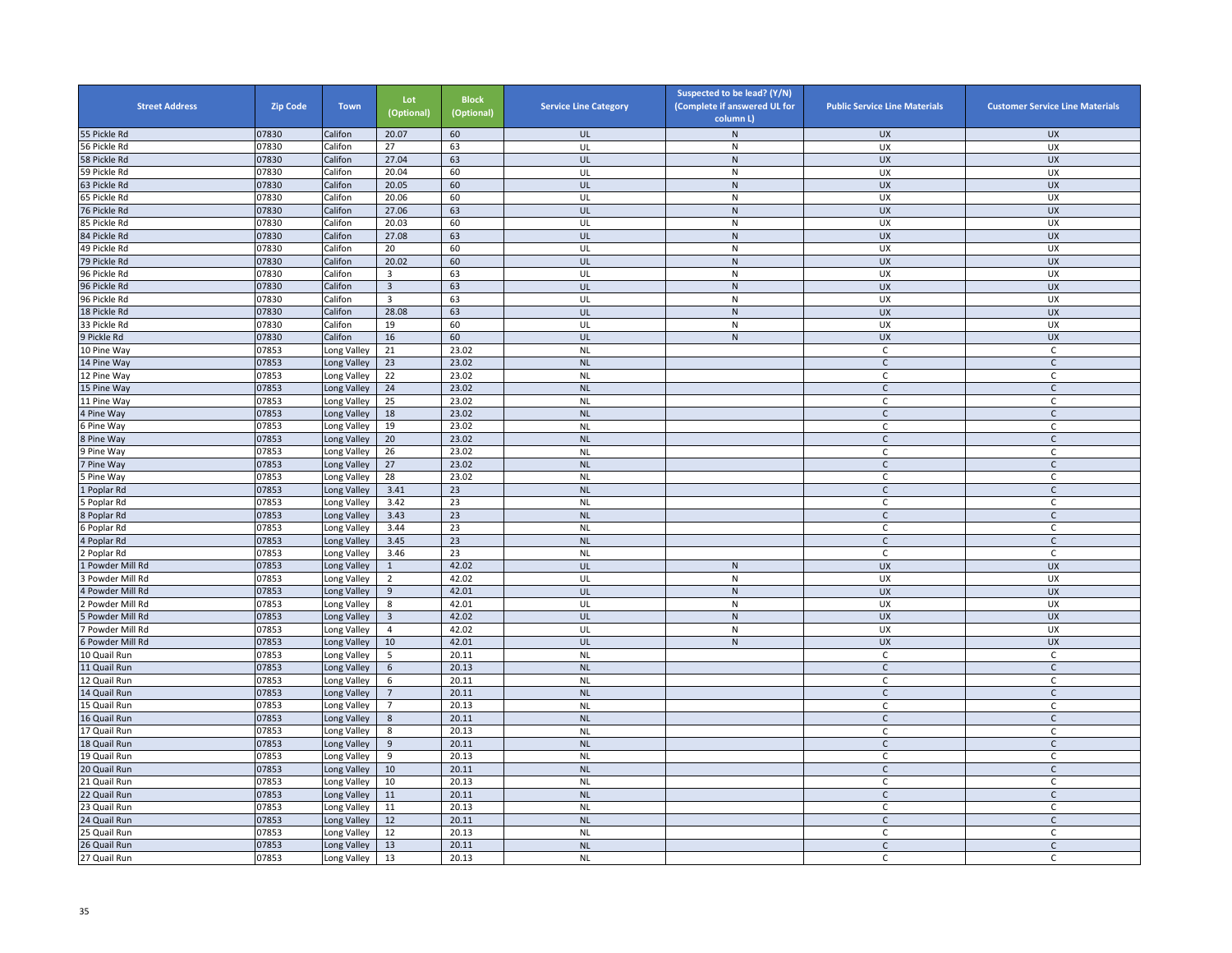| Street Address | Zip Code | Town | Lot (Optional) | Block (Optional) | Service Line Category | Suspected to be lead? (Y/N) (Complete if answered UL for column L) | Public Service Line Materials | Customer Service Line Materials |
|---|---|---|---|---|---|---|---|---|
| 55 Pickle Rd | 07830 | Califon | 20.07 | 60 | UL | N | UX | UX |
| 56 Pickle Rd | 07830 | Califon | 27 | 63 | UL | N | UX | UX |
| 58 Pickle Rd | 07830 | Califon | 27.04 | 63 | UL | N | UX | UX |
| 59 Pickle Rd | 07830 | Califon | 20.04 | 60 | UL | N | UX | UX |
| 63 Pickle Rd | 07830 | Califon | 20.05 | 60 | UL | N | UX | UX |
| 65 Pickle Rd | 07830 | Califon | 20.06 | 60 | UL | N | UX | UX |
| 76 Pickle Rd | 07830 | Califon | 27.06 | 63 | UL | N | UX | UX |
| 85 Pickle Rd | 07830 | Califon | 20.03 | 60 | UL | N | UX | UX |
| 84 Pickle Rd | 07830 | Califon | 27.08 | 63 | UL | N | UX | UX |
| 49 Pickle Rd | 07830 | Califon | 20 | 60 | UL | N | UX | UX |
| 79 Pickle Rd | 07830 | Califon | 20.02 | 60 | UL | N | UX | UX |
| 96 Pickle Rd | 07830 | Califon | 3 | 63 | UL | N | UX | UX |
| 96 Pickle Rd | 07830 | Califon | 3 | 63 | UL | N | UX | UX |
| 96 Pickle Rd | 07830 | Califon | 3 | 63 | UL | N | UX | UX |
| 18 Pickle Rd | 07830 | Califon | 28.08 | 63 | UL | N | UX | UX |
| 33 Pickle Rd | 07830 | Califon | 19 | 60 | UL | N | UX | UX |
| 9 Pickle Rd | 07830 | Califon | 16 | 60 | UL | N | UX | UX |
| 10 Pine Way | 07853 | Long Valley | 21 | 23.02 | NL | | C | C |
| 14 Pine Way | 07853 | Long Valley | 23 | 23.02 | NL | | C | C |
| 12 Pine Way | 07853 | Long Valley | 22 | 23.02 | NL | | C | C |
| 15 Pine Way | 07853 | Long Valley | 24 | 23.02 | NL | | C | C |
| 11 Pine Way | 07853 | Long Valley | 25 | 23.02 | NL | | C | C |
| 4 Pine Way | 07853 | Long Valley | 18 | 23.02 | NL | | C | C |
| 6 Pine Way | 07853 | Long Valley | 19 | 23.02 | NL | | C | C |
| 8 Pine Way | 07853 | Long Valley | 20 | 23.02 | NL | | C | C |
| 9 Pine Way | 07853 | Long Valley | 26 | 23.02 | NL | | C | C |
| 7 Pine Way | 07853 | Long Valley | 27 | 23.02 | NL | | C | C |
| 5 Pine Way | 07853 | Long Valley | 28 | 23.02 | NL | | C | C |
| 1 Poplar Rd | 07853 | Long Valley | 3.41 | 23 | NL | | C | C |
| 5 Poplar Rd | 07853 | Long Valley | 3.42 | 23 | NL | | C | C |
| 8 Poplar Rd | 07853 | Long Valley | 3.43 | 23 | NL | | C | C |
| 6 Poplar Rd | 07853 | Long Valley | 3.44 | 23 | NL | | C | C |
| 4 Poplar Rd | 07853 | Long Valley | 3.45 | 23 | NL | | C | C |
| 2 Poplar Rd | 07853 | Long Valley | 3.46 | 23 | NL | | C | C |
| 1 Powder Mill Rd | 07853 | Long Valley | 1 | 42.02 | UL | N | UX | UX |
| 3 Powder Mill Rd | 07853 | Long Valley | 2 | 42.02 | UL | N | UX | UX |
| 4 Powder Mill Rd | 07853 | Long Valley | 9 | 42.01 | UL | N | UX | UX |
| 2 Powder Mill Rd | 07853 | Long Valley | 8 | 42.01 | UL | N | UX | UX |
| 5 Powder Mill Rd | 07853 | Long Valley | 3 | 42.02 | UL | N | UX | UX |
| 7 Powder Mill Rd | 07853 | Long Valley | 4 | 42.02 | UL | N | UX | UX |
| 6 Powder Mill Rd | 07853 | Long Valley | 10 | 42.01 | UL | N | UX | UX |
| 10 Quail Run | 07853 | Long Valley | 5 | 20.11 | NL | | C | C |
| 11 Quail Run | 07853 | Long Valley | 6 | 20.13 | NL | | C | C |
| 12 Quail Run | 07853 | Long Valley | 6 | 20.11 | NL | | C | C |
| 14 Quail Run | 07853 | Long Valley | 7 | 20.11 | NL | | C | C |
| 15 Quail Run | 07853 | Long Valley | 7 | 20.13 | NL | | C | C |
| 16 Quail Run | 07853 | Long Valley | 8 | 20.11 | NL | | C | C |
| 17 Quail Run | 07853 | Long Valley | 8 | 20.13 | NL | | C | C |
| 18 Quail Run | 07853 | Long Valley | 9 | 20.11 | NL | | C | C |
| 19 Quail Run | 07853 | Long Valley | 9 | 20.13 | NL | | C | C |
| 20 Quail Run | 07853 | Long Valley | 10 | 20.11 | NL | | C | C |
| 21 Quail Run | 07853 | Long Valley | 10 | 20.13 | NL | | C | C |
| 22 Quail Run | 07853 | Long Valley | 11 | 20.11 | NL | | C | C |
| 23 Quail Run | 07853 | Long Valley | 11 | 20.13 | NL | | C | C |
| 24 Quail Run | 07853 | Long Valley | 12 | 20.11 | NL | | C | C |
| 25 Quail Run | 07853 | Long Valley | 12 | 20.13 | NL | | C | C |
| 26 Quail Run | 07853 | Long Valley | 13 | 20.11 | NL | | C | C |
| 27 Quail Run | 07853 | Long Valley | 13 | 20.13 | NL | | C | C |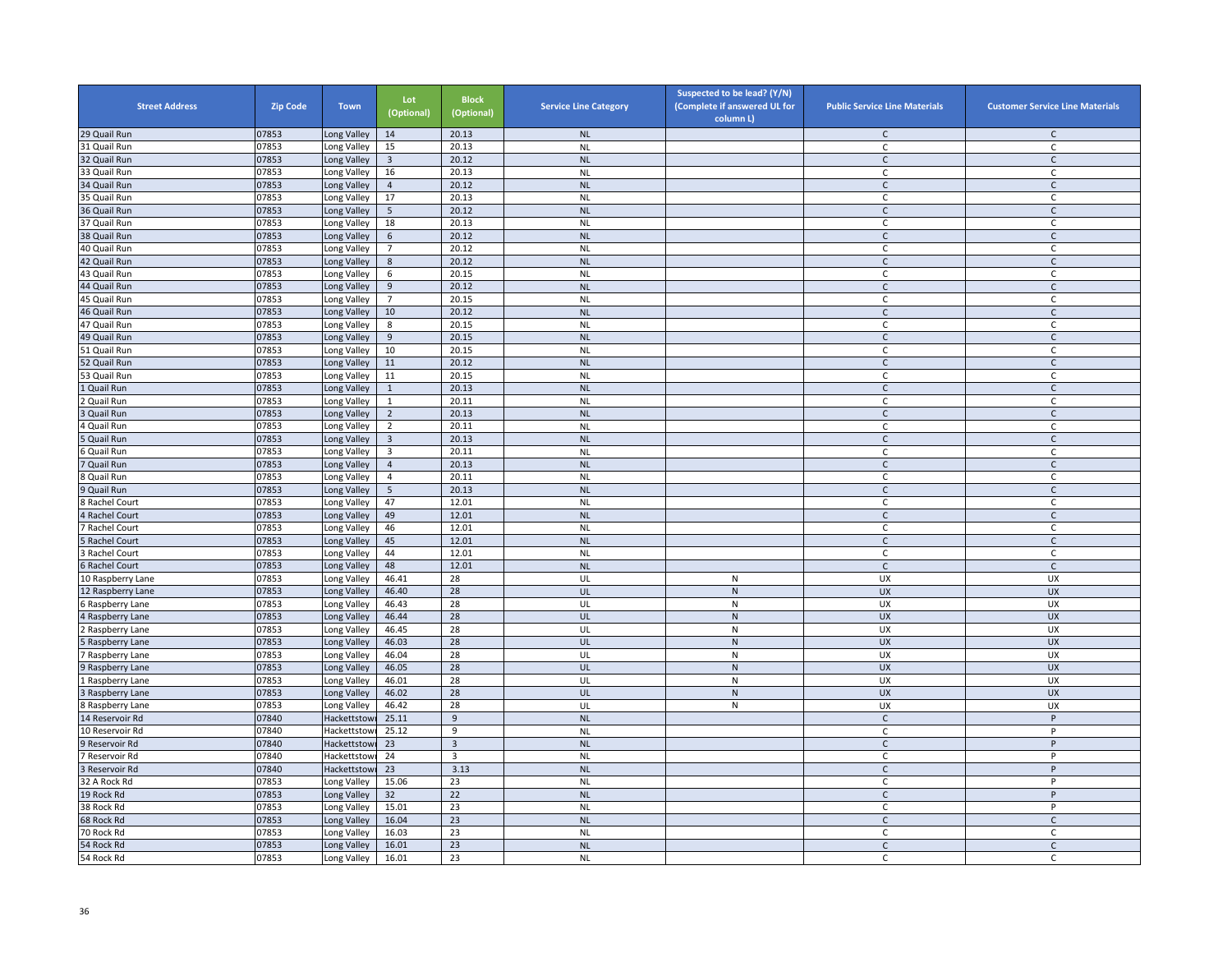| Street Address | Zip Code | Town | Lot (Optional) | Block (Optional) | Service Line Category | Suspected to be lead? (Y/N) (Complete if answered UL for column L) | Public Service Line Materials | Customer Service Line Materials |
|---|---|---|---|---|---|---|---|---|
| 29 Quail Run | 07853 | Long Valley | 14 | 20.13 | NL | | C | C |
| 31 Quail Run | 07853 | Long Valley | 15 | 20.13 | NL | | C | C |
| 32 Quail Run | 07853 | Long Valley | 3 | 20.12 | NL | | C | C |
| 33 Quail Run | 07853 | Long Valley | 16 | 20.13 | NL | | C | C |
| 34 Quail Run | 07853 | Long Valley | 4 | 20.12 | NL | | C | C |
| 35 Quail Run | 07853 | Long Valley | 17 | 20.13 | NL | | C | C |
| 36 Quail Run | 07853 | Long Valley | 5 | 20.12 | NL | | C | C |
| 37 Quail Run | 07853 | Long Valley | 18 | 20.13 | NL | | C | C |
| 38 Quail Run | 07853 | Long Valley | 6 | 20.12 | NL | | C | C |
| 40 Quail Run | 07853 | Long Valley | 7 | 20.12 | NL | | C | C |
| 42 Quail Run | 07853 | Long Valley | 8 | 20.12 | NL | | C | C |
| 43 Quail Run | 07853 | Long Valley | 6 | 20.15 | NL | | C | C |
| 44 Quail Run | 07853 | Long Valley | 9 | 20.12 | NL | | C | C |
| 45 Quail Run | 07853 | Long Valley | 7 | 20.15 | NL | | C | C |
| 46 Quail Run | 07853 | Long Valley | 10 | 20.12 | NL | | C | C |
| 47 Quail Run | 07853 | Long Valley | 8 | 20.15 | NL | | C | C |
| 49 Quail Run | 07853 | Long Valley | 9 | 20.15 | NL | | C | C |
| 51 Quail Run | 07853 | Long Valley | 10 | 20.15 | NL | | C | C |
| 52 Quail Run | 07853 | Long Valley | 11 | 20.12 | NL | | C | C |
| 53 Quail Run | 07853 | Long Valley | 11 | 20.15 | NL | | C | C |
| 1 Quail Run | 07853 | Long Valley | 1 | 20.13 | NL | | C | C |
| 2 Quail Run | 07853 | Long Valley | 1 | 20.11 | NL | | C | C |
| 3 Quail Run | 07853 | Long Valley | 2 | 20.13 | NL | | C | C |
| 4 Quail Run | 07853 | Long Valley | 2 | 20.11 | NL | | C | C |
| 5 Quail Run | 07853 | Long Valley | 3 | 20.13 | NL | | C | C |
| 6 Quail Run | 07853 | Long Valley | 3 | 20.11 | NL | | C | C |
| 7 Quail Run | 07853 | Long Valley | 4 | 20.13 | NL | | C | C |
| 8 Quail Run | 07853 | Long Valley | 4 | 20.11 | NL | | C | C |
| 9 Quail Run | 07853 | Long Valley | 5 | 20.13 | NL | | C | C |
| 8 Rachel Court | 07853 | Long Valley | 47 | 12.01 | NL | | C | C |
| 4 Rachel Court | 07853 | Long Valley | 49 | 12.01 | NL | | C | C |
| 7 Rachel Court | 07853 | Long Valley | 46 | 12.01 | NL | | C | C |
| 5 Rachel Court | 07853 | Long Valley | 45 | 12.01 | NL | | C | C |
| 3 Rachel Court | 07853 | Long Valley | 44 | 12.01 | NL | | C | C |
| 6 Rachel Court | 07853 | Long Valley | 48 | 12.01 | NL | | C | C |
| 10 Raspberry Lane | 07853 | Long Valley | 46.41 | 28 | UL | N | UX | UX |
| 12 Raspberry Lane | 07853 | Long Valley | 46.40 | 28 | UL | N | UX | UX |
| 6 Raspberry Lane | 07853 | Long Valley | 46.43 | 28 | UL | N | UX | UX |
| 4 Raspberry Lane | 07853 | Long Valley | 46.44 | 28 | UL | N | UX | UX |
| 2 Raspberry Lane | 07853 | Long Valley | 46.45 | 28 | UL | N | UX | UX |
| 5 Raspberry Lane | 07853 | Long Valley | 46.03 | 28 | UL | N | UX | UX |
| 7 Raspberry Lane | 07853 | Long Valley | 46.04 | 28 | UL | N | UX | UX |
| 9 Raspberry Lane | 07853 | Long Valley | 46.05 | 28 | UL | N | UX | UX |
| 1 Raspberry Lane | 07853 | Long Valley | 46.01 | 28 | UL | N | UX | UX |
| 3 Raspberry Lane | 07853 | Long Valley | 46.02 | 28 | UL | N | UX | UX |
| 8 Raspberry Lane | 07853 | Long Valley | 46.42 | 28 | UL | N | UX | UX |
| 14 Reservoir Rd | 07840 | Hackettstown | 25.11 | 9 | NL | | C | P |
| 10 Reservoir Rd | 07840 | Hackettstown | 25.12 | 9 | NL | | C | P |
| 9 Reservoir Rd | 07840 | Hackettstown | 23 | 3 | NL | | C | P |
| 7 Reservoir Rd | 07840 | Hackettstown | 24 | 3 | NL | | C | P |
| 3 Reservoir Rd | 07840 | Hackettstown | 23 | 3.13 | NL | | C | P |
| 32 A Rock Rd | 07853 | Long Valley | 15.06 | 23 | NL | | C | P |
| 19 Rock Rd | 07853 | Long Valley | 32 | 22 | NL | | C | P |
| 38 Rock Rd | 07853 | Long Valley | 15.01 | 23 | NL | | C | P |
| 68 Rock Rd | 07853 | Long Valley | 16.04 | 23 | NL | | C | C |
| 70 Rock Rd | 07853 | Long Valley | 16.03 | 23 | NL | | C | C |
| 54 Rock Rd | 07853 | Long Valley | 16.01 | 23 | NL | | C | C |
| 54 Rock Rd | 07853 | Long Valley | 16.01 | 23 | NL | | C | C |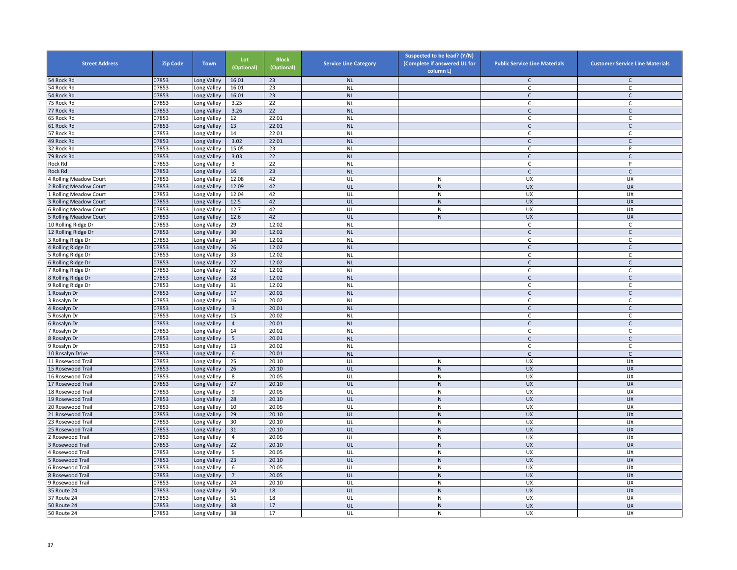| Street Address | Zip Code | Town | Lot (Optional) | Block (Optional) | Service Line Category | Suspected to be lead? (Y/N) (Complete if answered UL for column L) | Public Service Line Materials | Customer Service Line Materials |
|---|---|---|---|---|---|---|---|---|
| 54 Rock Rd | 07853 | Long Valley | 16.01 | 23 | NL | | C | C |
| 54 Rock Rd | 07853 | Long Valley | 16.01 | 23 | NL | | C | C |
| 54 Rock Rd | 07853 | Long Valley | 16.01 | 23 | NL | | C | C |
| 75 Rock Rd | 07853 | Long Valley | 3.25 | 22 | NL | | C | C |
| 77 Rock Rd | 07853 | Long Valley | 3.26 | 22 | NL | | C | C |
| 65 Rock Rd | 07853 | Long Valley | 12 | 22.01 | NL | | C | C |
| 61 Rock Rd | 07853 | Long Valley | 13 | 22.01 | NL | | C | C |
| 57 Rock Rd | 07853 | Long Valley | 14 | 22.01 | NL | | C | C |
| 49 Rock Rd | 07853 | Long Valley | 3.02 | 22.01 | NL | | C | C |
| 32 Rock Rd | 07853 | Long Valley | 15.05 | 23 | NL | | C | P |
| 79 Rock Rd | 07853 | Long Valley | 3.03 | 22 | NL | | C | C |
| Rock Rd | 07853 | Long Valley | 3 | 22 | NL | | C | P |
| Rock Rd | 07853 | Long Valley | 16 | 23 | NL | | C | C |
| 4 Rolling Meadow Court | 07853 | Long Valley | 12.08 | 42 | UL | N | UX | UX |
| 2 Rolling Meadow Court | 07853 | Long Valley | 12.09 | 42 | UL | N | UX | UX |
| 1 Rolling Meadow Court | 07853 | Long Valley | 12.04 | 42 | UL | N | UX | UX |
| 3 Rolling Meadow Court | 07853 | Long Valley | 12.5 | 42 | UL | N | UX | UX |
| 6 Rolling Meadow Court | 07853 | Long Valley | 12.7 | 42 | UL | N | UX | UX |
| 5 Rolling Meadow Court | 07853 | Long Valley | 12.6 | 42 | UL | N | UX | UX |
| 10 Rolling Ridge Dr | 07853 | Long Valley | 29 | 12.02 | NL | | C | C |
| 12 Rolling Ridge Dr | 07853 | Long Valley | 30 | 12.02 | NL | | C | C |
| 3 Rolling Ridge Dr | 07853 | Long Valley | 34 | 12.02 | NL | | C | C |
| 4 Rolling Ridge Dr | 07853 | Long Valley | 26 | 12.02 | NL | | C | C |
| 5 Rolling Ridge Dr | 07853 | Long Valley | 33 | 12.02 | NL | | C | C |
| 6 Rolling Ridge Dr | 07853 | Long Valley | 27 | 12.02 | NL | | C | C |
| 7 Rolling Ridge Dr | 07853 | Long Valley | 32 | 12.02 | NL | | C | C |
| 8 Rolling Ridge Dr | 07853 | Long Valley | 28 | 12.02 | NL | | C | C |
| 9 Rolling Ridge Dr | 07853 | Long Valley | 31 | 12.02 | NL | | C | C |
| 1 Rosalyn Dr | 07853 | Long Valley | 17 | 20.02 | NL | | C | C |
| 3 Rosalyn Dr | 07853 | Long Valley | 16 | 20.02 | NL | | C | C |
| 4 Rosalyn Dr | 07853 | Long Valley | 3 | 20.01 | NL | | C | C |
| 5 Rosalyn Dr | 07853 | Long Valley | 15 | 20.02 | NL | | C | C |
| 6 Rosalyn Dr | 07853 | Long Valley | 4 | 20.01 | NL | | C | C |
| 7 Rosalyn Dr | 07853 | Long Valley | 14 | 20.02 | NL | | C | C |
| 8 Rosalyn Dr | 07853 | Long Valley | 5 | 20.01 | NL | | C | C |
| 9 Rosalyn Dr | 07853 | Long Valley | 13 | 20.02 | NL | | C | C |
| 10 Rosalyn Drive | 07853 | Long Valley | 6 | 20.01 | NL | | C | C |
| 11 Rosewood Trail | 07853 | Long Valley | 25 | 20.10 | UL | N | UX | UX |
| 15 Rosewood Trail | 07853 | Long Valley | 26 | 20.10 | UL | N | UX | UX |
| 16 Rosewood Trail | 07853 | Long Valley | 8 | 20.05 | UL | N | UX | UX |
| 17 Rosewood Trail | 07853 | Long Valley | 27 | 20.10 | UL | N | UX | UX |
| 18 Rosewood Trail | 07853 | Long Valley | 9 | 20.05 | UL | N | UX | UX |
| 19 Rosewood Trail | 07853 | Long Valley | 28 | 20.10 | UL | N | UX | UX |
| 20 Rosewood Trail | 07853 | Long Valley | 10 | 20.05 | UL | N | UX | UX |
| 21 Rosewood Trail | 07853 | Long Valley | 29 | 20.10 | UL | N | UX | UX |
| 23 Rosewood Trail | 07853 | Long Valley | 30 | 20.10 | UL | N | UX | UX |
| 25 Rosewood Trail | 07853 | Long Valley | 31 | 20.10 | UL | N | UX | UX |
| 2 Rosewood Trail | 07853 | Long Valley | 4 | 20.05 | UL | N | UX | UX |
| 3 Rosewood Trail | 07853 | Long Valley | 22 | 20.10 | UL | N | UX | UX |
| 4 Rosewood Trail | 07853 | Long Valley | 5 | 20.05 | UL | N | UX | UX |
| 5 Rosewood Trail | 07853 | Long Valley | 23 | 20.10 | UL | N | UX | UX |
| 6 Rosewood Trail | 07853 | Long Valley | 6 | 20.05 | UL | N | UX | UX |
| 8 Rosewood Trail | 07853 | Long Valley | 7 | 20.05 | UL | N | UX | UX |
| 9 Rosewood Trail | 07853 | Long Valley | 24 | 20.10 | UL | N | UX | UX |
| 35 Route 24 | 07853 | Long Valley | 50 | 18 | UL | N | UX | UX |
| 37 Route 24 | 07853 | Long Valley | 51 | 18 | UL | N | UX | UX |
| 50 Route 24 | 07853 | Long Valley | 38 | 17 | UL | N | UX | UX |
| 50 Route 24 | 07853 | Long Valley | 38 | 17 | UL | N | UX | UX |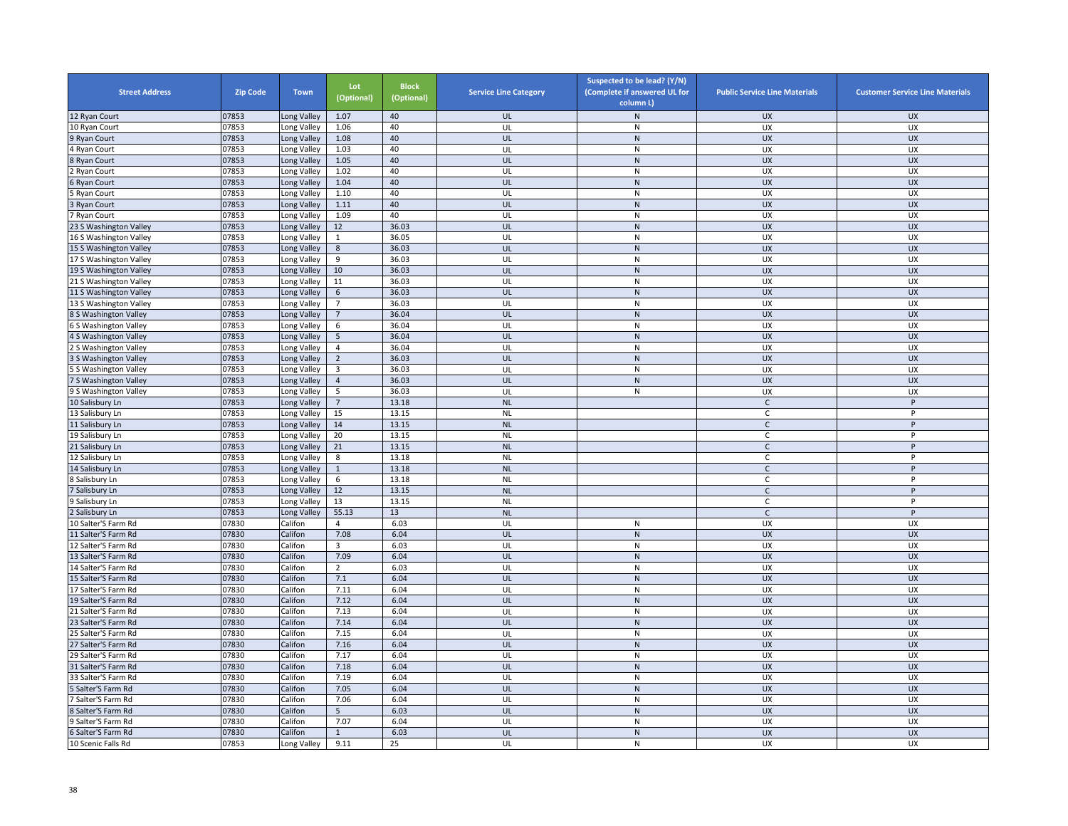| Street Address | Zip Code | Town | Lot (Optional) | Block (Optional) | Service Line Category | Suspected to be lead? (Y/N) (Complete if answered UL for column L) | Public Service Line Materials | Customer Service Line Materials |
|---|---|---|---|---|---|---|---|---|
| 12 Ryan Court | 07853 | Long Valley | 1.07 | 40 | UL | N | UX | UX |
| 10 Ryan Court | 07853 | Long Valley | 1.06 | 40 | UL | N | UX | UX |
| 9 Ryan Court | 07853 | Long Valley | 1.08 | 40 | UL | N | UX | UX |
| 4 Ryan Court | 07853 | Long Valley | 1.03 | 40 | UL | N | UX | UX |
| 8 Ryan Court | 07853 | Long Valley | 1.05 | 40 | UL | N | UX | UX |
| 2 Ryan Court | 07853 | Long Valley | 1.02 | 40 | UL | N | UX | UX |
| 6 Ryan Court | 07853 | Long Valley | 1.04 | 40 | UL | N | UX | UX |
| 5 Ryan Court | 07853 | Long Valley | 1.10 | 40 | UL | N | UX | UX |
| 3 Ryan Court | 07853 | Long Valley | 1.11 | 40 | UL | N | UX | UX |
| 7 Ryan Court | 07853 | Long Valley | 1.09 | 40 | UL | N | UX | UX |
| 23 S Washington Valley | 07853 | Long Valley | 12 | 36.03 | UL | N | UX | UX |
| 16 S Washington Valley | 07853 | Long Valley | 1 | 36.05 | UL | N | UX | UX |
| 15 S Washington Valley | 07853 | Long Valley | 8 | 36.03 | UL | N | UX | UX |
| 17 S Washington Valley | 07853 | Long Valley | 9 | 36.03 | UL | N | UX | UX |
| 19 S Washington Valley | 07853 | Long Valley | 10 | 36.03 | UL | N | UX | UX |
| 21 S Washington Valley | 07853 | Long Valley | 11 | 36.03 | UL | N | UX | UX |
| 11 S Washington Valley | 07853 | Long Valley | 6 | 36.03 | UL | N | UX | UX |
| 13 S Washington Valley | 07853 | Long Valley | 7 | 36.03 | UL | N | UX | UX |
| 8 S Washington Valley | 07853 | Long Valley | 7 | 36.04 | UL | N | UX | UX |
| 6 S Washington Valley | 07853 | Long Valley | 6 | 36.04 | UL | N | UX | UX |
| 4 S Washington Valley | 07853 | Long Valley | 5 | 36.04 | UL | N | UX | UX |
| 2 S Washington Valley | 07853 | Long Valley | 4 | 36.04 | UL | N | UX | UX |
| 3 S Washington Valley | 07853 | Long Valley | 2 | 36.03 | UL | N | UX | UX |
| 5 S Washington Valley | 07853 | Long Valley | 3 | 36.03 | UL | N | UX | UX |
| 7 S Washington Valley | 07853 | Long Valley | 4 | 36.03 | UL | N | UX | UX |
| 9 S Washington Valley | 07853 | Long Valley | 5 | 36.03 | UL | N | UX | UX |
| 10 Salisbury Ln | 07853 | Long Valley | 7 | 13.18 | NL | | C | P |
| 13 Salisbury Ln | 07853 | Long Valley | 15 | 13.15 | NL | | C | P |
| 11 Salisbury Ln | 07853 | Long Valley | 14 | 13.15 | NL | | C | P |
| 19 Salisbury Ln | 07853 | Long Valley | 20 | 13.15 | NL | | C | P |
| 21 Salisbury Ln | 07853 | Long Valley | 21 | 13.15 | NL | | C | P |
| 12 Salisbury Ln | 07853 | Long Valley | 8 | 13.18 | NL | | C | P |
| 14 Salisbury Ln | 07853 | Long Valley | 1 | 13.18 | NL | | C | P |
| 8 Salisbury Ln | 07853 | Long Valley | 6 | 13.18 | NL | | C | P |
| 7 Salisbury Ln | 07853 | Long Valley | 12 | 13.15 | NL | | C | P |
| 9 Salisbury Ln | 07853 | Long Valley | 13 | 13.15 | NL | | C | P |
| 2 Salisbury Ln | 07853 | Long Valley | 55.13 | 13 | NL | | C | P |
| 10 Salter'S Farm Rd | 07830 | Califon | 4 | 6.03 | UL | N | UX | UX |
| 11 Salter'S Farm Rd | 07830 | Califon | 7.08 | 6.04 | UL | N | UX | UX |
| 12 Salter'S Farm Rd | 07830 | Califon | 3 | 6.03 | UL | N | UX | UX |
| 13 Salter'S Farm Rd | 07830 | Califon | 7.09 | 6.04 | UL | N | UX | UX |
| 14 Salter'S Farm Rd | 07830 | Califon | 2 | 6.03 | UL | N | UX | UX |
| 15 Salter'S Farm Rd | 07830 | Califon | 7.1 | 6.04 | UL | N | UX | UX |
| 17 Salter'S Farm Rd | 07830 | Califon | 7.11 | 6.04 | UL | N | UX | UX |
| 19 Salter'S Farm Rd | 07830 | Califon | 7.12 | 6.04 | UL | N | UX | UX |
| 21 Salter'S Farm Rd | 07830 | Califon | 7.13 | 6.04 | UL | N | UX | UX |
| 23 Salter'S Farm Rd | 07830 | Califon | 7.14 | 6.04 | UL | N | UX | UX |
| 25 Salter'S Farm Rd | 07830 | Califon | 7.15 | 6.04 | UL | N | UX | UX |
| 27 Salter'S Farm Rd | 07830 | Califon | 7.16 | 6.04 | UL | N | UX | UX |
| 29 Salter'S Farm Rd | 07830 | Califon | 7.17 | 6.04 | UL | N | UX | UX |
| 31 Salter'S Farm Rd | 07830 | Califon | 7.18 | 6.04 | UL | N | UX | UX |
| 33 Salter'S Farm Rd | 07830 | Califon | 7.19 | 6.04 | UL | N | UX | UX |
| 5 Salter'S Farm Rd | 07830 | Califon | 7.05 | 6.04 | UL | N | UX | UX |
| 7 Salter'S Farm Rd | 07830 | Califon | 7.06 | 6.04 | UL | N | UX | UX |
| 8 Salter'S Farm Rd | 07830 | Califon | 5 | 6.03 | UL | N | UX | UX |
| 9 Salter'S Farm Rd | 07830 | Califon | 7.07 | 6.04 | UL | N | UX | UX |
| 6 Salter'S Farm Rd | 07830 | Califon | 1 | 6.03 | UL | N | UX | UX |
| 10 Scenic Falls Rd | 07853 | Long Valley | 9.11 | 25 | UL | N | UX | UX |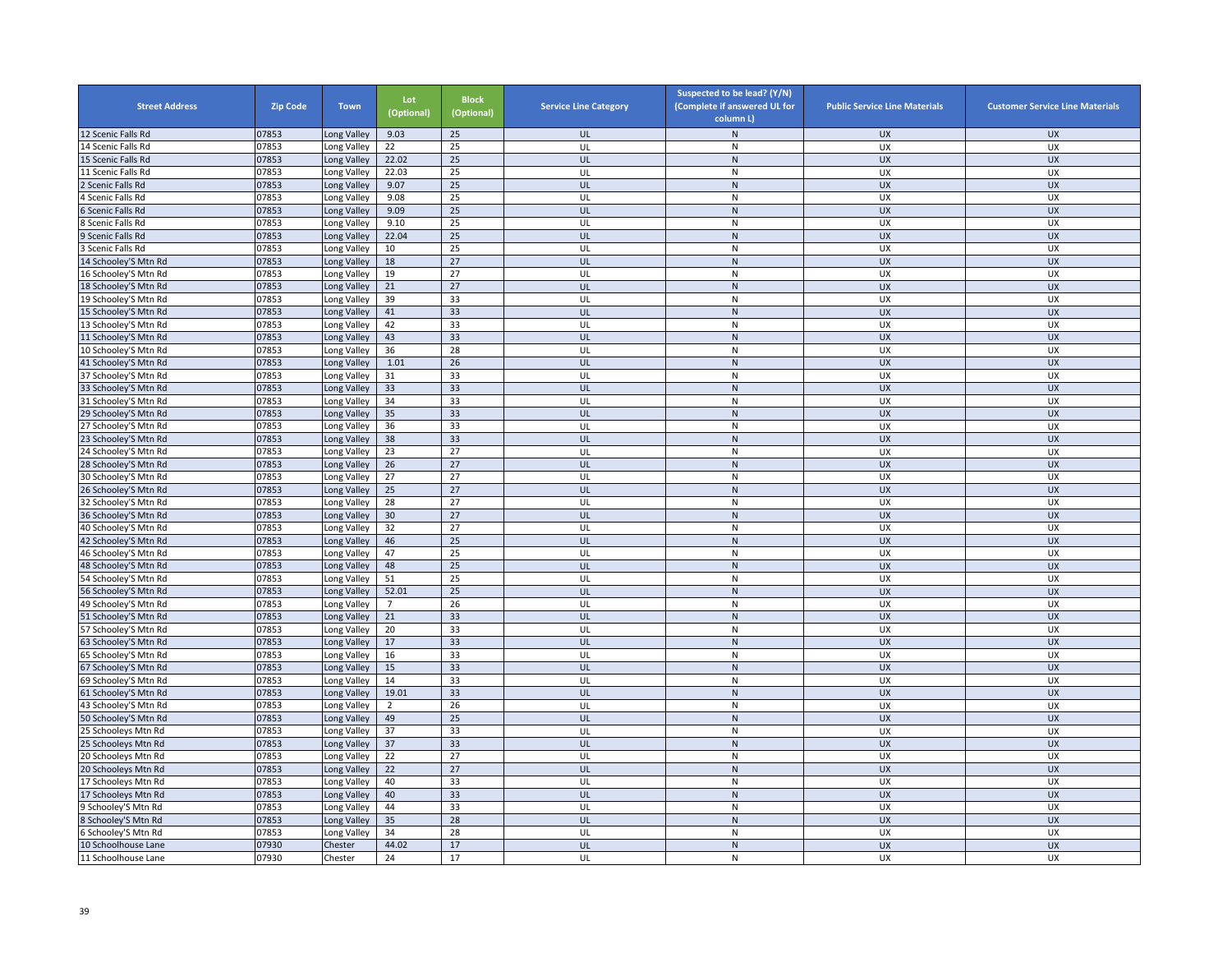| Street Address | Zip Code | Town | Lot (Optional) | Block (Optional) | Service Line Category | Suspected to be lead? (Y/N) (Complete if answered UL for column L) | Public Service Line Materials | Customer Service Line Materials |
|---|---|---|---|---|---|---|---|---|
| 12 Scenic Falls Rd | 07853 | Long Valley | 9.03 | 25 | UL | N | UX | UX |
| 14 Scenic Falls Rd | 07853 | Long Valley | 22 | 25 | UL | N | UX | UX |
| 15 Scenic Falls Rd | 07853 | Long Valley | 22.02 | 25 | UL | N | UX | UX |
| 11 Scenic Falls Rd | 07853 | Long Valley | 22.03 | 25 | UL | N | UX | UX |
| 2 Scenic Falls Rd | 07853 | Long Valley | 9.07 | 25 | UL | N | UX | UX |
| 4 Scenic Falls Rd | 07853 | Long Valley | 9.08 | 25 | UL | N | UX | UX |
| 6 Scenic Falls Rd | 07853 | Long Valley | 9.09 | 25 | UL | N | UX | UX |
| 8 Scenic Falls Rd | 07853 | Long Valley | 9.10 | 25 | UL | N | UX | UX |
| 9 Scenic Falls Rd | 07853 | Long Valley | 22.04 | 25 | UL | N | UX | UX |
| 3 Scenic Falls Rd | 07853 | Long Valley | 10 | 25 | UL | N | UX | UX |
| 14 Schooley'S Mtn Rd | 07853 | Long Valley | 18 | 27 | UL | N | UX | UX |
| 16 Schooley'S Mtn Rd | 07853 | Long Valley | 19 | 27 | UL | N | UX | UX |
| 18 Schooley'S Mtn Rd | 07853 | Long Valley | 21 | 27 | UL | N | UX | UX |
| 19 Schooley'S Mtn Rd | 07853 | Long Valley | 39 | 33 | UL | N | UX | UX |
| 15 Schooley'S Mtn Rd | 07853 | Long Valley | 41 | 33 | UL | N | UX | UX |
| 13 Schooley'S Mtn Rd | 07853 | Long Valley | 42 | 33 | UL | N | UX | UX |
| 11 Schooley'S Mtn Rd | 07853 | Long Valley | 43 | 33 | UL | N | UX | UX |
| 10 Schooley'S Mtn Rd | 07853 | Long Valley | 36 | 28 | UL | N | UX | UX |
| 41 Schooley'S Mtn Rd | 07853 | Long Valley | 1.01 | 26 | UL | N | UX | UX |
| 37 Schooley'S Mtn Rd | 07853 | Long Valley | 31 | 33 | UL | N | UX | UX |
| 33 Schooley'S Mtn Rd | 07853 | Long Valley | 33 | 33 | UL | N | UX | UX |
| 31 Schooley'S Mtn Rd | 07853 | Long Valley | 34 | 33 | UL | N | UX | UX |
| 29 Schooley'S Mtn Rd | 07853 | Long Valley | 35 | 33 | UL | N | UX | UX |
| 27 Schooley'S Mtn Rd | 07853 | Long Valley | 36 | 33 | UL | N | UX | UX |
| 23 Schooley'S Mtn Rd | 07853 | Long Valley | 38 | 33 | UL | N | UX | UX |
| 24 Schooley'S Mtn Rd | 07853 | Long Valley | 23 | 27 | UL | N | UX | UX |
| 28 Schooley'S Mtn Rd | 07853 | Long Valley | 26 | 27 | UL | N | UX | UX |
| 30 Schooley'S Mtn Rd | 07853 | Long Valley | 27 | 27 | UL | N | UX | UX |
| 26 Schooley'S Mtn Rd | 07853 | Long Valley | 25 | 27 | UL | N | UX | UX |
| 32 Schooley'S Mtn Rd | 07853 | Long Valley | 28 | 27 | UL | N | UX | UX |
| 36 Schooley'S Mtn Rd | 07853 | Long Valley | 30 | 27 | UL | N | UX | UX |
| 40 Schooley'S Mtn Rd | 07853 | Long Valley | 32 | 27 | UL | N | UX | UX |
| 42 Schooley'S Mtn Rd | 07853 | Long Valley | 46 | 25 | UL | N | UX | UX |
| 46 Schooley'S Mtn Rd | 07853 | Long Valley | 47 | 25 | UL | N | UX | UX |
| 48 Schooley'S Mtn Rd | 07853 | Long Valley | 48 | 25 | UL | N | UX | UX |
| 54 Schooley'S Mtn Rd | 07853 | Long Valley | 51 | 25 | UL | N | UX | UX |
| 56 Schooley'S Mtn Rd | 07853 | Long Valley | 52.01 | 25 | UL | N | UX | UX |
| 49 Schooley'S Mtn Rd | 07853 | Long Valley | 7 | 26 | UL | N | UX | UX |
| 51 Schooley'S Mtn Rd | 07853 | Long Valley | 21 | 33 | UL | N | UX | UX |
| 57 Schooley'S Mtn Rd | 07853 | Long Valley | 20 | 33 | UL | N | UX | UX |
| 63 Schooley'S Mtn Rd | 07853 | Long Valley | 17 | 33 | UL | N | UX | UX |
| 65 Schooley'S Mtn Rd | 07853 | Long Valley | 16 | 33 | UL | N | UX | UX |
| 67 Schooley'S Mtn Rd | 07853 | Long Valley | 15 | 33 | UL | N | UX | UX |
| 69 Schooley'S Mtn Rd | 07853 | Long Valley | 14 | 33 | UL | N | UX | UX |
| 61 Schooley'S Mtn Rd | 07853 | Long Valley | 19.01 | 33 | UL | N | UX | UX |
| 43 Schooley'S Mtn Rd | 07853 | Long Valley | 2 | 26 | UL | N | UX | UX |
| 50 Schooley'S Mtn Rd | 07853 | Long Valley | 49 | 25 | UL | N | UX | UX |
| 25 Schooleys Mtn Rd | 07853 | Long Valley | 37 | 33 | UL | N | UX | UX |
| 25 Schooleys Mtn Rd | 07853 | Long Valley | 37 | 33 | UL | N | UX | UX |
| 20 Schooleys Mtn Rd | 07853 | Long Valley | 22 | 27 | UL | N | UX | UX |
| 20 Schooleys Mtn Rd | 07853 | Long Valley | 22 | 27 | UL | N | UX | UX |
| 17 Schooleys Mtn Rd | 07853 | Long Valley | 40 | 33 | UL | N | UX | UX |
| 17 Schooleys Mtn Rd | 07853 | Long Valley | 40 | 33 | UL | N | UX | UX |
| 9 Schooley'S Mtn Rd | 07853 | Long Valley | 44 | 33 | UL | N | UX | UX |
| 8 Schooley'S Mtn Rd | 07853 | Long Valley | 35 | 28 | UL | N | UX | UX |
| 6 Schooley'S Mtn Rd | 07853 | Long Valley | 34 | 28 | UL | N | UX | UX |
| 10 Schoolhouse Lane | 07930 | Chester | 44.02 | 17 | UL | N | UX | UX |
| 11 Schoolhouse Lane | 07930 | Chester | 24 | 17 | UL | N | UX | UX |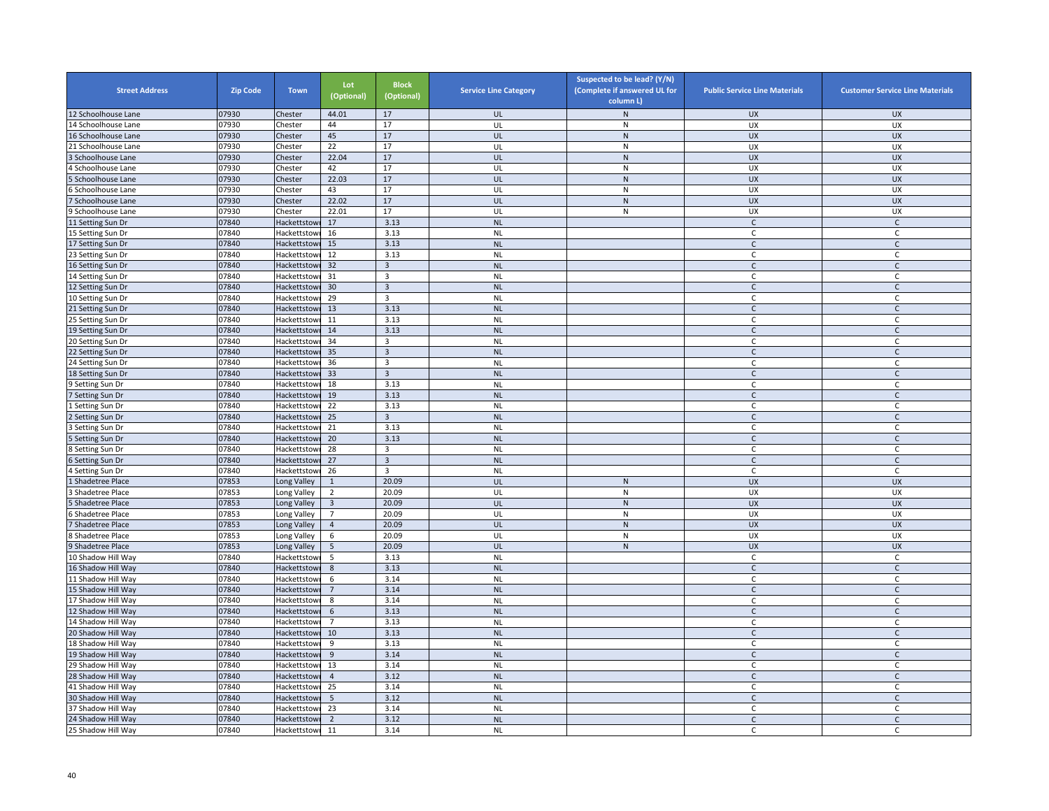| Street Address | Zip Code | Town | Lot (Optional) | Block (Optional) | Service Line Category | Suspected to be lead? (Y/N) (Complete if answered UL for column L) | Public Service Line Materials | Customer Service Line Materials |
|---|---|---|---|---|---|---|---|---|
| 12 Schoolhouse Lane | 07930 | Chester | 44.01 | 17 | UL | N | UX | UX |
| 14 Schoolhouse Lane | 07930 | Chester | 44 | 17 | UL | N | UX | UX |
| 16 Schoolhouse Lane | 07930 | Chester | 45 | 17 | UL | N | UX | UX |
| 21 Schoolhouse Lane | 07930 | Chester | 22 | 17 | UL | N | UX | UX |
| 3 Schoolhouse Lane | 07930 | Chester | 22.04 | 17 | UL | N | UX | UX |
| 4 Schoolhouse Lane | 07930 | Chester | 42 | 17 | UL | N | UX | UX |
| 5 Schoolhouse Lane | 07930 | Chester | 22.03 | 17 | UL | N | UX | UX |
| 6 Schoolhouse Lane | 07930 | Chester | 43 | 17 | UL | N | UX | UX |
| 7 Schoolhouse Lane | 07930 | Chester | 22.02 | 17 | UL | N | UX | UX |
| 9 Schoolhouse Lane | 07930 | Chester | 22.01 | 17 | UL | N | UX | UX |
| 11 Setting Sun Dr | 07840 | Hackettstown | 17 | 3.13 | NL | | C | C |
| 15 Setting Sun Dr | 07840 | Hackettstown | 16 | 3.13 | NL | | C | C |
| 17 Setting Sun Dr | 07840 | Hackettstown | 15 | 3.13 | NL | | C | C |
| 23 Setting Sun Dr | 07840 | Hackettstown | 12 | 3.13 | NL | | C | C |
| 16 Setting Sun Dr | 07840 | Hackettstown | 32 | 3 | NL | | C | C |
| 14 Setting Sun Dr | 07840 | Hackettstown | 31 | 3 | NL | | C | C |
| 12 Setting Sun Dr | 07840 | Hackettstown | 30 | 3 | NL | | C | C |
| 10 Setting Sun Dr | 07840 | Hackettstown | 29 | 3 | NL | | C | C |
| 21 Setting Sun Dr | 07840 | Hackettstown | 13 | 3.13 | NL | | C | C |
| 25 Setting Sun Dr | 07840 | Hackettstown | 11 | 3.13 | NL | | C | C |
| 19 Setting Sun Dr | 07840 | Hackettstown | 14 | 3.13 | NL | | C | C |
| 20 Setting Sun Dr | 07840 | Hackettstown | 34 | 3 | NL | | C | C |
| 22 Setting Sun Dr | 07840 | Hackettstown | 35 | 3 | NL | | C | C |
| 24 Setting Sun Dr | 07840 | Hackettstown | 36 | 3 | NL | | C | C |
| 18 Setting Sun Dr | 07840 | Hackettstown | 33 | 3 | NL | | C | C |
| 9 Setting Sun Dr | 07840 | Hackettstown | 18 | 3.13 | NL | | C | C |
| 7 Setting Sun Dr | 07840 | Hackettstown | 19 | 3.13 | NL | | C | C |
| 1 Setting Sun Dr | 07840 | Hackettstown | 22 | 3.13 | NL | | C | C |
| 2 Setting Sun Dr | 07840 | Hackettstown | 25 | 3 | NL | | C | C |
| 3 Setting Sun Dr | 07840 | Hackettstown | 21 | 3.13 | NL | | C | C |
| 5 Setting Sun Dr | 07840 | Hackettstown | 20 | 3.13 | NL | | C | C |
| 8 Setting Sun Dr | 07840 | Hackettstown | 28 | 3 | NL | | C | C |
| 6 Setting Sun Dr | 07840 | Hackettstown | 27 | 3 | NL | | C | C |
| 4 Setting Sun Dr | 07840 | Hackettstown | 26 | 3 | NL | | C | C |
| 1 Shadetree Place | 07853 | Long Valley | 1 | 20.09 | UL | N | UX | UX |
| 3 Shadetree Place | 07853 | Long Valley | 2 | 20.09 | UL | N | UX | UX |
| 5 Shadetree Place | 07853 | Long Valley | 3 | 20.09 | UL | N | UX | UX |
| 6 Shadetree Place | 07853 | Long Valley | 7 | 20.09 | UL | N | UX | UX |
| 7 Shadetree Place | 07853 | Long Valley | 4 | 20.09 | UL | N | UX | UX |
| 8 Shadetree Place | 07853 | Long Valley | 6 | 20.09 | UL | N | UX | UX |
| 9 Shadetree Place | 07853 | Long Valley | 5 | 20.09 | UL | N | UX | UX |
| 10 Shadow Hill Way | 07840 | Hackettstown | 5 | 3.13 | NL | | C | C |
| 16 Shadow Hill Way | 07840 | Hackettstown | 8 | 3.13 | NL | | C | C |
| 11 Shadow Hill Way | 07840 | Hackettstown | 6 | 3.14 | NL | | C | C |
| 15 Shadow Hill Way | 07840 | Hackettstown | 7 | 3.14 | NL | | C | C |
| 17 Shadow Hill Way | 07840 | Hackettstown | 8 | 3.14 | NL | | C | C |
| 12 Shadow Hill Way | 07840 | Hackettstown | 6 | 3.13 | NL | | C | C |
| 14 Shadow Hill Way | 07840 | Hackettstown | 7 | 3.13 | NL | | C | C |
| 20 Shadow Hill Way | 07840 | Hackettstown | 10 | 3.13 | NL | | C | C |
| 18 Shadow Hill Way | 07840 | Hackettstown | 9 | 3.13 | NL | | C | C |
| 19 Shadow Hill Way | 07840 | Hackettstown | 9 | 3.14 | NL | | C | C |
| 29 Shadow Hill Way | 07840 | Hackettstown | 13 | 3.14 | NL | | C | C |
| 28 Shadow Hill Way | 07840 | Hackettstown | 4 | 3.12 | NL | | C | C |
| 41 Shadow Hill Way | 07840 | Hackettstown | 25 | 3.14 | NL | | C | C |
| 30 Shadow Hill Way | 07840 | Hackettstown | 5 | 3.12 | NL | | C | C |
| 37 Shadow Hill Way | 07840 | Hackettstown | 23 | 3.14 | NL | | C | C |
| 24 Shadow Hill Way | 07840 | Hackettstown | 2 | 3.12 | NL | | C | C |
| 25 Shadow Hill Way | 07840 | Hackettstown | 11 | 3.14 | NL | | C | C |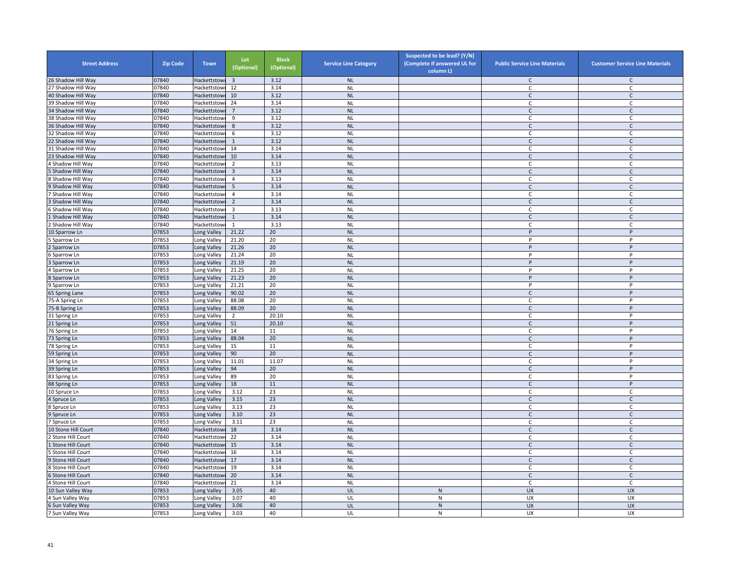| Street Address | Zip Code | Town | Lot (Optional) | Block (Optional) | Service Line Category | Suspected to be lead? (Y/N) (Complete if answered UL for column L) | Public Service Line Materials | Customer Service Line Materials |
|---|---|---|---|---|---|---|---|---|
| 26 Shadow Hill Way | 07840 | Hackettstown | 3 | 3.12 | NL | | C | C |
| 27 Shadow Hill Way | 07840 | Hackettstown | 12 | 3.14 | NL | | C | C |
| 40 Shadow Hill Way | 07840 | Hackettstown | 10 | 3.12 | NL | | C | C |
| 39 Shadow Hill Way | 07840 | Hackettstown | 24 | 3.14 | NL | | C | C |
| 34 Shadow Hill Way | 07840 | Hackettstown | 7 | 3.12 | NL | | C | C |
| 38 Shadow Hill Way | 07840 | Hackettstown | 9 | 3.12 | NL | | C | C |
| 36 Shadow Hill Way | 07840 | Hackettstown | 8 | 3.12 | NL | | C | C |
| 32 Shadow Hill Way | 07840 | Hackettstown | 6 | 3.12 | NL | | C | C |
| 22 Shadow Hill Way | 07840 | Hackettstown | 1 | 3.12 | NL | | C | C |
| 31 Shadow Hill Way | 07840 | Hackettstown | 14 | 3.14 | NL | | C | C |
| 23 Shadow Hill Way | 07840 | Hackettstown | 10 | 3.14 | NL | | C | C |
| 4 Shadow Hill Way | 07840 | Hackettstown | 2 | 3.13 | NL | | C | C |
| 5 Shadow Hill Way | 07840 | Hackettstown | 3 | 3.14 | NL | | C | C |
| 8 Shadow Hill Way | 07840 | Hackettstown | 4 | 3.13 | NL | | C | C |
| 9 Shadow Hill Way | 07840 | Hackettstown | 5 | 3.14 | NL | | C | C |
| 7 Shadow Hill Way | 07840 | Hackettstown | 4 | 3.14 | NL | | C | C |
| 3 Shadow Hill Way | 07840 | Hackettstown | 2 | 3.14 | NL | | C | C |
| 6 Shadow Hill Way | 07840 | Hackettstown | 3 | 3.13 | NL | | C | C |
| 1 Shadow Hill Way | 07840 | Hackettstown | 1 | 3.14 | NL | | C | C |
| 2 Shadow Hill Way | 07840 | Hackettstown | 1 | 3.13 | NL | | C | C |
| 10 Sparrow Ln | 07853 | Long Valley | 21.22 | 20 | NL | | P | P |
| 5 Sparrow Ln | 07853 | Long Valley | 21.20 | 20 | NL | | P | P |
| 2 Sparrow Ln | 07853 | Long Valley | 21.26 | 20 | NL | | P | P |
| 6 Sparrow Ln | 07853 | Long Valley | 21.24 | 20 | NL | | P | P |
| 3 Sparrow Ln | 07853 | Long Valley | 21.19 | 20 | NL | | P | P |
| 4 Sparrow Ln | 07853 | Long Valley | 21.25 | 20 | NL | | P | P |
| 8 Sparrow Ln | 07853 | Long Valley | 21.23 | 20 | NL | | P | P |
| 9 Sparrow Ln | 07853 | Long Valley | 21.21 | 20 | NL | | P | P |
| 65 Spring Lane | 07853 | Long Valley | 90.02 | 20 | NL | | C | P |
| 75-A Spring Ln | 07853 | Long Valley | 88.08 | 20 | NL | | C | P |
| 75-B Spring Ln | 07853 | Long Valley | 88.09 | 20 | NL | | C | P |
| 31 Spring Ln | 07853 | Long Valley | 2 | 20.10 | NL | | C | P |
| 21 Spring Ln | 07853 | Long Valley | 51 | 20.10 | NL | | C | P |
| 76 Spring Ln | 07853 | Long Valley | 14 | 11 | NL | | C | P |
| 73 Spring Ln | 07853 | Long Valley | 88.04 | 20 | NL | | C | P |
| 78 Spring Ln | 07853 | Long Valley | 15 | 11 | NL | | C | P |
| 59 Spring Ln | 07853 | Long Valley | 90 | 20 | NL | | C | P |
| 34 Spring Ln | 07853 | Long Valley | 11.01 | 11.07 | NL | | C | P |
| 39 Spring Ln | 07853 | Long Valley | 94 | 20 | NL | | C | P |
| 83 Spring Ln | 07853 | Long Valley | 89 | 20 | NL | | C | P |
| 88 Spring Ln | 07853 | Long Valley | 18 | 11 | NL | | C | P |
| 10 Spruce Ln | 07853 | Long Valley | 3.12 | 23 | NL | | C | C |
| 4 Spruce Ln | 07853 | Long Valley | 3.15 | 23 | NL | | C | C |
| 8 Spruce Ln | 07853 | Long Valley | 3.13 | 23 | NL | | C | C |
| 9 Spruce Ln | 07853 | Long Valley | 3.10 | 23 | NL | | C | C |
| 7 Spruce Ln | 07853 | Long Valley | 3.11 | 23 | NL | | C | C |
| 10 Stone Hill Court | 07840 | Hackettstown | 18 | 3.14 | NL | | C | C |
| 2 Stone Hill Court | 07840 | Hackettstown | 22 | 3.14 | NL | | C | C |
| 1 Stone Hill Court | 07840 | Hackettstown | 15 | 3.14 | NL | | C | C |
| 5 Stone Hill Court | 07840 | Hackettstown | 16 | 3.14 | NL | | C | C |
| 9 Stone Hill Court | 07840 | Hackettstown | 17 | 3.14 | NL | | C | C |
| 8 Stone Hill Court | 07840 | Hackettstown | 19 | 3.14 | NL | | C | C |
| 6 Stone Hill Court | 07840 | Hackettstown | 20 | 3.14 | NL | | C | C |
| 4 Stone Hill Court | 07840 | Hackettstown | 21 | 3.14 | NL | | C | C |
| 10 Sun Valley Way | 07853 | Long Valley | 3.05 | 40 | UL | N | UX | UX |
| 4 Sun Valley Way | 07853 | Long Valley | 3.07 | 40 | UL | N | UX | UX |
| 6 Sun Valley Way | 07853 | Long Valley | 3.06 | 40 | UL | N | UX | UX |
| 7 Sun Valley Way | 07853 | Long Valley | 3.03 | 40 | UL | N | UX | UX |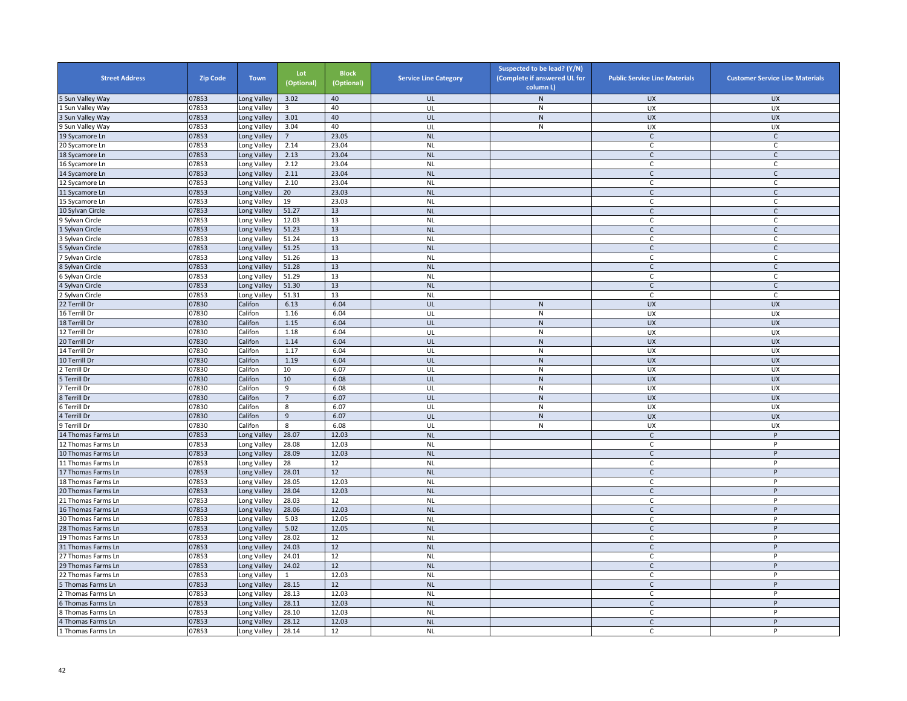| Street Address | Zip Code | Town | Lot (Optional) | Block (Optional) | Service Line Category | Suspected to be lead? (Y/N) (Complete if answered UL for column L) | Public Service Line Materials | Customer Service Line Materials |
|---|---|---|---|---|---|---|---|---|
| 5 Sun Valley Way | 07853 | Long Valley | 3.02 | 40 | UL | N | UX | UX |
| 1 Sun Valley Way | 07853 | Long Valley | 3 | 40 | UL | N | UX | UX |
| 3 Sun Valley Way | 07853 | Long Valley | 3.01 | 40 | UL | N | UX | UX |
| 9 Sun Valley Way | 07853 | Long Valley | 3.04 | 40 | UL | N | UX | UX |
| 19 Sycamore Ln | 07853 | Long Valley | 7 | 23.05 | NL | | C | C |
| 20 Sycamore Ln | 07853 | Long Valley | 2.14 | 23.04 | NL | | C | C |
| 18 Sycamore Ln | 07853 | Long Valley | 2.13 | 23.04 | NL | | C | C |
| 16 Sycamore Ln | 07853 | Long Valley | 2.12 | 23.04 | NL | | C | C |
| 14 Sycamore Ln | 07853 | Long Valley | 2.11 | 23.04 | NL | | C | C |
| 12 Sycamore Ln | 07853 | Long Valley | 2.10 | 23.04 | NL | | C | C |
| 11 Sycamore Ln | 07853 | Long Valley | 20 | 23.03 | NL | | C | C |
| 15 Sycamore Ln | 07853 | Long Valley | 19 | 23.03 | NL | | C | C |
| 10 Sylvan Circle | 07853 | Long Valley | 51.27 | 13 | NL | | C | C |
| 9 Sylvan Circle | 07853 | Long Valley | 12.03 | 13 | NL | | C | C |
| 1 Sylvan Circle | 07853 | Long Valley | 51.23 | 13 | NL | | C | C |
| 3 Sylvan Circle | 07853 | Long Valley | 51.24 | 13 | NL | | C | C |
| 5 Sylvan Circle | 07853 | Long Valley | 51.25 | 13 | NL | | C | C |
| 7 Sylvan Circle | 07853 | Long Valley | 51.26 | 13 | NL | | C | C |
| 8 Sylvan Circle | 07853 | Long Valley | 51.28 | 13 | NL | | C | C |
| 6 Sylvan Circle | 07853 | Long Valley | 51.29 | 13 | NL | | C | C |
| 4 Sylvan Circle | 07853 | Long Valley | 51.30 | 13 | NL | | C | C |
| 2 Sylvan Circle | 07853 | Long Valley | 51.31 | 13 | NL | | C | C |
| 22 Terrill Dr | 07830 | Califon | 6.13 | 6.04 | UL | N | UX | UX |
| 16 Terrill Dr | 07830 | Califon | 1.16 | 6.04 | UL | N | UX | UX |
| 18 Terrill Dr | 07830 | Califon | 1.15 | 6.04 | UL | N | UX | UX |
| 12 Terrill Dr | 07830 | Califon | 1.18 | 6.04 | UL | N | UX | UX |
| 20 Terrill Dr | 07830 | Califon | 1.14 | 6.04 | UL | N | UX | UX |
| 14 Terrill Dr | 07830 | Califon | 1.17 | 6.04 | UL | N | UX | UX |
| 10 Terrill Dr | 07830 | Califon | 1.19 | 6.04 | UL | N | UX | UX |
| 2 Terrill Dr | 07830 | Califon | 10 | 6.07 | UL | N | UX | UX |
| 5 Terrill Dr | 07830 | Califon | 10 | 6.08 | UL | N | UX | UX |
| 7 Terrill Dr | 07830 | Califon | 9 | 6.08 | UL | N | UX | UX |
| 8 Terrill Dr | 07830 | Califon | 7 | 6.07 | UL | N | UX | UX |
| 6 Terrill Dr | 07830 | Califon | 8 | 6.07 | UL | N | UX | UX |
| 4 Terrill Dr | 07830 | Califon | 9 | 6.07 | UL | N | UX | UX |
| 9 Terrill Dr | 07830 | Califon | 8 | 6.08 | UL | N | UX | UX |
| 14 Thomas Farms Ln | 07853 | Long Valley | 28.07 | 12.03 | NL | | C | P |
| 12 Thomas Farms Ln | 07853 | Long Valley | 28.08 | 12.03 | NL | | C | P |
| 10 Thomas Farms Ln | 07853 | Long Valley | 28.09 | 12.03 | NL | | C | P |
| 11 Thomas Farms Ln | 07853 | Long Valley | 28 | 12 | NL | | C | P |
| 17 Thomas Farms Ln | 07853 | Long Valley | 28.01 | 12 | NL | | C | P |
| 18 Thomas Farms Ln | 07853 | Long Valley | 28.05 | 12.03 | NL | | C | P |
| 20 Thomas Farms Ln | 07853 | Long Valley | 28.04 | 12.03 | NL | | C | P |
| 21 Thomas Farms Ln | 07853 | Long Valley | 28.03 | 12 | NL | | C | P |
| 16 Thomas Farms Ln | 07853 | Long Valley | 28.06 | 12.03 | NL | | C | P |
| 30 Thomas Farms Ln | 07853 | Long Valley | 5.03 | 12.05 | NL | | C | P |
| 28 Thomas Farms Ln | 07853 | Long Valley | 5.02 | 12.05 | NL | | C | P |
| 19 Thomas Farms Ln | 07853 | Long Valley | 28.02 | 12 | NL | | C | P |
| 31 Thomas Farms Ln | 07853 | Long Valley | 24.03 | 12 | NL | | C | P |
| 27 Thomas Farms Ln | 07853 | Long Valley | 24.01 | 12 | NL | | C | P |
| 29 Thomas Farms Ln | 07853 | Long Valley | 24.02 | 12 | NL | | C | P |
| 22 Thomas Farms Ln | 07853 | Long Valley | 1 | 12.03 | NL | | C | P |
| 5 Thomas Farms Ln | 07853 | Long Valley | 28.15 | 12 | NL | | C | P |
| 2 Thomas Farms Ln | 07853 | Long Valley | 28.13 | 12.03 | NL | | C | P |
| 6 Thomas Farms Ln | 07853 | Long Valley | 28.11 | 12.03 | NL | | C | P |
| 8 Thomas Farms Ln | 07853 | Long Valley | 28.10 | 12.03 | NL | | C | P |
| 4 Thomas Farms Ln | 07853 | Long Valley | 28.12 | 12.03 | NL | | C | P |
| 1 Thomas Farms Ln | 07853 | Long Valley | 28.14 | 12 | NL | | C | P |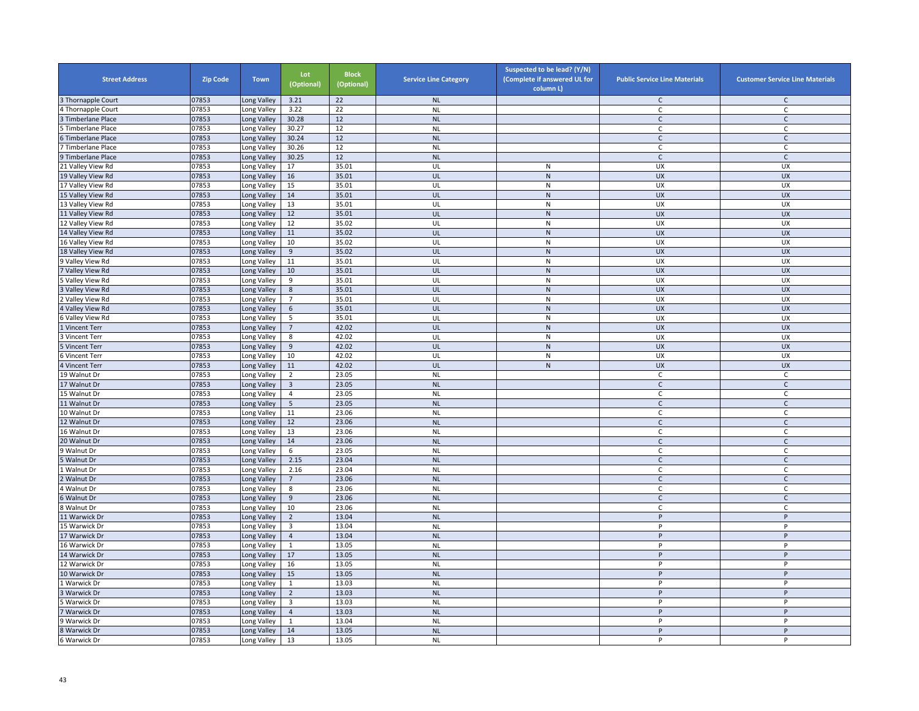| Street Address | Zip Code | Town | Lot (Optional) | Block (Optional) | Service Line Category | Suspected to be lead? (Y/N) (Complete if answered UL for column L) | Public Service Line Materials | Customer Service Line Materials |
|---|---|---|---|---|---|---|---|---|
| 3 Thornapple Court | 07853 | Long Valley | 3.21 | 22 | NL | | C | C |
| 4 Thornapple Court | 07853 | Long Valley | 3.22 | 22 | NL | | C | C |
| 3 Timberlane Place | 07853 | Long Valley | 30.28 | 12 | NL | | C | C |
| 5 Timberlane Place | 07853 | Long Valley | 30.27 | 12 | NL | | C | C |
| 6 Timberlane Place | 07853 | Long Valley | 30.24 | 12 | NL | | C | C |
| 7 Timberlane Place | 07853 | Long Valley | 30.26 | 12 | NL | | C | C |
| 9 Timberlane Place | 07853 | Long Valley | 30.25 | 12 | NL | | C | C |
| 21 Valley View Rd | 07853 | Long Valley | 17 | 35.01 | UL | N | UX | UX |
| 19 Valley View Rd | 07853 | Long Valley | 16 | 35.01 | UL | N | UX | UX |
| 17 Valley View Rd | 07853 | Long Valley | 15 | 35.01 | UL | N | UX | UX |
| 15 Valley View Rd | 07853 | Long Valley | 14 | 35.01 | UL | N | UX | UX |
| 13 Valley View Rd | 07853 | Long Valley | 13 | 35.01 | UL | N | UX | UX |
| 11 Valley View Rd | 07853 | Long Valley | 12 | 35.01 | UL | N | UX | UX |
| 12 Valley View Rd | 07853 | Long Valley | 12 | 35.02 | UL | N | UX | UX |
| 14 Valley View Rd | 07853 | Long Valley | 11 | 35.02 | UL | N | UX | UX |
| 16 Valley View Rd | 07853 | Long Valley | 10 | 35.02 | UL | N | UX | UX |
| 18 Valley View Rd | 07853 | Long Valley | 9 | 35.02 | UL | N | UX | UX |
| 9 Valley View Rd | 07853 | Long Valley | 11 | 35.01 | UL | N | UX | UX |
| 7 Valley View Rd | 07853 | Long Valley | 10 | 35.01 | UL | N | UX | UX |
| 5 Valley View Rd | 07853 | Long Valley | 9 | 35.01 | UL | N | UX | UX |
| 3 Valley View Rd | 07853 | Long Valley | 8 | 35.01 | UL | N | UX | UX |
| 2 Valley View Rd | 07853 | Long Valley | 7 | 35.01 | UL | N | UX | UX |
| 4 Valley View Rd | 07853 | Long Valley | 6 | 35.01 | UL | N | UX | UX |
| 6 Valley View Rd | 07853 | Long Valley | 5 | 35.01 | UL | N | UX | UX |
| 1 Vincent Terr | 07853 | Long Valley | 7 | 42.02 | UL | N | UX | UX |
| 3 Vincent Terr | 07853 | Long Valley | 8 | 42.02 | UL | N | UX | UX |
| 5 Vincent Terr | 07853 | Long Valley | 9 | 42.02 | UL | N | UX | UX |
| 6 Vincent Terr | 07853 | Long Valley | 10 | 42.02 | UL | N | UX | UX |
| 4 Vincent Terr | 07853 | Long Valley | 11 | 42.02 | UL | N | UX | UX |
| 19 Walnut Dr | 07853 | Long Valley | 2 | 23.05 | NL | | C | C |
| 17 Walnut Dr | 07853 | Long Valley | 3 | 23.05 | NL | | C | C |
| 15 Walnut Dr | 07853 | Long Valley | 4 | 23.05 | NL | | C | C |
| 11 Walnut Dr | 07853 | Long Valley | 5 | 23.05 | NL | | C | C |
| 10 Walnut Dr | 07853 | Long Valley | 11 | 23.06 | NL | | C | C |
| 12 Walnut Dr | 07853 | Long Valley | 12 | 23.06 | NL | | C | C |
| 16 Walnut Dr | 07853 | Long Valley | 13 | 23.06 | NL | | C | C |
| 20 Walnut Dr | 07853 | Long Valley | 14 | 23.06 | NL | | C | C |
| 9 Walnut Dr | 07853 | Long Valley | 6 | 23.05 | NL | | C | C |
| 5 Walnut Dr | 07853 | Long Valley | 2.15 | 23.04 | NL | | C | C |
| 1 Walnut Dr | 07853 | Long Valley | 2.16 | 23.04 | NL | | C | C |
| 2 Walnut Dr | 07853 | Long Valley | 7 | 23.06 | NL | | C | C |
| 4 Walnut Dr | 07853 | Long Valley | 8 | 23.06 | NL | | C | C |
| 6 Walnut Dr | 07853 | Long Valley | 9 | 23.06 | NL | | C | C |
| 8 Walnut Dr | 07853 | Long Valley | 10 | 23.06 | NL | | C | C |
| 11 Warwick Dr | 07853 | Long Valley | 2 | 13.04 | NL | | P | P |
| 15 Warwick Dr | 07853 | Long Valley | 3 | 13.04 | NL | | P | P |
| 17 Warwick Dr | 07853 | Long Valley | 4 | 13.04 | NL | | P | P |
| 16 Warwick Dr | 07853 | Long Valley | 1 | 13.05 | NL | | P | P |
| 14 Warwick Dr | 07853 | Long Valley | 17 | 13.05 | NL | | P | P |
| 12 Warwick Dr | 07853 | Long Valley | 16 | 13.05 | NL | | P | P |
| 10 Warwick Dr | 07853 | Long Valley | 15 | 13.05 | NL | | P | P |
| 1 Warwick Dr | 07853 | Long Valley | 1 | 13.03 | NL | | P | P |
| 3 Warwick Dr | 07853 | Long Valley | 2 | 13.03 | NL | | P | P |
| 5 Warwick Dr | 07853 | Long Valley | 3 | 13.03 | NL | | P | P |
| 7 Warwick Dr | 07853 | Long Valley | 4 | 13.03 | NL | | P | P |
| 9 Warwick Dr | 07853 | Long Valley | 1 | 13.04 | NL | | P | P |
| 8 Warwick Dr | 07853 | Long Valley | 14 | 13.05 | NL | | P | P |
| 6 Warwick Dr | 07853 | Long Valley | 13 | 13.05 | NL | | P | P |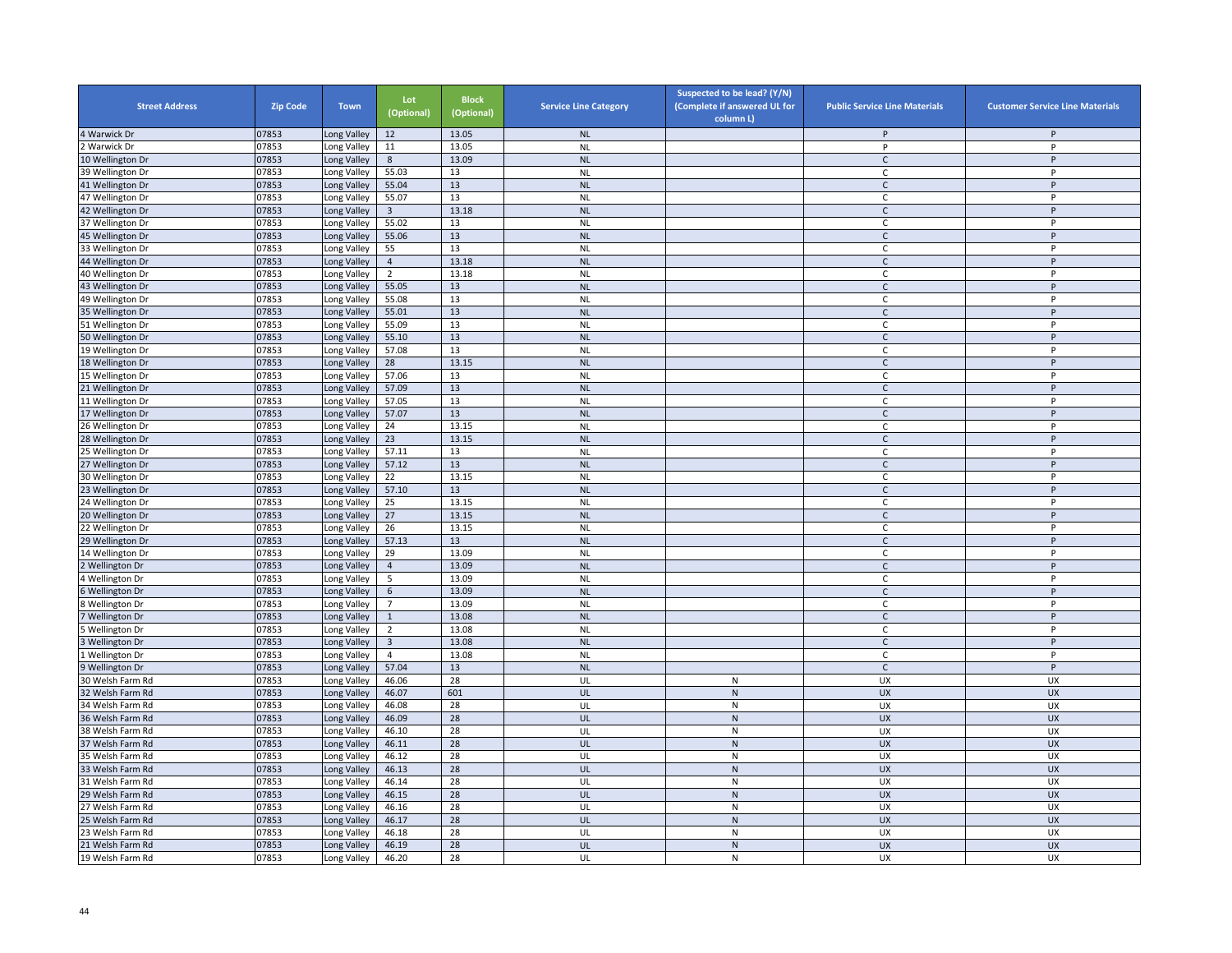| Street Address | Zip Code | Town | Lot (Optional) | Block (Optional) | Service Line Category | Suspected to be lead? (Y/N) (Complete if answered UL for column L) | Public Service Line Materials | Customer Service Line Materials |
|---|---|---|---|---|---|---|---|---|
| 4 Warwick Dr | 07853 | Long Valley | 12 | 13.05 | NL | | P | P |
| 2 Warwick Dr | 07853 | Long Valley | 11 | 13.05 | NL | | P | P |
| 10 Wellington Dr | 07853 | Long Valley | 8 | 13.09 | NL | | C | P |
| 39 Wellington Dr | 07853 | Long Valley | 55.03 | 13 | NL | | C | P |
| 41 Wellington Dr | 07853 | Long Valley | 55.04 | 13 | NL | | C | P |
| 47 Wellington Dr | 07853 | Long Valley | 55.07 | 13 | NL | | C | P |
| 42 Wellington Dr | 07853 | Long Valley | 3 | 13.18 | NL | | C | P |
| 37 Wellington Dr | 07853 | Long Valley | 55.02 | 13 | NL | | C | P |
| 45 Wellington Dr | 07853 | Long Valley | 55.06 | 13 | NL | | C | P |
| 33 Wellington Dr | 07853 | Long Valley | 55 | 13 | NL | | C | P |
| 44 Wellington Dr | 07853 | Long Valley | 4 | 13.18 | NL | | C | P |
| 40 Wellington Dr | 07853 | Long Valley | 2 | 13.18 | NL | | C | P |
| 43 Wellington Dr | 07853 | Long Valley | 55.05 | 13 | NL | | C | P |
| 49 Wellington Dr | 07853 | Long Valley | 55.08 | 13 | NL | | C | P |
| 35 Wellington Dr | 07853 | Long Valley | 55.01 | 13 | NL | | C | P |
| 51 Wellington Dr | 07853 | Long Valley | 55.09 | 13 | NL | | C | P |
| 50 Wellington Dr | 07853 | Long Valley | 55.10 | 13 | NL | | C | P |
| 19 Wellington Dr | 07853 | Long Valley | 57.08 | 13 | NL | | C | P |
| 18 Wellington Dr | 07853 | Long Valley | 28 | 13.15 | NL | | C | P |
| 15 Wellington Dr | 07853 | Long Valley | 57.06 | 13 | NL | | C | P |
| 21 Wellington Dr | 07853 | Long Valley | 57.09 | 13 | NL | | C | P |
| 11 Wellington Dr | 07853 | Long Valley | 57.05 | 13 | NL | | C | P |
| 17 Wellington Dr | 07853 | Long Valley | 57.07 | 13 | NL | | C | P |
| 26 Wellington Dr | 07853 | Long Valley | 24 | 13.15 | NL | | C | P |
| 28 Wellington Dr | 07853 | Long Valley | 23 | 13.15 | NL | | C | P |
| 25 Wellington Dr | 07853 | Long Valley | 57.11 | 13 | NL | | C | P |
| 27 Wellington Dr | 07853 | Long Valley | 57.12 | 13 | NL | | C | P |
| 30 Wellington Dr | 07853 | Long Valley | 22 | 13.15 | NL | | C | P |
| 23 Wellington Dr | 07853 | Long Valley | 57.10 | 13 | NL | | C | P |
| 24 Wellington Dr | 07853 | Long Valley | 25 | 13.15 | NL | | C | P |
| 20 Wellington Dr | 07853 | Long Valley | 27 | 13.15 | NL | | C | P |
| 22 Wellington Dr | 07853 | Long Valley | 26 | 13.15 | NL | | C | P |
| 29 Wellington Dr | 07853 | Long Valley | 57.13 | 13 | NL | | C | P |
| 14 Wellington Dr | 07853 | Long Valley | 29 | 13.09 | NL | | C | P |
| 2 Wellington Dr | 07853 | Long Valley | 4 | 13.09 | NL | | C | P |
| 4 Wellington Dr | 07853 | Long Valley | 5 | 13.09 | NL | | C | P |
| 6 Wellington Dr | 07853 | Long Valley | 6 | 13.09 | NL | | C | P |
| 8 Wellington Dr | 07853 | Long Valley | 7 | 13.09 | NL | | C | P |
| 7 Wellington Dr | 07853 | Long Valley | 1 | 13.08 | NL | | C | P |
| 5 Wellington Dr | 07853 | Long Valley | 2 | 13.08 | NL | | C | P |
| 3 Wellington Dr | 07853 | Long Valley | 3 | 13.08 | NL | | C | P |
| 1 Wellington Dr | 07853 | Long Valley | 4 | 13.08 | NL | | C | P |
| 9 Wellington Dr | 07853 | Long Valley | 57.04 | 13 | NL | | C | P |
| 30 Welsh Farm Rd | 07853 | Long Valley | 46.06 | 28 | UL | N | UX | UX |
| 32 Welsh Farm Rd | 07853 | Long Valley | 46.07 | 601 | UL | N | UX | UX |
| 34 Welsh Farm Rd | 07853 | Long Valley | 46.08 | 28 | UL | N | UX | UX |
| 36 Welsh Farm Rd | 07853 | Long Valley | 46.09 | 28 | UL | N | UX | UX |
| 38 Welsh Farm Rd | 07853 | Long Valley | 46.10 | 28 | UL | N | UX | UX |
| 37 Welsh Farm Rd | 07853 | Long Valley | 46.11 | 28 | UL | N | UX | UX |
| 35 Welsh Farm Rd | 07853 | Long Valley | 46.12 | 28 | UL | N | UX | UX |
| 33 Welsh Farm Rd | 07853 | Long Valley | 46.13 | 28 | UL | N | UX | UX |
| 31 Welsh Farm Rd | 07853 | Long Valley | 46.14 | 28 | UL | N | UX | UX |
| 29 Welsh Farm Rd | 07853 | Long Valley | 46.15 | 28 | UL | N | UX | UX |
| 27 Welsh Farm Rd | 07853 | Long Valley | 46.16 | 28 | UL | N | UX | UX |
| 25 Welsh Farm Rd | 07853 | Long Valley | 46.17 | 28 | UL | N | UX | UX |
| 23 Welsh Farm Rd | 07853 | Long Valley | 46.18 | 28 | UL | N | UX | UX |
| 21 Welsh Farm Rd | 07853 | Long Valley | 46.19 | 28 | UL | N | UX | UX |
| 19 Welsh Farm Rd | 07853 | Long Valley | 46.20 | 28 | UL | N | UX | UX |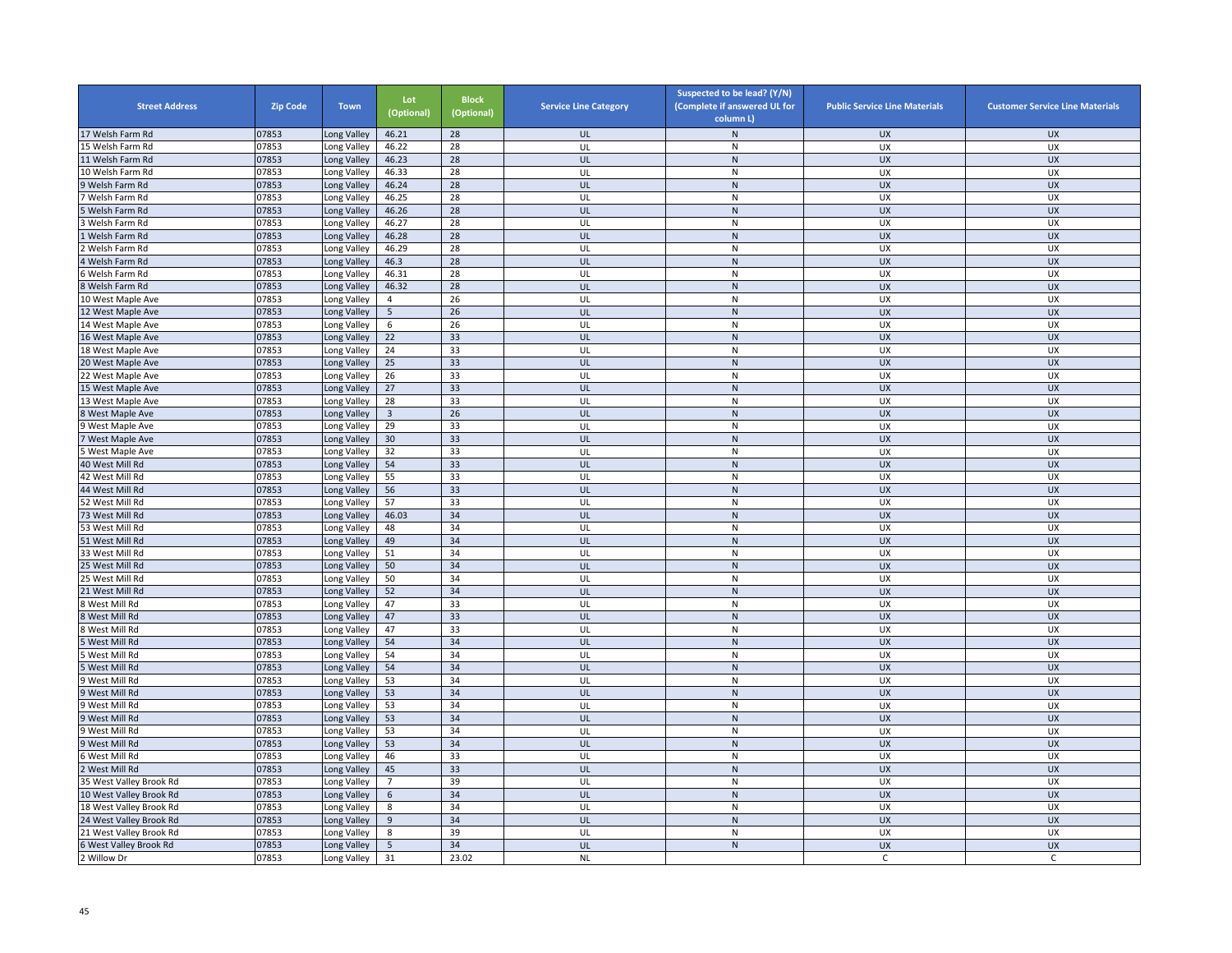| Street Address | Zip Code | Town | Lot (Optional) | Block (Optional) | Service Line Category | Suspected to be lead? (Y/N) (Complete if answered UL for column L) | Public Service Line Materials | Customer Service Line Materials |
|---|---|---|---|---|---|---|---|---|
| 17 Welsh Farm Rd | 07853 | Long Valley | 46.21 | 28 | UL | N | UX | UX |
| 15 Welsh Farm Rd | 07853 | Long Valley | 46.22 | 28 | UL | N | UX | UX |
| 11 Welsh Farm Rd | 07853 | Long Valley | 46.23 | 28 | UL | N | UX | UX |
| 10 Welsh Farm Rd | 07853 | Long Valley | 46.33 | 28 | UL | N | UX | UX |
| 9 Welsh Farm Rd | 07853 | Long Valley | 46.24 | 28 | UL | N | UX | UX |
| 7 Welsh Farm Rd | 07853 | Long Valley | 46.25 | 28 | UL | N | UX | UX |
| 5 Welsh Farm Rd | 07853 | Long Valley | 46.26 | 28 | UL | N | UX | UX |
| 3 Welsh Farm Rd | 07853 | Long Valley | 46.27 | 28 | UL | N | UX | UX |
| 1 Welsh Farm Rd | 07853 | Long Valley | 46.28 | 28 | UL | N | UX | UX |
| 2 Welsh Farm Rd | 07853 | Long Valley | 46.29 | 28 | UL | N | UX | UX |
| 4 Welsh Farm Rd | 07853 | Long Valley | 46.3 | 28 | UL | N | UX | UX |
| 6 Welsh Farm Rd | 07853 | Long Valley | 46.31 | 28 | UL | N | UX | UX |
| 8 Welsh Farm Rd | 07853 | Long Valley | 46.32 | 28 | UL | N | UX | UX |
| 10 West Maple Ave | 07853 | Long Valley | 4 | 26 | UL | N | UX | UX |
| 12 West Maple Ave | 07853 | Long Valley | 5 | 26 | UL | N | UX | UX |
| 14 West Maple Ave | 07853 | Long Valley | 6 | 26 | UL | N | UX | UX |
| 16 West Maple Ave | 07853 | Long Valley | 22 | 33 | UL | N | UX | UX |
| 18 West Maple Ave | 07853 | Long Valley | 24 | 33 | UL | N | UX | UX |
| 20 West Maple Ave | 07853 | Long Valley | 25 | 33 | UL | N | UX | UX |
| 22 West Maple Ave | 07853 | Long Valley | 26 | 33 | UL | N | UX | UX |
| 15 West Maple Ave | 07853 | Long Valley | 27 | 33 | UL | N | UX | UX |
| 13 West Maple Ave | 07853 | Long Valley | 28 | 33 | UL | N | UX | UX |
| 8 West Maple Ave | 07853 | Long Valley | 3 | 26 | UL | N | UX | UX |
| 9 West Maple Ave | 07853 | Long Valley | 29 | 33 | UL | N | UX | UX |
| 7 West Maple Ave | 07853 | Long Valley | 30 | 33 | UL | N | UX | UX |
| 5 West Maple Ave | 07853 | Long Valley | 32 | 33 | UL | N | UX | UX |
| 40 West Mill Rd | 07853 | Long Valley | 54 | 33 | UL | N | UX | UX |
| 42 West Mill Rd | 07853 | Long Valley | 55 | 33 | UL | N | UX | UX |
| 44 West Mill Rd | 07853 | Long Valley | 56 | 33 | UL | N | UX | UX |
| 52 West Mill Rd | 07853 | Long Valley | 57 | 33 | UL | N | UX | UX |
| 73 West Mill Rd | 07853 | Long Valley | 46.03 | 34 | UL | N | UX | UX |
| 53 West Mill Rd | 07853 | Long Valley | 48 | 34 | UL | N | UX | UX |
| 51 West Mill Rd | 07853 | Long Valley | 49 | 34 | UL | N | UX | UX |
| 33 West Mill Rd | 07853 | Long Valley | 51 | 34 | UL | N | UX | UX |
| 25 West Mill Rd | 07853 | Long Valley | 50 | 34 | UL | N | UX | UX |
| 25 West Mill Rd | 07853 | Long Valley | 50 | 34 | UL | N | UX | UX |
| 21 West Mill Rd | 07853 | Long Valley | 52 | 34 | UL | N | UX | UX |
| 8 West Mill Rd | 07853 | Long Valley | 47 | 33 | UL | N | UX | UX |
| 8 West Mill Rd | 07853 | Long Valley | 47 | 33 | UL | N | UX | UX |
| 8 West Mill Rd | 07853 | Long Valley | 47 | 33 | UL | N | UX | UX |
| 5 West Mill Rd | 07853 | Long Valley | 54 | 34 | UL | N | UX | UX |
| 5 West Mill Rd | 07853 | Long Valley | 54 | 34 | UL | N | UX | UX |
| 5 West Mill Rd | 07853 | Long Valley | 54 | 34 | UL | N | UX | UX |
| 9 West Mill Rd | 07853 | Long Valley | 53 | 34 | UL | N | UX | UX |
| 9 West Mill Rd | 07853 | Long Valley | 53 | 34 | UL | N | UX | UX |
| 9 West Mill Rd | 07853 | Long Valley | 53 | 34 | UL | N | UX | UX |
| 9 West Mill Rd | 07853 | Long Valley | 53 | 34 | UL | N | UX | UX |
| 9 West Mill Rd | 07853 | Long Valley | 53 | 34 | UL | N | UX | UX |
| 9 West Mill Rd | 07853 | Long Valley | 53 | 34 | UL | N | UX | UX |
| 6 West Mill Rd | 07853 | Long Valley | 46 | 33 | UL | N | UX | UX |
| 2 West Mill Rd | 07853 | Long Valley | 45 | 33 | UL | N | UX | UX |
| 35 West Valley Brook Rd | 07853 | Long Valley | 7 | 39 | UL | N | UX | UX |
| 10 West Valley Brook Rd | 07853 | Long Valley | 6 | 34 | UL | N | UX | UX |
| 18 West Valley Brook Rd | 07853 | Long Valley | 8 | 34 | UL | N | UX | UX |
| 24 West Valley Brook Rd | 07853 | Long Valley | 9 | 34 | UL | N | UX | UX |
| 21 West Valley Brook Rd | 07853 | Long Valley | 8 | 39 | UL | N | UX | UX |
| 6 West Valley Brook Rd | 07853 | Long Valley | 5 | 34 | UL | N | UX | UX |
| 2 Willow Dr | 07853 | Long Valley | 31 | 23.02 | NL | | C | C |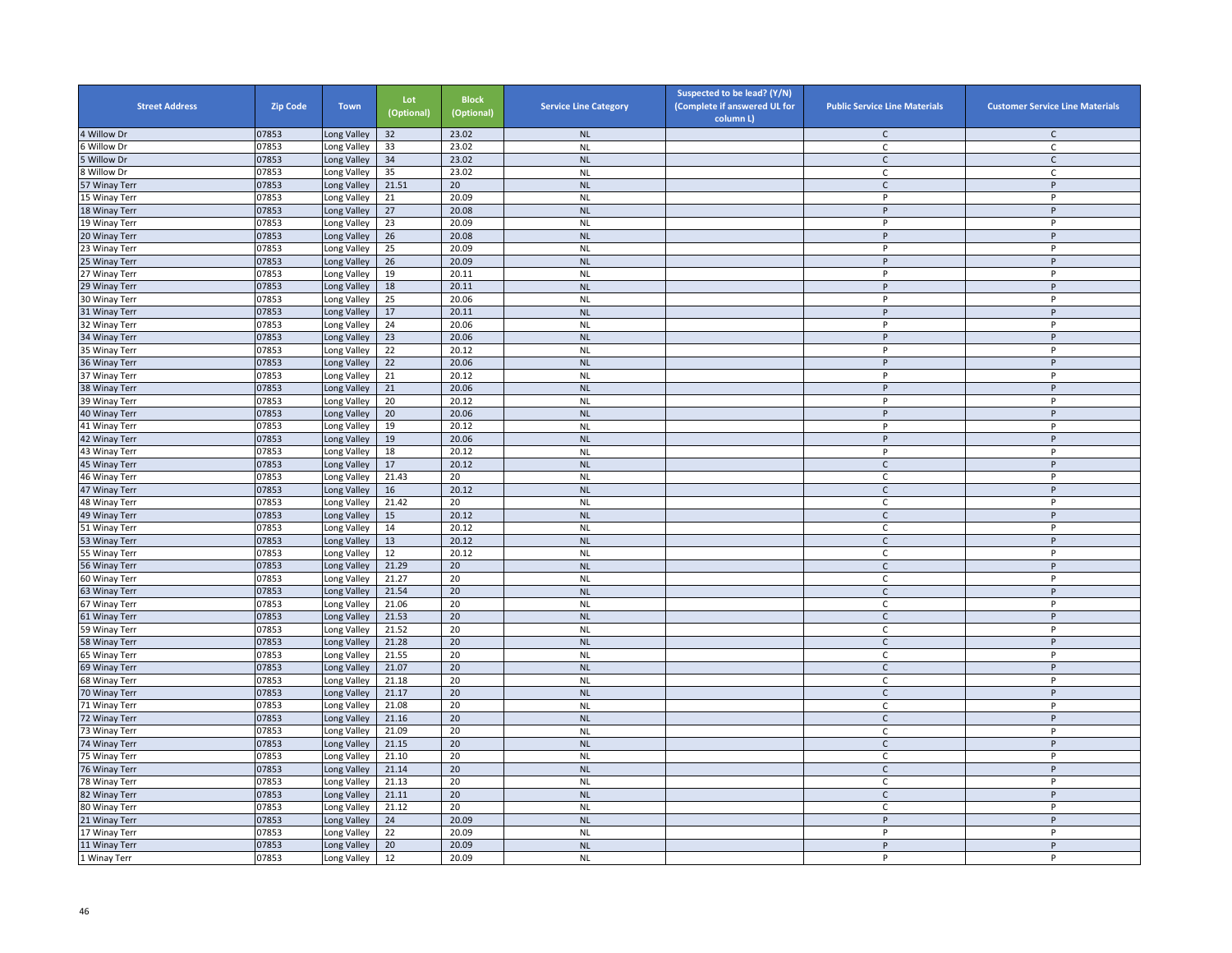| Street Address | Zip Code | Town | Lot (Optional) | Block (Optional) | Service Line Category | Suspected to be lead? (Y/N) (Complete if answered UL for column L) | Public Service Line Materials | Customer Service Line Materials |
|---|---|---|---|---|---|---|---|---|
| 4 Willow Dr | 07853 | Long Valley | 32 | 23.02 | NL | | C | C |
| 6 Willow Dr | 07853 | Long Valley | 33 | 23.02 | NL | | C | C |
| 5 Willow Dr | 07853 | Long Valley | 34 | 23.02 | NL | | C | C |
| 8 Willow Dr | 07853 | Long Valley | 35 | 23.02 | NL | | C | C |
| 57 Winay Terr | 07853 | Long Valley | 21.51 | 20 | NL | | C | P |
| 15 Winay Terr | 07853 | Long Valley | 21 | 20.09 | NL | | P | P |
| 18 Winay Terr | 07853 | Long Valley | 27 | 20.08 | NL | | P | P |
| 19 Winay Terr | 07853 | Long Valley | 23 | 20.09 | NL | | P | P |
| 20 Winay Terr | 07853 | Long Valley | 26 | 20.08 | NL | | P | P |
| 23 Winay Terr | 07853 | Long Valley | 25 | 20.09 | NL | | P | P |
| 25 Winay Terr | 07853 | Long Valley | 26 | 20.09 | NL | | P | P |
| 27 Winay Terr | 07853 | Long Valley | 19 | 20.11 | NL | | P | P |
| 29 Winay Terr | 07853 | Long Valley | 18 | 20.11 | NL | | P | P |
| 30 Winay Terr | 07853 | Long Valley | 25 | 20.06 | NL | | P | P |
| 31 Winay Terr | 07853 | Long Valley | 17 | 20.11 | NL | | P | P |
| 32 Winay Terr | 07853 | Long Valley | 24 | 20.06 | NL | | P | P |
| 34 Winay Terr | 07853 | Long Valley | 23 | 20.06 | NL | | P | P |
| 35 Winay Terr | 07853 | Long Valley | 22 | 20.12 | NL | | P | P |
| 36 Winay Terr | 07853 | Long Valley | 22 | 20.06 | NL | | P | P |
| 37 Winay Terr | 07853 | Long Valley | 21 | 20.12 | NL | | P | P |
| 38 Winay Terr | 07853 | Long Valley | 21 | 20.06 | NL | | P | P |
| 39 Winay Terr | 07853 | Long Valley | 20 | 20.12 | NL | | P | P |
| 40 Winay Terr | 07853 | Long Valley | 20 | 20.06 | NL | | P | P |
| 41 Winay Terr | 07853 | Long Valley | 19 | 20.12 | NL | | P | P |
| 42 Winay Terr | 07853 | Long Valley | 19 | 20.06 | NL | | P | P |
| 43 Winay Terr | 07853 | Long Valley | 18 | 20.12 | NL | | P | P |
| 45 Winay Terr | 07853 | Long Valley | 17 | 20.12 | NL | | C | P |
| 46 Winay Terr | 07853 | Long Valley | 21.43 | 20 | NL | | C | P |
| 47 Winay Terr | 07853 | Long Valley | 16 | 20.12 | NL | | C | P |
| 48 Winay Terr | 07853 | Long Valley | 21.42 | 20 | NL | | C | P |
| 49 Winay Terr | 07853 | Long Valley | 15 | 20.12 | NL | | C | P |
| 51 Winay Terr | 07853 | Long Valley | 14 | 20.12 | NL | | C | P |
| 53 Winay Terr | 07853 | Long Valley | 13 | 20.12 | NL | | C | P |
| 55 Winay Terr | 07853 | Long Valley | 12 | 20.12 | NL | | C | P |
| 56 Winay Terr | 07853 | Long Valley | 21.29 | 20 | NL | | C | P |
| 60 Winay Terr | 07853 | Long Valley | 21.27 | 20 | NL | | C | P |
| 63 Winay Terr | 07853 | Long Valley | 21.54 | 20 | NL | | C | P |
| 67 Winay Terr | 07853 | Long Valley | 21.06 | 20 | NL | | C | P |
| 61 Winay Terr | 07853 | Long Valley | 21.53 | 20 | NL | | C | P |
| 59 Winay Terr | 07853 | Long Valley | 21.52 | 20 | NL | | C | P |
| 58 Winay Terr | 07853 | Long Valley | 21.28 | 20 | NL | | C | P |
| 65 Winay Terr | 07853 | Long Valley | 21.55 | 20 | NL | | C | P |
| 69 Winay Terr | 07853 | Long Valley | 21.07 | 20 | NL | | C | P |
| 68 Winay Terr | 07853 | Long Valley | 21.18 | 20 | NL | | C | P |
| 70 Winay Terr | 07853 | Long Valley | 21.17 | 20 | NL | | C | P |
| 71 Winay Terr | 07853 | Long Valley | 21.08 | 20 | NL | | C | P |
| 72 Winay Terr | 07853 | Long Valley | 21.16 | 20 | NL | | C | P |
| 73 Winay Terr | 07853 | Long Valley | 21.09 | 20 | NL | | C | P |
| 74 Winay Terr | 07853 | Long Valley | 21.15 | 20 | NL | | C | P |
| 75 Winay Terr | 07853 | Long Valley | 21.10 | 20 | NL | | C | P |
| 76 Winay Terr | 07853 | Long Valley | 21.14 | 20 | NL | | C | P |
| 78 Winay Terr | 07853 | Long Valley | 21.13 | 20 | NL | | C | P |
| 82 Winay Terr | 07853 | Long Valley | 21.11 | 20 | NL | | C | P |
| 80 Winay Terr | 07853 | Long Valley | 21.12 | 20 | NL | | C | P |
| 21 Winay Terr | 07853 | Long Valley | 24 | 20.09 | NL | | P | P |
| 17 Winay Terr | 07853 | Long Valley | 22 | 20.09 | NL | | P | P |
| 11 Winay Terr | 07853 | Long Valley | 20 | 20.09 | NL | | P | P |
| 1 Winay Terr | 07853 | Long Valley | 12 | 20.09 | NL | | P | P |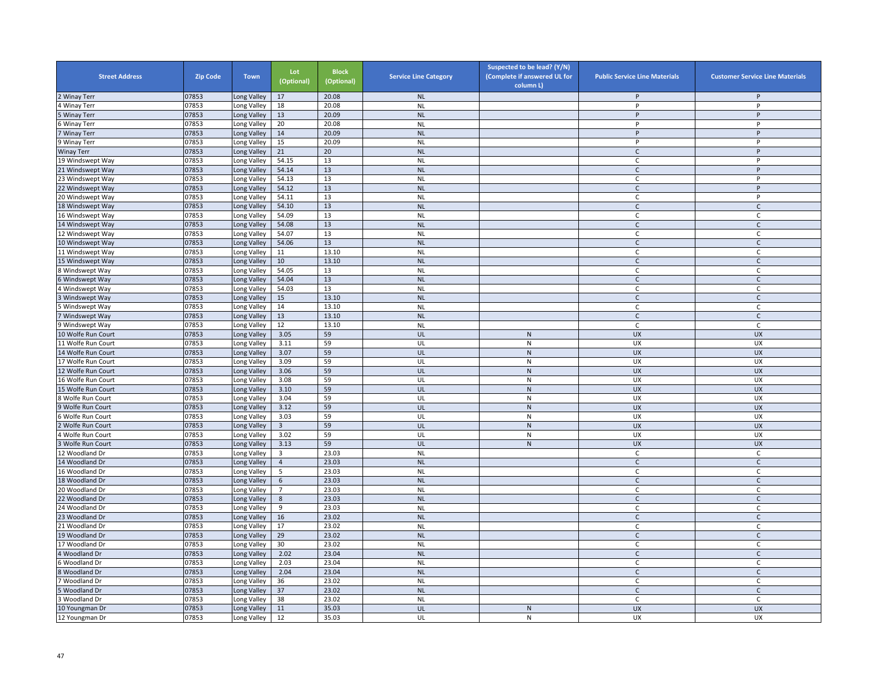| Street Address | Zip Code | Town | Lot (Optional) | Block (Optional) | Service Line Category | Suspected to be lead? (Y/N) (Complete if answered UL for column L) | Public Service Line Materials | Customer Service Line Materials |
|---|---|---|---|---|---|---|---|---|
| 2 Winay Terr | 07853 | Long Valley | 17 | 20.08 | NL | | P | P |
| 4 Winay Terr | 07853 | Long Valley | 18 | 20.08 | NL | | P | P |
| 5 Winay Terr | 07853 | Long Valley | 13 | 20.09 | NL | | P | P |
| 6 Winay Terr | 07853 | Long Valley | 20 | 20.08 | NL | | P | P |
| 7 Winay Terr | 07853 | Long Valley | 14 | 20.09 | NL | | P | P |
| 9 Winay Terr | 07853 | Long Valley | 15 | 20.09 | NL | | P | P |
| Winay Terr | 07853 | Long Valley | 21 | 20 | NL | | C | P |
| 19 Windswept Way | 07853 | Long Valley | 54.15 | 13 | NL | | C | P |
| 21 Windswept Way | 07853 | Long Valley | 54.14 | 13 | NL | | C | P |
| 23 Windswept Way | 07853 | Long Valley | 54.13 | 13 | NL | | C | P |
| 22 Windswept Way | 07853 | Long Valley | 54.12 | 13 | NL | | C | P |
| 20 Windswept Way | 07853 | Long Valley | 54.11 | 13 | NL | | C | P |
| 18 Windswept Way | 07853 | Long Valley | 54.10 | 13 | NL | | C | C |
| 16 Windswept Way | 07853 | Long Valley | 54.09 | 13 | NL | | C | C |
| 14 Windswept Way | 07853 | Long Valley | 54.08 | 13 | NL | | C | C |
| 12 Windswept Way | 07853 | Long Valley | 54.07 | 13 | NL | | C | C |
| 10 Windswept Way | 07853 | Long Valley | 54.06 | 13 | NL | | C | C |
| 11 Windswept Way | 07853 | Long Valley | 11 | 13.10 | NL | | C | C |
| 15 Windswept Way | 07853 | Long Valley | 10 | 13.10 | NL | | C | C |
| 8 Windswept Way | 07853 | Long Valley | 54.05 | 13 | NL | | C | C |
| 6 Windswept Way | 07853 | Long Valley | 54.04 | 13 | NL | | C | C |
| 4 Windswept Way | 07853 | Long Valley | 54.03 | 13 | NL | | C | C |
| 3 Windswept Way | 07853 | Long Valley | 15 | 13.10 | NL | | C | C |
| 5 Windswept Way | 07853 | Long Valley | 14 | 13.10 | NL | | C | C |
| 7 Windswept Way | 07853 | Long Valley | 13 | 13.10 | NL | | C | C |
| 9 Windswept Way | 07853 | Long Valley | 12 | 13.10 | NL | | C | C |
| 10 Wolfe Run Court | 07853 | Long Valley | 3.05 | 59 | UL | N | UX | UX |
| 11 Wolfe Run Court | 07853 | Long Valley | 3.11 | 59 | UL | N | UX | UX |
| 14 Wolfe Run Court | 07853 | Long Valley | 3.07 | 59 | UL | N | UX | UX |
| 17 Wolfe Run Court | 07853 | Long Valley | 3.09 | 59 | UL | N | UX | UX |
| 12 Wolfe Run Court | 07853 | Long Valley | 3.06 | 59 | UL | N | UX | UX |
| 16 Wolfe Run Court | 07853 | Long Valley | 3.08 | 59 | UL | N | UX | UX |
| 15 Wolfe Run Court | 07853 | Long Valley | 3.10 | 59 | UL | N | UX | UX |
| 8 Wolfe Run Court | 07853 | Long Valley | 3.04 | 59 | UL | N | UX | UX |
| 9 Wolfe Run Court | 07853 | Long Valley | 3.12 | 59 | UL | N | UX | UX |
| 6 Wolfe Run Court | 07853 | Long Valley | 3.03 | 59 | UL | N | UX | UX |
| 2 Wolfe Run Court | 07853 | Long Valley | 3 | 59 | UL | N | UX | UX |
| 4 Wolfe Run Court | 07853 | Long Valley | 3.02 | 59 | UL | N | UX | UX |
| 3 Wolfe Run Court | 07853 | Long Valley | 3.13 | 59 | UL | N | UX | UX |
| 12 Woodland Dr | 07853 | Long Valley | 3 | 23.03 | NL | | C | C |
| 14 Woodland Dr | 07853 | Long Valley | 4 | 23.03 | NL | | C | C |
| 16 Woodland Dr | 07853 | Long Valley | 5 | 23.03 | NL | | C | C |
| 18 Woodland Dr | 07853 | Long Valley | 6 | 23.03 | NL | | C | C |
| 20 Woodland Dr | 07853 | Long Valley | 7 | 23.03 | NL | | C | C |
| 22 Woodland Dr | 07853 | Long Valley | 8 | 23.03 | NL | | C | C |
| 24 Woodland Dr | 07853 | Long Valley | 9 | 23.03 | NL | | C | C |
| 23 Woodland Dr | 07853 | Long Valley | 16 | 23.02 | NL | | C | C |
| 21 Woodland Dr | 07853 | Long Valley | 17 | 23.02 | NL | | C | C |
| 19 Woodland Dr | 07853 | Long Valley | 29 | 23.02 | NL | | C | C |
| 17 Woodland Dr | 07853 | Long Valley | 30 | 23.02 | NL | | C | C |
| 4 Woodland Dr | 07853 | Long Valley | 2.02 | 23.04 | NL | | C | C |
| 6 Woodland Dr | 07853 | Long Valley | 2.03 | 23.04 | NL | | C | C |
| 8 Woodland Dr | 07853 | Long Valley | 2.04 | 23.04 | NL | | C | C |
| 7 Woodland Dr | 07853 | Long Valley | 36 | 23.02 | NL | | C | C |
| 5 Woodland Dr | 07853 | Long Valley | 37 | 23.02 | NL | | C | C |
| 3 Woodland Dr | 07853 | Long Valley | 38 | 23.02 | NL | | C | C |
| 10 Youngman Dr | 07853 | Long Valley | 11 | 35.03 | UL | N | UX | UX |
| 12 Youngman Dr | 07853 | Long Valley | 12 | 35.03 | UL | N | UX | UX |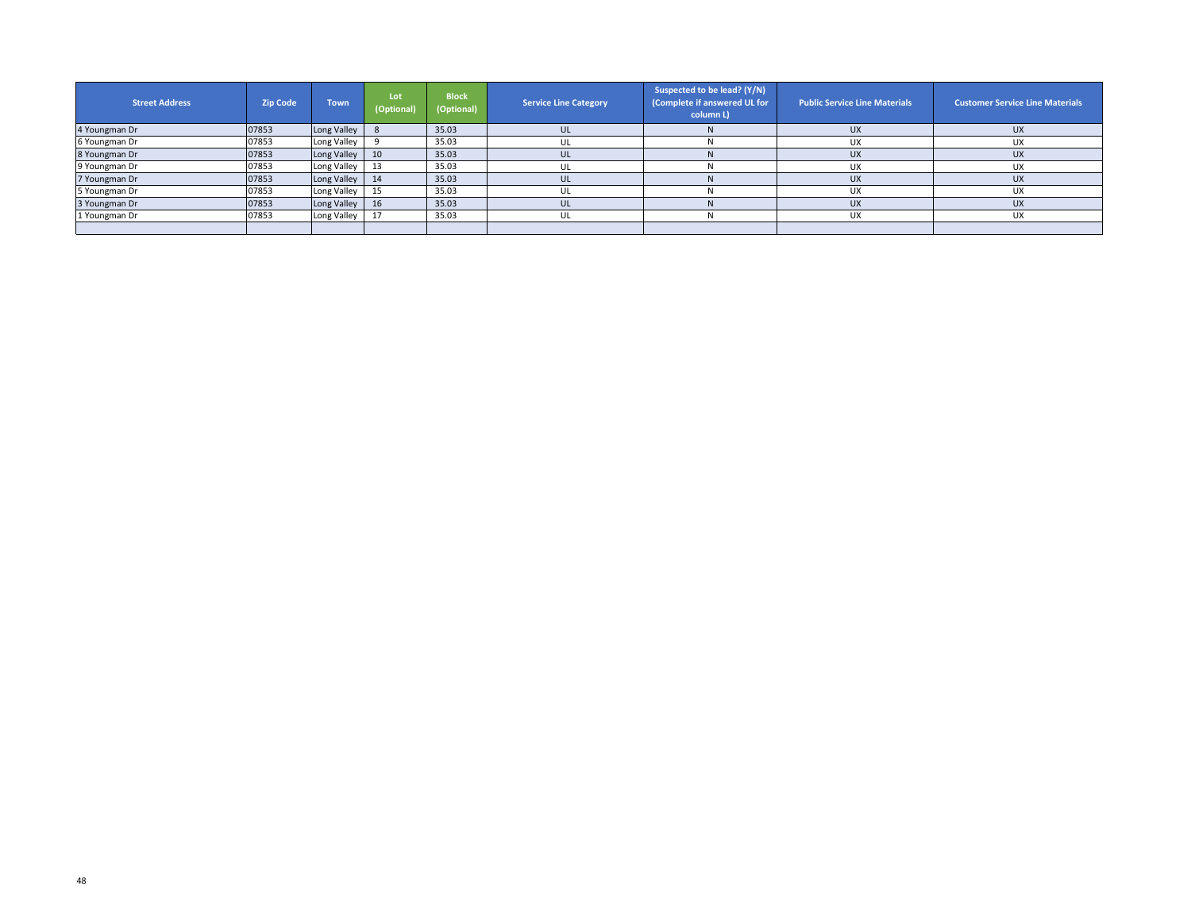| Street Address | Zip Code | Town | Lot (Optional) | Block (Optional) | Service Line Category | Suspected to be lead? (Y/N) (Complete if answered UL for column L) | Public Service Line Materials | Customer Service Line Materials |
|---|---|---|---|---|---|---|---|---|
| 4 Youngman Dr | 07853 | Long Valley | 8 | 35.03 | UL | N | UX | UX |
| 6 Youngman Dr | 07853 | Long Valley | 9 | 35.03 | UL | N | UX | UX |
| 8 Youngman Dr | 07853 | Long Valley | 10 | 35.03 | UL | N | UX | UX |
| 9 Youngman Dr | 07853 | Long Valley | 13 | 35.03 | UL | N | UX | UX |
| 7 Youngman Dr | 07853 | Long Valley | 14 | 35.03 | UL | N | UX | UX |
| 5 Youngman Dr | 07853 | Long Valley | 15 | 35.03 | UL | N | UX | UX |
| 3 Youngman Dr | 07853 | Long Valley | 16 | 35.03 | UL | N | UX | UX |
| 1 Youngman Dr | 07853 | Long Valley | 17 | 35.03 | UL | N | UX | UX |
| | | | | | | | | |